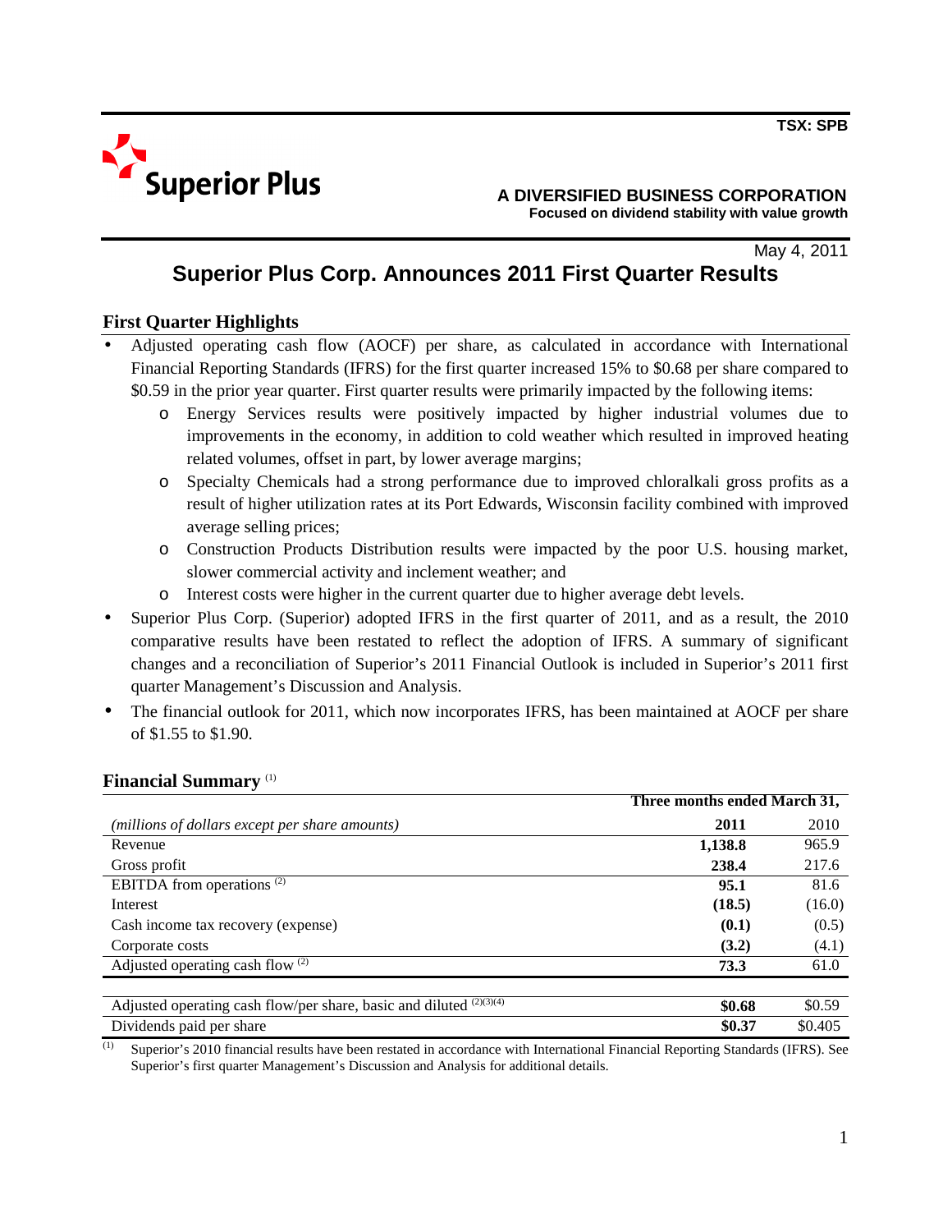TSX: SPB

Superior Plus

**A DIVERSIFIED BUSINESS CORPORATION**
**Focused on dividend stability with value growth**

May 4, 2011

# Superior Plus Corp. Announces 2011 First Quarter Results

## First Quarter Highlights

- Adjusted operating cash flow (AOCF) per share, as calculated in accordance with International Financial Reporting Standards (IFRS) for the first quarter increased 15% to $0.68 per share compared to $0.59 in the prior year quarter. First quarter results were primarily impacted by the following items:
  - Energy Services results were positively impacted by higher industrial volumes due to improvements in the economy, in addition to cold weather which resulted in improved heating related volumes, offset in part, by lower average margins;
  - Specialty Chemicals had a strong performance due to improved chloralkali gross profits as a result of higher utilization rates at its Port Edwards, Wisconsin facility combined with improved average selling prices;
  - Construction Products Distribution results were impacted by the poor U.S. housing market, slower commercial activity and inclement weather; and
  - Interest costs were higher in the current quarter due to higher average debt levels.
- Superior Plus Corp. (Superior) adopted IFRS in the first quarter of 2011, and as a result, the 2010 comparative results have been restated to reflect the adoption of IFRS. A summary of significant changes and a reconciliation of Superior's 2011 Financial Outlook is included in Superior's 2011 first quarter Management's Discussion and Analysis.
- The financial outlook for 2011, which now incorporates IFRS, has been maintained at AOCF per share of $1.55 to $1.90.

## Financial Summary [1]

| | Three months ended March 31, | |
|---|---|---|
| *(millions of dollars except per share amounts)* | **2011** | 2010 |
| Revenue | **1,138.8** | 965.9 |
| Gross profit | **238.4** | 217.6 |
| EBITDA from operations [2] | **95.1** | 81.6 |
| Interest | **(18.5)** | (16.0) |
| Cash income tax recovery (expense) | **(0.1)** | (0.5) |
| Corporate costs | **(3.2)** | (4.1) |
| Adjusted operating cash flow [2] | **73.3** | 61.0 |
| | | |
| Adjusted operating cash flow/per share, basic and diluted [2][3][4] | **$0.68** | $0.59 |
| Dividends paid per share | **$0.37** | $0.405 |

[1] Superior's 2010 financial results have been restated in accordance with International Financial Reporting Standards (IFRS). See Superior's first quarter Management's Discussion and Analysis for additional details.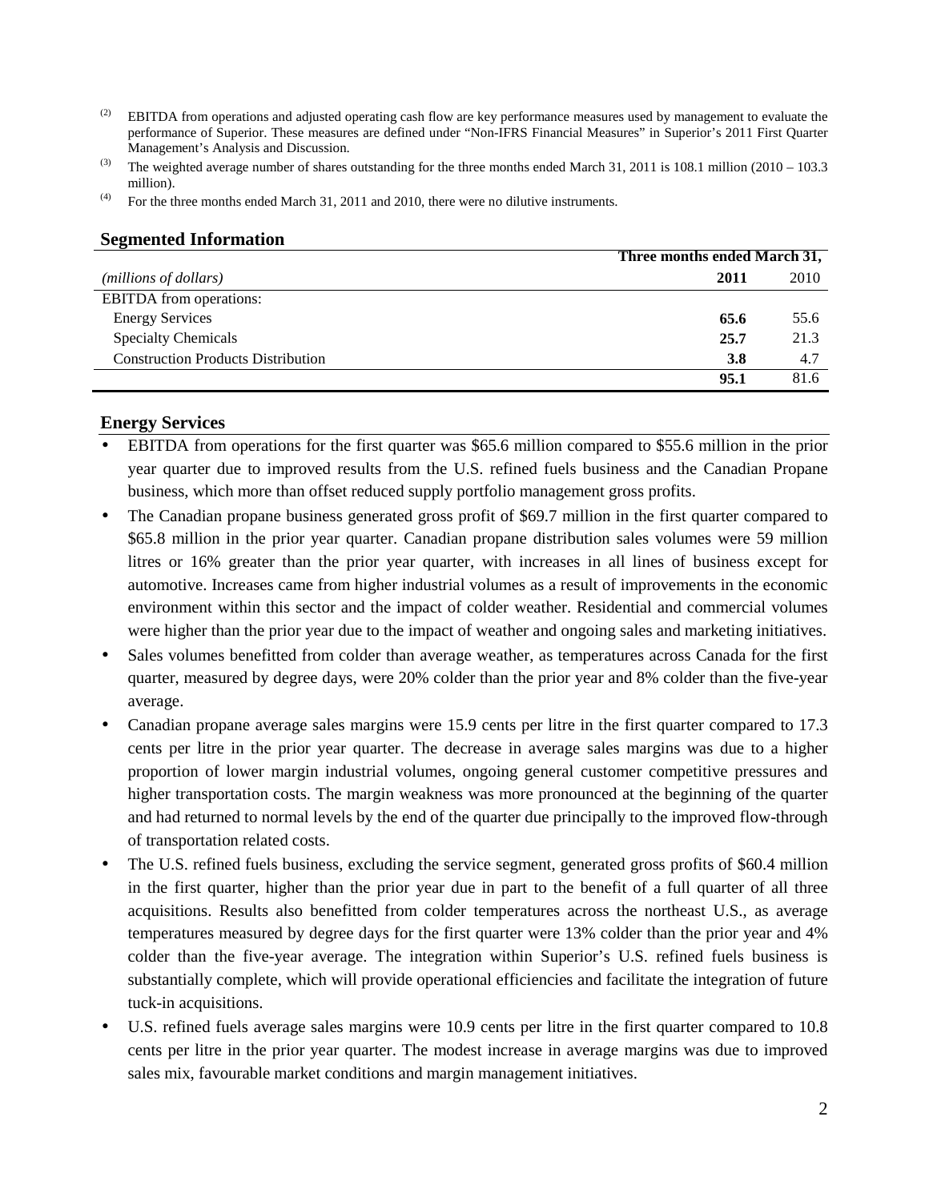(2) EBITDA from operations and adjusted operating cash flow are key performance measures used by management to evaluate the performance of Superior. These measures are defined under "Non-IFRS Financial Measures" in Superior's 2011 First Quarter Management's Analysis and Discussion.

(3) The weighted average number of shares outstanding for the three months ended March 31, 2011 is 108.1 million (2010 – 103.3 million).

(4) For the three months ended March 31, 2011 and 2010, there were no dilutive instruments.

## Segmented Information

| | Three months ended March 31, | |
|---|---|---|
| *(millions of dollars)* | **2011** | 2010 |
| EBITDA from operations: | | |
| Energy Services | **65.6** | 55.6 |
| Specialty Chemicals | **25.7** | 21.3 |
| Construction Products Distribution | **3.8** | 4.7 |
| | **95.1** | 81.6 |

## Energy Services

- EBITDA from operations for the first quarter was $65.6 million compared to $55.6 million in the prior year quarter due to improved results from the U.S. refined fuels business and the Canadian Propane business, which more than offset reduced supply portfolio management gross profits.
- The Canadian propane business generated gross profit of $69.7 million in the first quarter compared to $65.8 million in the prior year quarter. Canadian propane distribution sales volumes were 59 million litres or 16% greater than the prior year quarter, with increases in all lines of business except for automotive. Increases came from higher industrial volumes as a result of improvements in the economic environment within this sector and the impact of colder weather. Residential and commercial volumes were higher than the prior year due to the impact of weather and ongoing sales and marketing initiatives.
- Sales volumes benefitted from colder than average weather, as temperatures across Canada for the first quarter, measured by degree days, were 20% colder than the prior year and 8% colder than the five-year average.
- Canadian propane average sales margins were 15.9 cents per litre in the first quarter compared to 17.3 cents per litre in the prior year quarter. The decrease in average sales margins was due to a higher proportion of lower margin industrial volumes, ongoing general customer competitive pressures and higher transportation costs. The margin weakness was more pronounced at the beginning of the quarter and had returned to normal levels by the end of the quarter due principally to the improved flow-through of transportation related costs.
- The U.S. refined fuels business, excluding the service segment, generated gross profits of $60.4 million in the first quarter, higher than the prior year due in part to the benefit of a full quarter of all three acquisitions. Results also benefitted from colder temperatures across the northeast U.S., as average temperatures measured by degree days for the first quarter were 13% colder than the prior year and 4% colder than the five-year average. The integration within Superior's U.S. refined fuels business is substantially complete, which will provide operational efficiencies and facilitate the integration of future tuck-in acquisitions.
- U.S. refined fuels average sales margins were 10.9 cents per litre in the first quarter compared to 10.8 cents per litre in the prior year quarter. The modest increase in average margins was due to improved sales mix, favourable market conditions and margin management initiatives.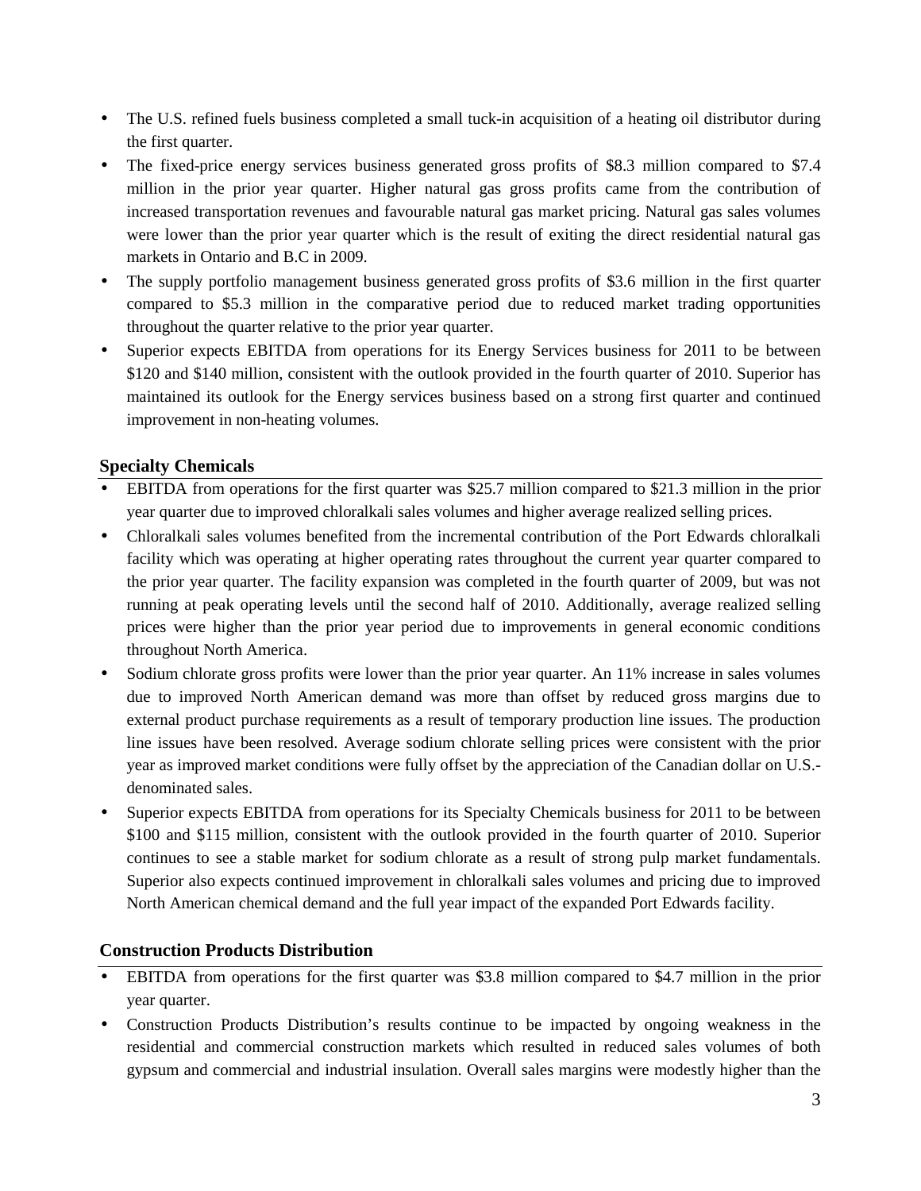- The U.S. refined fuels business completed a small tuck-in acquisition of a heating oil distributor during the first quarter.
- The fixed-price energy services business generated gross profits of $8.3 million compared to $7.4 million in the prior year quarter. Higher natural gas gross profits came from the contribution of increased transportation revenues and favourable natural gas market pricing. Natural gas sales volumes were lower than the prior year quarter which is the result of exiting the direct residential natural gas markets in Ontario and B.C in 2009.
- The supply portfolio management business generated gross profits of $3.6 million in the first quarter compared to $5.3 million in the comparative period due to reduced market trading opportunities throughout the quarter relative to the prior year quarter.
- Superior expects EBITDA from operations for its Energy Services business for 2011 to be between $120 and $140 million, consistent with the outlook provided in the fourth quarter of 2010. Superior has maintained its outlook for the Energy services business based on a strong first quarter and continued improvement in non-heating volumes.

## Specialty Chemicals

- EBITDA from operations for the first quarter was $25.7 million compared to $21.3 million in the prior year quarter due to improved chloralkali sales volumes and higher average realized selling prices.
- Chloralkali sales volumes benefited from the incremental contribution of the Port Edwards chloralkali facility which was operating at higher operating rates throughout the current year quarter compared to the prior year quarter. The facility expansion was completed in the fourth quarter of 2009, but was not running at peak operating levels until the second half of 2010. Additionally, average realized selling prices were higher than the prior year period due to improvements in general economic conditions throughout North America.
- Sodium chlorate gross profits were lower than the prior year quarter. An 11% increase in sales volumes due to improved North American demand was more than offset by reduced gross margins due to external product purchase requirements as a result of temporary production line issues. The production line issues have been resolved. Average sodium chlorate selling prices were consistent with the prior year as improved market conditions were fully offset by the appreciation of the Canadian dollar on U.S.-denominated sales.
- Superior expects EBITDA from operations for its Specialty Chemicals business for 2011 to be between $100 and $115 million, consistent with the outlook provided in the fourth quarter of 2010. Superior continues to see a stable market for sodium chlorate as a result of strong pulp market fundamentals. Superior also expects continued improvement in chloralkali sales volumes and pricing due to improved North American chemical demand and the full year impact of the expanded Port Edwards facility.

## Construction Products Distribution

- EBITDA from operations for the first quarter was $3.8 million compared to $4.7 million in the prior year quarter.
- Construction Products Distribution's results continue to be impacted by ongoing weakness in the residential and commercial construction markets which resulted in reduced sales volumes of both gypsum and commercial and industrial insulation. Overall sales margins were modestly higher than the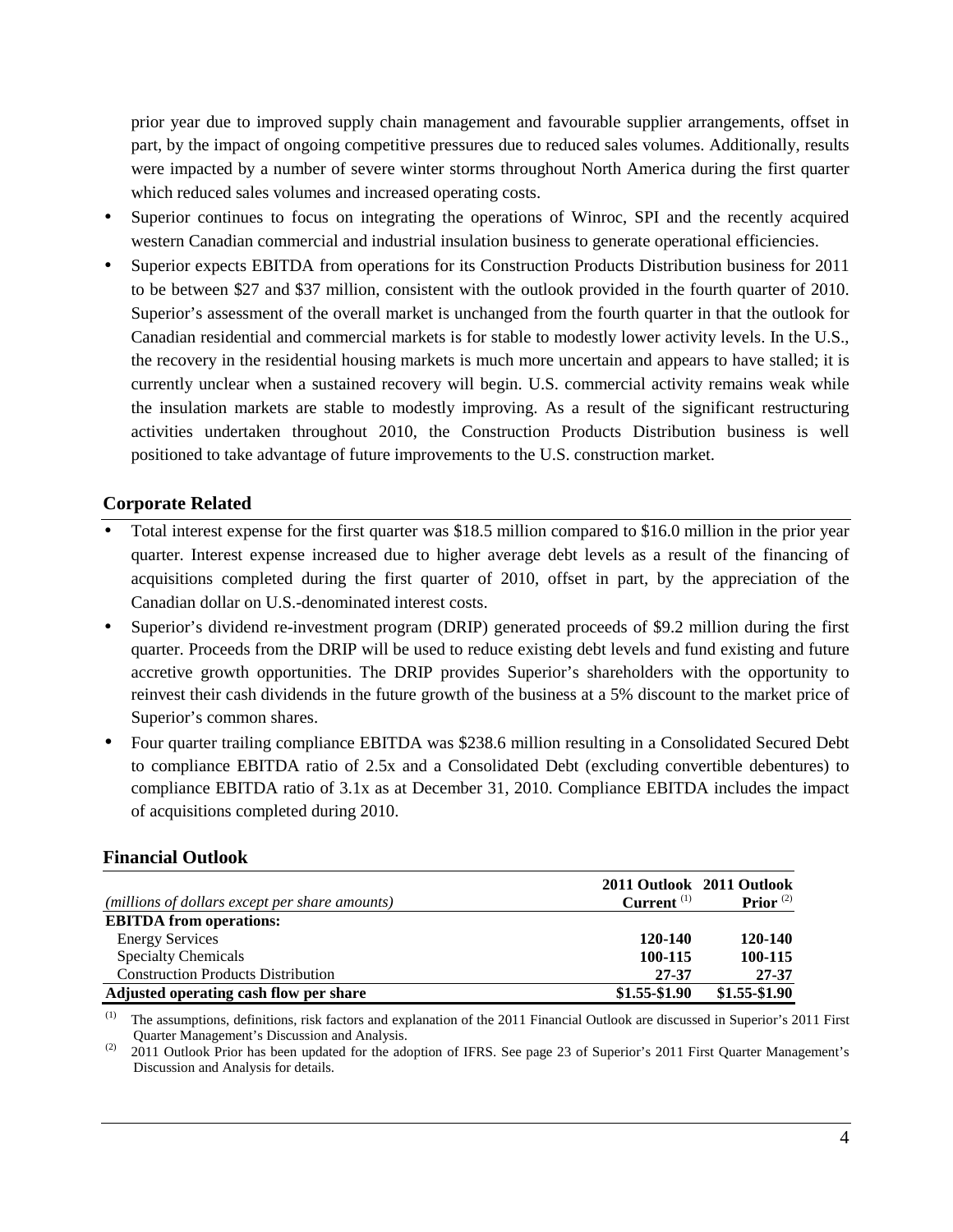prior year due to improved supply chain management and favourable supplier arrangements, offset in part, by the impact of ongoing competitive pressures due to reduced sales volumes. Additionally, results were impacted by a number of severe winter storms throughout North America during the first quarter which reduced sales volumes and increased operating costs.

- Superior continues to focus on integrating the operations of Winroc, SPI and the recently acquired western Canadian commercial and industrial insulation business to generate operational efficiencies.
- Superior expects EBITDA from operations for its Construction Products Distribution business for 2011 to be between $27 and $37 million, consistent with the outlook provided in the fourth quarter of 2010. Superior's assessment of the overall market is unchanged from the fourth quarter in that the outlook for Canadian residential and commercial markets is for stable to modestly lower activity levels. In the U.S., the recovery in the residential housing markets is much more uncertain and appears to have stalled; it is currently unclear when a sustained recovery will begin. U.S. commercial activity remains weak while the insulation markets are stable to modestly improving. As a result of the significant restructuring activities undertaken throughout 2010, the Construction Products Distribution business is well positioned to take advantage of future improvements to the U.S. construction market.

## Corporate Related

- Total interest expense for the first quarter was $18.5 million compared to $16.0 million in the prior year quarter. Interest expense increased due to higher average debt levels as a result of the financing of acquisitions completed during the first quarter of 2010, offset in part, by the appreciation of the Canadian dollar on U.S.-denominated interest costs.
- Superior's dividend re-investment program (DRIP) generated proceeds of $9.2 million during the first quarter. Proceeds from the DRIP will be used to reduce existing debt levels and fund existing and future accretive growth opportunities. The DRIP provides Superior's shareholders with the opportunity to reinvest their cash dividends in the future growth of the business at a 5% discount to the market price of Superior's common shares.
- Four quarter trailing compliance EBITDA was $238.6 million resulting in a Consolidated Secured Debt to compliance EBITDA ratio of 2.5x and a Consolidated Debt (excluding convertible debentures) to compliance EBITDA ratio of 3.1x as at December 31, 2010. Compliance EBITDA includes the impact of acquisitions completed during 2010.

## Financial Outlook

| *(millions of dollars except per share amounts)* | **2011 Outlook Current** [(1)] | **2011 Outlook Prior** [(2)] |
|---|---|---|
| **EBITDA from operations:** | | |
| Energy Services | **120-140** | **120-140** |
| Specialty Chemicals | **100-115** | **100-115** |
| Construction Products Distribution | **27-37** | **27-37** |
| **Adjusted operating cash flow per share** | **$1.55-$1.90** | **$1.55-$1.90** |

[(1)] The assumptions, definitions, risk factors and explanation of the 2011 Financial Outlook are discussed in Superior's 2011 First Quarter Management's Discussion and Analysis.

[(2)] 2011 Outlook Prior has been updated for the adoption of IFRS. See page 23 of Superior's 2011 First Quarter Management's Discussion and Analysis for details.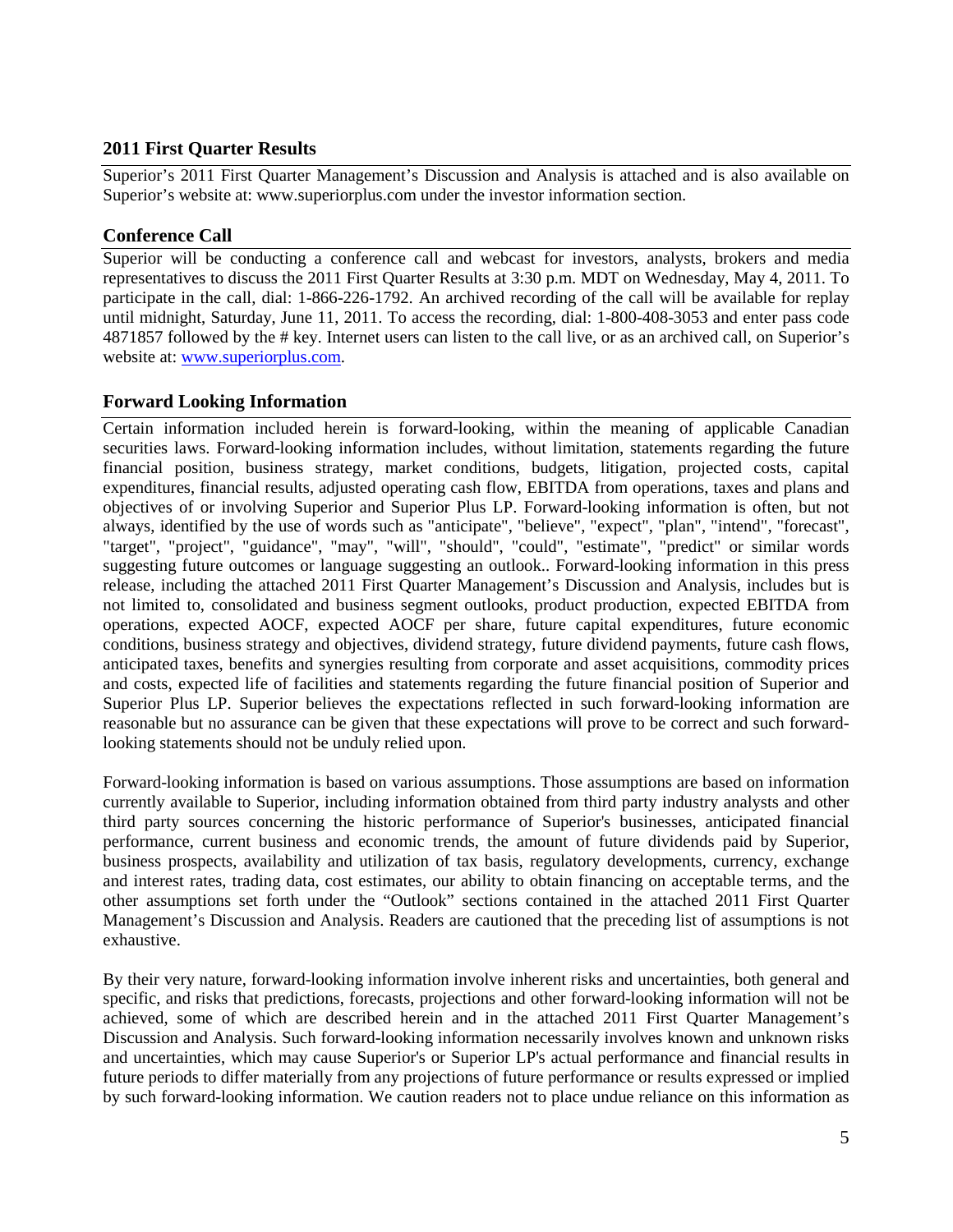## 2011 First Quarter Results

Superior's 2011 First Quarter Management's Discussion and Analysis is attached and is also available on Superior's website at: www.superiorplus.com under the investor information section.

## Conference Call

Superior will be conducting a conference call and webcast for investors, analysts, brokers and media representatives to discuss the 2011 First Quarter Results at 3:30 p.m. MDT on Wednesday, May 4, 2011. To participate in the call, dial: 1-866-226-1792. An archived recording of the call will be available for replay until midnight, Saturday, June 11, 2011. To access the recording, dial: 1-800-408-3053 and enter pass code 4871857 followed by the # key. Internet users can listen to the call live, or as an archived call, on Superior's website at: [www.superiorplus.com](http://www.superiorplus.com).

## Forward Looking Information

Certain information included herein is forward-looking, within the meaning of applicable Canadian securities laws. Forward-looking information includes, without limitation, statements regarding the future financial position, business strategy, market conditions, budgets, litigation, projected costs, capital expenditures, financial results, adjusted operating cash flow, EBITDA from operations, taxes and plans and objectives of or involving Superior and Superior Plus LP. Forward-looking information is often, but not always, identified by the use of words such as "anticipate", "believe", "expect", "plan", "intend", "forecast", "target", "project", "guidance", "may", "will", "should", "could", "estimate", "predict" or similar words suggesting future outcomes or language suggesting an outlook.. Forward-looking information in this press release, including the attached 2011 First Quarter Management's Discussion and Analysis, includes but is not limited to, consolidated and business segment outlooks, product production, expected EBITDA from operations, expected AOCF, expected AOCF per share, future capital expenditures, future economic conditions, business strategy and objectives, dividend strategy, future dividend payments, future cash flows, anticipated taxes, benefits and synergies resulting from corporate and asset acquisitions, commodity prices and costs, expected life of facilities and statements regarding the future financial position of Superior and Superior Plus LP. Superior believes the expectations reflected in such forward-looking information are reasonable but no assurance can be given that these expectations will prove to be correct and such forward-looking statements should not be unduly relied upon.

Forward-looking information is based on various assumptions. Those assumptions are based on information currently available to Superior, including information obtained from third party industry analysts and other third party sources concerning the historic performance of Superior's businesses, anticipated financial performance, current business and economic trends, the amount of future dividends paid by Superior, business prospects, availability and utilization of tax basis, regulatory developments, currency, exchange and interest rates, trading data, cost estimates, our ability to obtain financing on acceptable terms, and the other assumptions set forth under the "Outlook" sections contained in the attached 2011 First Quarter Management's Discussion and Analysis. Readers are cautioned that the preceding list of assumptions is not exhaustive.

By their very nature, forward-looking information involve inherent risks and uncertainties, both general and specific, and risks that predictions, forecasts, projections and other forward-looking information will not be achieved, some of which are described herein and in the attached 2011 First Quarter Management's Discussion and Analysis. Such forward-looking information necessarily involves known and unknown risks and uncertainties, which may cause Superior's or Superior LP's actual performance and financial results in future periods to differ materially from any projections of future performance or results expressed or implied by such forward-looking information. We caution readers not to place undue reliance on this information as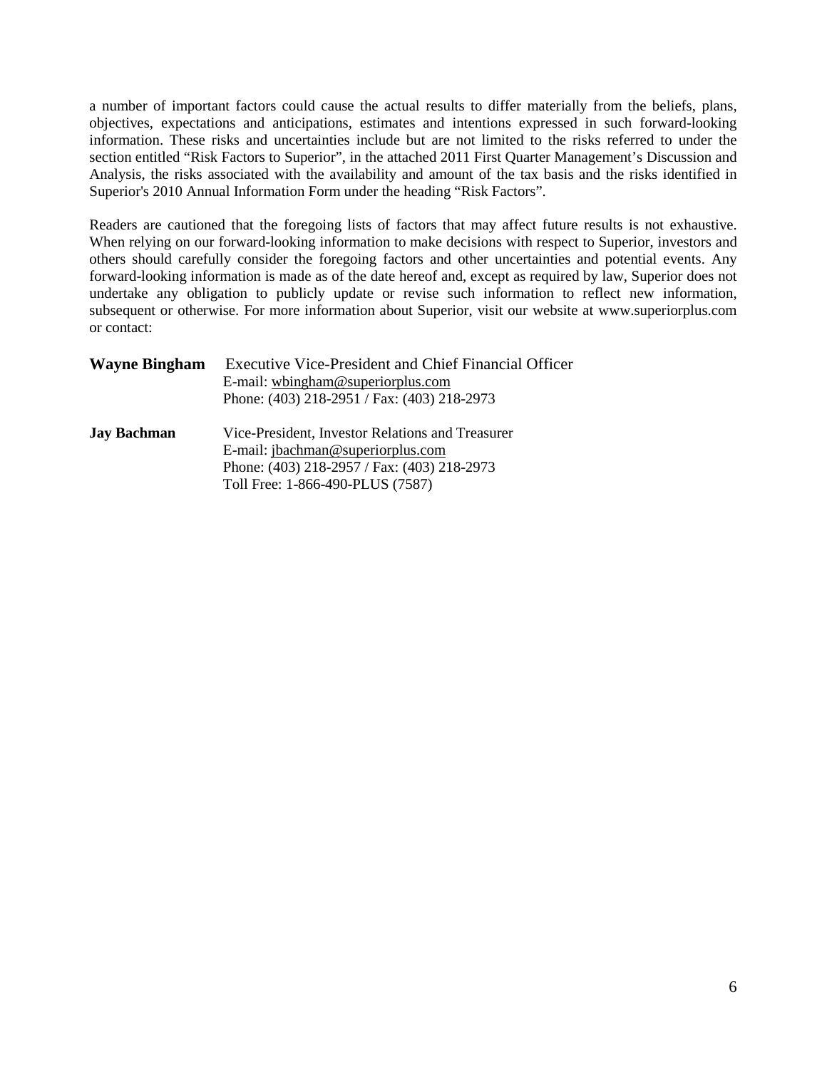a number of important factors could cause the actual results to differ materially from the beliefs, plans, objectives, expectations and anticipations, estimates and intentions expressed in such forward-looking information. These risks and uncertainties include but are not limited to the risks referred to under the section entitled "Risk Factors to Superior", in the attached 2011 First Quarter Management's Discussion and Analysis, the risks associated with the availability and amount of the tax basis and the risks identified in Superior's 2010 Annual Information Form under the heading "Risk Factors".

Readers are cautioned that the foregoing lists of factors that may affect future results is not exhaustive. When relying on our forward-looking information to make decisions with respect to Superior, investors and others should carefully consider the foregoing factors and other uncertainties and potential events. Any forward-looking information is made as of the date hereof and, except as required by law, Superior does not undertake any obligation to publicly update or revise such information to reflect new information, subsequent or otherwise. For more information about Superior, visit our website at www.superiorplus.com or contact:

**Wayne Bingham** Executive Vice-President and Chief Financial Officer
E-mail: wbingham@superiorplus.com
Phone: (403) 218-2951 / Fax: (403) 218-2973

**Jay Bachman** Vice-President, Investor Relations and Treasurer
E-mail: jbachman@superiorplus.com
Phone: (403) 218-2957 / Fax: (403) 218-2973
Toll Free: 1-866-490-PLUS (7587)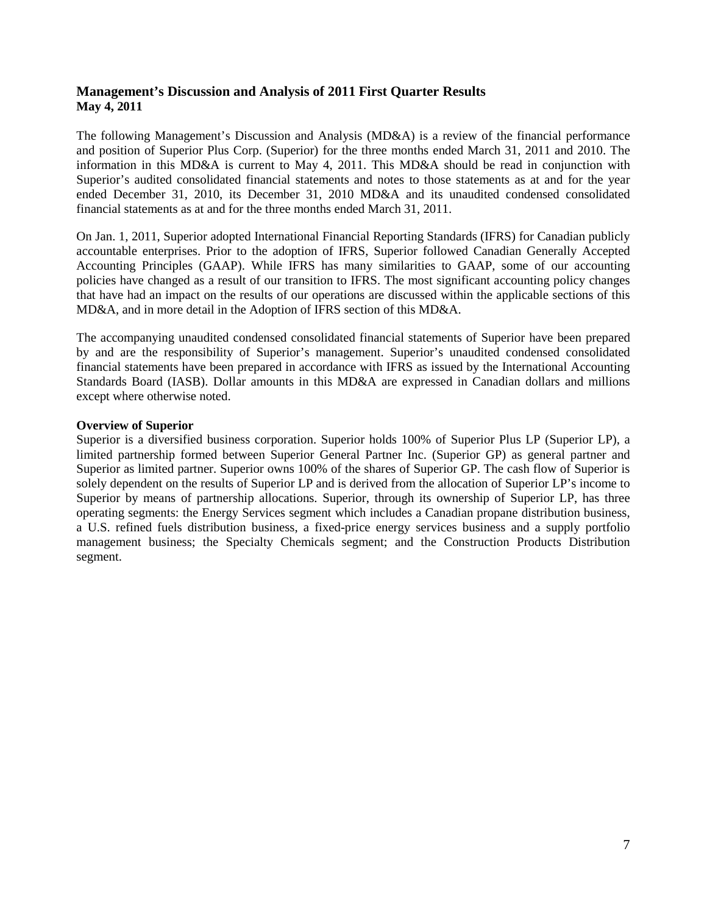## Management's Discussion and Analysis of 2011 First Quarter Results

**May 4, 2011**

The following Management's Discussion and Analysis (MD&A) is a review of the financial performance and position of Superior Plus Corp. (Superior) for the three months ended March 31, 2011 and 2010. The information in this MD&A is current to May 4, 2011. This MD&A should be read in conjunction with Superior's audited consolidated financial statements and notes to those statements as at and for the year ended December 31, 2010, its December 31, 2010 MD&A and its unaudited condensed consolidated financial statements as at and for the three months ended March 31, 2011.

On Jan. 1, 2011, Superior adopted International Financial Reporting Standards (IFRS) for Canadian publicly accountable enterprises. Prior to the adoption of IFRS, Superior followed Canadian Generally Accepted Accounting Principles (GAAP). While IFRS has many similarities to GAAP, some of our accounting policies have changed as a result of our transition to IFRS. The most significant accounting policy changes that have had an impact on the results of our operations are discussed within the applicable sections of this MD&A, and in more detail in the Adoption of IFRS section of this MD&A.

The accompanying unaudited condensed consolidated financial statements of Superior have been prepared by and are the responsibility of Superior's management. Superior's unaudited condensed consolidated financial statements have been prepared in accordance with IFRS as issued by the International Accounting Standards Board (IASB). Dollar amounts in this MD&A are expressed in Canadian dollars and millions except where otherwise noted.

### Overview of Superior

Superior is a diversified business corporation. Superior holds 100% of Superior Plus LP (Superior LP), a limited partnership formed between Superior General Partner Inc. (Superior GP) as general partner and Superior as limited partner. Superior owns 100% of the shares of Superior GP. The cash flow of Superior is solely dependent on the results of Superior LP and is derived from the allocation of Superior LP's income to Superior by means of partnership allocations. Superior, through its ownership of Superior LP, has three operating segments: the Energy Services segment which includes a Canadian propane distribution business, a U.S. refined fuels distribution business, a fixed-price energy services business and a supply portfolio management business; the Specialty Chemicals segment; and the Construction Products Distribution segment.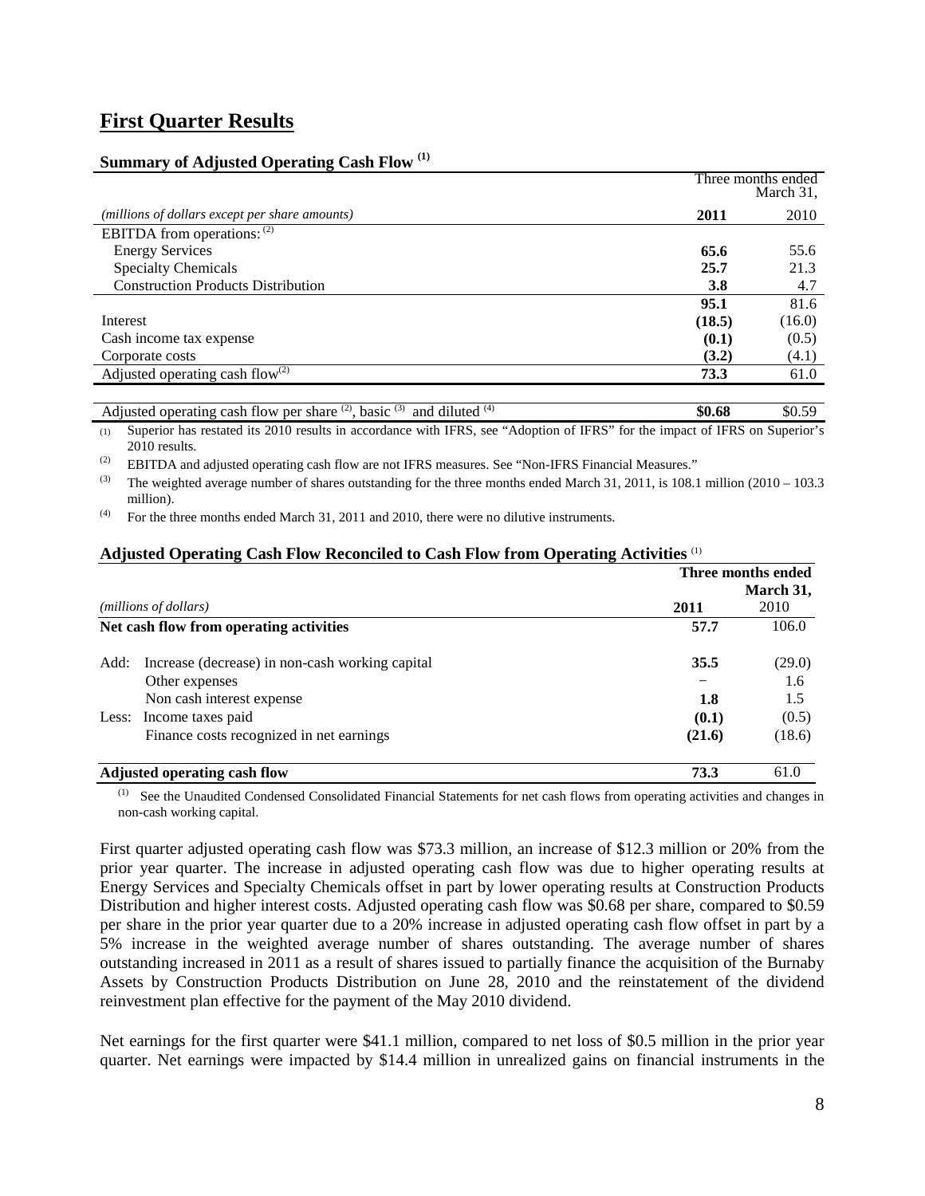## First Quarter Results

### Summary of Adjusted Operating Cash Flow [(1)]

| | Three months ended March 31, | |
|---|---|---|
| *(millions of dollars except per share amounts)* | **2011** | 2010 |
| EBITDA from operations: [(2)] | | |
| Energy Services | **65.6** | 55.6 |
| Specialty Chemicals | **25.7** | 21.3 |
| Construction Products Distribution | **3.8** | 4.7 |
| | **95.1** | 81.6 |
| Interest | **(18.5)** | (16.0) |
| Cash income tax expense | **(0.1)** | (0.5) |
| Corporate costs | **(3.2)** | (4.1) |
| Adjusted operating cash flow[(2)] | **73.3** | 61.0 |
| | | |
| Adjusted operating cash flow per share [(2)], basic [(3)] and diluted [(4)] | **$0.68** | $0.59 |

(1) Superior has restated its 2010 results in accordance with IFRS, see "Adoption of IFRS" for the impact of IFRS on Superior's 2010 results.

(2) EBITDA and adjusted operating cash flow are not IFRS measures. See "Non-IFRS Financial Measures."

(3) The weighted average number of shares outstanding for the three months ended March 31, 2011, is 108.1 million (2010 – 103.3 million).

(4) For the three months ended March 31, 2011 and 2010, there were no dilutive instruments.

### Adjusted Operating Cash Flow Reconciled to Cash Flow from Operating Activities [(1)]

| | | Three months ended March 31, | |
|---|---|---|---|
| *(millions of dollars)* | | **2011** | 2010 |
| **Net cash flow from operating activities** | | **57.7** | 106.0 |
| Add: | Increase (decrease) in non-cash working capital | **35.5** | (29.0) |
| | Other expenses | − | 1.6 |
| | Non cash interest expense | **1.8** | 1.5 |
| Less: | Income taxes paid | **(0.1)** | (0.5) |
| | Finance costs recognized in net earnings | **(21.6)** | (18.6) |
| **Adjusted operating cash flow** | | **73.3** | 61.0 |

(1) See the Unaudited Condensed Consolidated Financial Statements for net cash flows from operating activities and changes in non-cash working capital.

First quarter adjusted operating cash flow was $73.3 million, an increase of $12.3 million or 20% from the prior year quarter. The increase in adjusted operating cash flow was due to higher operating results at Energy Services and Specialty Chemicals offset in part by lower operating results at Construction Products Distribution and higher interest costs. Adjusted operating cash flow was $0.68 per share, compared to $0.59 per share in the prior year quarter due to a 20% increase in adjusted operating cash flow offset in part by a 5% increase in the weighted average number of shares outstanding. The average number of shares outstanding increased in 2011 as a result of shares issued to partially finance the acquisition of the Burnaby Assets by Construction Products Distribution on June 28, 2010 and the reinstatement of the dividend reinvestment plan effective for the payment of the May 2010 dividend.

Net earnings for the first quarter were $41.1 million, compared to net loss of $0.5 million in the prior year quarter. Net earnings were impacted by $14.4 million in unrealized gains on financial instruments in the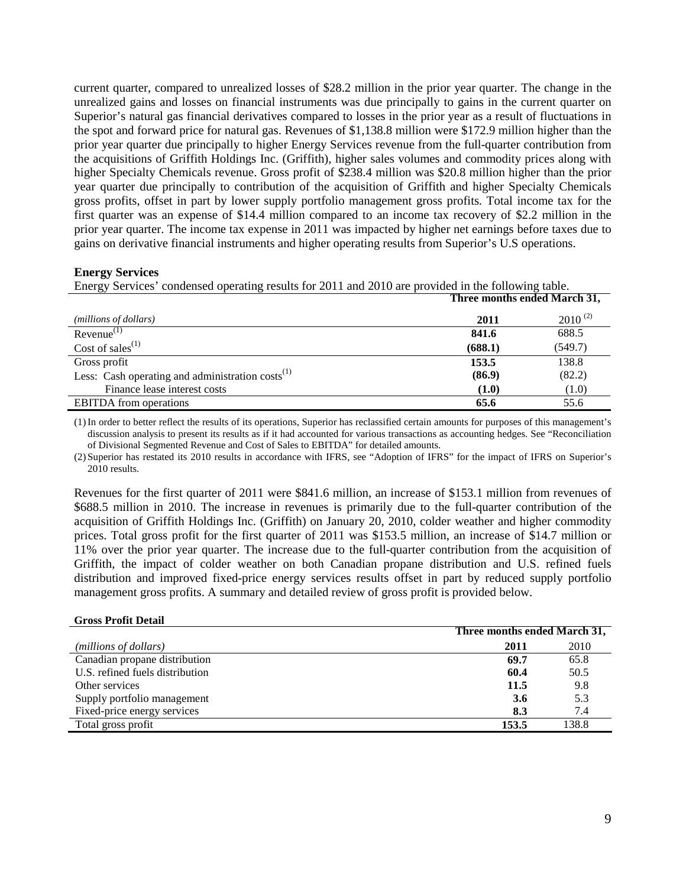current quarter, compared to unrealized losses of $28.2 million in the prior year quarter. The change in the unrealized gains and losses on financial instruments was due principally to gains in the current quarter on Superior's natural gas financial derivatives compared to losses in the prior year as a result of fluctuations in the spot and forward price for natural gas. Revenues of $1,138.8 million were $172.9 million higher than the prior year quarter due principally to higher Energy Services revenue from the full-quarter contribution from the acquisitions of Griffith Holdings Inc. (Griffith), higher sales volumes and commodity prices along with higher Specialty Chemicals revenue. Gross profit of $238.4 million was $20.8 million higher than the prior year quarter due principally to contribution of the acquisition of Griffith and higher Specialty Chemicals gross profits, offset in part by lower supply portfolio management gross profits. Total income tax for the first quarter was an expense of $14.4 million compared to an income tax recovery of $2.2 million in the prior year quarter. The income tax expense in 2011 was impacted by higher net earnings before taxes due to gains on derivative financial instruments and higher operating results from Superior's U.S operations.

**Energy Services**

Energy Services' condensed operating results for 2011 and 2010 are provided in the following table.

| | Three months ended March 31, | |
|---|---|---|
| *(millions of dollars)* | **2011** | 2010 [(2)] |
| Revenue[(1)] | **841.6** | 688.5 |
| Cost of sales[(1)] | **(688.1)** | (549.7) |
| Gross profit | **153.5** | 138.8 |
| Less: Cash operating and administration costs[(1)] | **(86.9)** | (82.2) |
| Finance lease interest costs | **(1.0)** | (1.0) |
| EBITDA from operations | **65.6** | 55.6 |

(1) In order to better reflect the results of its operations, Superior has reclassified certain amounts for purposes of this management's discussion analysis to present its results as if it had accounted for various transactions as accounting hedges. See "Reconciliation of Divisional Segmented Revenue and Cost of Sales to EBITDA" for detailed amounts.

(2) Superior has restated its 2010 results in accordance with IFRS, see "Adoption of IFRS" for the impact of IFRS on Superior's 2010 results.

Revenues for the first quarter of 2011 were $841.6 million, an increase of $153.1 million from revenues of $688.5 million in 2010. The increase in revenues is primarily due to the full-quarter contribution of the acquisition of Griffith Holdings Inc. (Griffith) on January 20, 2010, colder weather and higher commodity prices. Total gross profit for the first quarter of 2011 was $153.5 million, an increase of $14.7 million or 11% over the prior year quarter. The increase due to the full-quarter contribution from the acquisition of Griffith, the impact of colder weather on both Canadian propane distribution and U.S. refined fuels distribution and improved fixed-price energy services results offset in part by reduced supply portfolio management gross profits. A summary and detailed review of gross profit is provided below.

**Gross Profit Detail**

| | Three months ended March 31, | |
|---|---|---|
| *(millions of dollars)* | **2011** | 2010 |
| Canadian propane distribution | **69.7** | 65.8 |
| U.S. refined fuels distribution | **60.4** | 50.5 |
| Other services | **11.5** | 9.8 |
| Supply portfolio management | **3.6** | 5.3 |
| Fixed-price energy services | **8.3** | 7.4 |
| Total gross profit | **153.5** | 138.8 |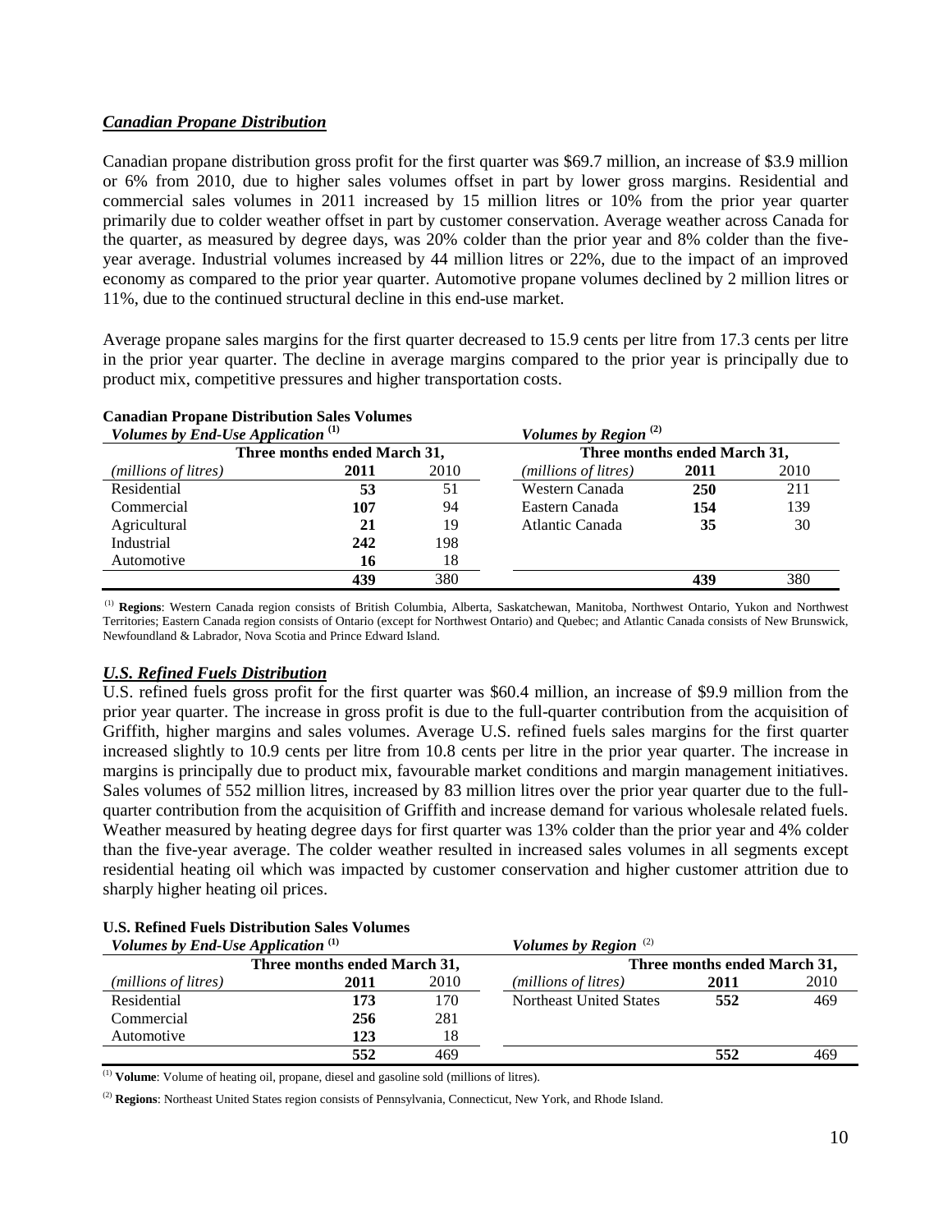## *Canadian Propane Distribution*

Canadian propane distribution gross profit for the first quarter was \$69.7 million, an increase of \$3.9 million or 6% from 2010, due to higher sales volumes offset in part by lower gross margins. Residential and commercial sales volumes in 2011 increased by 15 million litres or 10% from the prior year quarter primarily due to colder weather offset in part by customer conservation. Average weather across Canada for the quarter, as measured by degree days, was 20% colder than the prior year and 8% colder than the five-year average. Industrial volumes increased by 44 million litres or 22%, due to the impact of an improved economy as compared to the prior year quarter. Automotive propane volumes declined by 2 million litres or 11%, due to the continued structural decline in this end-use market.

Average propane sales margins for the first quarter decreased to 15.9 cents per litre from 17.3 cents per litre in the prior year quarter. The decline in average margins compared to the prior year is principally due to product mix, competitive pressures and higher transportation costs.

**Canadian Propane Distribution Sales Volumes**

| *Volumes by End-Use Application* (1) | | | *Volumes by Region* (2) | | |
|---|---|---|---|---|---|
| | Three months ended March 31, | | | Three months ended March 31, | |
| *(millions of litres)* | **2011** | 2010 | *(millions of litres)* | **2011** | 2010 |
| Residential | **53** | 51 | Western Canada | **250** | 211 |
| Commercial | **107** | 94 | Eastern Canada | **154** | 139 |
| Agricultural | **21** | 19 | Atlantic Canada | **35** | 30 |
| Industrial | **242** | 198 | | | |
| Automotive | **16** | 18 | | | |
| | **439** | 380 | | **439** | 380 |

(1) **Regions**: Western Canada region consists of British Columbia, Alberta, Saskatchewan, Manitoba, Northwest Ontario, Yukon and Northwest Territories; Eastern Canada region consists of Ontario (except for Northwest Ontario) and Quebec; and Atlantic Canada consists of New Brunswick, Newfoundland & Labrador, Nova Scotia and Prince Edward Island.

## *U.S. Refined Fuels Distribution*

U.S. refined fuels gross profit for the first quarter was \$60.4 million, an increase of \$9.9 million from the prior year quarter. The increase in gross profit is due to the full-quarter contribution from the acquisition of Griffith, higher margins and sales volumes. Average U.S. refined fuels sales margins for the first quarter increased slightly to 10.9 cents per litre from 10.8 cents per litre in the prior year quarter. The increase in margins is principally due to product mix, favourable market conditions and margin management initiatives. Sales volumes of 552 million litres, increased by 83 million litres over the prior year quarter due to the full-quarter contribution from the acquisition of Griffith and increase demand for various wholesale related fuels. Weather measured by heating degree days for first quarter was 13% colder than the prior year and 4% colder than the five-year average. The colder weather resulted in increased sales volumes in all segments except residential heating oil which was impacted by customer conservation and higher customer attrition due to sharply higher heating oil prices.

**U.S. Refined Fuels Distribution Sales Volumes**

| *Volumes by End-Use Application* (1) | | | *Volumes by Region* (2) | | |
|---|---|---|---|---|---|
| | Three months ended March 31, | | | Three months ended March 31, | |
| *(millions of litres)* | **2011** | 2010 | *(millions of litres)* | **2011** | 2010 |
| Residential | **173** | 170 | Northeast United States | **552** | 469 |
| Commercial | **256** | 281 | | | |
| Automotive | **123** | 18 | | | |
| | **552** | 469 | | **552** | 469 |

(1) **Volume**: Volume of heating oil, propane, diesel and gasoline sold (millions of litres).

(2) **Regions**: Northeast United States region consists of Pennsylvania, Connecticut, New York, and Rhode Island.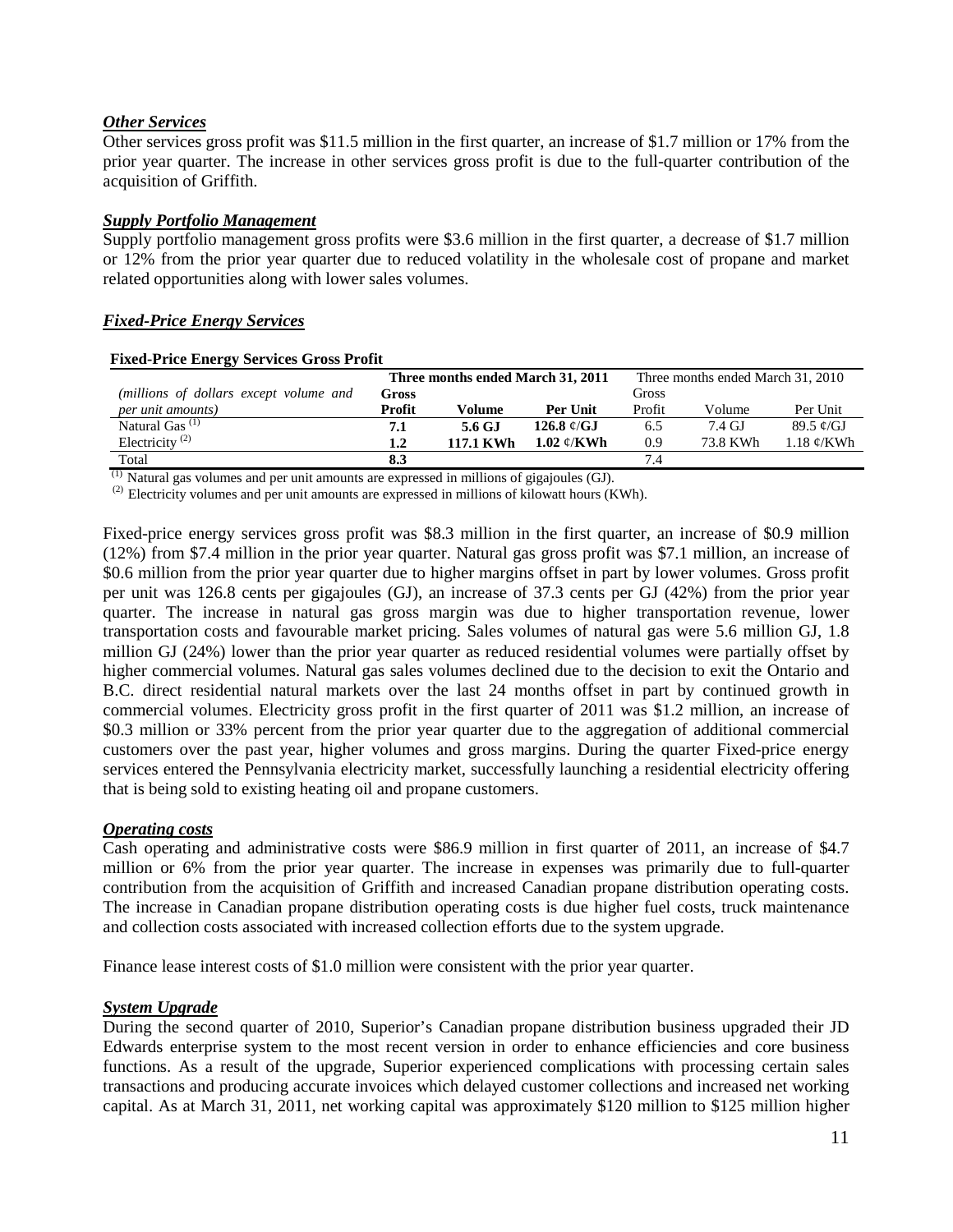### *Other Services*

Other services gross profit was $11.5 million in the first quarter, an increase of $1.7 million or 17% from the prior year quarter. The increase in other services gross profit is due to the full-quarter contribution of the acquisition of Griffith.

### *Supply Portfolio Management*

Supply portfolio management gross profits were $3.6 million in the first quarter, a decrease of $1.7 million or 12% from the prior year quarter due to reduced volatility in the wholesale cost of propane and market related opportunities along with lower sales volumes.

### *Fixed-Price Energy Services*

**Fixed-Price Energy Services Gross Profit**

| *(millions of dollars except volume and per unit amounts)* | **Three months ended March 31, 2011** | | | Three months ended March 31, 2010 | | |
|---|---|---|---|---|---|---|
| | **Gross Profit** | **Volume** | **Per Unit** | Gross Profit | Volume | Per Unit |
| Natural Gas [(1)] | **7.1** | **5.6 GJ** | **126.8 ¢/GJ** | 6.5 | 7.4 GJ | 89.5 ¢/GJ |
| Electricity [(2)] | **1.2** | **117.1 KWh** | **1.02 ¢/KWh** | 0.9 | 73.8 KWh | 1.18 ¢/KWh |
| Total | **8.3** | | | 7.4 | | |

[(1)] Natural gas volumes and per unit amounts are expressed in millions of gigajoules (GJ).
[(2)] Electricity volumes and per unit amounts are expressed in millions of kilowatt hours (KWh).

Fixed-price energy services gross profit was $8.3 million in the first quarter, an increase of $0.9 million (12%) from $7.4 million in the prior year quarter. Natural gas gross profit was $7.1 million, an increase of $0.6 million from the prior year quarter due to higher margins offset in part by lower volumes. Gross profit per unit was 126.8 cents per gigajoules (GJ), an increase of 37.3 cents per GJ (42%) from the prior year quarter. The increase in natural gas gross margin was due to higher transportation revenue, lower transportation costs and favourable market pricing. Sales volumes of natural gas were 5.6 million GJ, 1.8 million GJ (24%) lower than the prior year quarter as reduced residential volumes were partially offset by higher commercial volumes. Natural gas sales volumes declined due to the decision to exit the Ontario and B.C. direct residential natural markets over the last 24 months offset in part by continued growth in commercial volumes. Electricity gross profit in the first quarter of 2011 was $1.2 million, an increase of $0.3 million or 33% percent from the prior year quarter due to the aggregation of additional commercial customers over the past year, higher volumes and gross margins. During the quarter Fixed-price energy services entered the Pennsylvania electricity market, successfully launching a residential electricity offering that is being sold to existing heating oil and propane customers.

### *Operating costs*

Cash operating and administrative costs were $86.9 million in first quarter of 2011, an increase of $4.7 million or 6% from the prior year quarter. The increase in expenses was primarily due to full-quarter contribution from the acquisition of Griffith and increased Canadian propane distribution operating costs. The increase in Canadian propane distribution operating costs is due higher fuel costs, truck maintenance and collection costs associated with increased collection efforts due to the system upgrade.

Finance lease interest costs of $1.0 million were consistent with the prior year quarter.

### *System Upgrade*

During the second quarter of 2010, Superior's Canadian propane distribution business upgraded their JD Edwards enterprise system to the most recent version in order to enhance efficiencies and core business functions. As a result of the upgrade, Superior experienced complications with processing certain sales transactions and producing accurate invoices which delayed customer collections and increased net working capital. As at March 31, 2011, net working capital was approximately $120 million to $125 million higher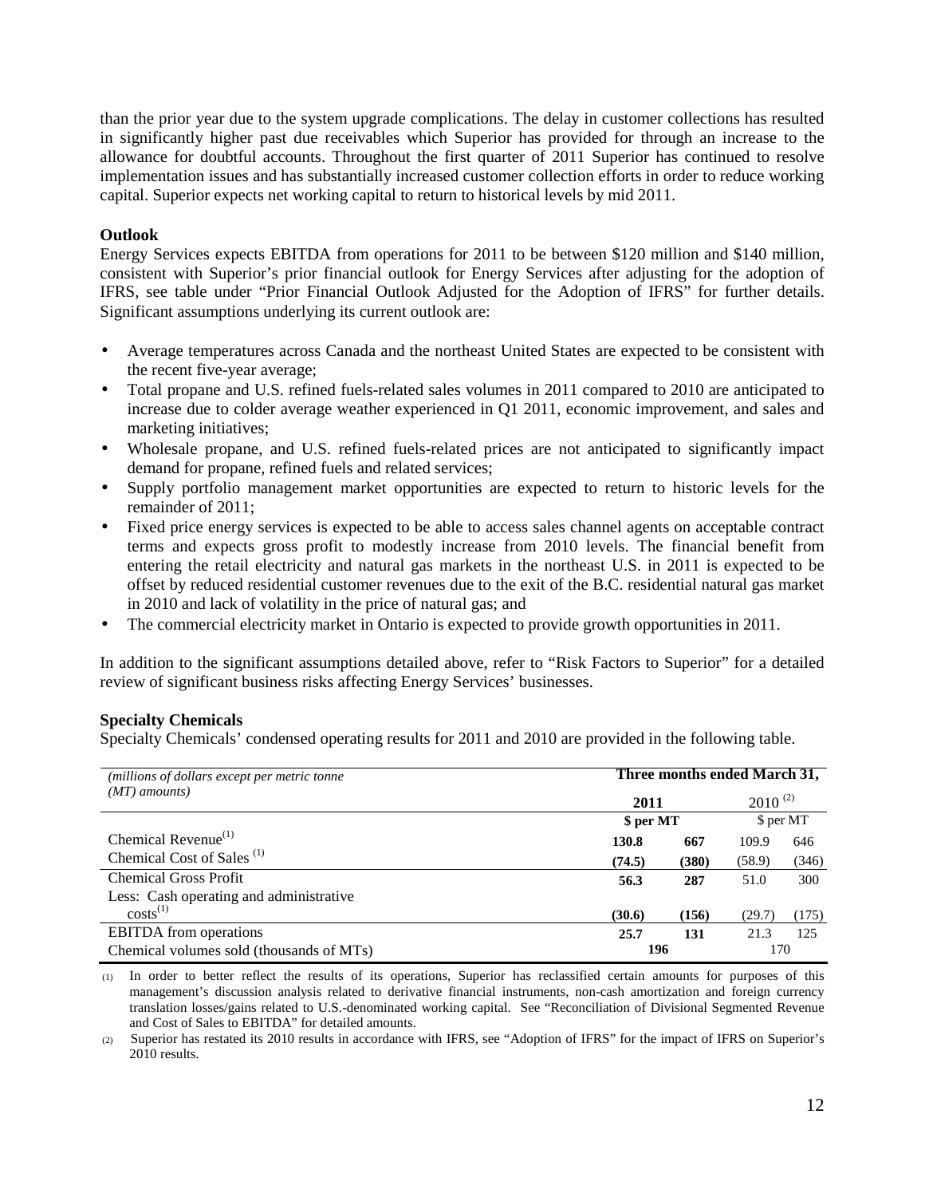than the prior year due to the system upgrade complications. The delay in customer collections has resulted in significantly higher past due receivables which Superior has provided for through an increase to the allowance for doubtful accounts. Throughout the first quarter of 2011 Superior has continued to resolve implementation issues and has substantially increased customer collection efforts in order to reduce working capital. Superior expects net working capital to return to historical levels by mid 2011.

**Outlook**

Energy Services expects EBITDA from operations for 2011 to be between $120 million and $140 million, consistent with Superior's prior financial outlook for Energy Services after adjusting for the adoption of IFRS, see table under "Prior Financial Outlook Adjusted for the Adoption of IFRS" for further details. Significant assumptions underlying its current outlook are:

- Average temperatures across Canada and the northeast United States are expected to be consistent with the recent five-year average;
- Total propane and U.S. refined fuels-related sales volumes in 2011 compared to 2010 are anticipated to increase due to colder average weather experienced in Q1 2011, economic improvement, and sales and marketing initiatives;
- Wholesale propane, and U.S. refined fuels-related prices are not anticipated to significantly impact demand for propane, refined fuels and related services;
- Supply portfolio management market opportunities are expected to return to historic levels for the remainder of 2011;
- Fixed price energy services is expected to be able to access sales channel agents on acceptable contract terms and expects gross profit to modestly increase from 2010 levels. The financial benefit from entering the retail electricity and natural gas markets in the northeast U.S. in 2011 is expected to be offset by reduced residential customer revenues due to the exit of the B.C. residential natural gas market in 2010 and lack of volatility in the price of natural gas; and
- The commercial electricity market in Ontario is expected to provide growth opportunities in 2011.

In addition to the significant assumptions detailed above, refer to "Risk Factors to Superior" for a detailed review of significant business risks affecting Energy Services' businesses.

**Specialty Chemicals**

Specialty Chemicals' condensed operating results for 2011 and 2010 are provided in the following table.

| *(millions of dollars except per metric tonne (MT) amounts)* | **Three months ended March 31,** | | | |
|---|---|---|---|---|
| | **2011** | | 2010 [2] | |
| | **$ per MT** | | $ per MT | |
| Chemical Revenue[1] | **130.8** | **667** | 109.9 | 646 |
| Chemical Cost of Sales [1] | **(74.5)** | **(380)** | (58.9) | (346) |
| Chemical Gross Profit | **56.3** | **287** | 51.0 | 300 |
| Less: Cash operating and administrative costs[1] | **(30.6)** | **(156)** | (29.7) | (175) |
| EBITDA from operations | **25.7** | **131** | 21.3 | 125 |
| Chemical volumes sold (thousands of MTs) | **196** | | 170 | |

(1) In order to better reflect the results of its operations, Superior has reclassified certain amounts for purposes of this management's discussion analysis related to derivative financial instruments, non-cash amortization and foreign currency translation losses/gains related to U.S.-denominated working capital. See "Reconciliation of Divisional Segmented Revenue and Cost of Sales to EBITDA" for detailed amounts.

(2) Superior has restated its 2010 results in accordance with IFRS, see "Adoption of IFRS" for the impact of IFRS on Superior's 2010 results.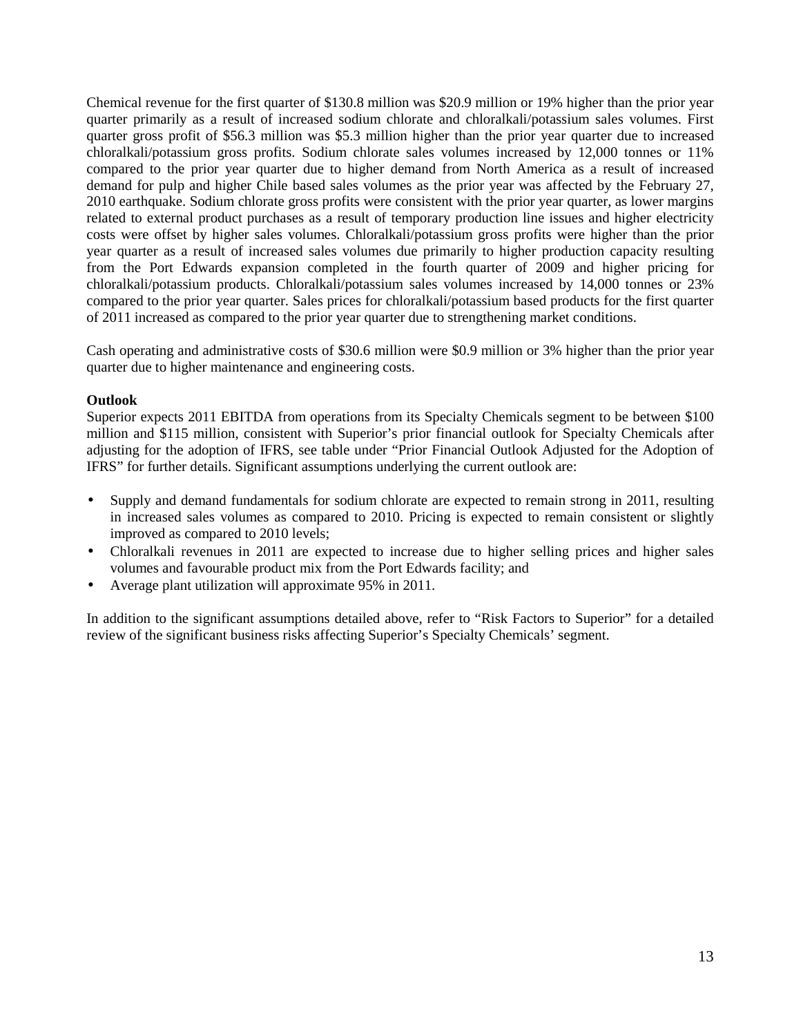Chemical revenue for the first quarter of $130.8 million was $20.9 million or 19% higher than the prior year quarter primarily as a result of increased sodium chlorate and chloralkali/potassium sales volumes. First quarter gross profit of $56.3 million was $5.3 million higher than the prior year quarter due to increased chloralkali/potassium gross profits. Sodium chlorate sales volumes increased by 12,000 tonnes or 11% compared to the prior year quarter due to higher demand from North America as a result of increased demand for pulp and higher Chile based sales volumes as the prior year was affected by the February 27, 2010 earthquake. Sodium chlorate gross profits were consistent with the prior year quarter, as lower margins related to external product purchases as a result of temporary production line issues and higher electricity costs were offset by higher sales volumes. Chloralkali/potassium gross profits were higher than the prior year quarter as a result of increased sales volumes due primarily to higher production capacity resulting from the Port Edwards expansion completed in the fourth quarter of 2009 and higher pricing for chloralkali/potassium products. Chloralkali/potassium sales volumes increased by 14,000 tonnes or 23% compared to the prior year quarter. Sales prices for chloralkali/potassium based products for the first quarter of 2011 increased as compared to the prior year quarter due to strengthening market conditions.

Cash operating and administrative costs of $30.6 million were $0.9 million or 3% higher than the prior year quarter due to higher maintenance and engineering costs.

**Outlook**

Superior expects 2011 EBITDA from operations from its Specialty Chemicals segment to be between $100 million and $115 million, consistent with Superior's prior financial outlook for Specialty Chemicals after adjusting for the adoption of IFRS, see table under "Prior Financial Outlook Adjusted for the Adoption of IFRS" for further details. Significant assumptions underlying the current outlook are:

- Supply and demand fundamentals for sodium chlorate are expected to remain strong in 2011, resulting in increased sales volumes as compared to 2010. Pricing is expected to remain consistent or slightly improved as compared to 2010 levels;
- Chloralkali revenues in 2011 are expected to increase due to higher selling prices and higher sales volumes and favourable product mix from the Port Edwards facility; and
- Average plant utilization will approximate 95% in 2011.

In addition to the significant assumptions detailed above, refer to "Risk Factors to Superior" for a detailed review of the significant business risks affecting Superior's Specialty Chemicals' segment.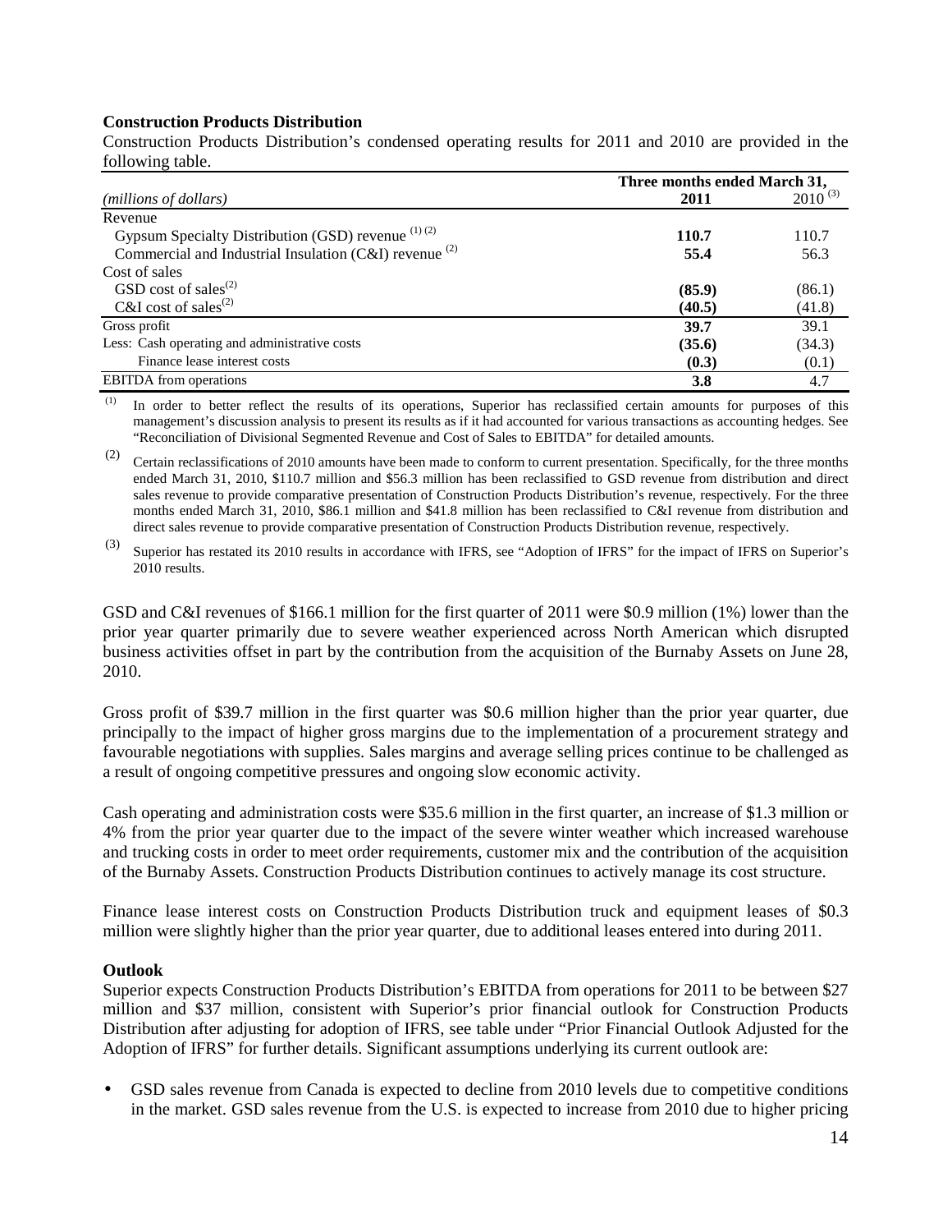**Construction Products Distribution**

Construction Products Distribution's condensed operating results for 2011 and 2010 are provided in the following table.

| *(millions of dollars)* | Three months ended March 31, 2011 | 2010 [(3)] |
|---|---|---|
| Revenue | | |
| Gypsum Specialty Distribution (GSD) revenue [(1) (2)] | **110.7** | 110.7 |
| Commercial and Industrial Insulation (C&I) revenue [(2)] | **55.4** | 56.3 |
| Cost of sales | | |
| GSD cost of sales[(2)] | **(85.9)** | (86.1) |
| C&I cost of sales[(2)] | **(40.5)** | (41.8) |
| Gross profit | **39.7** | 39.1 |
| Less: Cash operating and administrative costs | **(35.6)** | (34.3) |
| Finance lease interest costs | **(0.3)** | (0.1) |
| EBITDA from operations | **3.8** | 4.7 |

(1) In order to better reflect the results of its operations, Superior has reclassified certain amounts for purposes of this management's discussion analysis to present its results as if it had accounted for various transactions as accounting hedges. See "Reconciliation of Divisional Segmented Revenue and Cost of Sales to EBITDA" for detailed amounts.

(2) Certain reclassifications of 2010 amounts have been made to conform to current presentation. Specifically, for the three months ended March 31, 2010, \$110.7 million and \$56.3 million has been reclassified to GSD revenue from distribution and direct sales revenue to provide comparative presentation of Construction Products Distribution's revenue, respectively. For the three months ended March 31, 2010, \$86.1 million and \$41.8 million has been reclassified to C&I revenue from distribution and direct sales revenue to provide comparative presentation of Construction Products Distribution revenue, respectively.

(3) Superior has restated its 2010 results in accordance with IFRS, see "Adoption of IFRS" for the impact of IFRS on Superior's 2010 results.

GSD and C&I revenues of \$166.1 million for the first quarter of 2011 were \$0.9 million (1%) lower than the prior year quarter primarily due to severe weather experienced across North American which disrupted business activities offset in part by the contribution from the acquisition of the Burnaby Assets on June 28, 2010.

Gross profit of \$39.7 million in the first quarter was \$0.6 million higher than the prior year quarter, due principally to the impact of higher gross margins due to the implementation of a procurement strategy and favourable negotiations with supplies. Sales margins and average selling prices continue to be challenged as a result of ongoing competitive pressures and ongoing slow economic activity.

Cash operating and administration costs were \$35.6 million in the first quarter, an increase of \$1.3 million or 4% from the prior year quarter due to the impact of the severe winter weather which increased warehouse and trucking costs in order to meet order requirements, customer mix and the contribution of the acquisition of the Burnaby Assets. Construction Products Distribution continues to actively manage its cost structure.

Finance lease interest costs on Construction Products Distribution truck and equipment leases of \$0.3 million were slightly higher than the prior year quarter, due to additional leases entered into during 2011.

**Outlook**

Superior expects Construction Products Distribution's EBITDA from operations for 2011 to be between \$27 million and \$37 million, consistent with Superior's prior financial outlook for Construction Products Distribution after adjusting for adoption of IFRS, see table under "Prior Financial Outlook Adjusted for the Adoption of IFRS" for further details. Significant assumptions underlying its current outlook are:

- GSD sales revenue from Canada is expected to decline from 2010 levels due to competitive conditions in the market. GSD sales revenue from the U.S. is expected to increase from 2010 due to higher pricing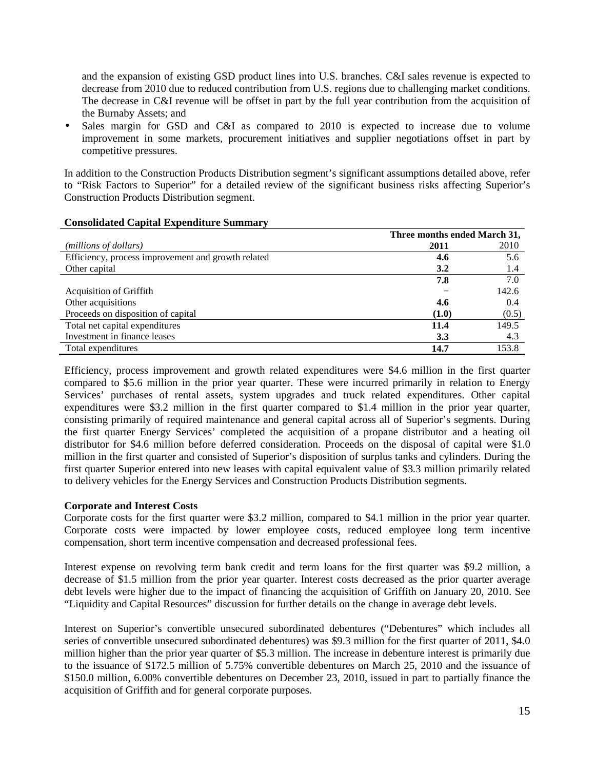and the expansion of existing GSD product lines into U.S. branches. C&I sales revenue is expected to decrease from 2010 due to reduced contribution from U.S. regions due to challenging market conditions. The decrease in C&I revenue will be offset in part by the full year contribution from the acquisition of the Burnaby Assets; and

- Sales margin for GSD and C&I as compared to 2010 is expected to increase due to volume improvement in some markets, procurement initiatives and supplier negotiations offset in part by competitive pressures.

In addition to the Construction Products Distribution segment's significant assumptions detailed above, refer to "Risk Factors to Superior" for a detailed review of the significant business risks affecting Superior's Construction Products Distribution segment.

**Consolidated Capital Expenditure Summary**

| | Three months ended March 31, | |
|---|---|---|
| *(millions of dollars)* | **2011** | 2010 |
| Efficiency, process improvement and growth related | **4.6** | 5.6 |
| Other capital | **3.2** | 1.4 |
| | **7.8** | 7.0 |
| Acquisition of Griffith | – | 142.6 |
| Other acquisitions | **4.6** | 0.4 |
| Proceeds on disposition of capital | **(1.0)** | (0.5) |
| Total net capital expenditures | **11.4** | 149.5 |
| Investment in finance leases | **3.3** | 4.3 |
| Total expenditures | **14.7** | 153.8 |

Efficiency, process improvement and growth related expenditures were \$4.6 million in the first quarter compared to \$5.6 million in the prior year quarter. These were incurred primarily in relation to Energy Services' purchases of rental assets, system upgrades and truck related expenditures. Other capital expenditures were \$3.2 million in the first quarter compared to \$1.4 million in the prior year quarter, consisting primarily of required maintenance and general capital across all of Superior's segments. During the first quarter Energy Services' completed the acquisition of a propane distributor and a heating oil distributor for \$4.6 million before deferred consideration. Proceeds on the disposal of capital were \$1.0 million in the first quarter and consisted of Superior's disposition of surplus tanks and cylinders. During the first quarter Superior entered into new leases with capital equivalent value of \$3.3 million primarily related to delivery vehicles for the Energy Services and Construction Products Distribution segments.

**Corporate and Interest Costs**

Corporate costs for the first quarter were \$3.2 million, compared to \$4.1 million in the prior year quarter. Corporate costs were impacted by lower employee costs, reduced employee long term incentive compensation, short term incentive compensation and decreased professional fees.

Interest expense on revolving term bank credit and term loans for the first quarter was \$9.2 million, a decrease of \$1.5 million from the prior year quarter. Interest costs decreased as the prior quarter average debt levels were higher due to the impact of financing the acquisition of Griffith on January 20, 2010. See "Liquidity and Capital Resources" discussion for further details on the change in average debt levels.

Interest on Superior's convertible unsecured subordinated debentures ("Debentures" which includes all series of convertible unsecured subordinated debentures) was \$9.3 million for the first quarter of 2011, \$4.0 million higher than the prior year quarter of \$5.3 million. The increase in debenture interest is primarily due to the issuance of \$172.5 million of 5.75% convertible debentures on March 25, 2010 and the issuance of \$150.0 million, 6.00% convertible debentures on December 23, 2010, issued in part to partially finance the acquisition of Griffith and for general corporate purposes.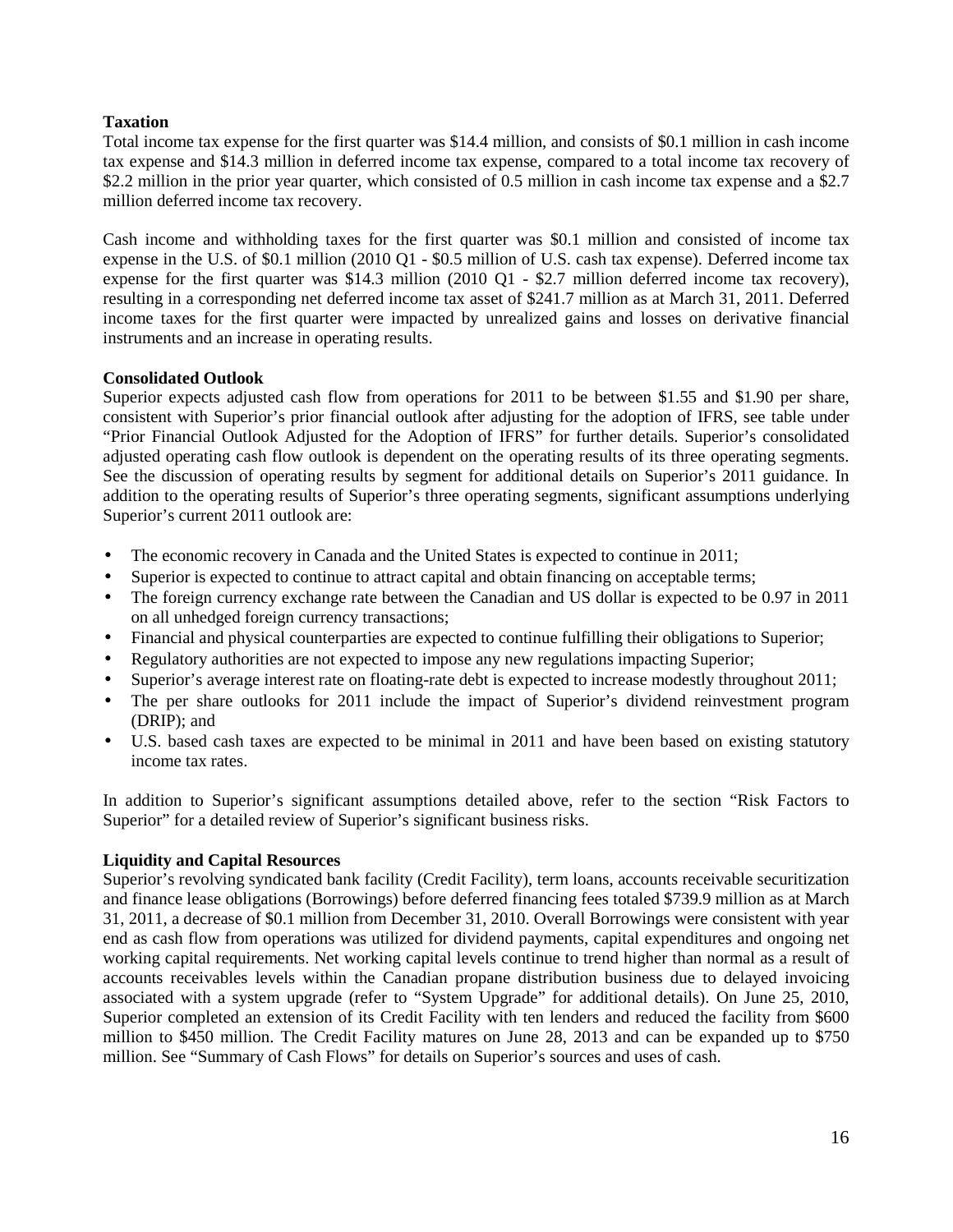**Taxation**

Total income tax expense for the first quarter was $14.4 million, and consists of $0.1 million in cash income tax expense and $14.3 million in deferred income tax expense, compared to a total income tax recovery of $2.2 million in the prior year quarter, which consisted of 0.5 million in cash income tax expense and a $2.7 million deferred income tax recovery.

Cash income and withholding taxes for the first quarter was $0.1 million and consisted of income tax expense in the U.S. of $0.1 million (2010 Q1 - $0.5 million of U.S. cash tax expense). Deferred income tax expense for the first quarter was $14.3 million (2010 Q1 - $2.7 million deferred income tax recovery), resulting in a corresponding net deferred income tax asset of $241.7 million as at March 31, 2011. Deferred income taxes for the first quarter were impacted by unrealized gains and losses on derivative financial instruments and an increase in operating results.

**Consolidated Outlook**

Superior expects adjusted cash flow from operations for 2011 to be between $1.55 and $1.90 per share, consistent with Superior's prior financial outlook after adjusting for the adoption of IFRS, see table under "Prior Financial Outlook Adjusted for the Adoption of IFRS" for further details. Superior's consolidated adjusted operating cash flow outlook is dependent on the operating results of its three operating segments. See the discussion of operating results by segment for additional details on Superior's 2011 guidance. In addition to the operating results of Superior's three operating segments, significant assumptions underlying Superior's current 2011 outlook are:

- The economic recovery in Canada and the United States is expected to continue in 2011;
- Superior is expected to continue to attract capital and obtain financing on acceptable terms;
- The foreign currency exchange rate between the Canadian and US dollar is expected to be 0.97 in 2011 on all unhedged foreign currency transactions;
- Financial and physical counterparties are expected to continue fulfilling their obligations to Superior;
- Regulatory authorities are not expected to impose any new regulations impacting Superior;
- Superior's average interest rate on floating-rate debt is expected to increase modestly throughout 2011;
- The per share outlooks for 2011 include the impact of Superior's dividend reinvestment program (DRIP); and
- U.S. based cash taxes are expected to be minimal in 2011 and have been based on existing statutory income tax rates.

In addition to Superior's significant assumptions detailed above, refer to the section "Risk Factors to Superior" for a detailed review of Superior's significant business risks.

**Liquidity and Capital Resources**

Superior's revolving syndicated bank facility (Credit Facility), term loans, accounts receivable securitization and finance lease obligations (Borrowings) before deferred financing fees totaled $739.9 million as at March 31, 2011, a decrease of $0.1 million from December 31, 2010. Overall Borrowings were consistent with year end as cash flow from operations was utilized for dividend payments, capital expenditures and ongoing net working capital requirements. Net working capital levels continue to trend higher than normal as a result of accounts receivables levels within the Canadian propane distribution business due to delayed invoicing associated with a system upgrade (refer to "System Upgrade" for additional details). On June 25, 2010, Superior completed an extension of its Credit Facility with ten lenders and reduced the facility from $600 million to $450 million. The Credit Facility matures on June 28, 2013 and can be expanded up to $750 million. See "Summary of Cash Flows" for details on Superior's sources and uses of cash.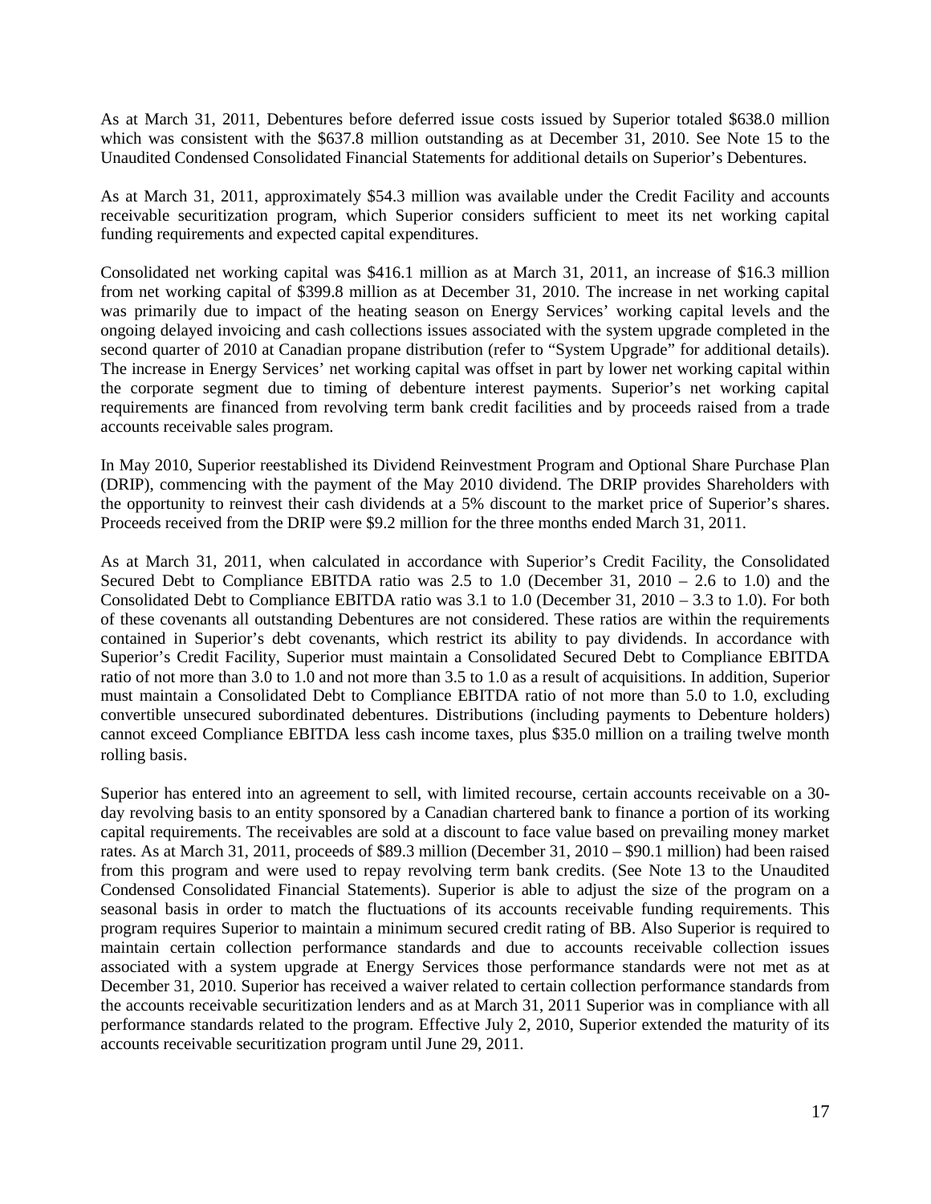As at March 31, 2011, Debentures before deferred issue costs issued by Superior totaled $638.0 million which was consistent with the $637.8 million outstanding as at December 31, 2010. See Note 15 to the Unaudited Condensed Consolidated Financial Statements for additional details on Superior's Debentures.

As at March 31, 2011, approximately $54.3 million was available under the Credit Facility and accounts receivable securitization program, which Superior considers sufficient to meet its net working capital funding requirements and expected capital expenditures.

Consolidated net working capital was $416.1 million as at March 31, 2011, an increase of $16.3 million from net working capital of $399.8 million as at December 31, 2010. The increase in net working capital was primarily due to impact of the heating season on Energy Services' working capital levels and the ongoing delayed invoicing and cash collections issues associated with the system upgrade completed in the second quarter of 2010 at Canadian propane distribution (refer to "System Upgrade" for additional details). The increase in Energy Services' net working capital was offset in part by lower net working capital within the corporate segment due to timing of debenture interest payments. Superior's net working capital requirements are financed from revolving term bank credit facilities and by proceeds raised from a trade accounts receivable sales program.

In May 2010, Superior reestablished its Dividend Reinvestment Program and Optional Share Purchase Plan (DRIP), commencing with the payment of the May 2010 dividend. The DRIP provides Shareholders with the opportunity to reinvest their cash dividends at a 5% discount to the market price of Superior's shares. Proceeds received from the DRIP were $9.2 million for the three months ended March 31, 2011.

As at March 31, 2011, when calculated in accordance with Superior's Credit Facility, the Consolidated Secured Debt to Compliance EBITDA ratio was 2.5 to 1.0 (December 31, 2010 – 2.6 to 1.0) and the Consolidated Debt to Compliance EBITDA ratio was 3.1 to 1.0 (December 31, 2010 – 3.3 to 1.0). For both of these covenants all outstanding Debentures are not considered. These ratios are within the requirements contained in Superior's debt covenants, which restrict its ability to pay dividends. In accordance with Superior's Credit Facility, Superior must maintain a Consolidated Secured Debt to Compliance EBITDA ratio of not more than 3.0 to 1.0 and not more than 3.5 to 1.0 as a result of acquisitions. In addition, Superior must maintain a Consolidated Debt to Compliance EBITDA ratio of not more than 5.0 to 1.0, excluding convertible unsecured subordinated debentures. Distributions (including payments to Debenture holders) cannot exceed Compliance EBITDA less cash income taxes, plus $35.0 million on a trailing twelve month rolling basis.

Superior has entered into an agreement to sell, with limited recourse, certain accounts receivable on a 30-day revolving basis to an entity sponsored by a Canadian chartered bank to finance a portion of its working capital requirements. The receivables are sold at a discount to face value based on prevailing money market rates. As at March 31, 2011, proceeds of $89.3 million (December 31, 2010 – $90.1 million) had been raised from this program and were used to repay revolving term bank credits. (See Note 13 to the Unaudited Condensed Consolidated Financial Statements). Superior is able to adjust the size of the program on a seasonal basis in order to match the fluctuations of its accounts receivable funding requirements. This program requires Superior to maintain a minimum secured credit rating of BB. Also Superior is required to maintain certain collection performance standards and due to accounts receivable collection issues associated with a system upgrade at Energy Services those performance standards were not met as at December 31, 2010. Superior has received a waiver related to certain collection performance standards from the accounts receivable securitization lenders and as at March 31, 2011 Superior was in compliance with all performance standards related to the program. Effective July 2, 2010, Superior extended the maturity of its accounts receivable securitization program until June 29, 2011.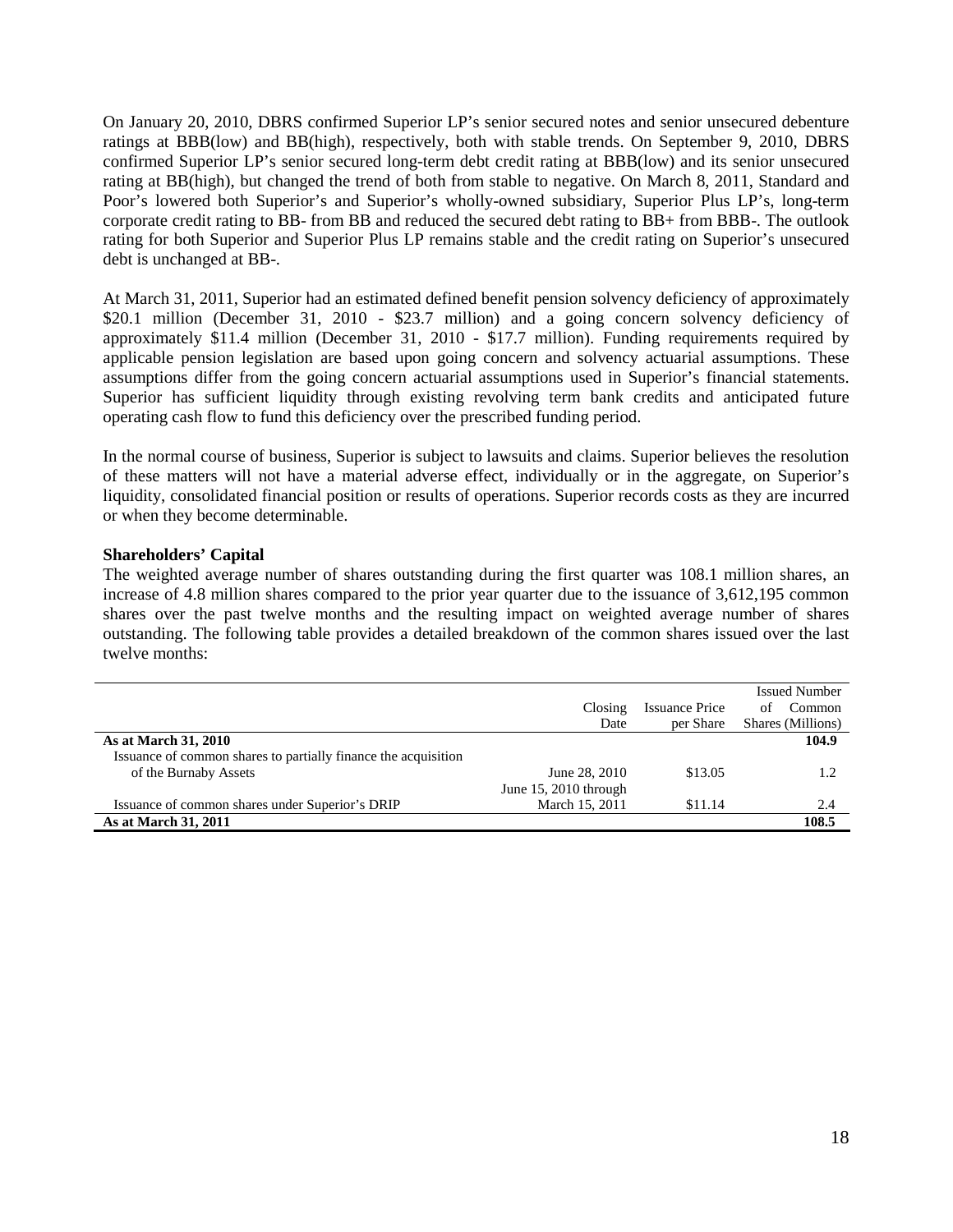On January 20, 2010, DBRS confirmed Superior LP's senior secured notes and senior unsecured debenture ratings at BBB(low) and BB(high), respectively, both with stable trends. On September 9, 2010, DBRS confirmed Superior LP's senior secured long-term debt credit rating at BBB(low) and its senior unsecured rating at BB(high), but changed the trend of both from stable to negative. On March 8, 2011, Standard and Poor's lowered both Superior's and Superior's wholly-owned subsidiary, Superior Plus LP's, long-term corporate credit rating to BB- from BB and reduced the secured debt rating to BB+ from BBB-. The outlook rating for both Superior and Superior Plus LP remains stable and the credit rating on Superior's unsecured debt is unchanged at BB-.

At March 31, 2011, Superior had an estimated defined benefit pension solvency deficiency of approximately \$20.1 million (December 31, 2010 - \$23.7 million) and a going concern solvency deficiency of approximately \$11.4 million (December 31, 2010 - \$17.7 million). Funding requirements required by applicable pension legislation are based upon going concern and solvency actuarial assumptions. These assumptions differ from the going concern actuarial assumptions used in Superior's financial statements. Superior has sufficient liquidity through existing revolving term bank credits and anticipated future operating cash flow to fund this deficiency over the prescribed funding period.

In the normal course of business, Superior is subject to lawsuits and claims. Superior believes the resolution of these matters will not have a material adverse effect, individually or in the aggregate, on Superior's liquidity, consolidated financial position or results of operations. Superior records costs as they are incurred or when they become determinable.

**Shareholders' Capital**

The weighted average number of shares outstanding during the first quarter was 108.1 million shares, an increase of 4.8 million shares compared to the prior year quarter due to the issuance of 3,612,195 common shares over the past twelve months and the resulting impact on weighted average number of shares outstanding. The following table provides a detailed breakdown of the common shares issued over the last twelve months:

| | Closing Date | Issuance Price per Share | Issued Number of Common Shares (Millions) |
|---|---|---|---|
| **As at March 31, 2010** | | | **104.9** |
| Issuance of common shares to partially finance the acquisition of the Burnaby Assets | June 28, 2010 | \$13.05 | 1.2 |
| Issuance of common shares under Superior's DRIP | June 15, 2010 through March 15, 2011 | \$11.14 | 2.4 |
| **As at March 31, 2011** | | | **108.5** |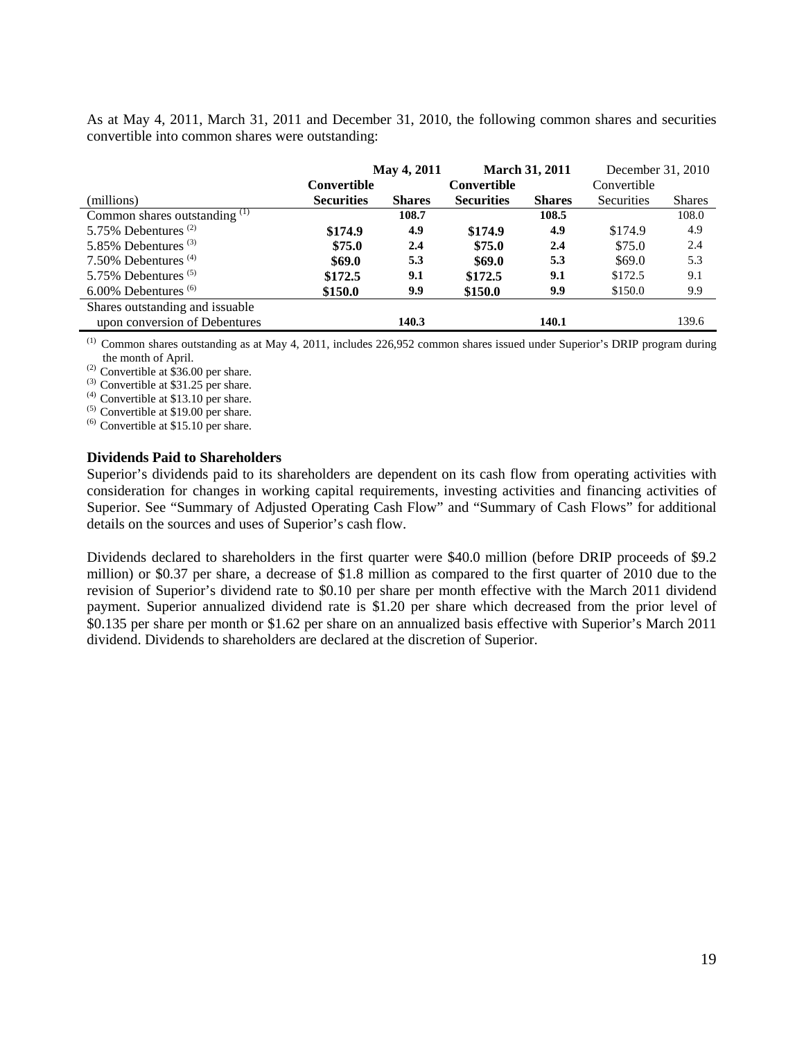As at May 4, 2011, March 31, 2011 and December 31, 2010, the following common shares and securities convertible into common shares were outstanding:

| | **May 4, 2011** | | **March 31, 2011** | | December 31, 2010 | |
|---|---|---|---|---|---|---|
| (millions) | **Convertible Securities** | **Shares** | **Convertible Securities** | **Shares** | Convertible Securities | Shares |
| Common shares outstanding [(1)] | | **108.7** | | **108.5** | | 108.0 |
| 5.75% Debentures [(2)] | **$174.9** | **4.9** | **$174.9** | **4.9** | $174.9 | 4.9 |
| 5.85% Debentures [(3)] | **$75.0** | **2.4** | **$75.0** | **2.4** | $75.0 | 2.4 |
| 7.50% Debentures [(4)] | **$69.0** | **5.3** | **$69.0** | **5.3** | $69.0 | 5.3 |
| 5.75% Debentures [(5)] | **$172.5** | **9.1** | **$172.5** | **9.1** | $172.5 | 9.1 |
| 6.00% Debentures [(6)] | **$150.0** | **9.9** | **$150.0** | **9.9** | $150.0 | 9.9 |
| Shares outstanding and issuable upon conversion of Debentures | | **140.3** | | **140.1** | | 139.6 |

(1) Common shares outstanding as at May 4, 2011, includes 226,952 common shares issued under Superior's DRIP program during the month of April.
(2) Convertible at $36.00 per share.
(3) Convertible at $31.25 per share.
(4) Convertible at $13.10 per share.
(5) Convertible at $19.00 per share.
(6) Convertible at $15.10 per share.

**Dividends Paid to Shareholders**

Superior's dividends paid to its shareholders are dependent on its cash flow from operating activities with consideration for changes in working capital requirements, investing activities and financing activities of Superior. See "Summary of Adjusted Operating Cash Flow" and "Summary of Cash Flows" for additional details on the sources and uses of Superior's cash flow.

Dividends declared to shareholders in the first quarter were $40.0 million (before DRIP proceeds of $9.2 million) or $0.37 per share, a decrease of $1.8 million as compared to the first quarter of 2010 due to the revision of Superior's dividend rate to $0.10 per share per month effective with the March 2011 dividend payment. Superior annualized dividend rate is $1.20 per share which decreased from the prior level of $0.135 per share per month or $1.62 per share on an annualized basis effective with Superior's March 2011 dividend. Dividends to shareholders are declared at the discretion of Superior.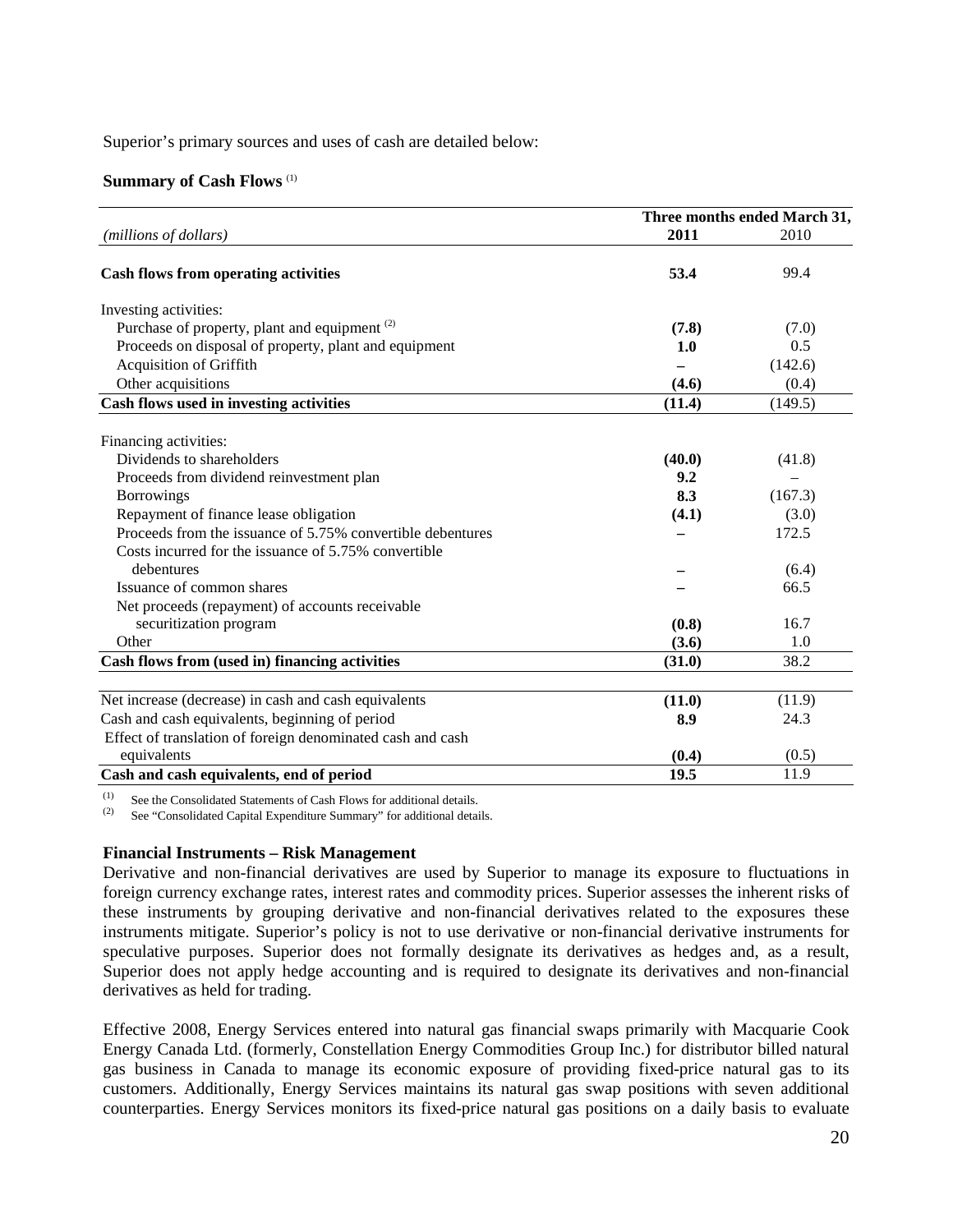Superior's primary sources and uses of cash are detailed below:

**Summary of Cash Flows** [(1)]

| | Three months ended March 31, | |
|---|---|---|
| *(millions of dollars)* | **2011** | 2010 |
| **Cash flows from operating activities** | **53.4** | 99.4 |
| Investing activities: | | |
| Purchase of property, plant and equipment [(2)] | **(7.8)** | (7.0) |
| Proceeds on disposal of property, plant and equipment | **1.0** | 0.5 |
| Acquisition of Griffith | **–** | (142.6) |
| Other acquisitions | **(4.6)** | (0.4) |
| **Cash flows used in investing activities** | **(11.4)** | (149.5) |
| Financing activities: | | |
| Dividends to shareholders | **(40.0)** | (41.8) |
| Proceeds from dividend reinvestment plan | **9.2** | – |
| Borrowings | **8.3** | (167.3) |
| Repayment of finance lease obligation | **(4.1)** | (3.0) |
| Proceeds from the issuance of 5.75% convertible debentures | **–** | 172.5 |
| Costs incurred for the issuance of 5.75% convertible debentures | **–** | (6.4) |
| Issuance of common shares | **–** | 66.5 |
| Net proceeds (repayment) of accounts receivable securitization program | **(0.8)** | 16.7 |
| Other | **(3.6)** | 1.0 |
| **Cash flows from (used in) financing activities** | **(31.0)** | 38.2 |
| Net increase (decrease) in cash and cash equivalents | **(11.0)** | (11.9) |
| Cash and cash equivalents, beginning of period | **8.9** | 24.3 |
| Effect of translation of foreign denominated cash and cash equivalents | **(0.4)** | (0.5) |
| **Cash and cash equivalents, end of period** | **19.5** | 11.9 |

(1) See the Consolidated Statements of Cash Flows for additional details.
(2) See "Consolidated Capital Expenditure Summary" for additional details.

**Financial Instruments – Risk Management**

Derivative and non-financial derivatives are used by Superior to manage its exposure to fluctuations in foreign currency exchange rates, interest rates and commodity prices. Superior assesses the inherent risks of these instruments by grouping derivative and non-financial derivatives related to the exposures these instruments mitigate. Superior's policy is not to use derivative or non-financial derivative instruments for speculative purposes. Superior does not formally designate its derivatives as hedges and, as a result, Superior does not apply hedge accounting and is required to designate its derivatives and non-financial derivatives as held for trading.

Effective 2008, Energy Services entered into natural gas financial swaps primarily with Macquarie Cook Energy Canada Ltd. (formerly, Constellation Energy Commodities Group Inc.) for distributor billed natural gas business in Canada to manage its economic exposure of providing fixed-price natural gas to its customers. Additionally, Energy Services maintains its natural gas swap positions with seven additional counterparties. Energy Services monitors its fixed-price natural gas positions on a daily basis to evaluate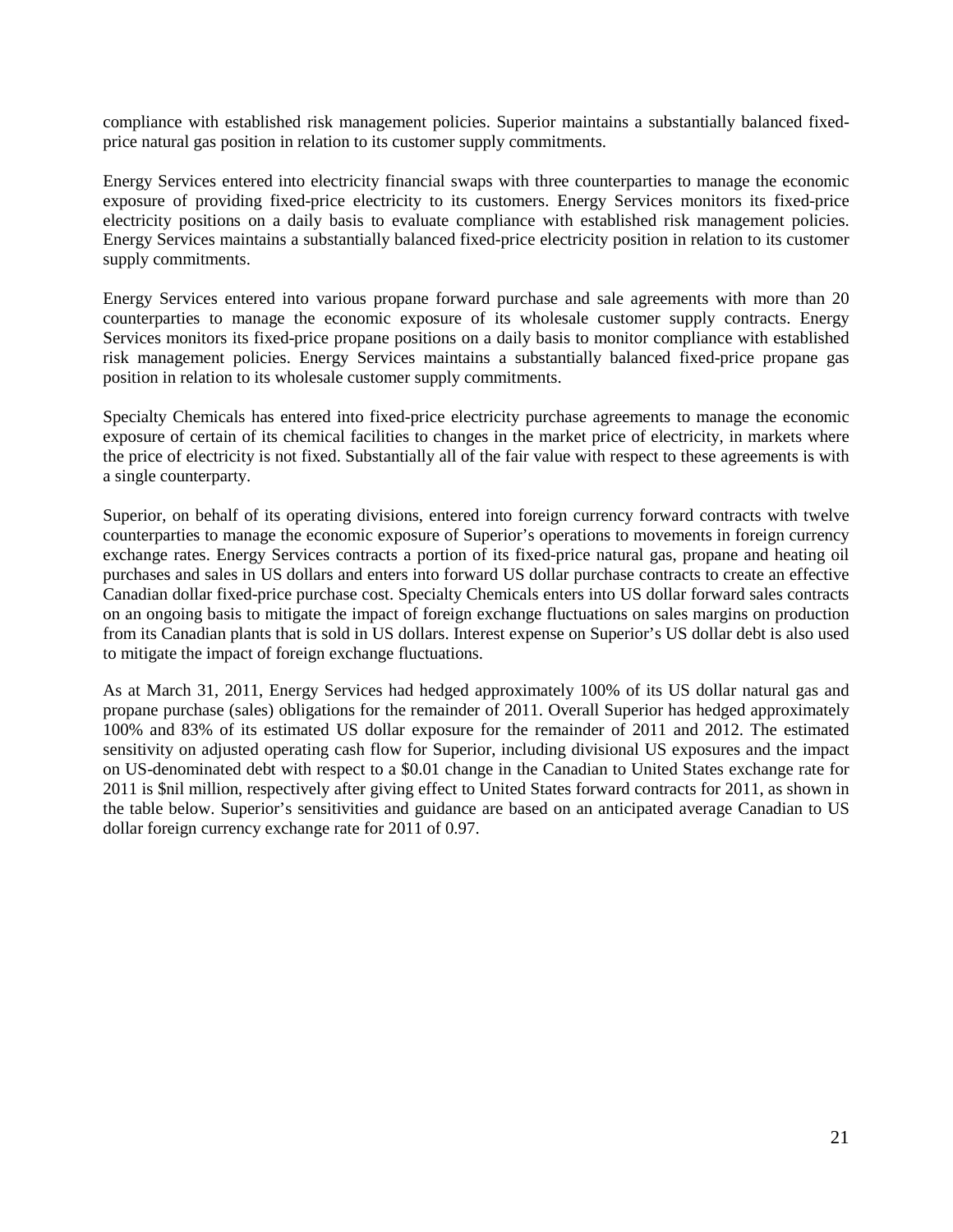compliance with established risk management policies. Superior maintains a substantially balanced fixed-price natural gas position in relation to its customer supply commitments.

Energy Services entered into electricity financial swaps with three counterparties to manage the economic exposure of providing fixed-price electricity to its customers. Energy Services monitors its fixed-price electricity positions on a daily basis to evaluate compliance with established risk management policies. Energy Services maintains a substantially balanced fixed-price electricity position in relation to its customer supply commitments.

Energy Services entered into various propane forward purchase and sale agreements with more than 20 counterparties to manage the economic exposure of its wholesale customer supply contracts. Energy Services monitors its fixed-price propane positions on a daily basis to monitor compliance with established risk management policies. Energy Services maintains a substantially balanced fixed-price propane gas position in relation to its wholesale customer supply commitments.

Specialty Chemicals has entered into fixed-price electricity purchase agreements to manage the economic exposure of certain of its chemical facilities to changes in the market price of electricity, in markets where the price of electricity is not fixed. Substantially all of the fair value with respect to these agreements is with a single counterparty.

Superior, on behalf of its operating divisions, entered into foreign currency forward contracts with twelve counterparties to manage the economic exposure of Superior's operations to movements in foreign currency exchange rates. Energy Services contracts a portion of its fixed-price natural gas, propane and heating oil purchases and sales in US dollars and enters into forward US dollar purchase contracts to create an effective Canadian dollar fixed-price purchase cost. Specialty Chemicals enters into US dollar forward sales contracts on an ongoing basis to mitigate the impact of foreign exchange fluctuations on sales margins on production from its Canadian plants that is sold in US dollars. Interest expense on Superior's US dollar debt is also used to mitigate the impact of foreign exchange fluctuations.

As at March 31, 2011, Energy Services had hedged approximately 100% of its US dollar natural gas and propane purchase (sales) obligations for the remainder of 2011. Overall Superior has hedged approximately 100% and 83% of its estimated US dollar exposure for the remainder of 2011 and 2012. The estimated sensitivity on adjusted operating cash flow for Superior, including divisional US exposures and the impact on US-denominated debt with respect to a $0.01 change in the Canadian to United States exchange rate for 2011 is $nil million, respectively after giving effect to United States forward contracts for 2011, as shown in the table below. Superior's sensitivities and guidance are based on an anticipated average Canadian to US dollar foreign currency exchange rate for 2011 of 0.97.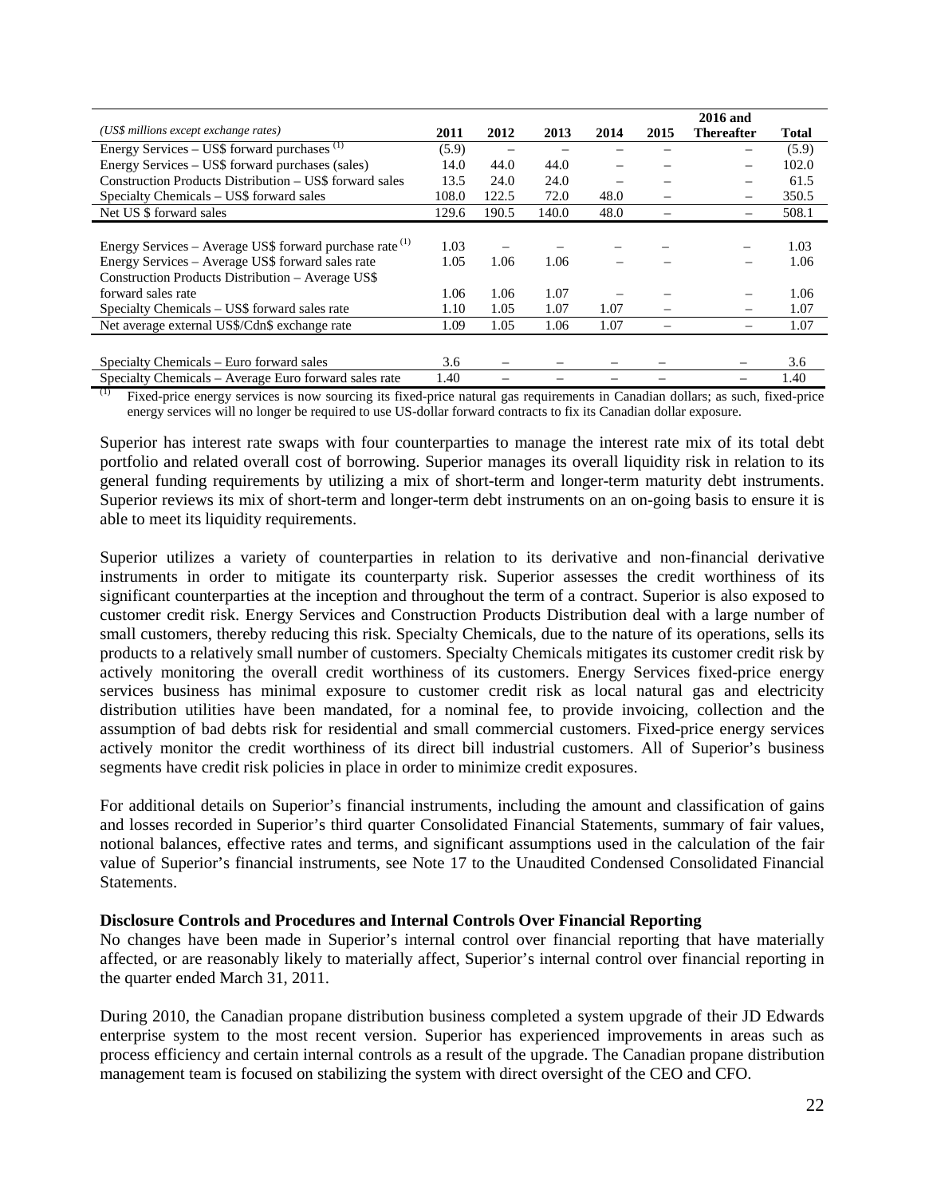| *(US$ millions except exchange rates)* | 2011 | 2012 | 2013 | 2014 | 2015 | 2016 and Thereafter | Total |
|---|---|---|---|---|---|---|---|
| Energy Services – US$ forward purchases [(1)] | (5.9) | – | – | – | – | – | (5.9) |
| Energy Services – US$ forward purchases (sales) | 14.0 | 44.0 | 44.0 | – | – | – | 102.0 |
| Construction Products Distribution – US$ forward sales | 13.5 | 24.0 | 24.0 | – | – | – | 61.5 |
| Specialty Chemicals – US$ forward sales | 108.0 | 122.5 | 72.0 | 48.0 | – | – | 350.5 |
| Net US $ forward sales | 129.6 | 190.5 | 140.0 | 48.0 | – | – | 508.1 |
| | | | | | | | |
| Energy Services – Average US$ forward purchase rate [(1)] | 1.03 | – | – | – | – | – | 1.03 |
| Energy Services – Average US$ forward sales rate | 1.05 | 1.06 | 1.06 | – | – | – | 1.06 |
| Construction Products Distribution – Average US$ forward sales rate | 1.06 | 1.06 | 1.07 | – | – | – | 1.06 |
| Specialty Chemicals – US$ forward sales rate | 1.10 | 1.05 | 1.07 | 1.07 | – | – | 1.07 |
| Net average external US$/Cdn$ exchange rate | 1.09 | 1.05 | 1.06 | 1.07 | – | – | 1.07 |
| | | | | | | | |
| Specialty Chemicals – Euro forward sales | 3.6 | – | – | – | – | – | 3.6 |
| Specialty Chemicals – Average Euro forward sales rate | 1.40 | – | – | – | – | – | 1.40 |

(1) Fixed-price energy services is now sourcing its fixed-price natural gas requirements in Canadian dollars; as such, fixed-price energy services will no longer be required to use US-dollar forward contracts to fix its Canadian dollar exposure.

Superior has interest rate swaps with four counterparties to manage the interest rate mix of its total debt portfolio and related overall cost of borrowing. Superior manages its overall liquidity risk in relation to its general funding requirements by utilizing a mix of short-term and longer-term maturity debt instruments. Superior reviews its mix of short-term and longer-term debt instruments on an on-going basis to ensure it is able to meet its liquidity requirements.

Superior utilizes a variety of counterparties in relation to its derivative and non-financial derivative instruments in order to mitigate its counterparty risk. Superior assesses the credit worthiness of its significant counterparties at the inception and throughout the term of a contract. Superior is also exposed to customer credit risk. Energy Services and Construction Products Distribution deal with a large number of small customers, thereby reducing this risk. Specialty Chemicals, due to the nature of its operations, sells its products to a relatively small number of customers. Specialty Chemicals mitigates its customer credit risk by actively monitoring the overall credit worthiness of its customers. Energy Services fixed-price energy services business has minimal exposure to customer credit risk as local natural gas and electricity distribution utilities have been mandated, for a nominal fee, to provide invoicing, collection and the assumption of bad debts risk for residential and small commercial customers. Fixed-price energy services actively monitor the credit worthiness of its direct bill industrial customers. All of Superior's business segments have credit risk policies in place in order to minimize credit exposures.

For additional details on Superior's financial instruments, including the amount and classification of gains and losses recorded in Superior's third quarter Consolidated Financial Statements, summary of fair values, notional balances, effective rates and terms, and significant assumptions used in the calculation of the fair value of Superior's financial instruments, see Note 17 to the Unaudited Condensed Consolidated Financial Statements.

**Disclosure Controls and Procedures and Internal Controls Over Financial Reporting**

No changes have been made in Superior's internal control over financial reporting that have materially affected, or are reasonably likely to materially affect, Superior's internal control over financial reporting in the quarter ended March 31, 2011.

During 2010, the Canadian propane distribution business completed a system upgrade of their JD Edwards enterprise system to the most recent version. Superior has experienced improvements in areas such as process efficiency and certain internal controls as a result of the upgrade. The Canadian propane distribution management team is focused on stabilizing the system with direct oversight of the CEO and CFO.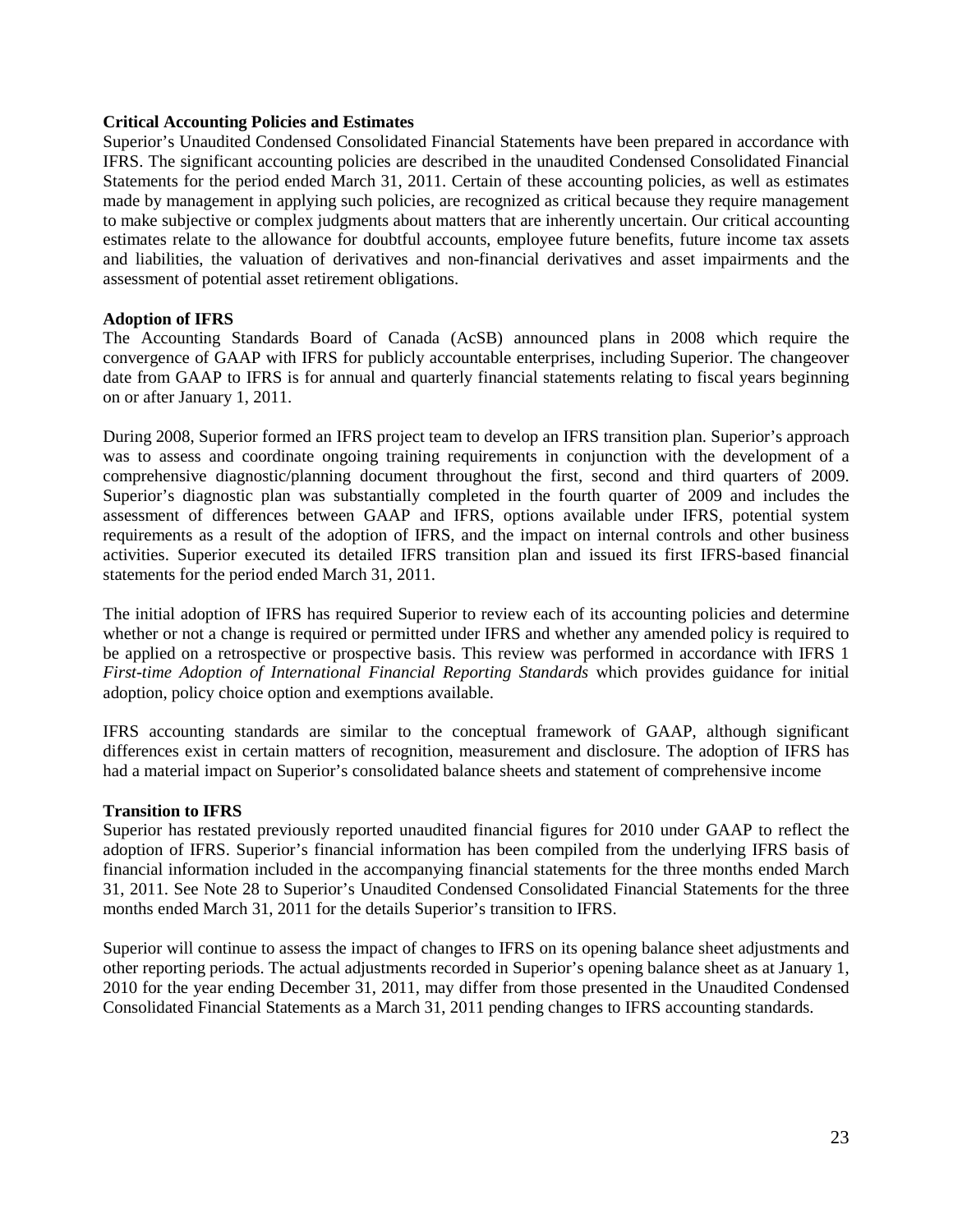**Critical Accounting Policies and Estimates**

Superior's Unaudited Condensed Consolidated Financial Statements have been prepared in accordance with IFRS. The significant accounting policies are described in the unaudited Condensed Consolidated Financial Statements for the period ended March 31, 2011. Certain of these accounting policies, as well as estimates made by management in applying such policies, are recognized as critical because they require management to make subjective or complex judgments about matters that are inherently uncertain. Our critical accounting estimates relate to the allowance for doubtful accounts, employee future benefits, future income tax assets and liabilities, the valuation of derivatives and non-financial derivatives and asset impairments and the assessment of potential asset retirement obligations.

**Adoption of IFRS**

The Accounting Standards Board of Canada (AcSB) announced plans in 2008 which require the convergence of GAAP with IFRS for publicly accountable enterprises, including Superior. The changeover date from GAAP to IFRS is for annual and quarterly financial statements relating to fiscal years beginning on or after January 1, 2011.

During 2008, Superior formed an IFRS project team to develop an IFRS transition plan. Superior's approach was to assess and coordinate ongoing training requirements in conjunction with the development of a comprehensive diagnostic/planning document throughout the first, second and third quarters of 2009. Superior's diagnostic plan was substantially completed in the fourth quarter of 2009 and includes the assessment of differences between GAAP and IFRS, options available under IFRS, potential system requirements as a result of the adoption of IFRS, and the impact on internal controls and other business activities. Superior executed its detailed IFRS transition plan and issued its first IFRS-based financial statements for the period ended March 31, 2011.

The initial adoption of IFRS has required Superior to review each of its accounting policies and determine whether or not a change is required or permitted under IFRS and whether any amended policy is required to be applied on a retrospective or prospective basis. This review was performed in accordance with IFRS 1 *First-time Adoption of International Financial Reporting Standards* which provides guidance for initial adoption, policy choice option and exemptions available.

IFRS accounting standards are similar to the conceptual framework of GAAP, although significant differences exist in certain matters of recognition, measurement and disclosure. The adoption of IFRS has had a material impact on Superior's consolidated balance sheets and statement of comprehensive income

**Transition to IFRS**

Superior has restated previously reported unaudited financial figures for 2010 under GAAP to reflect the adoption of IFRS. Superior's financial information has been compiled from the underlying IFRS basis of financial information included in the accompanying financial statements for the three months ended March 31, 2011. See Note 28 to Superior's Unaudited Condensed Consolidated Financial Statements for the three months ended March 31, 2011 for the details Superior's transition to IFRS.

Superior will continue to assess the impact of changes to IFRS on its opening balance sheet adjustments and other reporting periods. The actual adjustments recorded in Superior's opening balance sheet as at January 1, 2010 for the year ending December 31, 2011, may differ from those presented in the Unaudited Condensed Consolidated Financial Statements as a March 31, 2011 pending changes to IFRS accounting standards.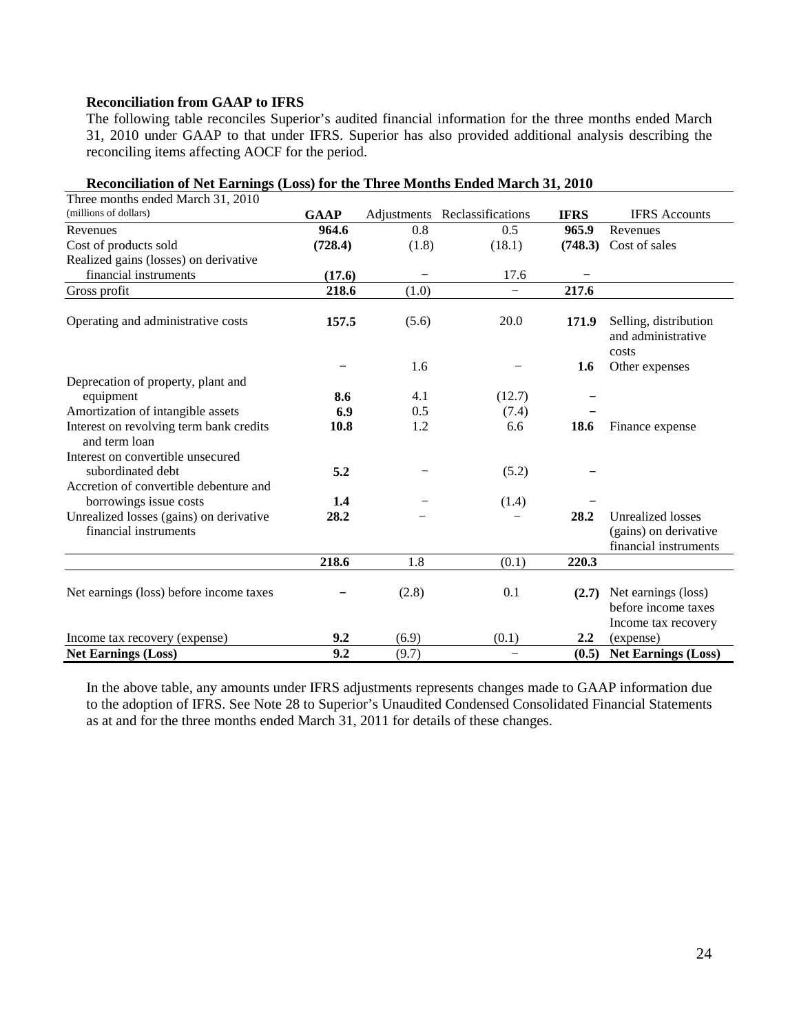**Reconciliation from GAAP to IFRS**

The following table reconciles Superior's audited financial information for the three months ended March 31, 2010 under GAAP to that under IFRS. Superior has also provided additional analysis describing the reconciling items affecting AOCF for the period.

**Reconciliation of Net Earnings (Loss) for the Three Months Ended March 31, 2010**

| Three months ended March 31, 2010 (millions of dollars) | **GAAP** | Adjustments | Reclassifications | **IFRS** | IFRS Accounts |
|---|---|---|---|---|---|
| Revenues | **964.6** | 0.8 | 0.5 | **965.9** | Revenues |
| Cost of products sold | **(728.4)** | (1.8) | (18.1) | **(748.3)** | Cost of sales |
| Realized gains (losses) on derivative financial instruments | **(17.6)** | – | 17.6 | – | |
| Gross profit | **218.6** | (1.0) | – | **217.6** | |
| Operating and administrative costs | **157.5** | (5.6) | 20.0 | **171.9** | Selling, distribution and administrative costs |
| | **–** | 1.6 | – | **1.6** | Other expenses |
| Deprecation of property, plant and equipment | **8.6** | 4.1 | (12.7) | **–** | |
| Amortization of intangible assets | **6.9** | 0.5 | (7.4) | **–** | |
| Interest on revolving term bank credits and term loan | **10.8** | 1.2 | 6.6 | **18.6** | Finance expense |
| Interest on convertible unsecured subordinated debt | **5.2** | – | (5.2) | **–** | |
| Accretion of convertible debenture and borrowings issue costs | **1.4** | – | (1.4) | **–** | |
| Unrealized losses (gains) on derivative financial instruments | **28.2** | – | – | **28.2** | Unrealized losses (gains) on derivative financial instruments |
| | **218.6** | 1.8 | (0.1) | **220.3** | |
| Net earnings (loss) before income taxes | **–** | (2.8) | 0.1 | **(2.7)** | Net earnings (loss) before income taxes |
| Income tax recovery (expense) | **9.2** | (6.9) | (0.1) | **2.2** | Income tax recovery (expense) |
| **Net Earnings (Loss)** | **9.2** | (9.7) | – | **(0.5)** | **Net Earnings (Loss)** |

In the above table, any amounts under IFRS adjustments represents changes made to GAAP information due to the adoption of IFRS. See Note 28 to Superior's Unaudited Condensed Consolidated Financial Statements as at and for the three months ended March 31, 2011 for details of these changes.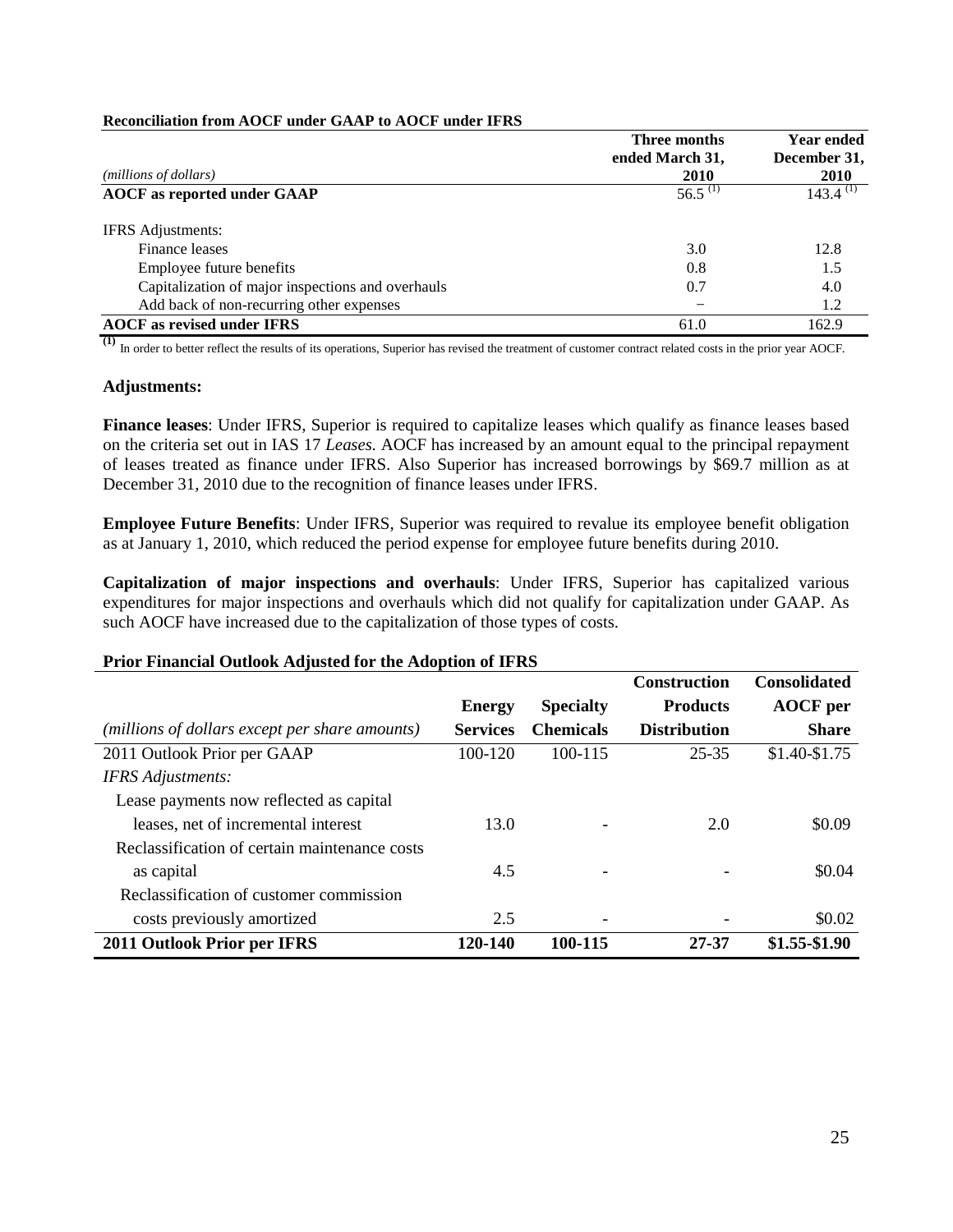**Reconciliation from AOCF under GAAP to AOCF under IFRS**

| *(millions of dollars)* | Three months ended March 31, 2010 | Year ended December 31, 2010 |
|---|---|---|
| **AOCF as reported under GAAP** | 56.5 [(1)] | 143.4 [(1)] |
| IFRS Adjustments: | | |
| Finance leases | 3.0 | 12.8 |
| Employee future benefits | 0.8 | 1.5 |
| Capitalization of major inspections and overhauls | 0.7 | 4.0 |
| Add back of non-recurring other expenses | – | 1.2 |
| **AOCF as revised under IFRS** | 61.0 | 162.9 |

**(1)** In order to better reflect the results of its operations, Superior has revised the treatment of customer contract related costs in the prior year AOCF.

**Adjustments:**

**Finance leases**: Under IFRS, Superior is required to capitalize leases which qualify as finance leases based on the criteria set out in IAS 17 *Leases.* AOCF has increased by an amount equal to the principal repayment of leases treated as finance under IFRS. Also Superior has increased borrowings by $69.7 million as at December 31, 2010 due to the recognition of finance leases under IFRS.

**Employee Future Benefits**: Under IFRS, Superior was required to revalue its employee benefit obligation as at January 1, 2010, which reduced the period expense for employee future benefits during 2010.

**Capitalization of major inspections and overhauls**: Under IFRS, Superior has capitalized various expenditures for major inspections and overhauls which did not qualify for capitalization under GAAP. As such AOCF have increased due to the capitalization of those types of costs.

**Prior Financial Outlook Adjusted for the Adoption of IFRS**

| *(millions of dollars except per share amounts)* | Energy Services | Specialty Chemicals | Construction Products Distribution | Consolidated AOCF per Share |
|---|---|---|---|---|
| 2011 Outlook Prior per GAAP | 100-120 | 100-115 | 25-35 | $1.40-$1.75 |
| *IFRS Adjustments:* | | | | |
| Lease payments now reflected as capital leases, net of incremental interest | 13.0 | - | 2.0 | $0.09 |
| Reclassification of certain maintenance costs as capital | 4.5 | - | - | $0.04 |
| Reclassification of customer commission costs previously amortized | 2.5 | - | - | $0.02 |
| **2011 Outlook Prior per IFRS** | **120-140** | **100-115** | **27-37** | **$1.55-$1.90** |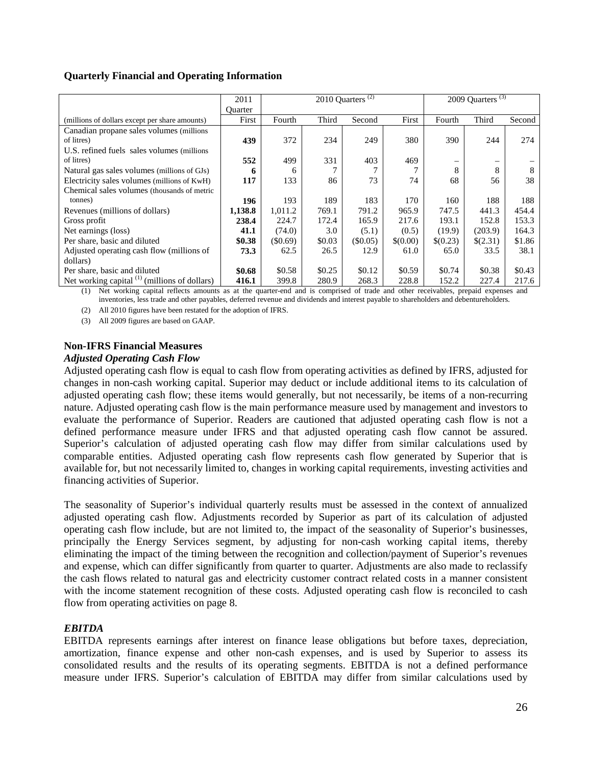### Quarterly Financial and Operating Information

| | 2011 Quarter | 2010 Quarters [(2)] | | | | 2009 Quarters [(3)] | | |
|---|---|---|---|---|---|---|---|---|
| (millions of dollars except per share amounts) | First | Fourth | Third | Second | First | Fourth | Third | Second |
| Canadian propane sales volumes (millions of litres) | **439** | 372 | 234 | 249 | 380 | 390 | 244 | 274 |
| U.S. refined fuels sales volumes (millions of litres) | **552** | 499 | 331 | 403 | 469 | – | – | – |
| Natural gas sales volumes (millions of GJs) | **6** | 6 | 7 | 7 | 7 | 8 | 8 | 8 |
| Electricity sales volumes (millions of KwH) | **117** | 133 | 86 | 73 | 74 | 68 | 56 | 38 |
| Chemical sales volumes (thousands of metric tonnes) | **196** | 193 | 189 | 183 | 170 | 160 | 188 | 188 |
| Revenues (millions of dollars) | **1,138.8** | 1,011.2 | 769.1 | 791.2 | 965.9 | 747.5 | 441.3 | 454.4 |
| Gross profit | **238.4** | 224.7 | 172.4 | 165.9 | 217.6 | 193.1 | 152.8 | 153.3 |
| Net earnings (loss) | **41.1** | (74.0) | 3.0 | (5.1) | (0.5) | (19.9) | (203.9) | 164.3 |
| Per share, basic and diluted | **$0.38** | ($0.69) | $0.03 | ($0.05) | $(0.00) | $(0.23) | $(2.31) | $1.86 |
| Adjusted operating cash flow (millions of dollars) | **73.3** | 62.5 | 26.5 | 12.9 | 61.0 | 65.0 | 33.5 | 38.1 |
| Per share, basic and diluted | **$0.68** | $0.58 | $0.25 | $0.12 | $0.59 | $0.74 | $0.38 | $0.43 |
| Net working capital [(1)] (millions of dollars) | **416.1** | 399.8 | 280.9 | 268.3 | 228.8 | 152.2 | 227.4 | 217.6 |

(1) Net working capital reflects amounts as at the quarter-end and is comprised of trade and other receivables, prepaid expenses and inventories, less trade and other payables, deferred revenue and dividends and interest payable to shareholders and debentureholders.

(2) All 2010 figures have been restated for the adoption of IFRS.

(3) All 2009 figures are based on GAAP.

### Non-IFRS Financial Measures

#### *Adjusted Operating Cash Flow*

Adjusted operating cash flow is equal to cash flow from operating activities as defined by IFRS, adjusted for changes in non-cash working capital. Superior may deduct or include additional items to its calculation of adjusted operating cash flow; these items would generally, but not necessarily, be items of a non-recurring nature. Adjusted operating cash flow is the main performance measure used by management and investors to evaluate the performance of Superior. Readers are cautioned that adjusted operating cash flow is not a defined performance measure under IFRS and that adjusted operating cash flow cannot be assured. Superior's calculation of adjusted operating cash flow may differ from similar calculations used by comparable entities. Adjusted operating cash flow represents cash flow generated by Superior that is available for, but not necessarily limited to, changes in working capital requirements, investing activities and financing activities of Superior.

The seasonality of Superior's individual quarterly results must be assessed in the context of annualized adjusted operating cash flow. Adjustments recorded by Superior as part of its calculation of adjusted operating cash flow include, but are not limited to, the impact of the seasonality of Superior's businesses, principally the Energy Services segment, by adjusting for non-cash working capital items, thereby eliminating the impact of the timing between the recognition and collection/payment of Superior's revenues and expense, which can differ significantly from quarter to quarter. Adjustments are also made to reclassify the cash flows related to natural gas and electricity customer contract related costs in a manner consistent with the income statement recognition of these costs. Adjusted operating cash flow is reconciled to cash flow from operating activities on page 8.

#### *EBITDA*

EBITDA represents earnings after interest on finance lease obligations but before taxes, depreciation, amortization, finance expense and other non-cash expenses, and is used by Superior to assess its consolidated results and the results of its operating segments. EBITDA is not a defined performance measure under IFRS. Superior's calculation of EBITDA may differ from similar calculations used by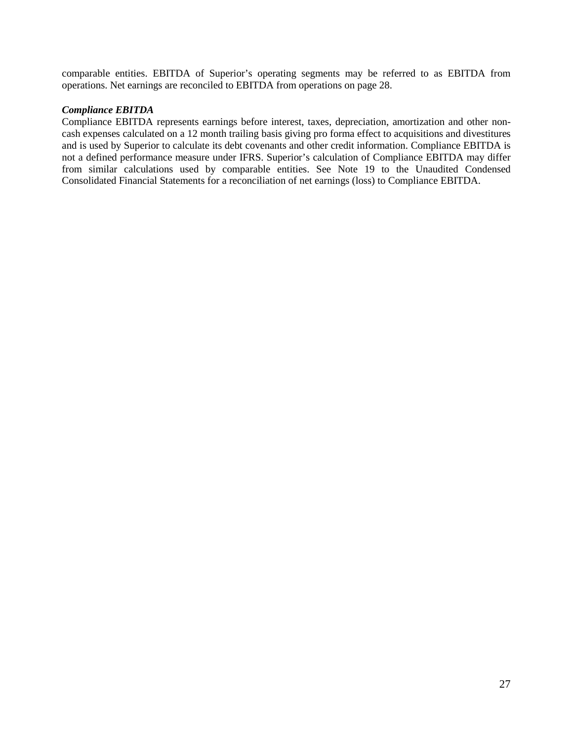comparable entities. EBITDA of Superior's operating segments may be referred to as EBITDA from operations. Net earnings are reconciled to EBITDA from operations on page 28.

***Compliance EBITDA***

Compliance EBITDA represents earnings before interest, taxes, depreciation, amortization and other non-cash expenses calculated on a 12 month trailing basis giving pro forma effect to acquisitions and divestitures and is used by Superior to calculate its debt covenants and other credit information. Compliance EBITDA is not a defined performance measure under IFRS. Superior's calculation of Compliance EBITDA may differ from similar calculations used by comparable entities. See Note 19 to the Unaudited Condensed Consolidated Financial Statements for a reconciliation of net earnings (loss) to Compliance EBITDA.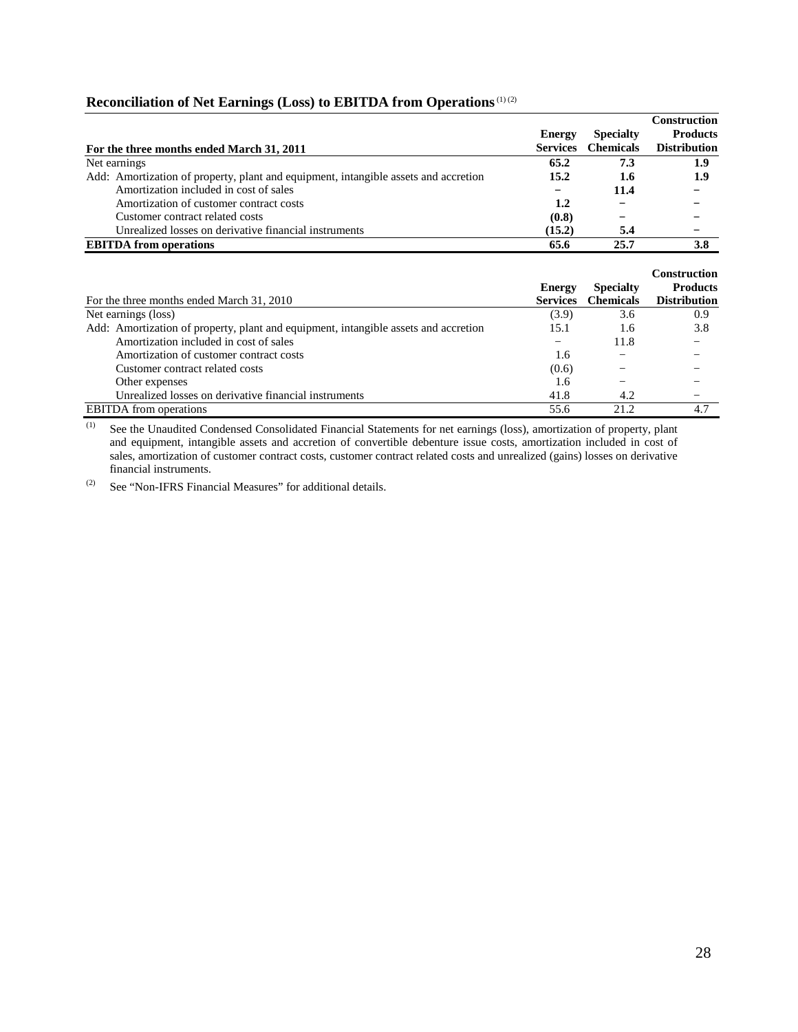## Reconciliation of Net Earnings (Loss) to EBITDA from Operations [(1) (2)]

| **For the three months ended March 31, 2011** | **Energy Services** | **Specialty Chemicals** | **Construction Products Distribution** |
|---|---|---|---|
| Net earnings | **65.2** | **7.3** | **1.9** |
| Add: Amortization of property, plant and equipment, intangible assets and accretion | **15.2** | **1.6** | **1.9** |
| Amortization included in cost of sales | **–** | **11.4** | **–** |
| Amortization of customer contract costs | **1.2** | **–** | **–** |
| Customer contract related costs | **(0.8)** | **–** | **–** |
| Unrealized losses on derivative financial instruments | **(15.2)** | **5.4** | **–** |
| **EBITDA from operations** | **65.6** | **25.7** | **3.8** |

| For the three months ended March 31, 2010 | **Energy Services** | **Specialty Chemicals** | **Construction Products Distribution** |
|---|---|---|---|
| Net earnings (loss) | (3.9) | 3.6 | 0.9 |
| Add: Amortization of property, plant and equipment, intangible assets and accretion | 15.1 | 1.6 | 3.8 |
| Amortization included in cost of sales | – | 11.8 | – |
| Amortization of customer contract costs | 1.6 | – | – |
| Customer contract related costs | (0.6) | – | – |
| Other expenses | 1.6 | – | – |
| Unrealized losses on derivative financial instruments | 41.8 | 4.2 | – |
| EBITDA from operations | 55.6 | 21.2 | 4.7 |

(1) See the Unaudited Condensed Consolidated Financial Statements for net earnings (loss), amortization of property, plant and equipment, intangible assets and accretion of convertible debenture issue costs, amortization included in cost of sales, amortization of customer contract costs, customer contract related costs and unrealized (gains) losses on derivative financial instruments.

(2) See "Non-IFRS Financial Measures" for additional details.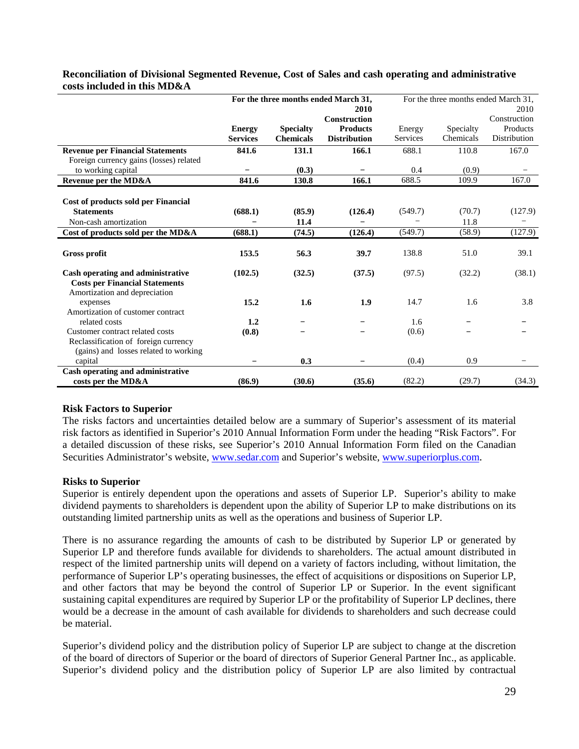### Reconciliation of Divisional Segmented Revenue, Cost of Sales and cash operating and administrative costs included in this MD&A

| | **For the three months ended March 31, 2010** | | | For the three months ended March 31, 2010 | | |
|---|---|---|---|---|---|---|
| | **Energy Services** | **Specialty Chemicals** | **Construction Products Distribution** | Energy Services | Specialty Chemicals | Construction Products Distribution |
| **Revenue per Financial Statements** | **841.6** | **131.1** | **166.1** | 688.1 | 110.8 | 167.0 |
| Foreign currency gains (losses) related to working capital | – | **(0.3)** | – | 0.4 | (0.9) | – |
| **Revenue per the MD&A** | **841.6** | **130.8** | **166.1** | 688.5 | 109.9 | 167.0 |
| **Cost of products sold per Financial Statements** | **(688.1)** | **(85.9)** | **(126.4)** | (549.7) | (70.7) | (127.9) |
| Non-cash amortization | – | **11.4** | – | – | 11.8 | – |
| **Cost of products sold per the MD&A** | **(688.1)** | **(74.5)** | **(126.4)** | (549.7) | (58.9) | (127.9) |
| **Gross profit** | **153.5** | **56.3** | **39.7** | 138.8 | 51.0 | 39.1 |
| **Cash operating and administrative Costs per Financial Statements** | **(102.5)** | **(32.5)** | **(37.5)** | (97.5) | (32.2) | (38.1) |
| Amortization and depreciation expenses | **15.2** | **1.6** | **1.9** | 14.7 | 1.6 | 3.8 |
| Amortization of customer contract related costs | **1.2** | – | – | 1.6 | – | – |
| Customer contract related costs | **(0.8)** | – | – | (0.6) | – | – |
| Reclassification of foreign currency (gains) and losses related to working capital | – | **0.3** | – | (0.4) | 0.9 | – |
| **Cash operating and administrative costs per the MD&A** | **(86.9)** | **(30.6)** | **(35.6)** | (82.2) | (29.7) | (34.3) |

### Risk Factors to Superior

The risks factors and uncertainties detailed below are a summary of Superior's assessment of its material risk factors as identified in Superior's 2010 Annual Information Form under the heading "Risk Factors". For a detailed discussion of these risks, see Superior's 2010 Annual Information Form filed on the Canadian Securities Administrator's website, www.sedar.com and Superior's website, www.superiorplus.com.

### Risks to Superior

Superior is entirely dependent upon the operations and assets of Superior LP. Superior's ability to make dividend payments to shareholders is dependent upon the ability of Superior LP to make distributions on its outstanding limited partnership units as well as the operations and business of Superior LP.

There is no assurance regarding the amounts of cash to be distributed by Superior LP or generated by Superior LP and therefore funds available for dividends to shareholders. The actual amount distributed in respect of the limited partnership units will depend on a variety of factors including, without limitation, the performance of Superior LP's operating businesses, the effect of acquisitions or dispositions on Superior LP, and other factors that may be beyond the control of Superior LP or Superior. In the event significant sustaining capital expenditures are required by Superior LP or the profitability of Superior LP declines, there would be a decrease in the amount of cash available for dividends to shareholders and such decrease could be material.

Superior's dividend policy and the distribution policy of Superior LP are subject to change at the discretion of the board of directors of Superior or the board of directors of Superior General Partner Inc., as applicable. Superior's dividend policy and the distribution policy of Superior LP are also limited by contractual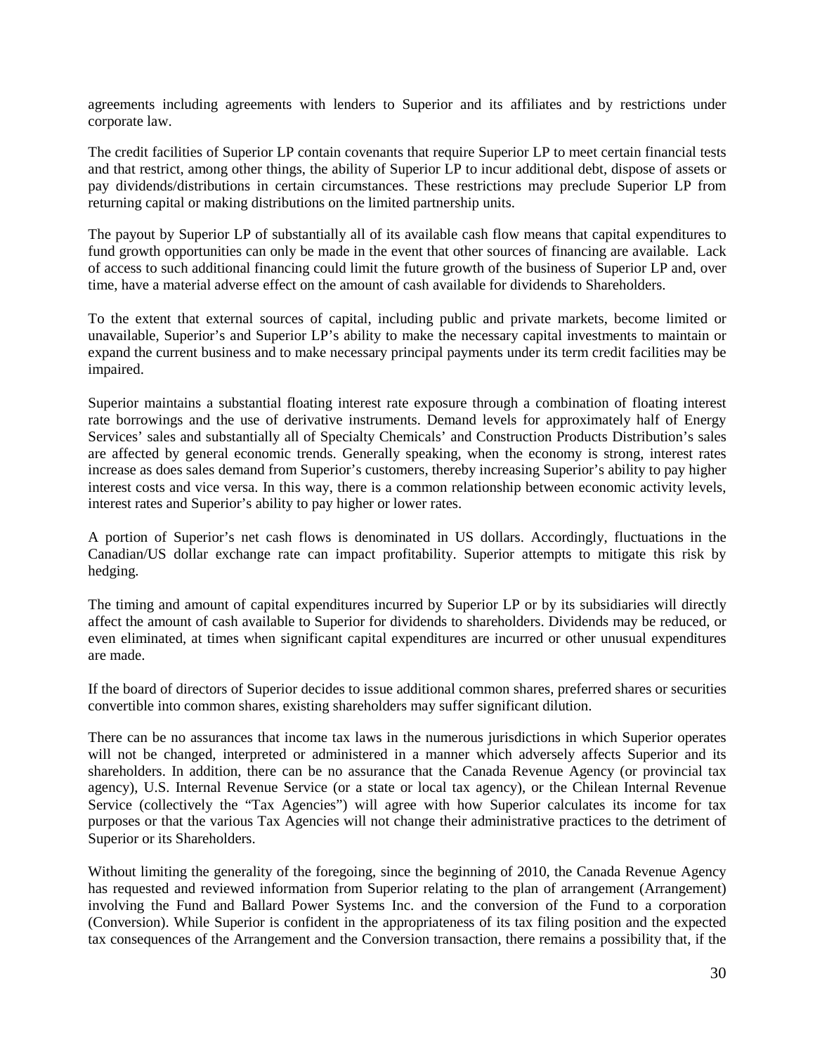agreements including agreements with lenders to Superior and its affiliates and by restrictions under corporate law.

The credit facilities of Superior LP contain covenants that require Superior LP to meet certain financial tests and that restrict, among other things, the ability of Superior LP to incur additional debt, dispose of assets or pay dividends/distributions in certain circumstances. These restrictions may preclude Superior LP from returning capital or making distributions on the limited partnership units.

The payout by Superior LP of substantially all of its available cash flow means that capital expenditures to fund growth opportunities can only be made in the event that other sources of financing are available. Lack of access to such additional financing could limit the future growth of the business of Superior LP and, over time, have a material adverse effect on the amount of cash available for dividends to Shareholders.

To the extent that external sources of capital, including public and private markets, become limited or unavailable, Superior's and Superior LP's ability to make the necessary capital investments to maintain or expand the current business and to make necessary principal payments under its term credit facilities may be impaired.

Superior maintains a substantial floating interest rate exposure through a combination of floating interest rate borrowings and the use of derivative instruments. Demand levels for approximately half of Energy Services' sales and substantially all of Specialty Chemicals' and Construction Products Distribution's sales are affected by general economic trends. Generally speaking, when the economy is strong, interest rates increase as does sales demand from Superior's customers, thereby increasing Superior's ability to pay higher interest costs and vice versa. In this way, there is a common relationship between economic activity levels, interest rates and Superior's ability to pay higher or lower rates.

A portion of Superior's net cash flows is denominated in US dollars. Accordingly, fluctuations in the Canadian/US dollar exchange rate can impact profitability. Superior attempts to mitigate this risk by hedging.

The timing and amount of capital expenditures incurred by Superior LP or by its subsidiaries will directly affect the amount of cash available to Superior for dividends to shareholders. Dividends may be reduced, or even eliminated, at times when significant capital expenditures are incurred or other unusual expenditures are made.

If the board of directors of Superior decides to issue additional common shares, preferred shares or securities convertible into common shares, existing shareholders may suffer significant dilution.

There can be no assurances that income tax laws in the numerous jurisdictions in which Superior operates will not be changed, interpreted or administered in a manner which adversely affects Superior and its shareholders. In addition, there can be no assurance that the Canada Revenue Agency (or provincial tax agency), U.S. Internal Revenue Service (or a state or local tax agency), or the Chilean Internal Revenue Service (collectively the "Tax Agencies") will agree with how Superior calculates its income for tax purposes or that the various Tax Agencies will not change their administrative practices to the detriment of Superior or its Shareholders.

Without limiting the generality of the foregoing, since the beginning of 2010, the Canada Revenue Agency has requested and reviewed information from Superior relating to the plan of arrangement (Arrangement) involving the Fund and Ballard Power Systems Inc. and the conversion of the Fund to a corporation (Conversion). While Superior is confident in the appropriateness of its tax filing position and the expected tax consequences of the Arrangement and the Conversion transaction, there remains a possibility that, if the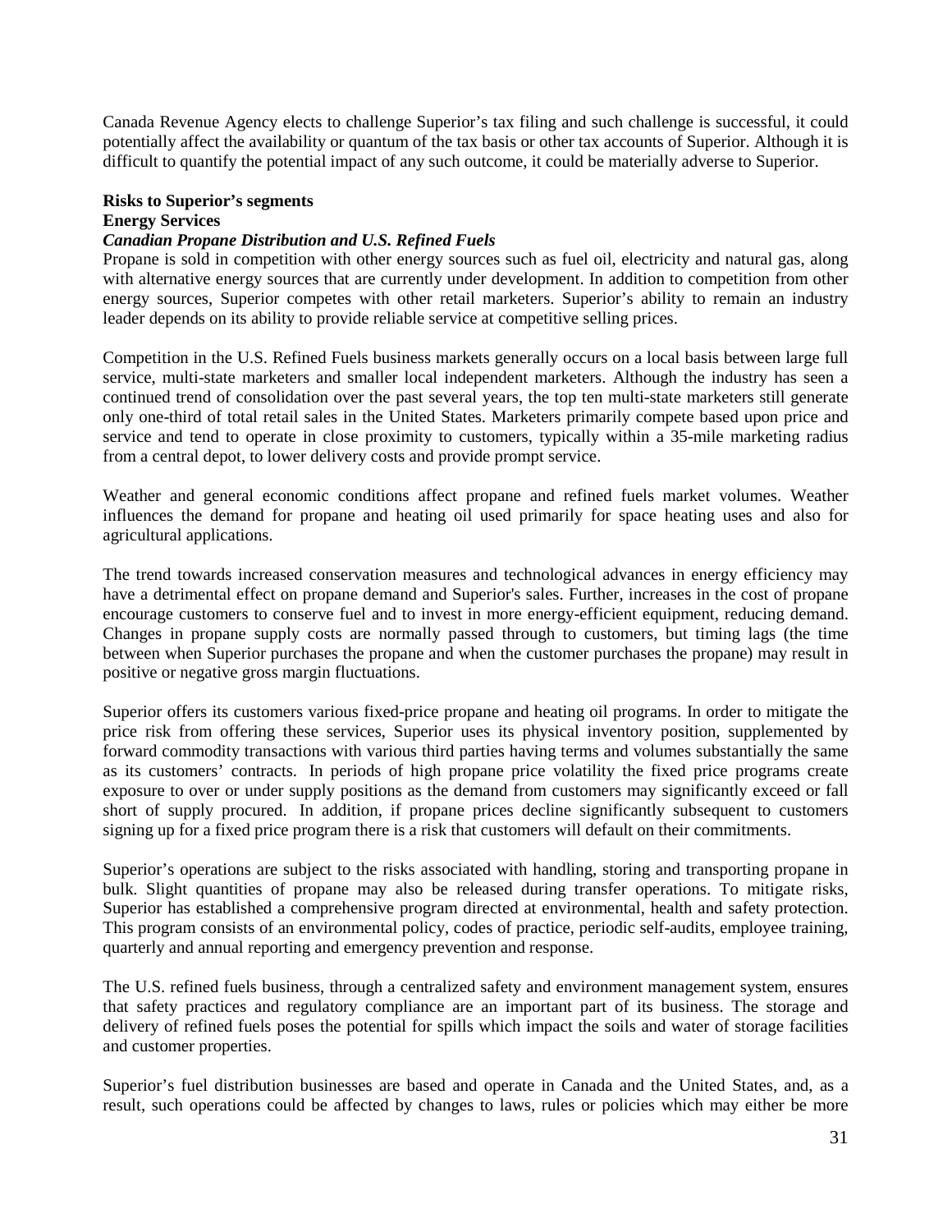Canada Revenue Agency elects to challenge Superior's tax filing and such challenge is successful, it could potentially affect the availability or quantum of the tax basis or other tax accounts of Superior. Although it is difficult to quantify the potential impact of any such outcome, it could be materially adverse to Superior.

**Risks to Superior's segments**

**Energy Services**

***Canadian Propane Distribution and U.S. Refined Fuels***

Propane is sold in competition with other energy sources such as fuel oil, electricity and natural gas, along with alternative energy sources that are currently under development. In addition to competition from other energy sources, Superior competes with other retail marketers. Superior's ability to remain an industry leader depends on its ability to provide reliable service at competitive selling prices.

Competition in the U.S. Refined Fuels business markets generally occurs on a local basis between large full service, multi-state marketers and smaller local independent marketers. Although the industry has seen a continued trend of consolidation over the past several years, the top ten multi-state marketers still generate only one-third of total retail sales in the United States. Marketers primarily compete based upon price and service and tend to operate in close proximity to customers, typically within a 35-mile marketing radius from a central depot, to lower delivery costs and provide prompt service.

Weather and general economic conditions affect propane and refined fuels market volumes. Weather influences the demand for propane and heating oil used primarily for space heating uses and also for agricultural applications.

The trend towards increased conservation measures and technological advances in energy efficiency may have a detrimental effect on propane demand and Superior's sales. Further, increases in the cost of propane encourage customers to conserve fuel and to invest in more energy-efficient equipment, reducing demand. Changes in propane supply costs are normally passed through to customers, but timing lags (the time between when Superior purchases the propane and when the customer purchases the propane) may result in positive or negative gross margin fluctuations.

Superior offers its customers various fixed-price propane and heating oil programs. In order to mitigate the price risk from offering these services, Superior uses its physical inventory position, supplemented by forward commodity transactions with various third parties having terms and volumes substantially the same as its customers' contracts. In periods of high propane price volatility the fixed price programs create exposure to over or under supply positions as the demand from customers may significantly exceed or fall short of supply procured. In addition, if propane prices decline significantly subsequent to customers signing up for a fixed price program there is a risk that customers will default on their commitments.

Superior's operations are subject to the risks associated with handling, storing and transporting propane in bulk. Slight quantities of propane may also be released during transfer operations. To mitigate risks, Superior has established a comprehensive program directed at environmental, health and safety protection. This program consists of an environmental policy, codes of practice, periodic self-audits, employee training, quarterly and annual reporting and emergency prevention and response.

The U.S. refined fuels business, through a centralized safety and environment management system, ensures that safety practices and regulatory compliance are an important part of its business. The storage and delivery of refined fuels poses the potential for spills which impact the soils and water of storage facilities and customer properties.

Superior's fuel distribution businesses are based and operate in Canada and the United States, and, as a result, such operations could be affected by changes to laws, rules or policies which may either be more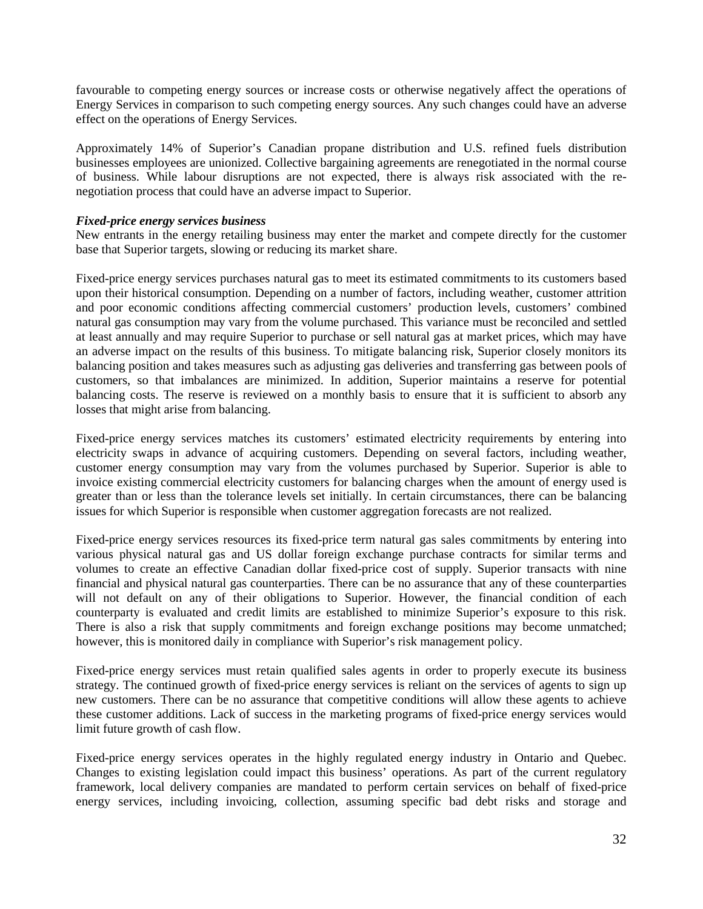favourable to competing energy sources or increase costs or otherwise negatively affect the operations of Energy Services in comparison to such competing energy sources. Any such changes could have an adverse effect on the operations of Energy Services.

Approximately 14% of Superior's Canadian propane distribution and U.S. refined fuels distribution businesses employees are unionized. Collective bargaining agreements are renegotiated in the normal course of business. While labour disruptions are not expected, there is always risk associated with the re-negotiation process that could have an adverse impact to Superior.

***Fixed-price energy services business***

New entrants in the energy retailing business may enter the market and compete directly for the customer base that Superior targets, slowing or reducing its market share.

Fixed-price energy services purchases natural gas to meet its estimated commitments to its customers based upon their historical consumption. Depending on a number of factors, including weather, customer attrition and poor economic conditions affecting commercial customers' production levels, customers' combined natural gas consumption may vary from the volume purchased. This variance must be reconciled and settled at least annually and may require Superior to purchase or sell natural gas at market prices, which may have an adverse impact on the results of this business. To mitigate balancing risk, Superior closely monitors its balancing position and takes measures such as adjusting gas deliveries and transferring gas between pools of customers, so that imbalances are minimized. In addition, Superior maintains a reserve for potential balancing costs. The reserve is reviewed on a monthly basis to ensure that it is sufficient to absorb any losses that might arise from balancing.

Fixed-price energy services matches its customers' estimated electricity requirements by entering into electricity swaps in advance of acquiring customers. Depending on several factors, including weather, customer energy consumption may vary from the volumes purchased by Superior. Superior is able to invoice existing commercial electricity customers for balancing charges when the amount of energy used is greater than or less than the tolerance levels set initially. In certain circumstances, there can be balancing issues for which Superior is responsible when customer aggregation forecasts are not realized.

Fixed-price energy services resources its fixed-price term natural gas sales commitments by entering into various physical natural gas and US dollar foreign exchange purchase contracts for similar terms and volumes to create an effective Canadian dollar fixed-price cost of supply. Superior transacts with nine financial and physical natural gas counterparties. There can be no assurance that any of these counterparties will not default on any of their obligations to Superior. However, the financial condition of each counterparty is evaluated and credit limits are established to minimize Superior's exposure to this risk. There is also a risk that supply commitments and foreign exchange positions may become unmatched; however, this is monitored daily in compliance with Superior's risk management policy.

Fixed-price energy services must retain qualified sales agents in order to properly execute its business strategy. The continued growth of fixed-price energy services is reliant on the services of agents to sign up new customers. There can be no assurance that competitive conditions will allow these agents to achieve these customer additions. Lack of success in the marketing programs of fixed-price energy services would limit future growth of cash flow.

Fixed-price energy services operates in the highly regulated energy industry in Ontario and Quebec. Changes to existing legislation could impact this business' operations. As part of the current regulatory framework, local delivery companies are mandated to perform certain services on behalf of fixed-price energy services, including invoicing, collection, assuming specific bad debt risks and storage and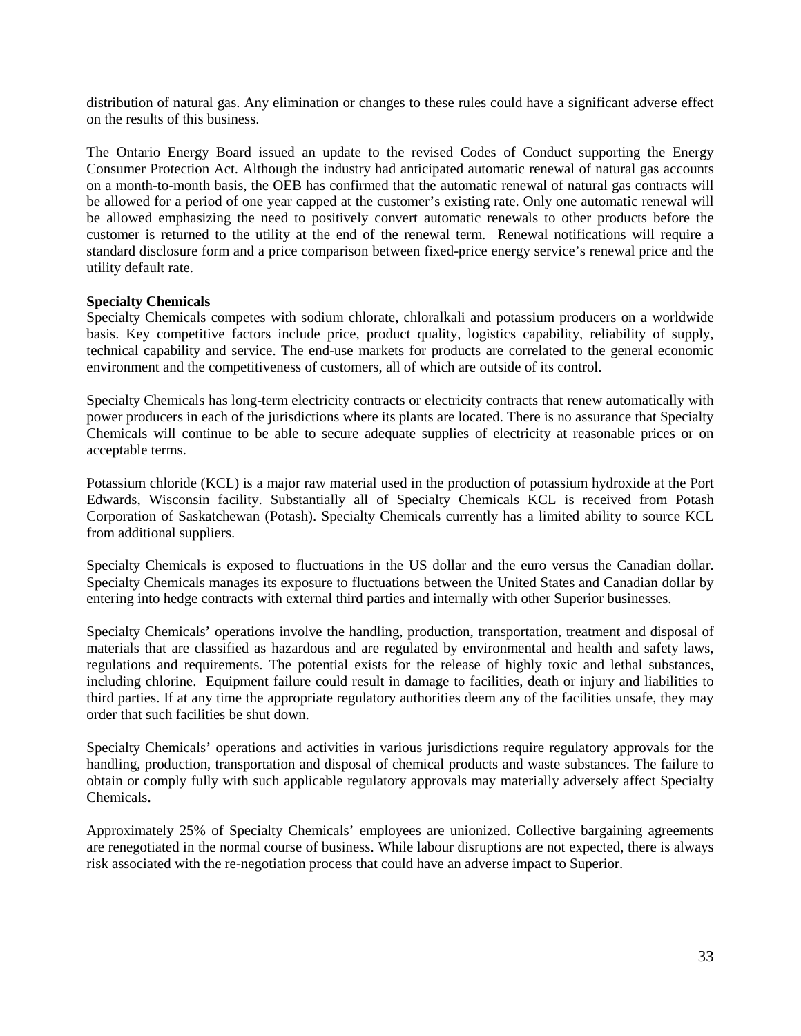distribution of natural gas. Any elimination or changes to these rules could have a significant adverse effect on the results of this business.

The Ontario Energy Board issued an update to the revised Codes of Conduct supporting the Energy Consumer Protection Act. Although the industry had anticipated automatic renewal of natural gas accounts on a month-to-month basis, the OEB has confirmed that the automatic renewal of natural gas contracts will be allowed for a period of one year capped at the customer's existing rate. Only one automatic renewal will be allowed emphasizing the need to positively convert automatic renewals to other products before the customer is returned to the utility at the end of the renewal term. Renewal notifications will require a standard disclosure form and a price comparison between fixed-price energy service's renewal price and the utility default rate.

**Specialty Chemicals**

Specialty Chemicals competes with sodium chlorate, chloralkali and potassium producers on a worldwide basis. Key competitive factors include price, product quality, logistics capability, reliability of supply, technical capability and service. The end-use markets for products are correlated to the general economic environment and the competitiveness of customers, all of which are outside of its control.

Specialty Chemicals has long-term electricity contracts or electricity contracts that renew automatically with power producers in each of the jurisdictions where its plants are located. There is no assurance that Specialty Chemicals will continue to be able to secure adequate supplies of electricity at reasonable prices or on acceptable terms.

Potassium chloride (KCL) is a major raw material used in the production of potassium hydroxide at the Port Edwards, Wisconsin facility. Substantially all of Specialty Chemicals KCL is received from Potash Corporation of Saskatchewan (Potash). Specialty Chemicals currently has a limited ability to source KCL from additional suppliers.

Specialty Chemicals is exposed to fluctuations in the US dollar and the euro versus the Canadian dollar. Specialty Chemicals manages its exposure to fluctuations between the United States and Canadian dollar by entering into hedge contracts with external third parties and internally with other Superior businesses.

Specialty Chemicals' operations involve the handling, production, transportation, treatment and disposal of materials that are classified as hazardous and are regulated by environmental and health and safety laws, regulations and requirements. The potential exists for the release of highly toxic and lethal substances, including chlorine. Equipment failure could result in damage to facilities, death or injury and liabilities to third parties. If at any time the appropriate regulatory authorities deem any of the facilities unsafe, they may order that such facilities be shut down.

Specialty Chemicals' operations and activities in various jurisdictions require regulatory approvals for the handling, production, transportation and disposal of chemical products and waste substances. The failure to obtain or comply fully with such applicable regulatory approvals may materially adversely affect Specialty Chemicals.

Approximately 25% of Specialty Chemicals' employees are unionized. Collective bargaining agreements are renegotiated in the normal course of business. While labour disruptions are not expected, there is always risk associated with the re-negotiation process that could have an adverse impact to Superior.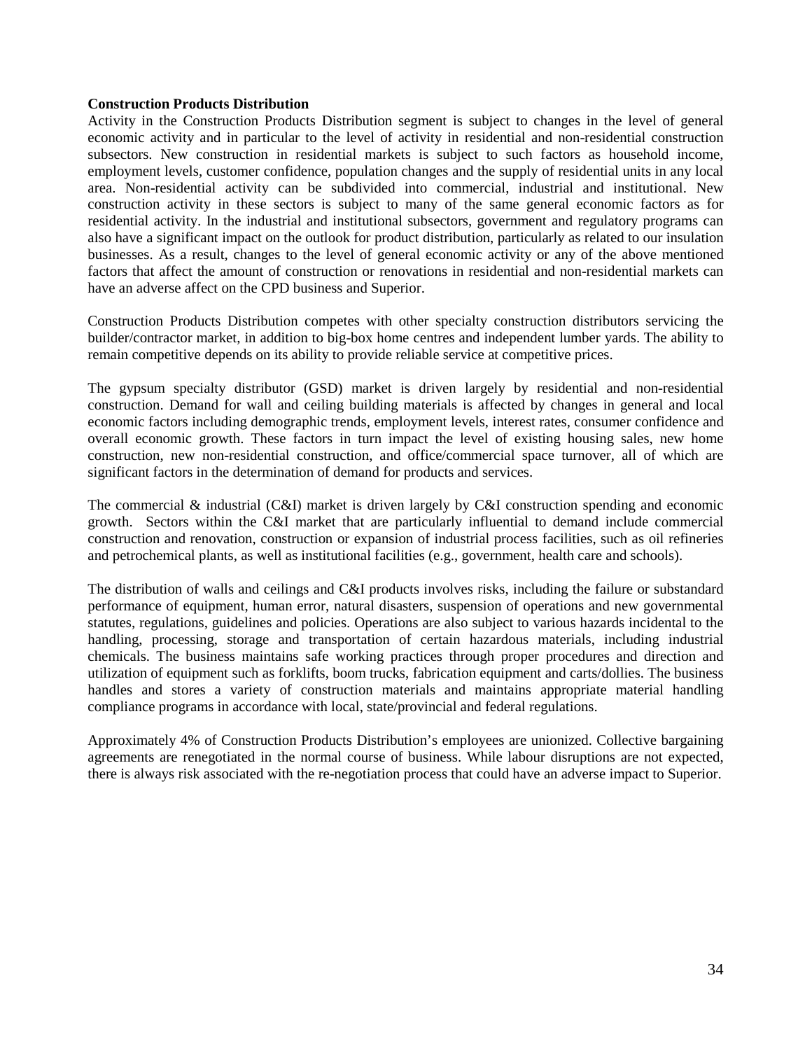**Construction Products Distribution**

Activity in the Construction Products Distribution segment is subject to changes in the level of general economic activity and in particular to the level of activity in residential and non-residential construction subsectors. New construction in residential markets is subject to such factors as household income, employment levels, customer confidence, population changes and the supply of residential units in any local area. Non-residential activity can be subdivided into commercial, industrial and institutional. New construction activity in these sectors is subject to many of the same general economic factors as for residential activity. In the industrial and institutional subsectors, government and regulatory programs can also have a significant impact on the outlook for product distribution, particularly as related to our insulation businesses. As a result, changes to the level of general economic activity or any of the above mentioned factors that affect the amount of construction or renovations in residential and non-residential markets can have an adverse affect on the CPD business and Superior.

Construction Products Distribution competes with other specialty construction distributors servicing the builder/contractor market, in addition to big-box home centres and independent lumber yards. The ability to remain competitive depends on its ability to provide reliable service at competitive prices.

The gypsum specialty distributor (GSD) market is driven largely by residential and non-residential construction. Demand for wall and ceiling building materials is affected by changes in general and local economic factors including demographic trends, employment levels, interest rates, consumer confidence and overall economic growth. These factors in turn impact the level of existing housing sales, new home construction, new non-residential construction, and office/commercial space turnover, all of which are significant factors in the determination of demand for products and services.

The commercial & industrial (C&I) market is driven largely by C&I construction spending and economic growth. Sectors within the C&I market that are particularly influential to demand include commercial construction and renovation, construction or expansion of industrial process facilities, such as oil refineries and petrochemical plants, as well as institutional facilities (e.g., government, health care and schools).

The distribution of walls and ceilings and C&I products involves risks, including the failure or substandard performance of equipment, human error, natural disasters, suspension of operations and new governmental statutes, regulations, guidelines and policies. Operations are also subject to various hazards incidental to the handling, processing, storage and transportation of certain hazardous materials, including industrial chemicals. The business maintains safe working practices through proper procedures and direction and utilization of equipment such as forklifts, boom trucks, fabrication equipment and carts/dollies. The business handles and stores a variety of construction materials and maintains appropriate material handling compliance programs in accordance with local, state/provincial and federal regulations.

Approximately 4% of Construction Products Distribution's employees are unionized. Collective bargaining agreements are renegotiated in the normal course of business. While labour disruptions are not expected, there is always risk associated with the re-negotiation process that could have an adverse impact to Superior.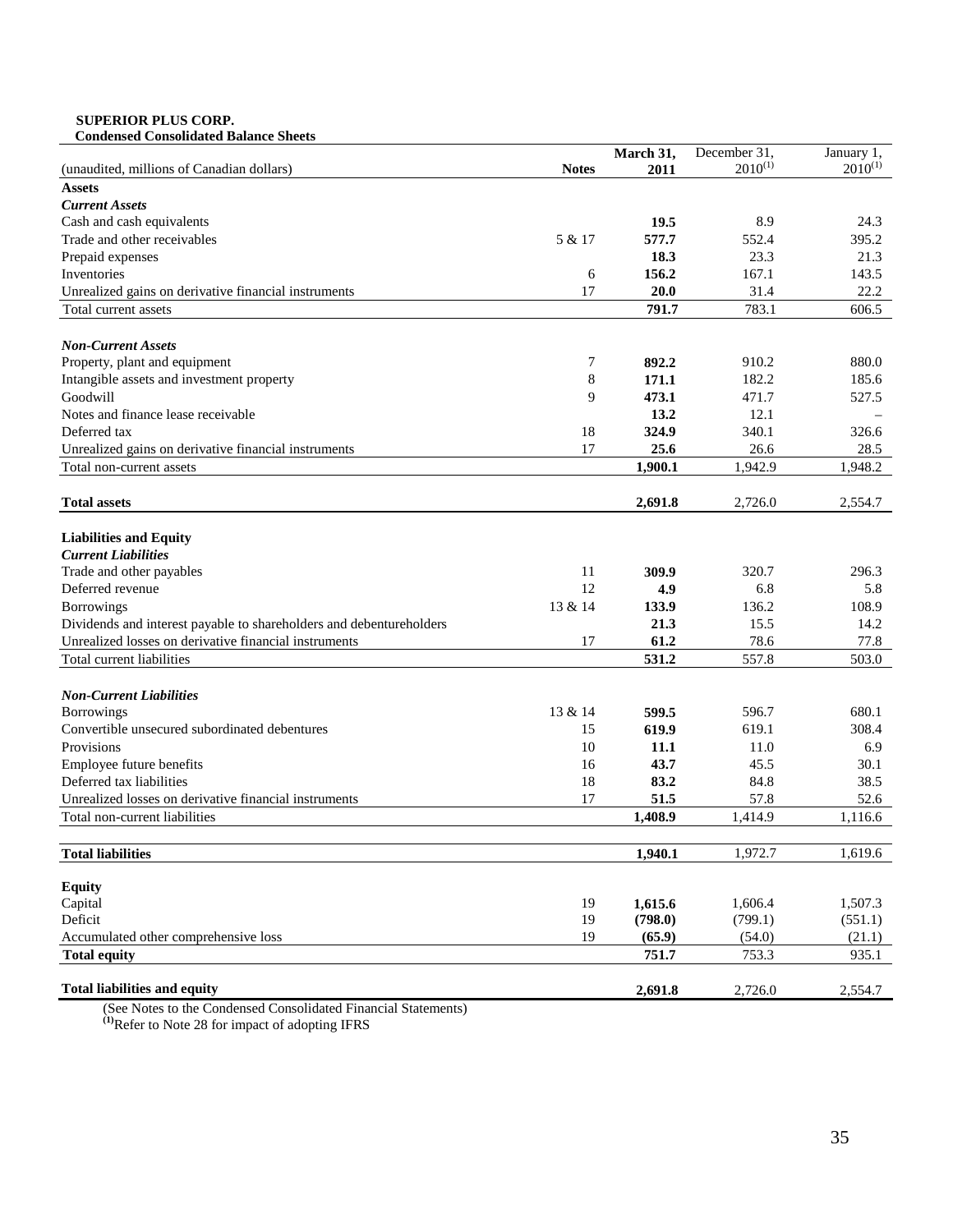**SUPERIOR PLUS CORP.**
**Condensed Consolidated Balance Sheets**

| (unaudited, millions of Canadian dollars) | Notes | March 31, 2011 | December 31, 2010[(1)] | January 1, 2010[(1)] |
|---|---|---|---|---|
| **Assets** | | | | |
| ***Current Assets*** | | | | |
| Cash and cash equivalents | | **19.5** | 8.9 | 24.3 |
| Trade and other receivables | 5 & 17 | **577.7** | 552.4 | 395.2 |
| Prepaid expenses | | **18.3** | 23.3 | 21.3 |
| Inventories | 6 | **156.2** | 167.1 | 143.5 |
| Unrealized gains on derivative financial instruments | 17 | **20.0** | 31.4 | 22.2 |
| Total current assets | | **791.7** | 783.1 | 606.5 |
| ***Non-Current Assets*** | | | | |
| Property, plant and equipment | 7 | **892.2** | 910.2 | 880.0 |
| Intangible assets and investment property | 8 | **171.1** | 182.2 | 185.6 |
| Goodwill | 9 | **473.1** | 471.7 | 527.5 |
| Notes and finance lease receivable | | **13.2** | 12.1 | – |
| Deferred tax | 18 | **324.9** | 340.1 | 326.6 |
| Unrealized gains on derivative financial instruments | 17 | **25.6** | 26.6 | 28.5 |
| Total non-current assets | | **1,900.1** | 1,942.9 | 1,948.2 |
| **Total assets** | | **2,691.8** | 2,726.0 | 2,554.7 |
| **Liabilities and Equity** | | | | |
| ***Current Liabilities*** | | | | |
| Trade and other payables | 11 | **309.9** | 320.7 | 296.3 |
| Deferred revenue | 12 | **4.9** | 6.8 | 5.8 |
| Borrowings | 13 & 14 | **133.9** | 136.2 | 108.9 |
| Dividends and interest payable to shareholders and debentureholders | | **21.3** | 15.5 | 14.2 |
| Unrealized losses on derivative financial instruments | 17 | **61.2** | 78.6 | 77.8 |
| Total current liabilities | | **531.2** | 557.8 | 503.0 |
| ***Non-Current Liabilities*** | | | | |
| Borrowings | 13 & 14 | **599.5** | 596.7 | 680.1 |
| Convertible unsecured subordinated debentures | 15 | **619.9** | 619.1 | 308.4 |
| Provisions | 10 | **11.1** | 11.0 | 6.9 |
| Employee future benefits | 16 | **43.7** | 45.5 | 30.1 |
| Deferred tax liabilities | 18 | **83.2** | 84.8 | 38.5 |
| Unrealized losses on derivative financial instruments | 17 | **51.5** | 57.8 | 52.6 |
| Total non-current liabilities | | **1,408.9** | 1,414.9 | 1,116.6 |
| **Total liabilities** | | **1,940.1** | 1,972.7 | 1,619.6 |
| **Equity** | | | | |
| Capital | 19 | **1,615.6** | 1,606.4 | 1,507.3 |
| Deficit | 19 | **(798.0)** | (799.1) | (551.1) |
| Accumulated other comprehensive loss | 19 | **(65.9)** | (54.0) | (21.1) |
| **Total equity** | | **751.7** | 753.3 | 935.1 |
| **Total liabilities and equity** | | **2,691.8** | 2,726.0 | 2,554.7 |

(See Notes to the Condensed Consolidated Financial Statements)

[(1)] Refer to Note 28 for impact of adopting IFRS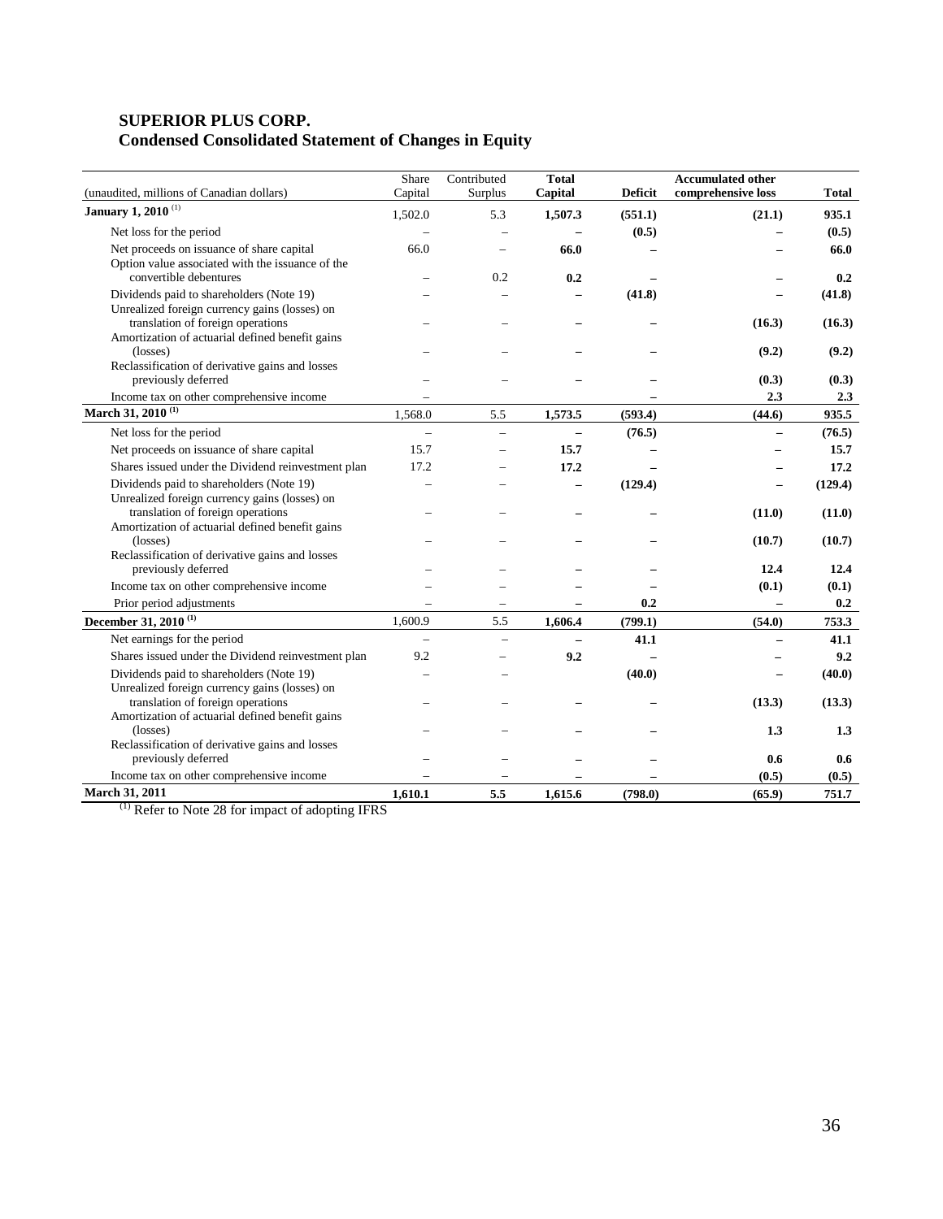**SUPERIOR PLUS CORP.**
**Condensed Consolidated Statement of Changes in Equity**

| (unaudited, millions of Canadian dollars) | Share Capital | Contributed Surplus | **Total Capital** | **Deficit** | **Accumulated other comprehensive loss** | **Total** |
|---|---|---|---|---|---|---|
| **January 1, 2010** [(1)] | 1,502.0 | 5.3 | **1,507.3** | **(551.1)** | **(21.1)** | **935.1** |
| Net loss for the period | – | – | **–** | **(0.5)** | **–** | **(0.5)** |
| Net proceeds on issuance of share capital | 66.0 | – | **66.0** | **–** | **–** | **66.0** |
| Option value associated with the issuance of the convertible debentures | – | 0.2 | **0.2** | **–** | **–** | **0.2** |
| Dividends paid to shareholders (Note 19) | – | – | **–** | **(41.8)** | **–** | **(41.8)** |
| Unrealized foreign currency gains (losses) on translation of foreign operations | – | – | **–** | **–** | **(16.3)** | **(16.3)** |
| Amortization of actuarial defined benefit gains (losses) | – | – | **–** | **–** | **(9.2)** | **(9.2)** |
| Reclassification of derivative gains and losses previously deferred | – | – | **–** | **–** | **(0.3)** | **(0.3)** |
| Income tax on other comprehensive income | – | | | **–** | **2.3** | **2.3** |
| **March 31, 2010** [(1)] | 1,568.0 | 5.5 | **1,573.5** | **(593.4)** | **(44.6)** | **935.5** |
| Net loss for the period | – | – | **–** | **(76.5)** | **–** | **(76.5)** |
| Net proceeds on issuance of share capital | 15.7 | – | **15.7** | **–** | **–** | **15.7** |
| Shares issued under the Dividend reinvestment plan | 17.2 | – | **17.2** | **–** | **–** | **17.2** |
| Dividends paid to shareholders (Note 19) | – | – | **–** | **(129.4)** | **–** | **(129.4)** |
| Unrealized foreign currency gains (losses) on translation of foreign operations | – | – | **–** | **–** | **(11.0)** | **(11.0)** |
| Amortization of actuarial defined benefit gains (losses) | – | – | **–** | **–** | **(10.7)** | **(10.7)** |
| Reclassification of derivative gains and losses previously deferred | – | – | **–** | **–** | **12.4** | **12.4** |
| Income tax on other comprehensive income | – | – | **–** | **–** | **(0.1)** | **(0.1)** |
| Prior period adjustments | – | – | **–** | **0.2** | **–** | **0.2** |
| **December 31, 2010** [(1)] | 1,600.9 | 5.5 | **1,606.4** | **(799.1)** | **(54.0)** | **753.3** |
| Net earnings for the period | – | – | **–** | **41.1** | **–** | **41.1** |
| Shares issued under the Dividend reinvestment plan | 9.2 | – | **9.2** | **–** | **–** | **9.2** |
| Dividends paid to shareholders (Note 19) | – | – | | **(40.0)** | **–** | **(40.0)** |
| Unrealized foreign currency gains (losses) on translation of foreign operations | – | – | **–** | **–** | **(13.3)** | **(13.3)** |
| Amortization of actuarial defined benefit gains (losses) | – | – | **–** | **–** | **1.3** | **1.3** |
| Reclassification of derivative gains and losses previously deferred | – | – | **–** | **–** | **0.6** | **0.6** |
| Income tax on other comprehensive income | – | – | **–** | **–** | **(0.5)** | **(0.5)** |
| **March 31, 2011** | **1,610.1** | **5.5** | **1,615.6** | **(798.0)** | **(65.9)** | **751.7** |

[(1)] Refer to Note 28 for impact of adopting IFRS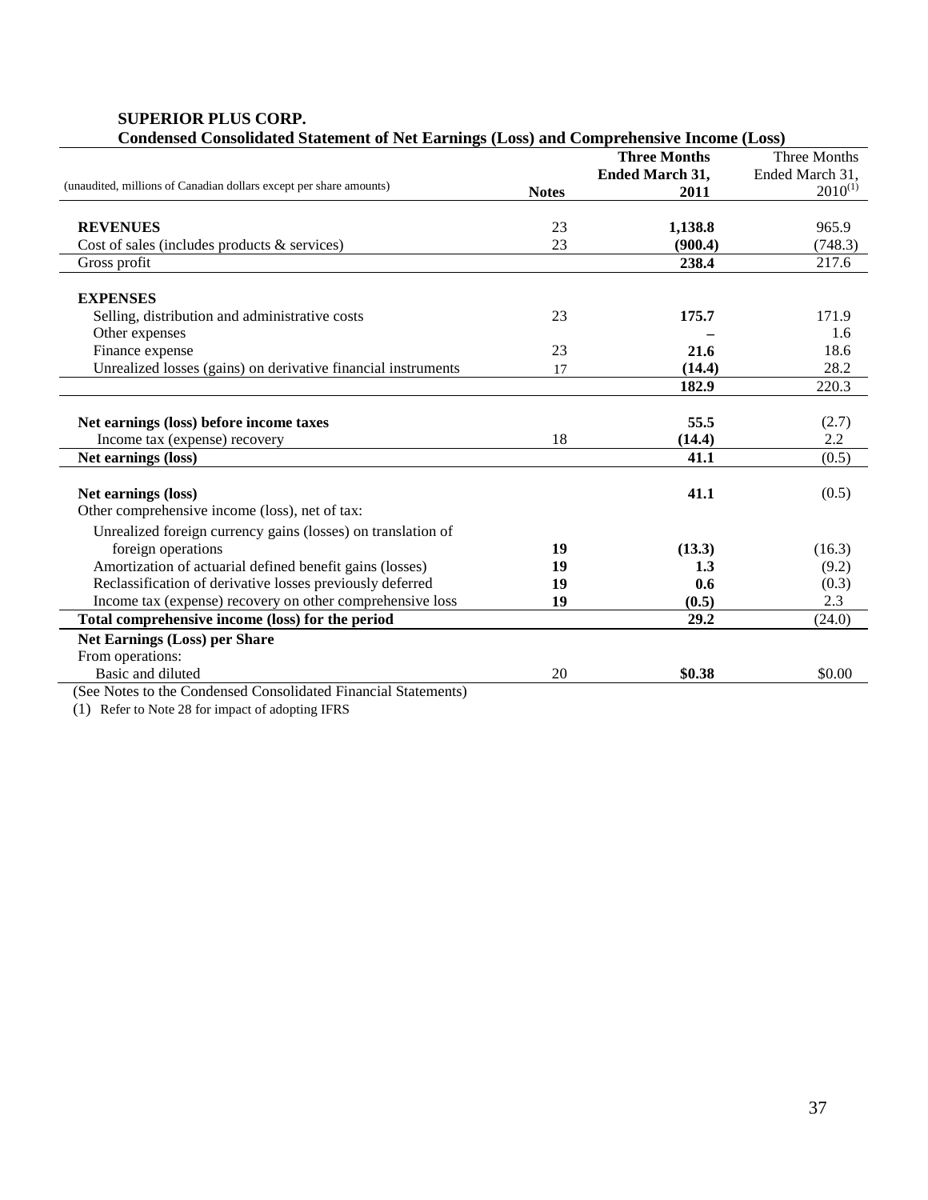**SUPERIOR PLUS CORP.**

**Condensed Consolidated Statement of Net Earnings (Loss) and Comprehensive Income (Loss)**

| (unaudited, millions of Canadian dollars except per share amounts) | **Notes** | **Three Months Ended March 31, 2011** | Three Months Ended March 31, 2010(1) |
|---|---|---|---|
| **REVENUES** | 23 | **1,138.8** | 965.9 |
| Cost of sales (includes products & services) | 23 | **(900.4)** | (748.3) |
| Gross profit | | **238.4** | 217.6 |
| **EXPENSES** | | | |
| Selling, distribution and administrative costs | 23 | **175.7** | 171.9 |
| Other expenses | | **–** | 1.6 |
| Finance expense | 23 | **21.6** | 18.6 |
| Unrealized losses (gains) on derivative financial instruments | 17 | **(14.4)** | 28.2 |
| | | **182.9** | 220.3 |
| **Net earnings (loss) before income taxes** | | **55.5** | (2.7) |
| Income tax (expense) recovery | 18 | **(14.4)** | 2.2 |
| **Net earnings (loss)** | | **41.1** | (0.5) |
| **Net earnings (loss)** | | **41.1** | (0.5) |
| Other comprehensive income (loss), net of tax: | | | |
| Unrealized foreign currency gains (losses) on translation of foreign operations | **19** | **(13.3)** | (16.3) |
| Amortization of actuarial defined benefit gains (losses) | **19** | **1.3** | (9.2) |
| Reclassification of derivative losses previously deferred | **19** | **0.6** | (0.3) |
| Income tax (expense) recovery on other comprehensive loss | **19** | **(0.5)** | 2.3 |
| **Total comprehensive income (loss) for the period** | | **29.2** | (24.0) |
| **Net Earnings (Loss) per Share** | | | |
| From operations: | | | |
| Basic and diluted | 20 | **$0.38** | $0.00 |

(See Notes to the Condensed Consolidated Financial Statements)

(1) Refer to Note 28 for impact of adopting IFRS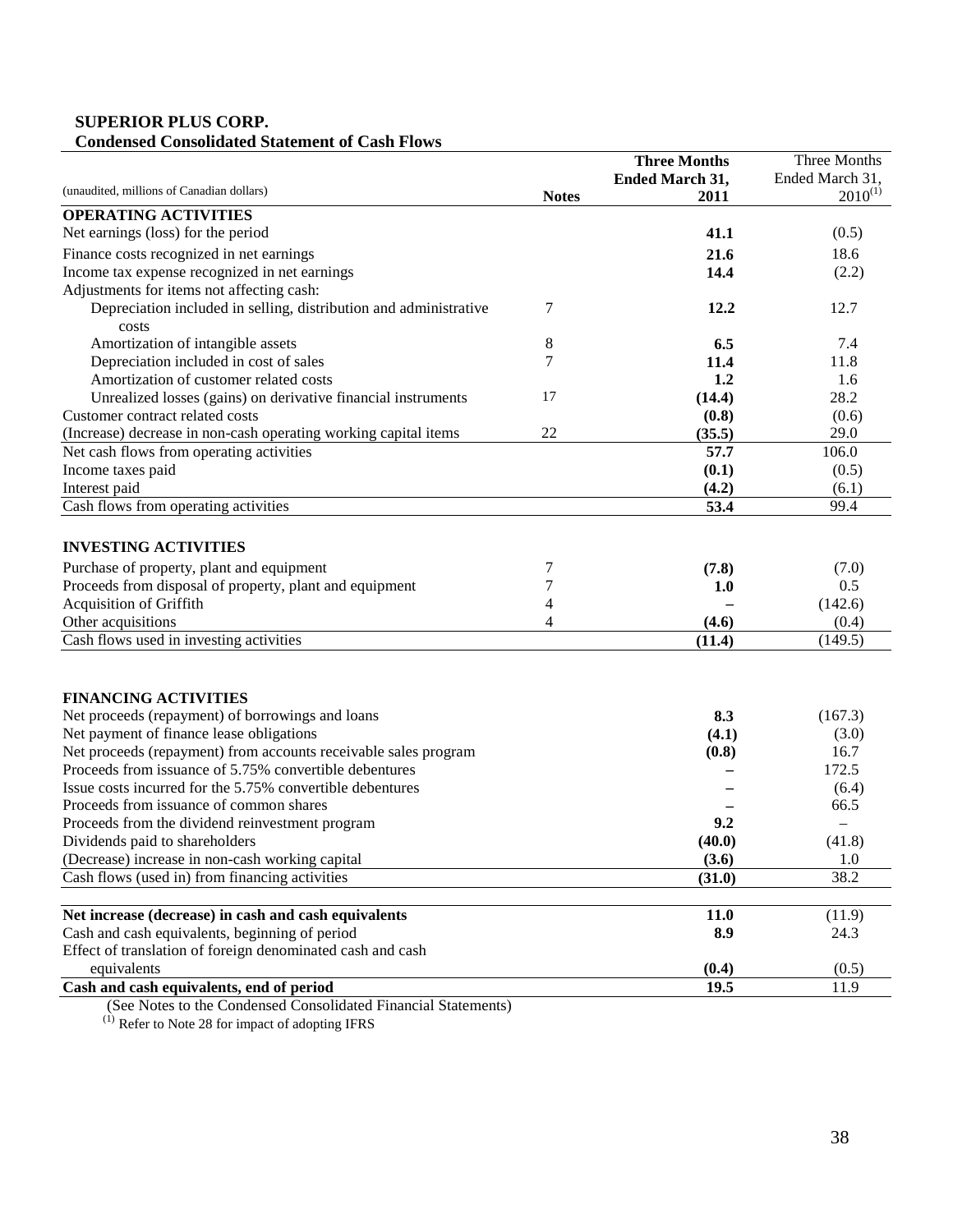**SUPERIOR PLUS CORP.**
**Condensed Consolidated Statement of Cash Flows**

| (unaudited, millions of Canadian dollars) | Notes | **Three Months Ended March 31, 2011** | Three Months Ended March 31, 2010[1] |
|---|---|---|---|
| **OPERATING ACTIVITIES** | | | |
| Net earnings (loss) for the period | | **41.1** | (0.5) |
| Finance costs recognized in net earnings | | **21.6** | 18.6 |
| Income tax expense recognized in net earnings | | **14.4** | (2.2) |
| Adjustments for items not affecting cash: | | | |
| Depreciation included in selling, distribution and administrative costs | 7 | **12.2** | 12.7 |
| Amortization of intangible assets | 8 | **6.5** | 7.4 |
| Depreciation included in cost of sales | 7 | **11.4** | 11.8 |
| Amortization of customer related costs | | **1.2** | 1.6 |
| Unrealized losses (gains) on derivative financial instruments | 17 | **(14.4)** | 28.2 |
| Customer contract related costs | | **(0.8)** | (0.6) |
| (Increase) decrease in non-cash operating working capital items | 22 | **(35.5)** | 29.0 |
| Net cash flows from operating activities | | **57.7** | 106.0 |
| Income taxes paid | | **(0.1)** | (0.5) |
| Interest paid | | **(4.2)** | (6.1) |
| Cash flows from operating activities | | **53.4** | 99.4 |
| | | | |
| **INVESTING ACTIVITIES** | | | |
| Purchase of property, plant and equipment | 7 | **(7.8)** | (7.0) |
| Proceeds from disposal of property, plant and equipment | 7 | **1.0** | 0.5 |
| Acquisition of Griffith | 4 | **–** | (142.6) |
| Other acquisitions | 4 | **(4.6)** | (0.4) |
| Cash flows used in investing activities | | **(11.4)** | (149.5) |
| | | | |
| **FINANCING ACTIVITIES** | | | |
| Net proceeds (repayment) of borrowings and loans | | **8.3** | (167.3) |
| Net payment of finance lease obligations | | **(4.1)** | (3.0) |
| Net proceeds (repayment) from accounts receivable sales program | | **(0.8)** | 16.7 |
| Proceeds from issuance of 5.75% convertible debentures | | **–** | 172.5 |
| Issue costs incurred for the 5.75% convertible debentures | | **–** | (6.4) |
| Proceeds from issuance of common shares | | **–** | 66.5 |
| Proceeds from the dividend reinvestment program | | **9.2** | – |
| Dividends paid to shareholders | | **(40.0)** | (41.8) |
| (Decrease) increase in non-cash working capital | | **(3.6)** | 1.0 |
| Cash flows (used in) from financing activities | | **(31.0)** | 38.2 |
| | | | |
| **Net increase (decrease) in cash and cash equivalents** | | **11.0** | (11.9) |
| Cash and cash equivalents, beginning of period | | **8.9** | 24.3 |
| Effect of translation of foreign denominated cash and cash equivalents | | **(0.4)** | (0.5) |
| **Cash and cash equivalents, end of period** | | **19.5** | 11.9 |

(See Notes to the Condensed Consolidated Financial Statements)

[1] Refer to Note 28 for impact of adopting IFRS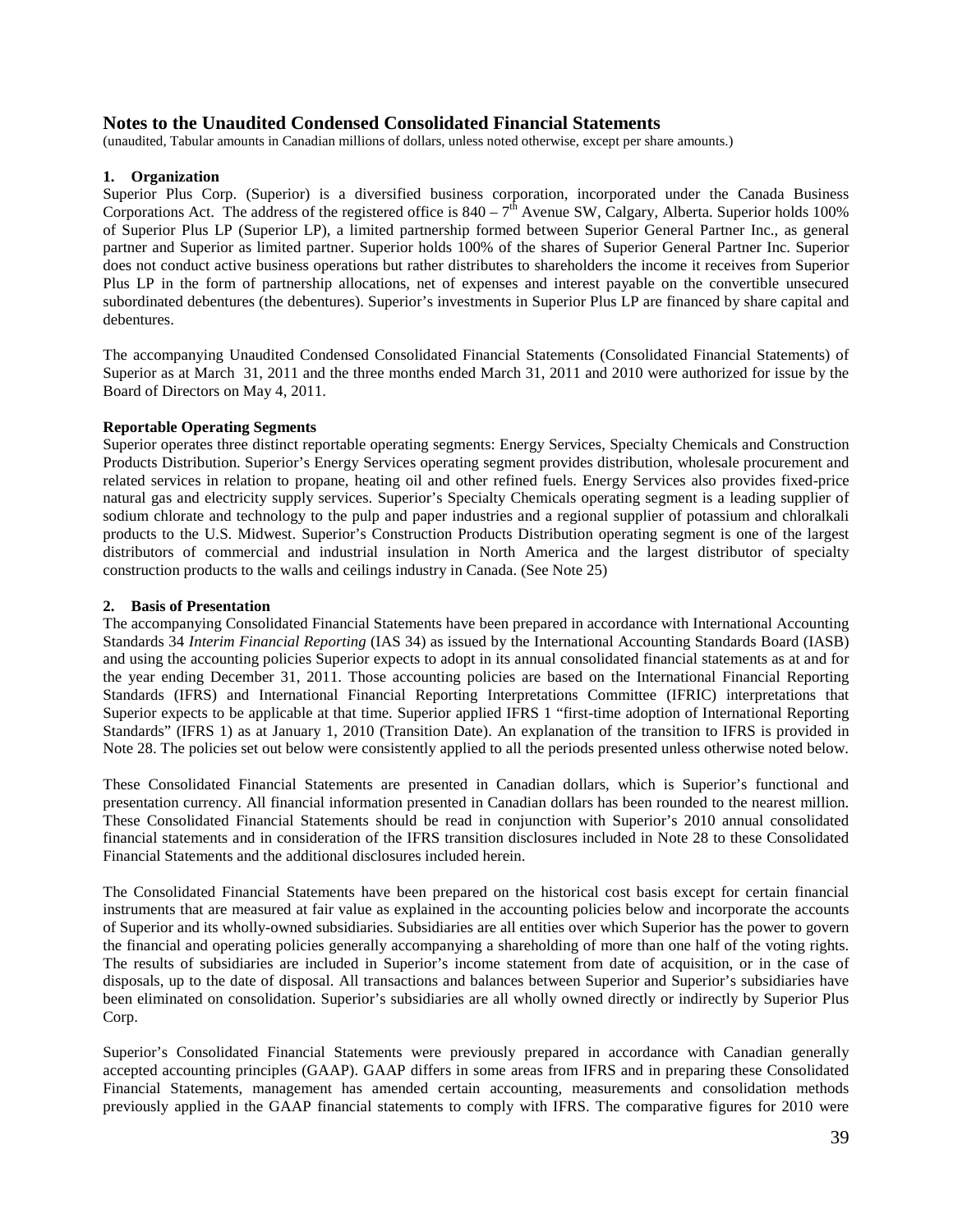## Notes to the Unaudited Condensed Consolidated Financial Statements

(unaudited, Tabular amounts in Canadian millions of dollars, unless noted otherwise, except per share amounts.)

### 1. Organization

Superior Plus Corp. (Superior) is a diversified business corporation, incorporated under the Canada Business Corporations Act. The address of the registered office is 840 – 7th Avenue SW, Calgary, Alberta. Superior holds 100% of Superior Plus LP (Superior LP), a limited partnership formed between Superior General Partner Inc., as general partner and Superior as limited partner. Superior holds 100% of the shares of Superior General Partner Inc. Superior does not conduct active business operations but rather distributes to shareholders the income it receives from Superior Plus LP in the form of partnership allocations, net of expenses and interest payable on the convertible unsecured subordinated debentures (the debentures). Superior's investments in Superior Plus LP are financed by share capital and debentures.

The accompanying Unaudited Condensed Consolidated Financial Statements (Consolidated Financial Statements) of Superior as at March 31, 2011 and the three months ended March 31, 2011 and 2010 were authorized for issue by the Board of Directors on May 4, 2011.

**Reportable Operating Segments**

Superior operates three distinct reportable operating segments: Energy Services, Specialty Chemicals and Construction Products Distribution. Superior's Energy Services operating segment provides distribution, wholesale procurement and related services in relation to propane, heating oil and other refined fuels. Energy Services also provides fixed-price natural gas and electricity supply services. Superior's Specialty Chemicals operating segment is a leading supplier of sodium chlorate and technology to the pulp and paper industries and a regional supplier of potassium and chloralkali products to the U.S. Midwest. Superior's Construction Products Distribution operating segment is one of the largest distributors of commercial and industrial insulation in North America and the largest distributor of specialty construction products to the walls and ceilings industry in Canada. (See Note 25)

### 2. Basis of Presentation

The accompanying Consolidated Financial Statements have been prepared in accordance with International Accounting Standards 34 *Interim Financial Reporting* (IAS 34) as issued by the International Accounting Standards Board (IASB) and using the accounting policies Superior expects to adopt in its annual consolidated financial statements as at and for the year ending December 31, 2011. Those accounting policies are based on the International Financial Reporting Standards (IFRS) and International Financial Reporting Interpretations Committee (IFRIC) interpretations that Superior expects to be applicable at that time. Superior applied IFRS 1 "first-time adoption of International Reporting Standards" (IFRS 1) as at January 1, 2010 (Transition Date). An explanation of the transition to IFRS is provided in Note 28. The policies set out below were consistently applied to all the periods presented unless otherwise noted below.

These Consolidated Financial Statements are presented in Canadian dollars, which is Superior's functional and presentation currency. All financial information presented in Canadian dollars has been rounded to the nearest million. These Consolidated Financial Statements should be read in conjunction with Superior's 2010 annual consolidated financial statements and in consideration of the IFRS transition disclosures included in Note 28 to these Consolidated Financial Statements and the additional disclosures included herein.

The Consolidated Financial Statements have been prepared on the historical cost basis except for certain financial instruments that are measured at fair value as explained in the accounting policies below and incorporate the accounts of Superior and its wholly-owned subsidiaries. Subsidiaries are all entities over which Superior has the power to govern the financial and operating policies generally accompanying a shareholding of more than one half of the voting rights. The results of subsidiaries are included in Superior's income statement from date of acquisition, or in the case of disposals, up to the date of disposal. All transactions and balances between Superior and Superior's subsidiaries have been eliminated on consolidation. Superior's subsidiaries are all wholly owned directly or indirectly by Superior Plus Corp.

Superior's Consolidated Financial Statements were previously prepared in accordance with Canadian generally accepted accounting principles (GAAP). GAAP differs in some areas from IFRS and in preparing these Consolidated Financial Statements, management has amended certain accounting, measurements and consolidation methods previously applied in the GAAP financial statements to comply with IFRS. The comparative figures for 2010 were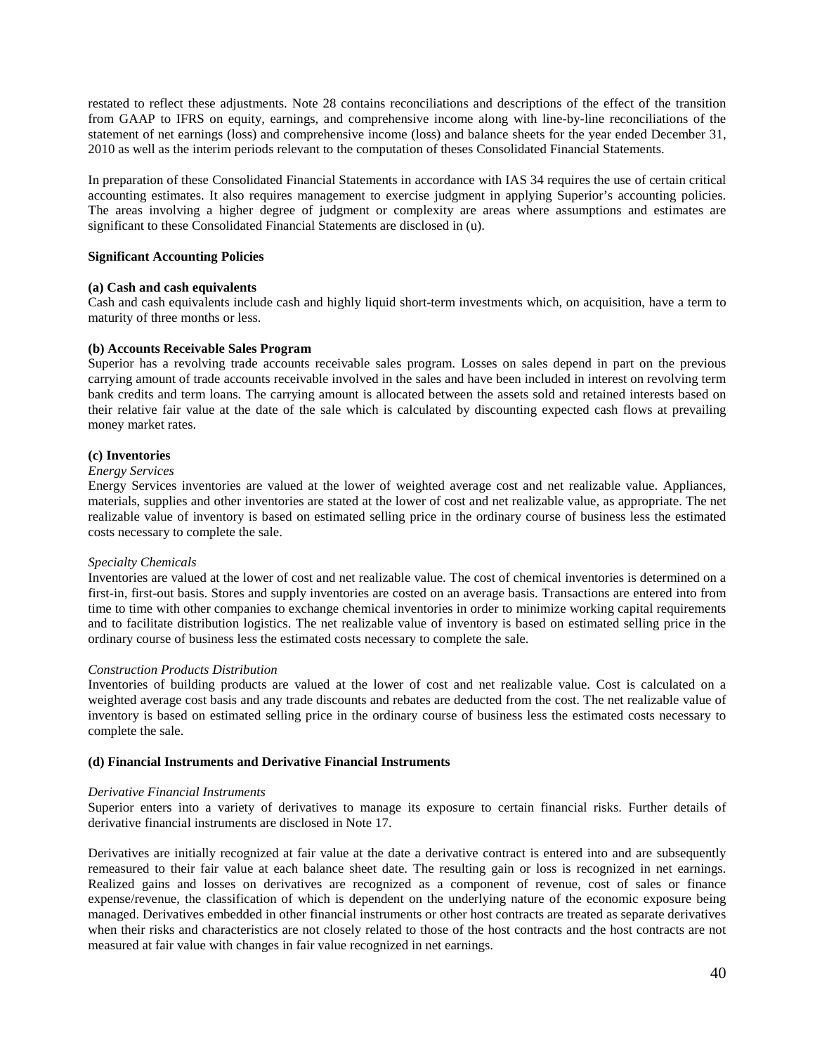restated to reflect these adjustments. Note 28 contains reconciliations and descriptions of the effect of the transition from GAAP to IFRS on equity, earnings, and comprehensive income along with line-by-line reconciliations of the statement of net earnings (loss) and comprehensive income (loss) and balance sheets for the year ended December 31, 2010 as well as the interim periods relevant to the computation of theses Consolidated Financial Statements.

In preparation of these Consolidated Financial Statements in accordance with IAS 34 requires the use of certain critical accounting estimates. It also requires management to exercise judgment in applying Superior's accounting policies. The areas involving a higher degree of judgment or complexity are areas where assumptions and estimates are significant to these Consolidated Financial Statements are disclosed in (u).

**Significant Accounting Policies**

**(a) Cash and cash equivalents**

Cash and cash equivalents include cash and highly liquid short-term investments which, on acquisition, have a term to maturity of three months or less.

**(b) Accounts Receivable Sales Program**

Superior has a revolving trade accounts receivable sales program. Losses on sales depend in part on the previous carrying amount of trade accounts receivable involved in the sales and have been included in interest on revolving term bank credits and term loans. The carrying amount is allocated between the assets sold and retained interests based on their relative fair value at the date of the sale which is calculated by discounting expected cash flows at prevailing money market rates.

**(c) Inventories**

*Energy Services*

Energy Services inventories are valued at the lower of weighted average cost and net realizable value. Appliances, materials, supplies and other inventories are stated at the lower of cost and net realizable value, as appropriate. The net realizable value of inventory is based on estimated selling price in the ordinary course of business less the estimated costs necessary to complete the sale.

*Specialty Chemicals*

Inventories are valued at the lower of cost and net realizable value. The cost of chemical inventories is determined on a first-in, first-out basis. Stores and supply inventories are costed on an average basis. Transactions are entered into from time to time with other companies to exchange chemical inventories in order to minimize working capital requirements and to facilitate distribution logistics. The net realizable value of inventory is based on estimated selling price in the ordinary course of business less the estimated costs necessary to complete the sale.

*Construction Products Distribution*

Inventories of building products are valued at the lower of cost and net realizable value. Cost is calculated on a weighted average cost basis and any trade discounts and rebates are deducted from the cost. The net realizable value of inventory is based on estimated selling price in the ordinary course of business less the estimated costs necessary to complete the sale.

**(d) Financial Instruments and Derivative Financial Instruments**

*Derivative Financial Instruments*

Superior enters into a variety of derivatives to manage its exposure to certain financial risks. Further details of derivative financial instruments are disclosed in Note 17.

Derivatives are initially recognized at fair value at the date a derivative contract is entered into and are subsequently remeasured to their fair value at each balance sheet date. The resulting gain or loss is recognized in net earnings. Realized gains and losses on derivatives are recognized as a component of revenue, cost of sales or finance expense/revenue, the classification of which is dependent on the underlying nature of the economic exposure being managed. Derivatives embedded in other financial instruments or other host contracts are treated as separate derivatives when their risks and characteristics are not closely related to those of the host contracts and the host contracts are not measured at fair value with changes in fair value recognized in net earnings.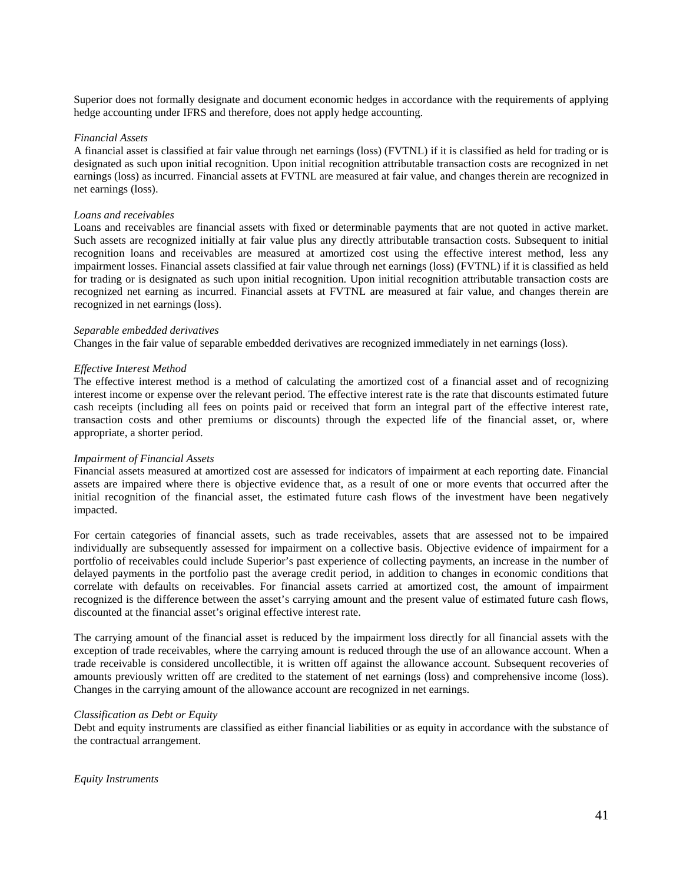Superior does not formally designate and document economic hedges in accordance with the requirements of applying hedge accounting under IFRS and therefore, does not apply hedge accounting.

*Financial Assets*
A financial asset is classified at fair value through net earnings (loss) (FVTNL) if it is classified as held for trading or is designated as such upon initial recognition. Upon initial recognition attributable transaction costs are recognized in net earnings (loss) as incurred. Financial assets at FVTNL are measured at fair value, and changes therein are recognized in net earnings (loss).

*Loans and receivables*
Loans and receivables are financial assets with fixed or determinable payments that are not quoted in active market. Such assets are recognized initially at fair value plus any directly attributable transaction costs. Subsequent to initial recognition loans and receivables are measured at amortized cost using the effective interest method, less any impairment losses. Financial assets classified at fair value through net earnings (loss) (FVTNL) if it is classified as held for trading or is designated as such upon initial recognition. Upon initial recognition attributable transaction costs are recognized net earning as incurred. Financial assets at FVTNL are measured at fair value, and changes therein are recognized in net earnings (loss).

*Separable embedded derivatives*
Changes in the fair value of separable embedded derivatives are recognized immediately in net earnings (loss).

*Effective Interest Method*
The effective interest method is a method of calculating the amortized cost of a financial asset and of recognizing interest income or expense over the relevant period. The effective interest rate is the rate that discounts estimated future cash receipts (including all fees on points paid or received that form an integral part of the effective interest rate, transaction costs and other premiums or discounts) through the expected life of the financial asset, or, where appropriate, a shorter period.

*Impairment of Financial Assets*
Financial assets measured at amortized cost are assessed for indicators of impairment at each reporting date. Financial assets are impaired where there is objective evidence that, as a result of one or more events that occurred after the initial recognition of the financial asset, the estimated future cash flows of the investment have been negatively impacted.

For certain categories of financial assets, such as trade receivables, assets that are assessed not to be impaired individually are subsequently assessed for impairment on a collective basis. Objective evidence of impairment for a portfolio of receivables could include Superior's past experience of collecting payments, an increase in the number of delayed payments in the portfolio past the average credit period, in addition to changes in economic conditions that correlate with defaults on receivables. For financial assets carried at amortized cost, the amount of impairment recognized is the difference between the asset's carrying amount and the present value of estimated future cash flows, discounted at the financial asset's original effective interest rate.

The carrying amount of the financial asset is reduced by the impairment loss directly for all financial assets with the exception of trade receivables, where the carrying amount is reduced through the use of an allowance account. When a trade receivable is considered uncollectible, it is written off against the allowance account. Subsequent recoveries of amounts previously written off are credited to the statement of net earnings (loss) and comprehensive income (loss). Changes in the carrying amount of the allowance account are recognized in net earnings.

*Classification as Debt or Equity*
Debt and equity instruments are classified as either financial liabilities or as equity in accordance with the substance of the contractual arrangement.

*Equity Instruments*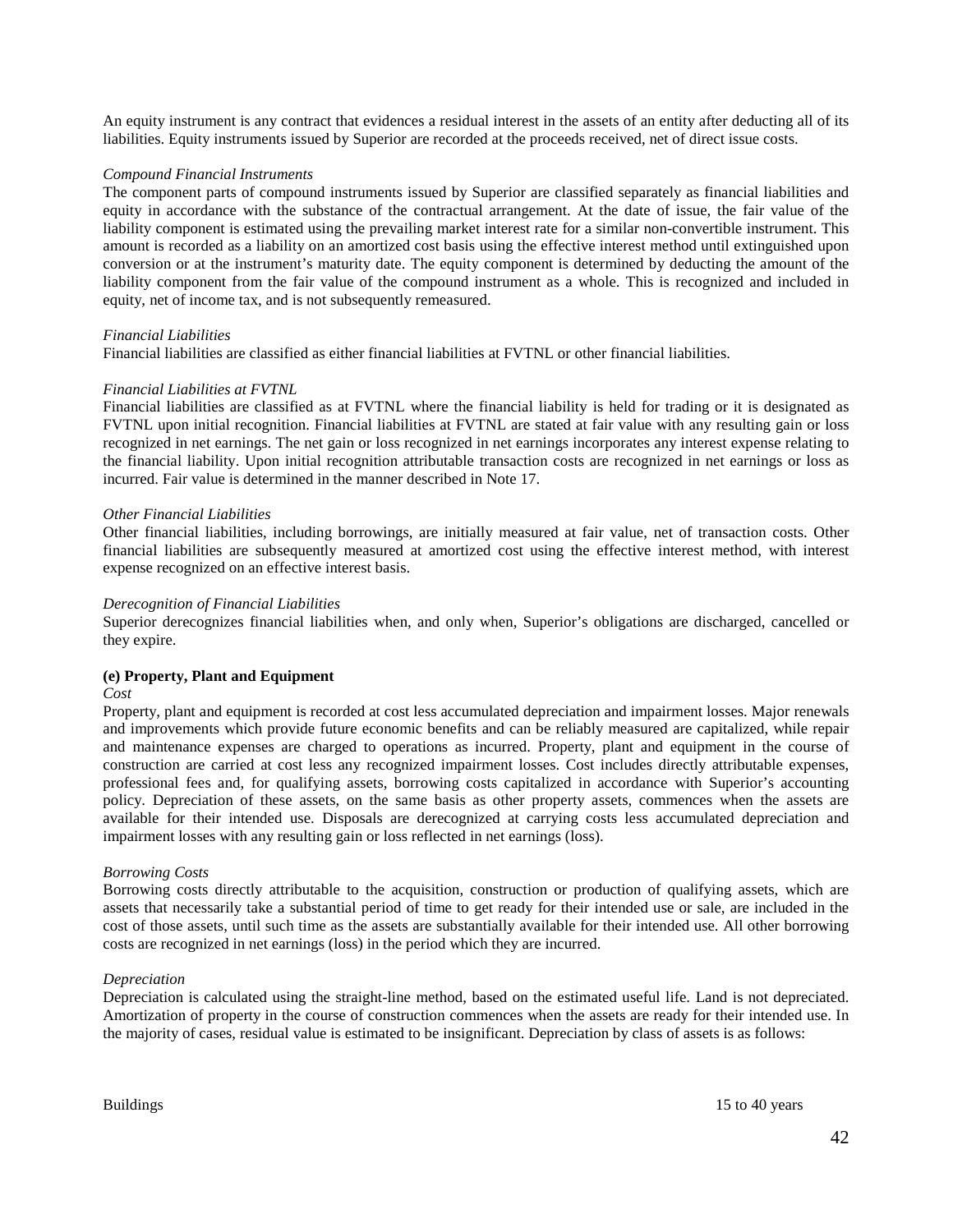An equity instrument is any contract that evidences a residual interest in the assets of an entity after deducting all of its liabilities. Equity instruments issued by Superior are recorded at the proceeds received, net of direct issue costs.

*Compound Financial Instruments*

The component parts of compound instruments issued by Superior are classified separately as financial liabilities and equity in accordance with the substance of the contractual arrangement. At the date of issue, the fair value of the liability component is estimated using the prevailing market interest rate for a similar non-convertible instrument. This amount is recorded as a liability on an amortized cost basis using the effective interest method until extinguished upon conversion or at the instrument's maturity date. The equity component is determined by deducting the amount of the liability component from the fair value of the compound instrument as a whole. This is recognized and included in equity, net of income tax, and is not subsequently remeasured.

*Financial Liabilities*

Financial liabilities are classified as either financial liabilities at FVTNL or other financial liabilities.

*Financial Liabilities at FVTNL*

Financial liabilities are classified as at FVTNL where the financial liability is held for trading or it is designated as FVTNL upon initial recognition. Financial liabilities at FVTNL are stated at fair value with any resulting gain or loss recognized in net earnings. The net gain or loss recognized in net earnings incorporates any interest expense relating to the financial liability. Upon initial recognition attributable transaction costs are recognized in net earnings or loss as incurred. Fair value is determined in the manner described in Note 17.

*Other Financial Liabilities*

Other financial liabilities, including borrowings, are initially measured at fair value, net of transaction costs. Other financial liabilities are subsequently measured at amortized cost using the effective interest method, with interest expense recognized on an effective interest basis.

*Derecognition of Financial Liabilities*

Superior derecognizes financial liabilities when, and only when, Superior's obligations are discharged, cancelled or they expire.

**(e) Property, Plant and Equipment**

*Cost*

Property, plant and equipment is recorded at cost less accumulated depreciation and impairment losses. Major renewals and improvements which provide future economic benefits and can be reliably measured are capitalized, while repair and maintenance expenses are charged to operations as incurred. Property, plant and equipment in the course of construction are carried at cost less any recognized impairment losses. Cost includes directly attributable expenses, professional fees and, for qualifying assets, borrowing costs capitalized in accordance with Superior's accounting policy. Depreciation of these assets, on the same basis as other property assets, commences when the assets are available for their intended use. Disposals are derecognized at carrying costs less accumulated depreciation and impairment losses with any resulting gain or loss reflected in net earnings (loss).

*Borrowing Costs*

Borrowing costs directly attributable to the acquisition, construction or production of qualifying assets, which are assets that necessarily take a substantial period of time to get ready for their intended use or sale, are included in the cost of those assets, until such time as the assets are substantially available for their intended use. All other borrowing costs are recognized in net earnings (loss) in the period which they are incurred.

*Depreciation*

Depreciation is calculated using the straight-line method, based on the estimated useful life. Land is not depreciated. Amortization of property in the course of construction commences when the assets are ready for their intended use. In the majority of cases, residual value is estimated to be insignificant. Depreciation by class of assets is as follows:

| | |
|---|---|
| Buildings | 15 to 40 years |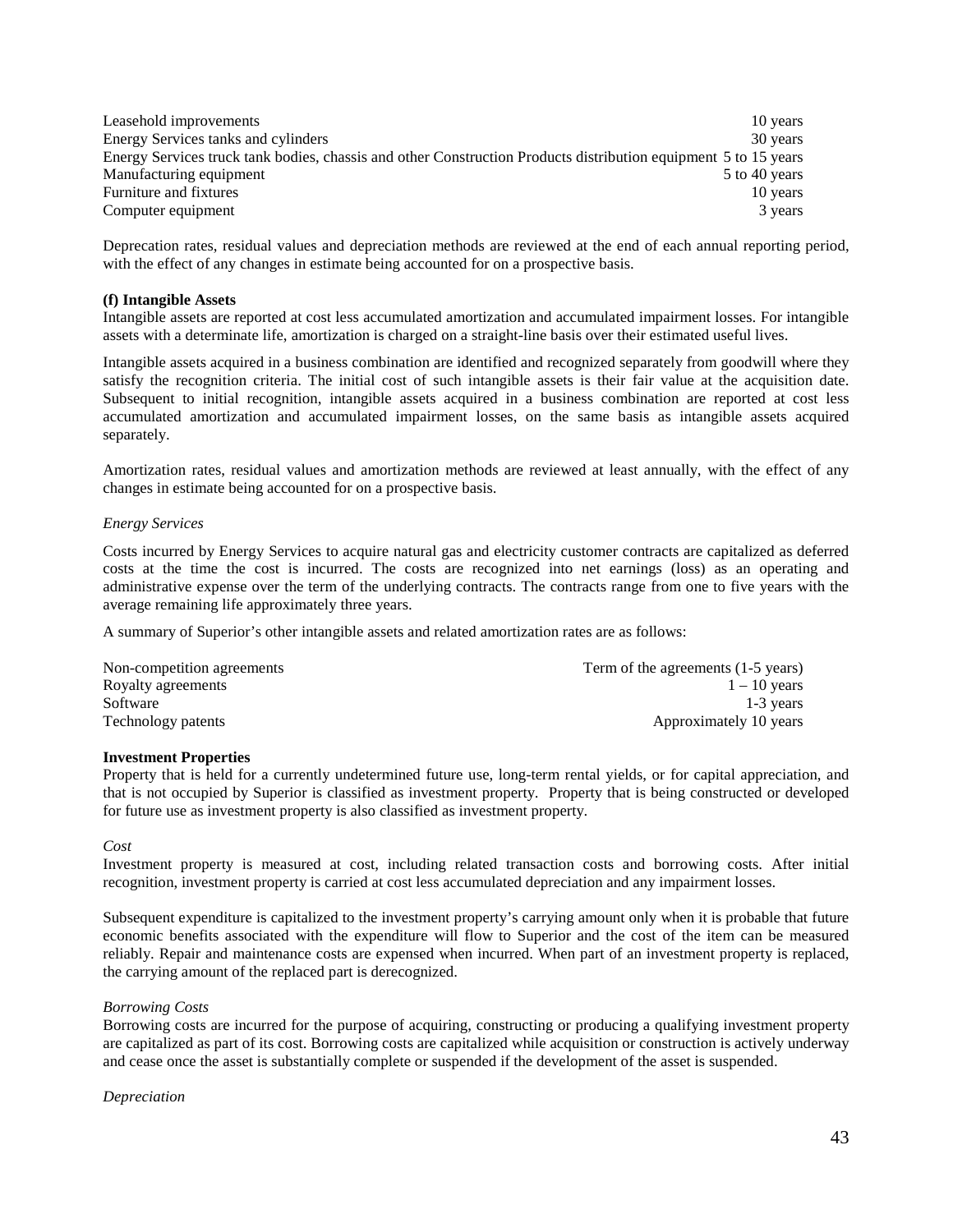| | |
|---|---|
| Leasehold improvements | 10 years |
| Energy Services tanks and cylinders | 30 years |
| Energy Services truck tank bodies, chassis and other Construction Products distribution equipment | 5 to 15 years |
| Manufacturing equipment | 5 to 40 years |
| Furniture and fixtures | 10 years |
| Computer equipment | 3 years |

Deprecation rates, residual values and depreciation methods are reviewed at the end of each annual reporting period, with the effect of any changes in estimate being accounted for on a prospective basis.

**(f) Intangible Assets**

Intangible assets are reported at cost less accumulated amortization and accumulated impairment losses. For intangible assets with a determinate life, amortization is charged on a straight-line basis over their estimated useful lives.

Intangible assets acquired in a business combination are identified and recognized separately from goodwill where they satisfy the recognition criteria. The initial cost of such intangible assets is their fair value at the acquisition date. Subsequent to initial recognition, intangible assets acquired in a business combination are reported at cost less accumulated amortization and accumulated impairment losses, on the same basis as intangible assets acquired separately.

Amortization rates, residual values and amortization methods are reviewed at least annually, with the effect of any changes in estimate being accounted for on a prospective basis.

*Energy Services*

Costs incurred by Energy Services to acquire natural gas and electricity customer contracts are capitalized as deferred costs at the time the cost is incurred. The costs are recognized into net earnings (loss) as an operating and administrative expense over the term of the underlying contracts. The contracts range from one to five years with the average remaining life approximately three years.

A summary of Superior's other intangible assets and related amortization rates are as follows:

| | |
|---|---|
| Non-competition agreements | Term of the agreements (1-5 years) |
| Royalty agreements | 1 – 10 years |
| Software | 1-3 years |
| Technology patents | Approximately 10 years |

**Investment Properties**

Property that is held for a currently undetermined future use, long-term rental yields, or for capital appreciation, and that is not occupied by Superior is classified as investment property. Property that is being constructed or developed for future use as investment property is also classified as investment property.

*Cost*

Investment property is measured at cost, including related transaction costs and borrowing costs. After initial recognition, investment property is carried at cost less accumulated depreciation and any impairment losses.

Subsequent expenditure is capitalized to the investment property's carrying amount only when it is probable that future economic benefits associated with the expenditure will flow to Superior and the cost of the item can be measured reliably. Repair and maintenance costs are expensed when incurred. When part of an investment property is replaced, the carrying amount of the replaced part is derecognized.

*Borrowing Costs*

Borrowing costs are incurred for the purpose of acquiring, constructing or producing a qualifying investment property are capitalized as part of its cost. Borrowing costs are capitalized while acquisition or construction is actively underway and cease once the asset is substantially complete or suspended if the development of the asset is suspended.

*Depreciation*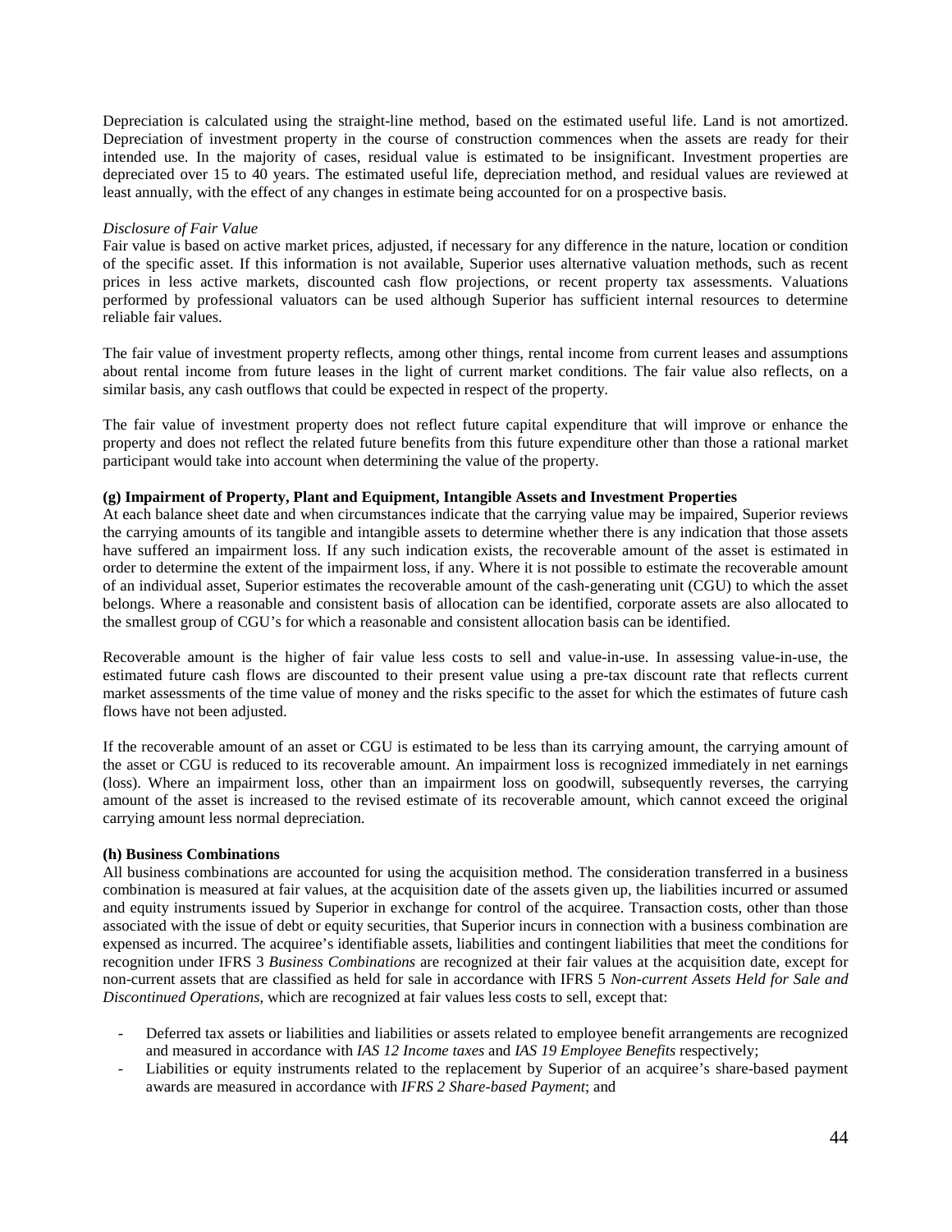Depreciation is calculated using the straight-line method, based on the estimated useful life. Land is not amortized. Depreciation of investment property in the course of construction commences when the assets are ready for their intended use. In the majority of cases, residual value is estimated to be insignificant. Investment properties are depreciated over 15 to 40 years. The estimated useful life, depreciation method, and residual values are reviewed at least annually, with the effect of any changes in estimate being accounted for on a prospective basis.

*Disclosure of Fair Value*

Fair value is based on active market prices, adjusted, if necessary for any difference in the nature, location or condition of the specific asset. If this information is not available, Superior uses alternative valuation methods, such as recent prices in less active markets, discounted cash flow projections, or recent property tax assessments. Valuations performed by professional valuators can be used although Superior has sufficient internal resources to determine reliable fair values.

The fair value of investment property reflects, among other things, rental income from current leases and assumptions about rental income from future leases in the light of current market conditions. The fair value also reflects, on a similar basis, any cash outflows that could be expected in respect of the property.

The fair value of investment property does not reflect future capital expenditure that will improve or enhance the property and does not reflect the related future benefits from this future expenditure other than those a rational market participant would take into account when determining the value of the property.

**(g) Impairment of Property, Plant and Equipment, Intangible Assets and Investment Properties**

At each balance sheet date and when circumstances indicate that the carrying value may be impaired, Superior reviews the carrying amounts of its tangible and intangible assets to determine whether there is any indication that those assets have suffered an impairment loss. If any such indication exists, the recoverable amount of the asset is estimated in order to determine the extent of the impairment loss, if any. Where it is not possible to estimate the recoverable amount of an individual asset, Superior estimates the recoverable amount of the cash-generating unit (CGU) to which the asset belongs. Where a reasonable and consistent basis of allocation can be identified, corporate assets are also allocated to the smallest group of CGU's for which a reasonable and consistent allocation basis can be identified.

Recoverable amount is the higher of fair value less costs to sell and value-in-use. In assessing value-in-use, the estimated future cash flows are discounted to their present value using a pre-tax discount rate that reflects current market assessments of the time value of money and the risks specific to the asset for which the estimates of future cash flows have not been adjusted.

If the recoverable amount of an asset or CGU is estimated to be less than its carrying amount, the carrying amount of the asset or CGU is reduced to its recoverable amount. An impairment loss is recognized immediately in net earnings (loss). Where an impairment loss, other than an impairment loss on goodwill, subsequently reverses, the carrying amount of the asset is increased to the revised estimate of its recoverable amount, which cannot exceed the original carrying amount less normal depreciation.

**(h) Business Combinations**

All business combinations are accounted for using the acquisition method. The consideration transferred in a business combination is measured at fair values, at the acquisition date of the assets given up, the liabilities incurred or assumed and equity instruments issued by Superior in exchange for control of the acquiree. Transaction costs, other than those associated with the issue of debt or equity securities, that Superior incurs in connection with a business combination are expensed as incurred. The acquiree's identifiable assets, liabilities and contingent liabilities that meet the conditions for recognition under IFRS 3 *Business Combinations* are recognized at their fair values at the acquisition date, except for non-current assets that are classified as held for sale in accordance with IFRS 5 *Non-current Assets Held for Sale and Discontinued Operations*, which are recognized at fair values less costs to sell, except that:

- Deferred tax assets or liabilities and liabilities or assets related to employee benefit arrangements are recognized and measured in accordance with *IAS 12 Income taxes* and *IAS 19 Employee Benefits* respectively;
- Liabilities or equity instruments related to the replacement by Superior of an acquiree's share-based payment awards are measured in accordance with *IFRS 2 Share-based Payment*; and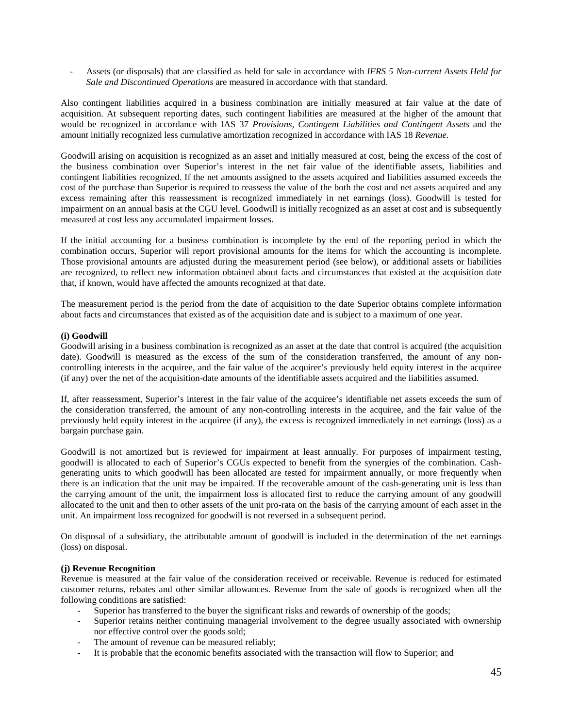- Assets (or disposals) that are classified as held for sale in accordance with *IFRS 5 Non-current Assets Held for Sale and Discontinued Operations* are measured in accordance with that standard.

Also contingent liabilities acquired in a business combination are initially measured at fair value at the date of acquisition. At subsequent reporting dates, such contingent liabilities are measured at the higher of the amount that would be recognized in accordance with IAS 37 *Provisions, Contingent Liabilities and Contingent Assets* and the amount initially recognized less cumulative amortization recognized in accordance with IAS 18 *Revenue*.

Goodwill arising on acquisition is recognized as an asset and initially measured at cost, being the excess of the cost of the business combination over Superior's interest in the net fair value of the identifiable assets, liabilities and contingent liabilities recognized. If the net amounts assigned to the assets acquired and liabilities assumed exceeds the cost of the purchase than Superior is required to reassess the value of the both the cost and net assets acquired and any excess remaining after this reassessment is recognized immediately in net earnings (loss). Goodwill is tested for impairment on an annual basis at the CGU level. Goodwill is initially recognized as an asset at cost and is subsequently measured at cost less any accumulated impairment losses.

If the initial accounting for a business combination is incomplete by the end of the reporting period in which the combination occurs, Superior will report provisional amounts for the items for which the accounting is incomplete. Those provisional amounts are adjusted during the measurement period (see below), or additional assets or liabilities are recognized, to reflect new information obtained about facts and circumstances that existed at the acquisition date that, if known, would have affected the amounts recognized at that date.

The measurement period is the period from the date of acquisition to the date Superior obtains complete information about facts and circumstances that existed as of the acquisition date and is subject to a maximum of one year.

**(i) Goodwill**

Goodwill arising in a business combination is recognized as an asset at the date that control is acquired (the acquisition date). Goodwill is measured as the excess of the sum of the consideration transferred, the amount of any non-controlling interests in the acquiree, and the fair value of the acquirer's previously held equity interest in the acquiree (if any) over the net of the acquisition-date amounts of the identifiable assets acquired and the liabilities assumed.

If, after reassessment, Superior's interest in the fair value of the acquiree's identifiable net assets exceeds the sum of the consideration transferred, the amount of any non-controlling interests in the acquiree, and the fair value of the previously held equity interest in the acquiree (if any), the excess is recognized immediately in net earnings (loss) as a bargain purchase gain.

Goodwill is not amortized but is reviewed for impairment at least annually. For purposes of impairment testing, goodwill is allocated to each of Superior's CGUs expected to benefit from the synergies of the combination. Cash-generating units to which goodwill has been allocated are tested for impairment annually, or more frequently when there is an indication that the unit may be impaired. If the recoverable amount of the cash-generating unit is less than the carrying amount of the unit, the impairment loss is allocated first to reduce the carrying amount of any goodwill allocated to the unit and then to other assets of the unit pro-rata on the basis of the carrying amount of each asset in the unit. An impairment loss recognized for goodwill is not reversed in a subsequent period.

On disposal of a subsidiary, the attributable amount of goodwill is included in the determination of the net earnings (loss) on disposal.

**(j) Revenue Recognition**

Revenue is measured at the fair value of the consideration received or receivable. Revenue is reduced for estimated customer returns, rebates and other similar allowances. Revenue from the sale of goods is recognized when all the following conditions are satisfied:

- Superior has transferred to the buyer the significant risks and rewards of ownership of the goods;
- Superior retains neither continuing managerial involvement to the degree usually associated with ownership nor effective control over the goods sold;
- The amount of revenue can be measured reliably;
- It is probable that the economic benefits associated with the transaction will flow to Superior; and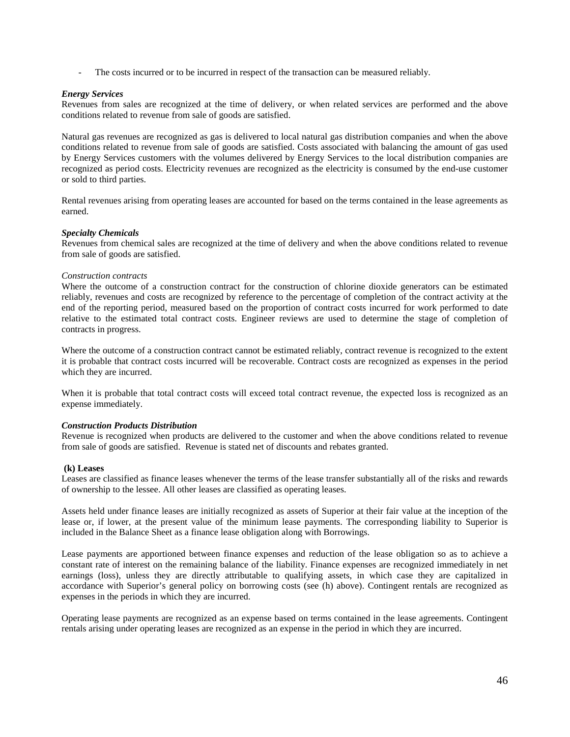- The costs incurred or to be incurred in respect of the transaction can be measured reliably.

***Energy Services***

Revenues from sales are recognized at the time of delivery, or when related services are performed and the above conditions related to revenue from sale of goods are satisfied.

Natural gas revenues are recognized as gas is delivered to local natural gas distribution companies and when the above conditions related to revenue from sale of goods are satisfied. Costs associated with balancing the amount of gas used by Energy Services customers with the volumes delivered by Energy Services to the local distribution companies are recognized as period costs. Electricity revenues are recognized as the electricity is consumed by the end-use customer or sold to third parties.

Rental revenues arising from operating leases are accounted for based on the terms contained in the lease agreements as earned.

***Specialty Chemicals***

Revenues from chemical sales are recognized at the time of delivery and when the above conditions related to revenue from sale of goods are satisfied.

*Construction contracts*

Where the outcome of a construction contract for the construction of chlorine dioxide generators can be estimated reliably, revenues and costs are recognized by reference to the percentage of completion of the contract activity at the end of the reporting period, measured based on the proportion of contract costs incurred for work performed to date relative to the estimated total contract costs. Engineer reviews are used to determine the stage of completion of contracts in progress.

Where the outcome of a construction contract cannot be estimated reliably, contract revenue is recognized to the extent it is probable that contract costs incurred will be recoverable. Contract costs are recognized as expenses in the period which they are incurred.

When it is probable that total contract costs will exceed total contract revenue, the expected loss is recognized as an expense immediately.

***Construction Products Distribution***

Revenue is recognized when products are delivered to the customer and when the above conditions related to revenue from sale of goods are satisfied. Revenue is stated net of discounts and rebates granted.

**(k) Leases**

Leases are classified as finance leases whenever the terms of the lease transfer substantially all of the risks and rewards of ownership to the lessee. All other leases are classified as operating leases.

Assets held under finance leases are initially recognized as assets of Superior at their fair value at the inception of the lease or, if lower, at the present value of the minimum lease payments. The corresponding liability to Superior is included in the Balance Sheet as a finance lease obligation along with Borrowings.

Lease payments are apportioned between finance expenses and reduction of the lease obligation so as to achieve a constant rate of interest on the remaining balance of the liability. Finance expenses are recognized immediately in net earnings (loss), unless they are directly attributable to qualifying assets, in which case they are capitalized in accordance with Superior's general policy on borrowing costs (see (h) above). Contingent rentals are recognized as expenses in the periods in which they are incurred.

Operating lease payments are recognized as an expense based on terms contained in the lease agreements. Contingent rentals arising under operating leases are recognized as an expense in the period in which they are incurred.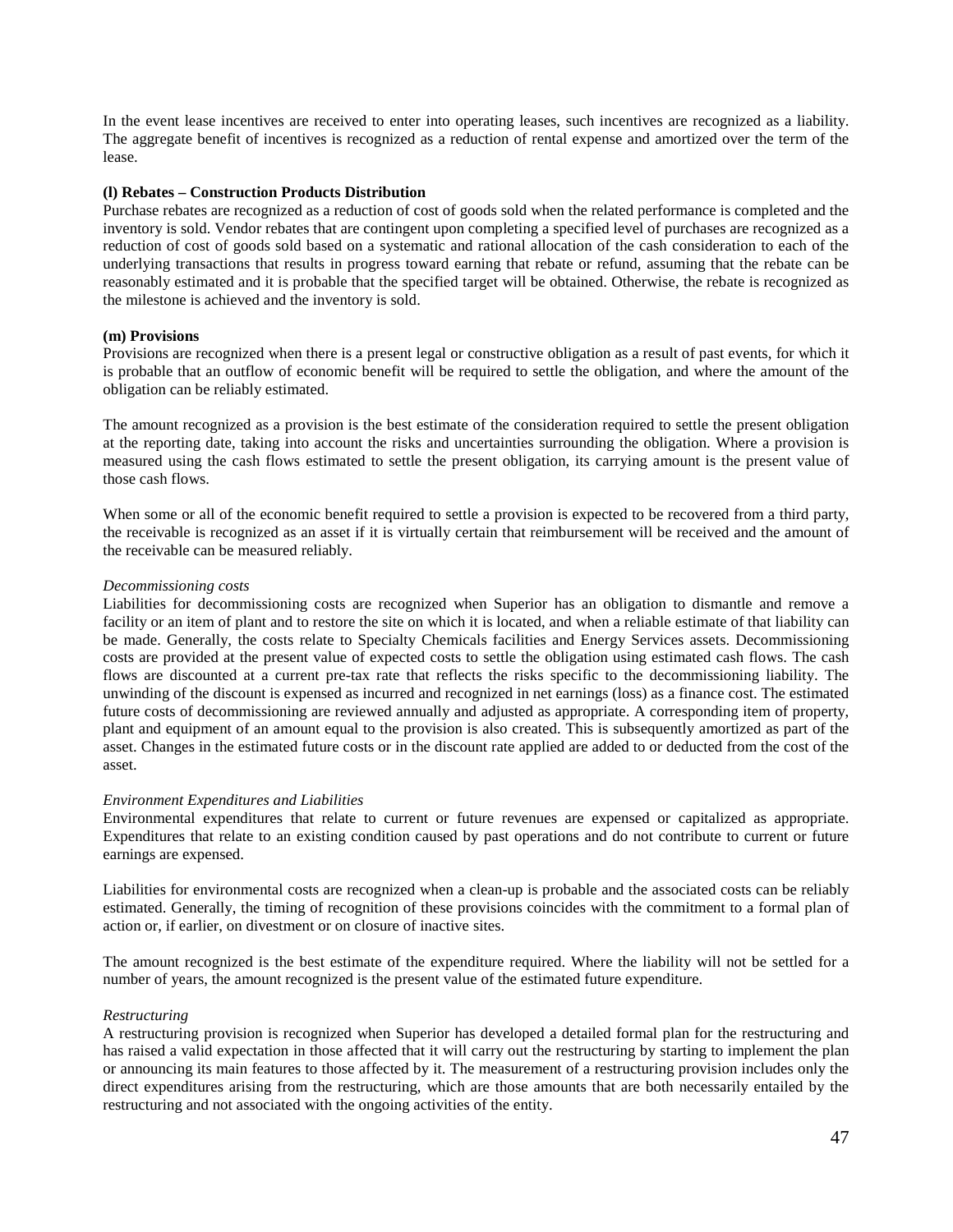In the event lease incentives are received to enter into operating leases, such incentives are recognized as a liability. The aggregate benefit of incentives is recognized as a reduction of rental expense and amortized over the term of the lease.

**(l) Rebates – Construction Products Distribution**

Purchase rebates are recognized as a reduction of cost of goods sold when the related performance is completed and the inventory is sold. Vendor rebates that are contingent upon completing a specified level of purchases are recognized as a reduction of cost of goods sold based on a systematic and rational allocation of the cash consideration to each of the underlying transactions that results in progress toward earning that rebate or refund, assuming that the rebate can be reasonably estimated and it is probable that the specified target will be obtained. Otherwise, the rebate is recognized as the milestone is achieved and the inventory is sold.

**(m) Provisions**

Provisions are recognized when there is a present legal or constructive obligation as a result of past events, for which it is probable that an outflow of economic benefit will be required to settle the obligation, and where the amount of the obligation can be reliably estimated.

The amount recognized as a provision is the best estimate of the consideration required to settle the present obligation at the reporting date, taking into account the risks and uncertainties surrounding the obligation. Where a provision is measured using the cash flows estimated to settle the present obligation, its carrying amount is the present value of those cash flows.

When some or all of the economic benefit required to settle a provision is expected to be recovered from a third party, the receivable is recognized as an asset if it is virtually certain that reimbursement will be received and the amount of the receivable can be measured reliably.

*Decommissioning costs*

Liabilities for decommissioning costs are recognized when Superior has an obligation to dismantle and remove a facility or an item of plant and to restore the site on which it is located, and when a reliable estimate of that liability can be made. Generally, the costs relate to Specialty Chemicals facilities and Energy Services assets. Decommissioning costs are provided at the present value of expected costs to settle the obligation using estimated cash flows. The cash flows are discounted at a current pre-tax rate that reflects the risks specific to the decommissioning liability. The unwinding of the discount is expensed as incurred and recognized in net earnings (loss) as a finance cost. The estimated future costs of decommissioning are reviewed annually and adjusted as appropriate. A corresponding item of property, plant and equipment of an amount equal to the provision is also created. This is subsequently amortized as part of the asset. Changes in the estimated future costs or in the discount rate applied are added to or deducted from the cost of the asset.

*Environment Expenditures and Liabilities*

Environmental expenditures that relate to current or future revenues are expensed or capitalized as appropriate. Expenditures that relate to an existing condition caused by past operations and do not contribute to current or future earnings are expensed.

Liabilities for environmental costs are recognized when a clean-up is probable and the associated costs can be reliably estimated. Generally, the timing of recognition of these provisions coincides with the commitment to a formal plan of action or, if earlier, on divestment or on closure of inactive sites.

The amount recognized is the best estimate of the expenditure required. Where the liability will not be settled for a number of years, the amount recognized is the present value of the estimated future expenditure.

*Restructuring*

A restructuring provision is recognized when Superior has developed a detailed formal plan for the restructuring and has raised a valid expectation in those affected that it will carry out the restructuring by starting to implement the plan or announcing its main features to those affected by it. The measurement of a restructuring provision includes only the direct expenditures arising from the restructuring, which are those amounts that are both necessarily entailed by the restructuring and not associated with the ongoing activities of the entity.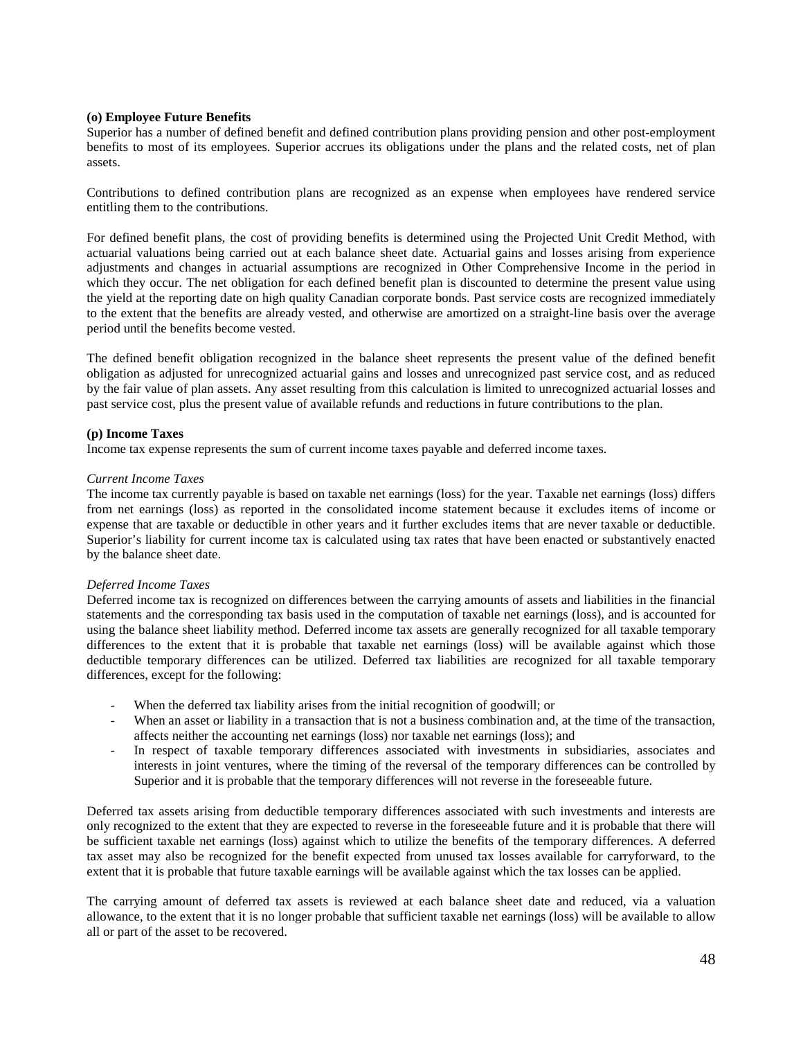**(o) Employee Future Benefits**

Superior has a number of defined benefit and defined contribution plans providing pension and other post-employment benefits to most of its employees. Superior accrues its obligations under the plans and the related costs, net of plan assets.

Contributions to defined contribution plans are recognized as an expense when employees have rendered service entitling them to the contributions.

For defined benefit plans, the cost of providing benefits is determined using the Projected Unit Credit Method, with actuarial valuations being carried out at each balance sheet date. Actuarial gains and losses arising from experience adjustments and changes in actuarial assumptions are recognized in Other Comprehensive Income in the period in which they occur. The net obligation for each defined benefit plan is discounted to determine the present value using the yield at the reporting date on high quality Canadian corporate bonds. Past service costs are recognized immediately to the extent that the benefits are already vested, and otherwise are amortized on a straight-line basis over the average period until the benefits become vested.

The defined benefit obligation recognized in the balance sheet represents the present value of the defined benefit obligation as adjusted for unrecognized actuarial gains and losses and unrecognized past service cost, and as reduced by the fair value of plan assets. Any asset resulting from this calculation is limited to unrecognized actuarial losses and past service cost, plus the present value of available refunds and reductions in future contributions to the plan.

**(p) Income Taxes**

Income tax expense represents the sum of current income taxes payable and deferred income taxes.

*Current Income Taxes*

The income tax currently payable is based on taxable net earnings (loss) for the year. Taxable net earnings (loss) differs from net earnings (loss) as reported in the consolidated income statement because it excludes items of income or expense that are taxable or deductible in other years and it further excludes items that are never taxable or deductible. Superior's liability for current income tax is calculated using tax rates that have been enacted or substantively enacted by the balance sheet date.

*Deferred Income Taxes*

Deferred income tax is recognized on differences between the carrying amounts of assets and liabilities in the financial statements and the corresponding tax basis used in the computation of taxable net earnings (loss), and is accounted for using the balance sheet liability method. Deferred income tax assets are generally recognized for all taxable temporary differences to the extent that it is probable that taxable net earnings (loss) will be available against which those deductible temporary differences can be utilized. Deferred tax liabilities are recognized for all taxable temporary differences, except for the following:

- When the deferred tax liability arises from the initial recognition of goodwill; or
- When an asset or liability in a transaction that is not a business combination and, at the time of the transaction, affects neither the accounting net earnings (loss) nor taxable net earnings (loss); and
- In respect of taxable temporary differences associated with investments in subsidiaries, associates and interests in joint ventures, where the timing of the reversal of the temporary differences can be controlled by Superior and it is probable that the temporary differences will not reverse in the foreseeable future.

Deferred tax assets arising from deductible temporary differences associated with such investments and interests are only recognized to the extent that they are expected to reverse in the foreseeable future and it is probable that there will be sufficient taxable net earnings (loss) against which to utilize the benefits of the temporary differences. A deferred tax asset may also be recognized for the benefit expected from unused tax losses available for carryforward, to the extent that it is probable that future taxable earnings will be available against which the tax losses can be applied.

The carrying amount of deferred tax assets is reviewed at each balance sheet date and reduced, via a valuation allowance, to the extent that it is no longer probable that sufficient taxable net earnings (loss) will be available to allow all or part of the asset to be recovered.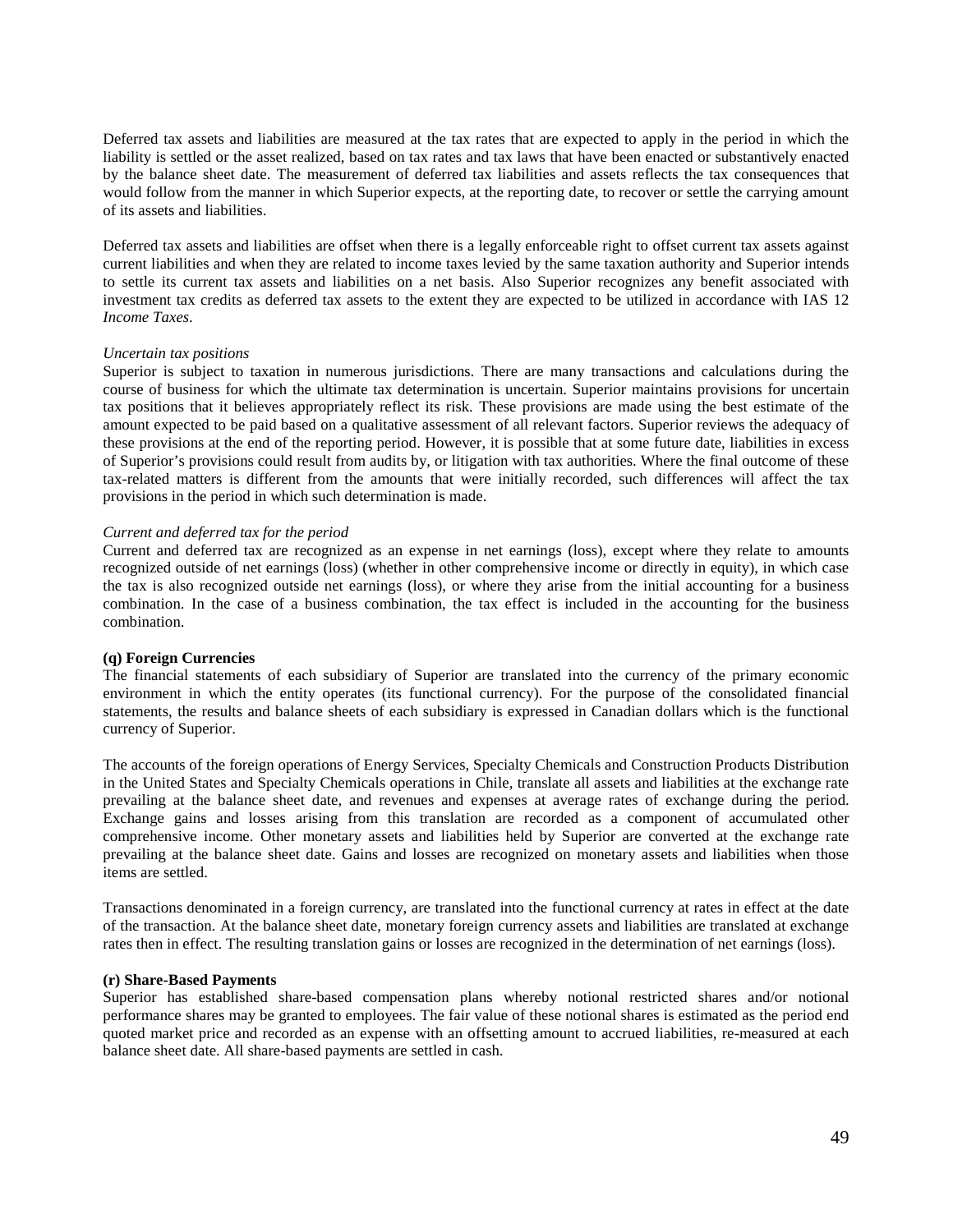Deferred tax assets and liabilities are measured at the tax rates that are expected to apply in the period in which the liability is settled or the asset realized, based on tax rates and tax laws that have been enacted or substantively enacted by the balance sheet date. The measurement of deferred tax liabilities and assets reflects the tax consequences that would follow from the manner in which Superior expects, at the reporting date, to recover or settle the carrying amount of its assets and liabilities.

Deferred tax assets and liabilities are offset when there is a legally enforceable right to offset current tax assets against current liabilities and when they are related to income taxes levied by the same taxation authority and Superior intends to settle its current tax assets and liabilities on a net basis. Also Superior recognizes any benefit associated with investment tax credits as deferred tax assets to the extent they are expected to be utilized in accordance with IAS 12 *Income Taxes*.

*Uncertain tax positions*

Superior is subject to taxation in numerous jurisdictions. There are many transactions and calculations during the course of business for which the ultimate tax determination is uncertain. Superior maintains provisions for uncertain tax positions that it believes appropriately reflect its risk. These provisions are made using the best estimate of the amount expected to be paid based on a qualitative assessment of all relevant factors. Superior reviews the adequacy of these provisions at the end of the reporting period. However, it is possible that at some future date, liabilities in excess of Superior's provisions could result from audits by, or litigation with tax authorities. Where the final outcome of these tax-related matters is different from the amounts that were initially recorded, such differences will affect the tax provisions in the period in which such determination is made.

*Current and deferred tax for the period*

Current and deferred tax are recognized as an expense in net earnings (loss), except where they relate to amounts recognized outside of net earnings (loss) (whether in other comprehensive income or directly in equity), in which case the tax is also recognized outside net earnings (loss), or where they arise from the initial accounting for a business combination. In the case of a business combination, the tax effect is included in the accounting for the business combination.

**(q) Foreign Currencies**

The financial statements of each subsidiary of Superior are translated into the currency of the primary economic environment in which the entity operates (its functional currency). For the purpose of the consolidated financial statements, the results and balance sheets of each subsidiary is expressed in Canadian dollars which is the functional currency of Superior.

The accounts of the foreign operations of Energy Services, Specialty Chemicals and Construction Products Distribution in the United States and Specialty Chemicals operations in Chile, translate all assets and liabilities at the exchange rate prevailing at the balance sheet date, and revenues and expenses at average rates of exchange during the period. Exchange gains and losses arising from this translation are recorded as a component of accumulated other comprehensive income. Other monetary assets and liabilities held by Superior are converted at the exchange rate prevailing at the balance sheet date. Gains and losses are recognized on monetary assets and liabilities when those items are settled.

Transactions denominated in a foreign currency, are translated into the functional currency at rates in effect at the date of the transaction. At the balance sheet date, monetary foreign currency assets and liabilities are translated at exchange rates then in effect. The resulting translation gains or losses are recognized in the determination of net earnings (loss).

**(r) Share-Based Payments**

Superior has established share-based compensation plans whereby notional restricted shares and/or notional performance shares may be granted to employees. The fair value of these notional shares is estimated as the period end quoted market price and recorded as an expense with an offsetting amount to accrued liabilities, re-measured at each balance sheet date. All share-based payments are settled in cash.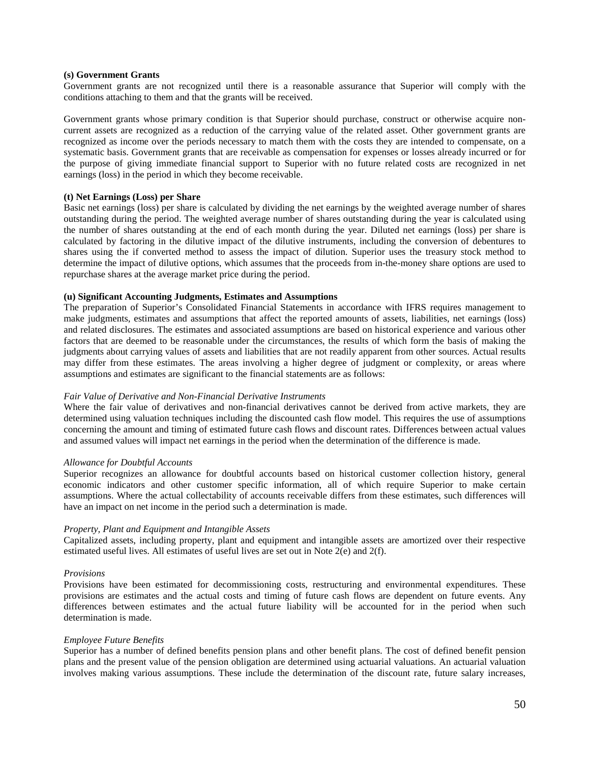**(s) Government Grants**

Government grants are not recognized until there is a reasonable assurance that Superior will comply with the conditions attaching to them and that the grants will be received.

Government grants whose primary condition is that Superior should purchase, construct or otherwise acquire non-current assets are recognized as a reduction of the carrying value of the related asset. Other government grants are recognized as income over the periods necessary to match them with the costs they are intended to compensate, on a systematic basis. Government grants that are receivable as compensation for expenses or losses already incurred or for the purpose of giving immediate financial support to Superior with no future related costs are recognized in net earnings (loss) in the period in which they become receivable.

**(t) Net Earnings (Loss) per Share**

Basic net earnings (loss) per share is calculated by dividing the net earnings by the weighted average number of shares outstanding during the period. The weighted average number of shares outstanding during the year is calculated using the number of shares outstanding at the end of each month during the year. Diluted net earnings (loss) per share is calculated by factoring in the dilutive impact of the dilutive instruments, including the conversion of debentures to shares using the if converted method to assess the impact of dilution. Superior uses the treasury stock method to determine the impact of dilutive options, which assumes that the proceeds from in-the-money share options are used to repurchase shares at the average market price during the period.

**(u) Significant Accounting Judgments, Estimates and Assumptions**

The preparation of Superior's Consolidated Financial Statements in accordance with IFRS requires management to make judgments, estimates and assumptions that affect the reported amounts of assets, liabilities, net earnings (loss) and related disclosures. The estimates and associated assumptions are based on historical experience and various other factors that are deemed to be reasonable under the circumstances, the results of which form the basis of making the judgments about carrying values of assets and liabilities that are not readily apparent from other sources. Actual results may differ from these estimates. The areas involving a higher degree of judgment or complexity, or areas where assumptions and estimates are significant to the financial statements are as follows:

*Fair Value of Derivative and Non-Financial Derivative Instruments*

Where the fair value of derivatives and non-financial derivatives cannot be derived from active markets, they are determined using valuation techniques including the discounted cash flow model. This requires the use of assumptions concerning the amount and timing of estimated future cash flows and discount rates. Differences between actual values and assumed values will impact net earnings in the period when the determination of the difference is made.

*Allowance for Doubtful Accounts*

Superior recognizes an allowance for doubtful accounts based on historical customer collection history, general economic indicators and other customer specific information, all of which require Superior to make certain assumptions. Where the actual collectability of accounts receivable differs from these estimates, such differences will have an impact on net income in the period such a determination is made.

*Property, Plant and Equipment and Intangible Assets*

Capitalized assets, including property, plant and equipment and intangible assets are amortized over their respective estimated useful lives. All estimates of useful lives are set out in Note 2(e) and 2(f).

*Provisions*

Provisions have been estimated for decommissioning costs, restructuring and environmental expenditures. These provisions are estimates and the actual costs and timing of future cash flows are dependent on future events. Any differences between estimates and the actual future liability will be accounted for in the period when such determination is made.

*Employee Future Benefits*

Superior has a number of defined benefits pension plans and other benefit plans. The cost of defined benefit pension plans and the present value of the pension obligation are determined using actuarial valuations. An actuarial valuation involves making various assumptions. These include the determination of the discount rate, future salary increases,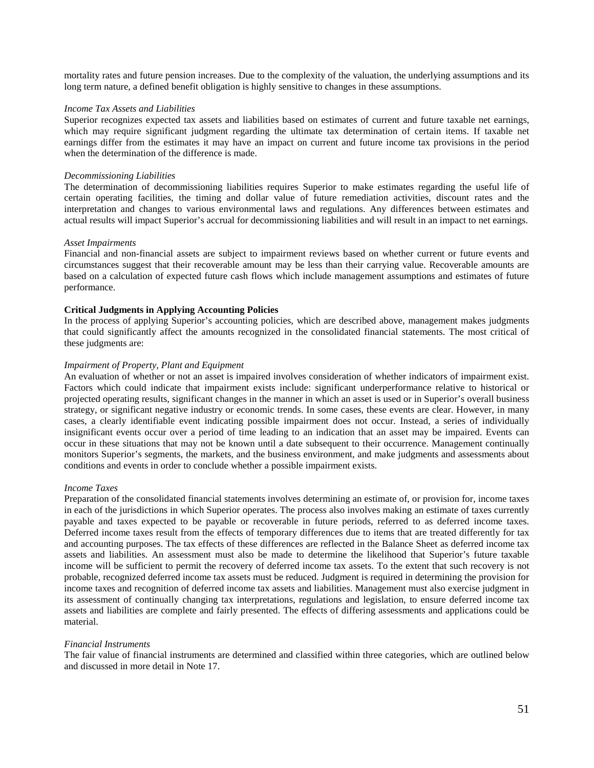mortality rates and future pension increases. Due to the complexity of the valuation, the underlying assumptions and its long term nature, a defined benefit obligation is highly sensitive to changes in these assumptions.

*Income Tax Assets and Liabilities*

Superior recognizes expected tax assets and liabilities based on estimates of current and future taxable net earnings, which may require significant judgment regarding the ultimate tax determination of certain items. If taxable net earnings differ from the estimates it may have an impact on current and future income tax provisions in the period when the determination of the difference is made.

*Decommissioning Liabilities*

The determination of decommissioning liabilities requires Superior to make estimates regarding the useful life of certain operating facilities, the timing and dollar value of future remediation activities, discount rates and the interpretation and changes to various environmental laws and regulations. Any differences between estimates and actual results will impact Superior's accrual for decommissioning liabilities and will result in an impact to net earnings.

*Asset Impairments*

Financial and non-financial assets are subject to impairment reviews based on whether current or future events and circumstances suggest that their recoverable amount may be less than their carrying value. Recoverable amounts are based on a calculation of expected future cash flows which include management assumptions and estimates of future performance.

**Critical Judgments in Applying Accounting Policies**

In the process of applying Superior's accounting policies, which are described above, management makes judgments that could significantly affect the amounts recognized in the consolidated financial statements. The most critical of these judgments are:

*Impairment of Property, Plant and Equipment*

An evaluation of whether or not an asset is impaired involves consideration of whether indicators of impairment exist. Factors which could indicate that impairment exists include: significant underperformance relative to historical or projected operating results, significant changes in the manner in which an asset is used or in Superior's overall business strategy, or significant negative industry or economic trends. In some cases, these events are clear. However, in many cases, a clearly identifiable event indicating possible impairment does not occur. Instead, a series of individually insignificant events occur over a period of time leading to an indication that an asset may be impaired. Events can occur in these situations that may not be known until a date subsequent to their occurrence. Management continually monitors Superior's segments, the markets, and the business environment, and make judgments and assessments about conditions and events in order to conclude whether a possible impairment exists.

*Income Taxes*

Preparation of the consolidated financial statements involves determining an estimate of, or provision for, income taxes in each of the jurisdictions in which Superior operates. The process also involves making an estimate of taxes currently payable and taxes expected to be payable or recoverable in future periods, referred to as deferred income taxes. Deferred income taxes result from the effects of temporary differences due to items that are treated differently for tax and accounting purposes. The tax effects of these differences are reflected in the Balance Sheet as deferred income tax assets and liabilities. An assessment must also be made to determine the likelihood that Superior's future taxable income will be sufficient to permit the recovery of deferred income tax assets. To the extent that such recovery is not probable, recognized deferred income tax assets must be reduced. Judgment is required in determining the provision for income taxes and recognition of deferred income tax assets and liabilities. Management must also exercise judgment in its assessment of continually changing tax interpretations, regulations and legislation, to ensure deferred income tax assets and liabilities are complete and fairly presented. The effects of differing assessments and applications could be material.

*Financial Instruments*

The fair value of financial instruments are determined and classified within three categories, which are outlined below and discussed in more detail in Note 17.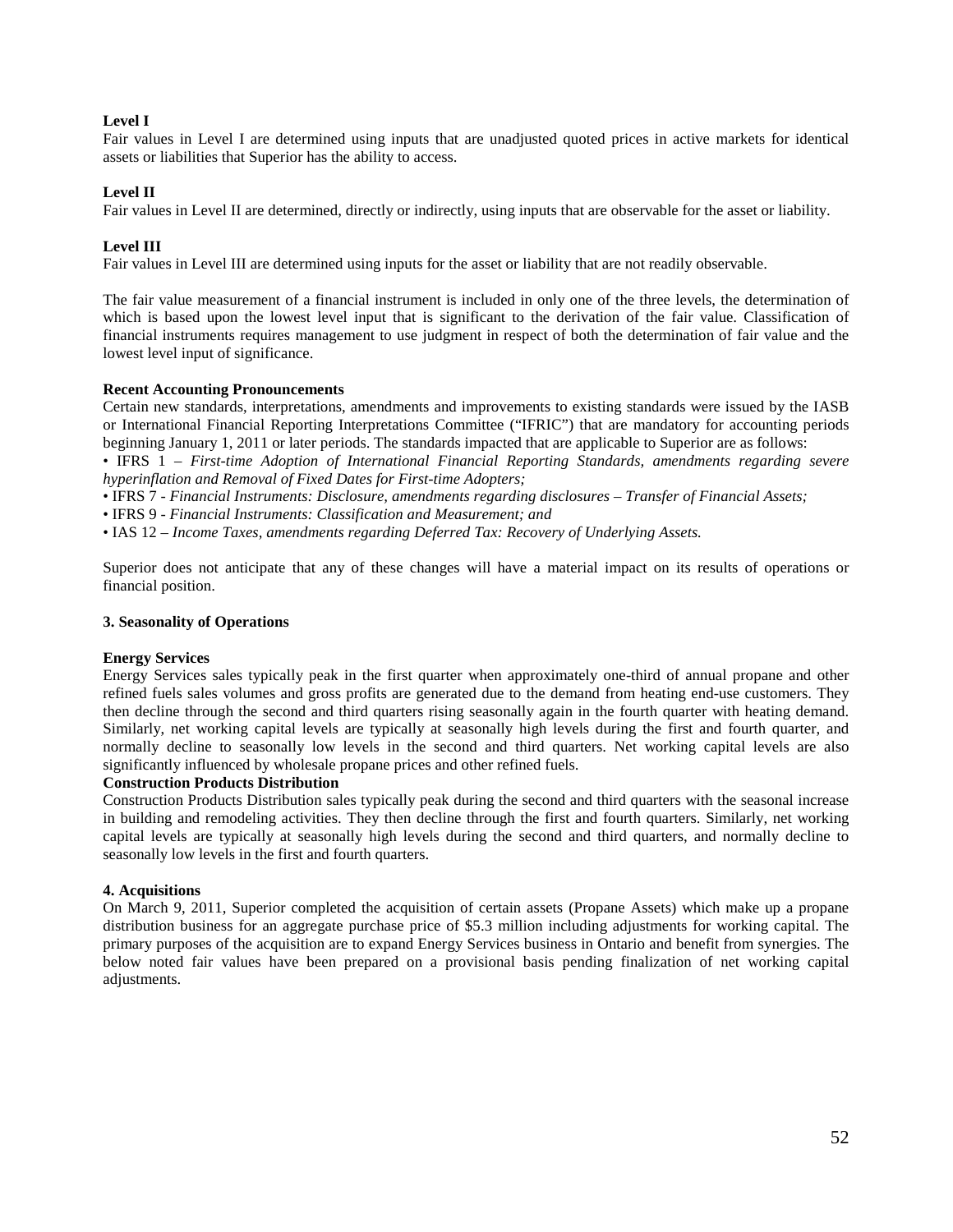**Level I**
Fair values in Level I are determined using inputs that are unadjusted quoted prices in active markets for identical assets or liabilities that Superior has the ability to access.

**Level II**
Fair values in Level II are determined, directly or indirectly, using inputs that are observable for the asset or liability.

**Level III**
Fair values in Level III are determined using inputs for the asset or liability that are not readily observable.

The fair value measurement of a financial instrument is included in only one of the three levels, the determination of which is based upon the lowest level input that is significant to the derivation of the fair value. Classification of financial instruments requires management to use judgment in respect of both the determination of fair value and the lowest level input of significance.

**Recent Accounting Pronouncements**
Certain new standards, interpretations, amendments and improvements to existing standards were issued by the IASB or International Financial Reporting Interpretations Committee ("IFRIC") that are mandatory for accounting periods beginning January 1, 2011 or later periods. The standards impacted that are applicable to Superior are as follows:

- IFRS 1 – *First-time Adoption of International Financial Reporting Standards, amendments regarding severe hyperinflation and Removal of Fixed Dates for First-time Adopters;*
- IFRS 7 - *Financial Instruments: Disclosure, amendments regarding disclosures – Transfer of Financial Assets;*
- IFRS 9 - *Financial Instruments: Classification and Measurement; and*
- IAS 12 – *Income Taxes, amendments regarding Deferred Tax: Recovery of Underlying Assets.*

Superior does not anticipate that any of these changes will have a material impact on its results of operations or financial position.

**3. Seasonality of Operations**

**Energy Services**
Energy Services sales typically peak in the first quarter when approximately one-third of annual propane and other refined fuels sales volumes and gross profits are generated due to the demand from heating end-use customers. They then decline through the second and third quarters rising seasonally again in the fourth quarter with heating demand. Similarly, net working capital levels are typically at seasonally high levels during the first and fourth quarter, and normally decline to seasonally low levels in the second and third quarters. Net working capital levels are also significantly influenced by wholesale propane prices and other refined fuels.

**Construction Products Distribution**
Construction Products Distribution sales typically peak during the second and third quarters with the seasonal increase in building and remodeling activities. They then decline through the first and fourth quarters. Similarly, net working capital levels are typically at seasonally high levels during the second and third quarters, and normally decline to seasonally low levels in the first and fourth quarters.

**4. Acquisitions**
On March 9, 2011, Superior completed the acquisition of certain assets (Propane Assets) which make up a propane distribution business for an aggregate purchase price of $5.3 million including adjustments for working capital. The primary purposes of the acquisition are to expand Energy Services business in Ontario and benefit from synergies. The below noted fair values have been prepared on a provisional basis pending finalization of net working capital adjustments.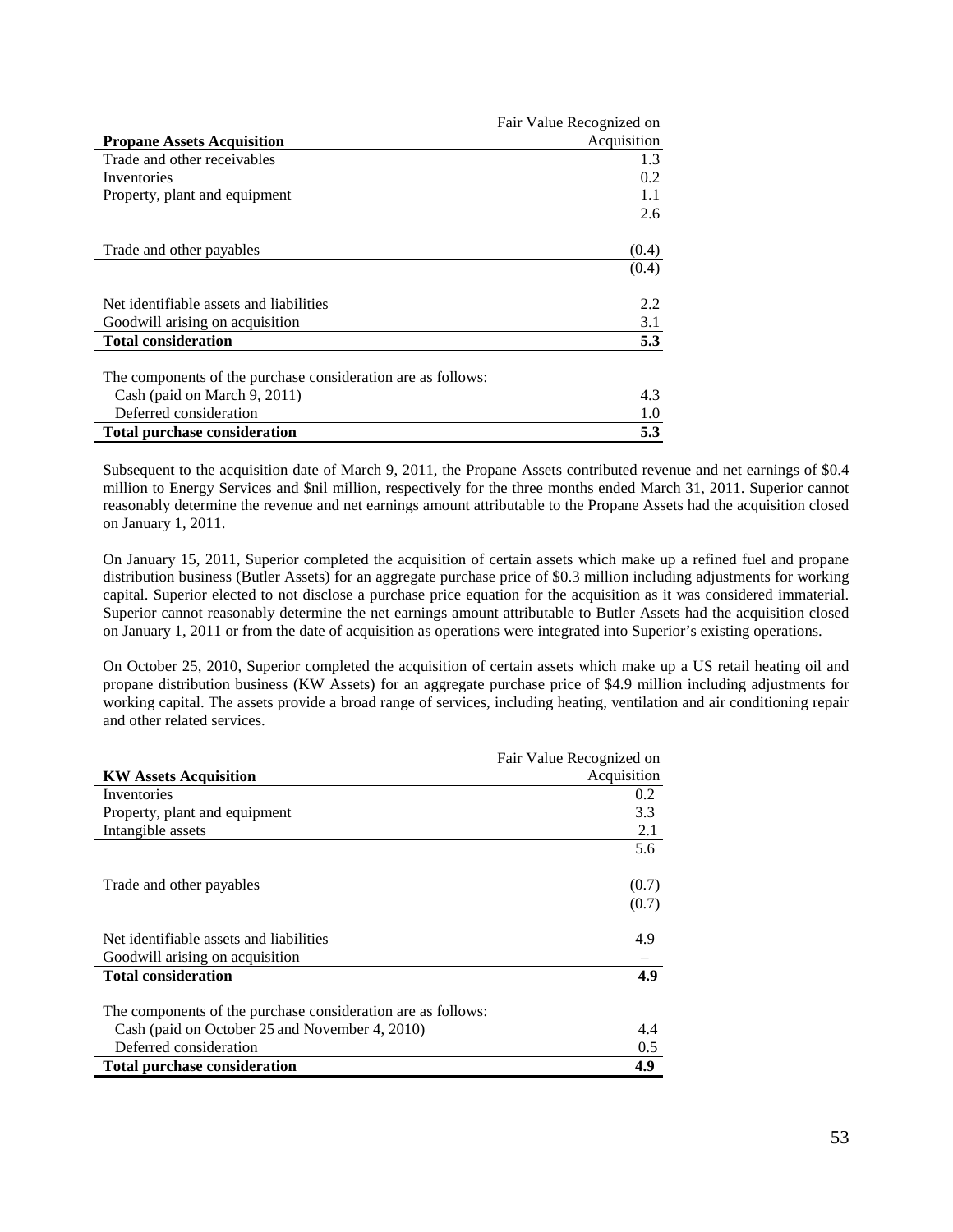| Propane Assets Acquisition | Fair Value Recognized on Acquisition |
|---|---|
| Trade and other receivables | 1.3 |
| Inventories | 0.2 |
| Property, plant and equipment | 1.1 |
| | 2.6 |
| | |
| Trade and other payables | (0.4) |
| | (0.4) |
| | |
| Net identifiable assets and liabilities | 2.2 |
| Goodwill arising on acquisition | 3.1 |
| **Total consideration** | **5.3** |
| | |
| The components of the purchase consideration are as follows: | |
| Cash (paid on March 9, 2011) | 4.3 |
| Deferred consideration | 1.0 |
| **Total purchase consideration** | **5.3** |

Subsequent to the acquisition date of March 9, 2011, the Propane Assets contributed revenue and net earnings of $0.4 million to Energy Services and $nil million, respectively for the three months ended March 31, 2011. Superior cannot reasonably determine the revenue and net earnings amount attributable to the Propane Assets had the acquisition closed on January 1, 2011.

On January 15, 2011, Superior completed the acquisition of certain assets which make up a refined fuel and propane distribution business (Butler Assets) for an aggregate purchase price of $0.3 million including adjustments for working capital. Superior elected to not disclose a purchase price equation for the acquisition as it was considered immaterial. Superior cannot reasonably determine the net earnings amount attributable to Butler Assets had the acquisition closed on January 1, 2011 or from the date of acquisition as operations were integrated into Superior's existing operations.

On October 25, 2010, Superior completed the acquisition of certain assets which make up a US retail heating oil and propane distribution business (KW Assets) for an aggregate purchase price of $4.9 million including adjustments for working capital. The assets provide a broad range of services, including heating, ventilation and air conditioning repair and other related services.

| KW Assets Acquisition | Fair Value Recognized on Acquisition |
|---|---|
| Inventories | 0.2 |
| Property, plant and equipment | 3.3 |
| Intangible assets | 2.1 |
| | 5.6 |
| | |
| Trade and other payables | (0.7) |
| | (0.7) |
| | |
| Net identifiable assets and liabilities | 4.9 |
| Goodwill arising on acquisition | – |
| **Total consideration** | **4.9** |
| | |
| The components of the purchase consideration are as follows: | |
| Cash (paid on October 25 and November 4, 2010) | 4.4 |
| Deferred consideration | 0.5 |
| **Total purchase consideration** | **4.9** |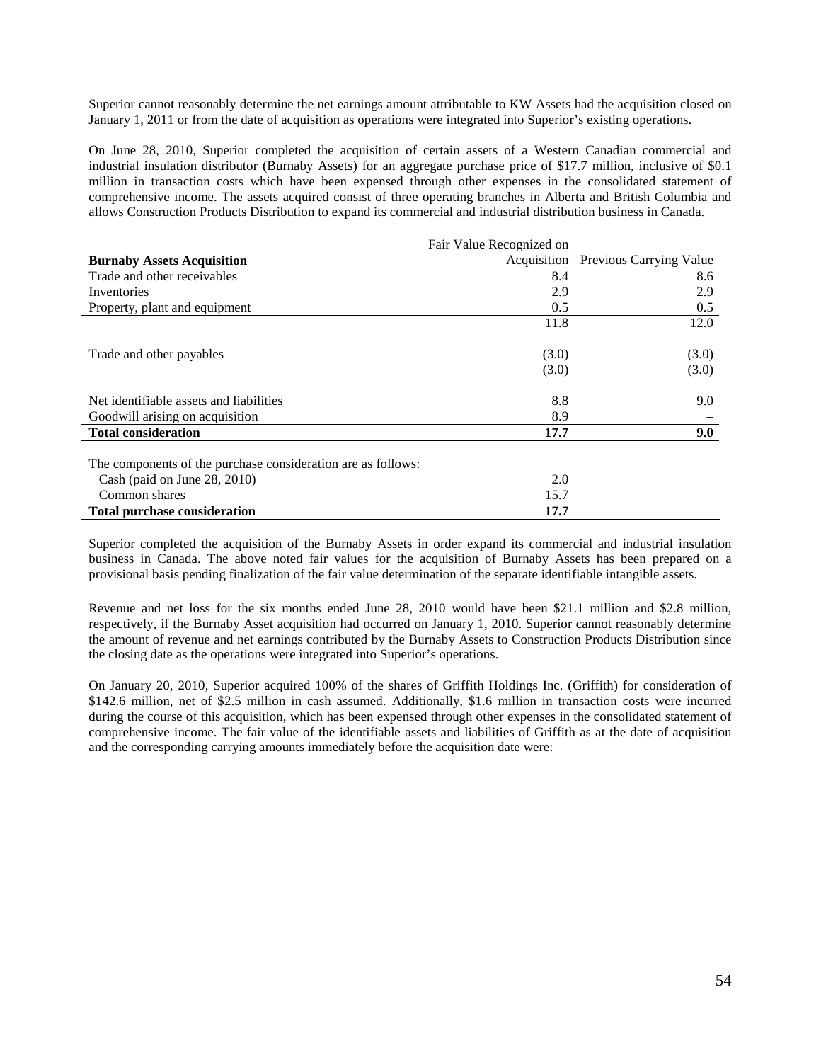Superior cannot reasonably determine the net earnings amount attributable to KW Assets had the acquisition closed on January 1, 2011 or from the date of acquisition as operations were integrated into Superior's existing operations.

On June 28, 2010, Superior completed the acquisition of certain assets of a Western Canadian commercial and industrial insulation distributor (Burnaby Assets) for an aggregate purchase price of $17.7 million, inclusive of $0.1 million in transaction costs which have been expensed through other expenses in the consolidated statement of comprehensive income. The assets acquired consist of three operating branches in Alberta and British Columbia and allows Construction Products Distribution to expand its commercial and industrial distribution business in Canada.

| **Burnaby Assets Acquisition** | Fair Value Recognized on Acquisition | Previous Carrying Value |
|---|---|---|
| Trade and other receivables | 8.4 | 8.6 |
| Inventories | 2.9 | 2.9 |
| Property, plant and equipment | 0.5 | 0.5 |
| | 11.8 | 12.0 |
| Trade and other payables | (3.0) | (3.0) |
| | (3.0) | (3.0) |
| Net identifiable assets and liabilities | 8.8 | 9.0 |
| Goodwill arising on acquisition | 8.9 | – |
| **Total consideration** | **17.7** | **9.0** |
| The components of the purchase consideration are as follows: | | |
| Cash (paid on June 28, 2010) | 2.0 | |
| Common shares | 15.7 | |
| **Total purchase consideration** | **17.7** | |

Superior completed the acquisition of the Burnaby Assets in order expand its commercial and industrial insulation business in Canada. The above noted fair values for the acquisition of Burnaby Assets has been prepared on a provisional basis pending finalization of the fair value determination of the separate identifiable intangible assets.

Revenue and net loss for the six months ended June 28, 2010 would have been $21.1 million and $2.8 million, respectively, if the Burnaby Asset acquisition had occurred on January 1, 2010. Superior cannot reasonably determine the amount of revenue and net earnings contributed by the Burnaby Assets to Construction Products Distribution since the closing date as the operations were integrated into Superior's operations.

On January 20, 2010, Superior acquired 100% of the shares of Griffith Holdings Inc. (Griffith) for consideration of $142.6 million, net of $2.5 million in cash assumed. Additionally, $1.6 million in transaction costs were incurred during the course of this acquisition, which has been expensed through other expenses in the consolidated statement of comprehensive income. The fair value of the identifiable assets and liabilities of Griffith as at the date of acquisition and the corresponding carrying amounts immediately before the acquisition date were: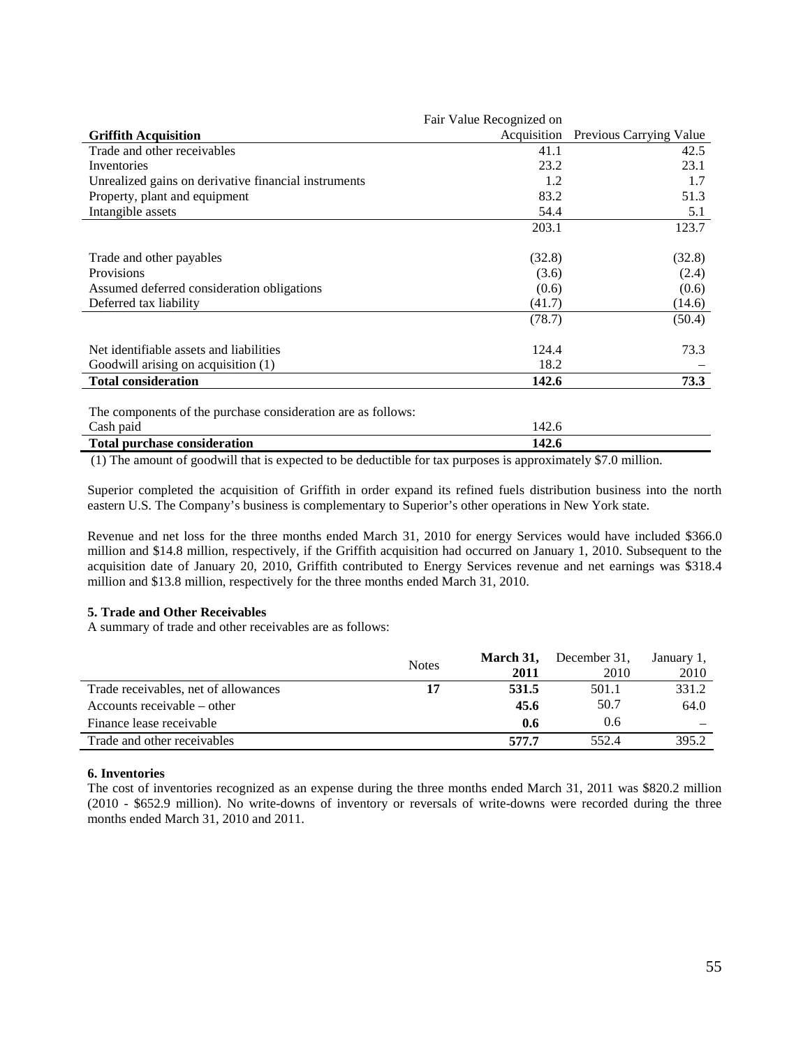| Griffith Acquisition | Fair Value Recognized on Acquisition | Previous Carrying Value |
|---|---|---|
| Trade and other receivables | 41.1 | 42.5 |
| Inventories | 23.2 | 23.1 |
| Unrealized gains on derivative financial instruments | 1.2 | 1.7 |
| Property, plant and equipment | 83.2 | 51.3 |
| Intangible assets | 54.4 | 5.1 |
| | 203.1 | 123.7 |
| Trade and other payables | (32.8) | (32.8) |
| Provisions | (3.6) | (2.4) |
| Assumed deferred consideration obligations | (0.6) | (0.6) |
| Deferred tax liability | (41.7) | (14.6) |
| | (78.7) | (50.4) |
| Net identifiable assets and liabilities | 124.4 | 73.3 |
| Goodwill arising on acquisition (1) | 18.2 | – |
| **Total consideration** | **142.6** | **73.3** |

| The components of the purchase consideration are as follows: | |
|---|---|
| Cash paid | 142.6 |
| **Total purchase consideration** | **142.6** |

(1) The amount of goodwill that is expected to be deductible for tax purposes is approximately $7.0 million.

Superior completed the acquisition of Griffith in order expand its refined fuels distribution business into the north eastern U.S. The Company's business is complementary to Superior's other operations in New York state.

Revenue and net loss for the three months ended March 31, 2010 for energy Services would have included $366.0 million and $14.8 million, respectively, if the Griffith acquisition had occurred on January 1, 2010. Subsequent to the acquisition date of January 20, 2010, Griffith contributed to Energy Services revenue and net earnings was $318.4 million and $13.8 million, respectively for the three months ended March 31, 2010.

**5. Trade and Other Receivables**

A summary of trade and other receivables are as follows:

| | Notes | **March 31, 2011** | December 31, 2010 | January 1, 2010 |
|---|---|---|---|---|
| Trade receivables, net of allowances | **17** | **531.5** | 501.1 | 331.2 |
| Accounts receivable – other | | **45.6** | 50.7 | 64.0 |
| Finance lease receivable | | **0.6** | 0.6 | – |
| Trade and other receivables | | **577.7** | 552.4 | 395.2 |

**6. Inventories**

The cost of inventories recognized as an expense during the three months ended March 31, 2011 was $820.2 million (2010 - $652.9 million). No write-downs of inventory or reversals of write-downs were recorded during the three months ended March 31, 2010 and 2011.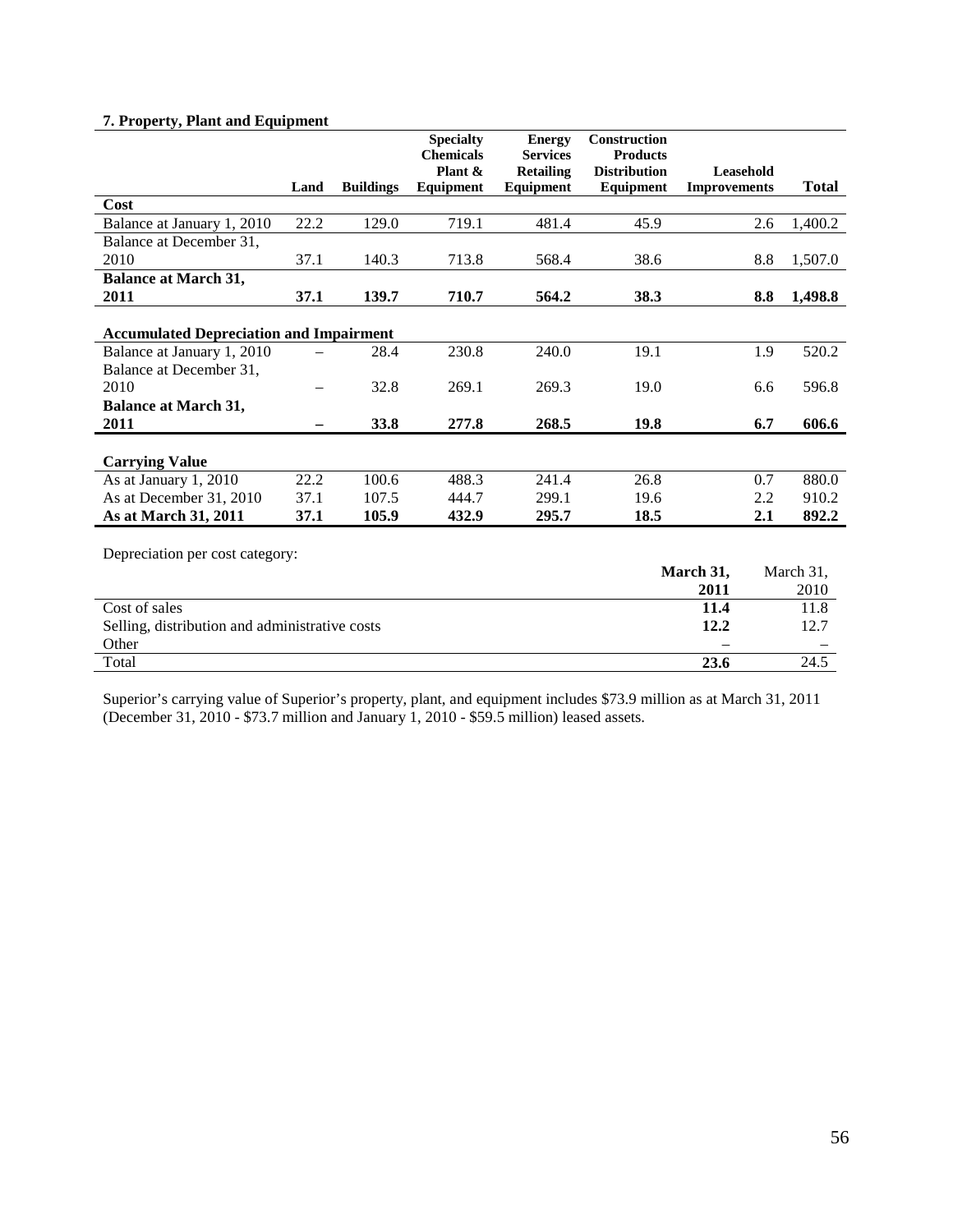### 7. Property, Plant and Equipment

| | Land | Buildings | Specialty Chemicals Plant & Equipment | Energy Services Retailing Equipment | Construction Products Distribution Equipment | Leasehold Improvements | Total |
|---|---|---|---|---|---|---|---|
| **Cost** | | | | | | | |
| Balance at January 1, 2010 | 22.2 | 129.0 | 719.1 | 481.4 | 45.9 | 2.6 | 1,400.2 |
| Balance at December 31, 2010 | 37.1 | 140.3 | 713.8 | 568.4 | 38.6 | 8.8 | 1,507.0 |
| **Balance at March 31, 2011** | **37.1** | **139.7** | **710.7** | **564.2** | **38.3** | **8.8** | **1,498.8** |
| **Accumulated Depreciation and Impairment** | | | | | | | |
| Balance at January 1, 2010 | – | 28.4 | 230.8 | 240.0 | 19.1 | 1.9 | 520.2 |
| Balance at December 31, 2010 | – | 32.8 | 269.1 | 269.3 | 19.0 | 6.6 | 596.8 |
| **Balance at March 31, 2011** | **–** | **33.8** | **277.8** | **268.5** | **19.8** | **6.7** | **606.6** |
| **Carrying Value** | | | | | | | |
| As at January 1, 2010 | 22.2 | 100.6 | 488.3 | 241.4 | 26.8 | 0.7 | 880.0 |
| As at December 31, 2010 | 37.1 | 107.5 | 444.7 | 299.1 | 19.6 | 2.2 | 910.2 |
| **As at March 31, 2011** | **37.1** | **105.9** | **432.9** | **295.7** | **18.5** | **2.1** | **892.2** |

Depreciation per cost category:

| | **March 31, 2011** | March 31, 2010 |
|---|---|---|
| Cost of sales | **11.4** | 11.8 |
| Selling, distribution and administrative costs | **12.2** | 12.7 |
| Other | **–** | – |
| Total | **23.6** | 24.5 |

Superior's carrying value of Superior's property, plant, and equipment includes $73.9 million as at March 31, 2011 (December 31, 2010 - $73.7 million and January 1, 2010 - $59.5 million) leased assets.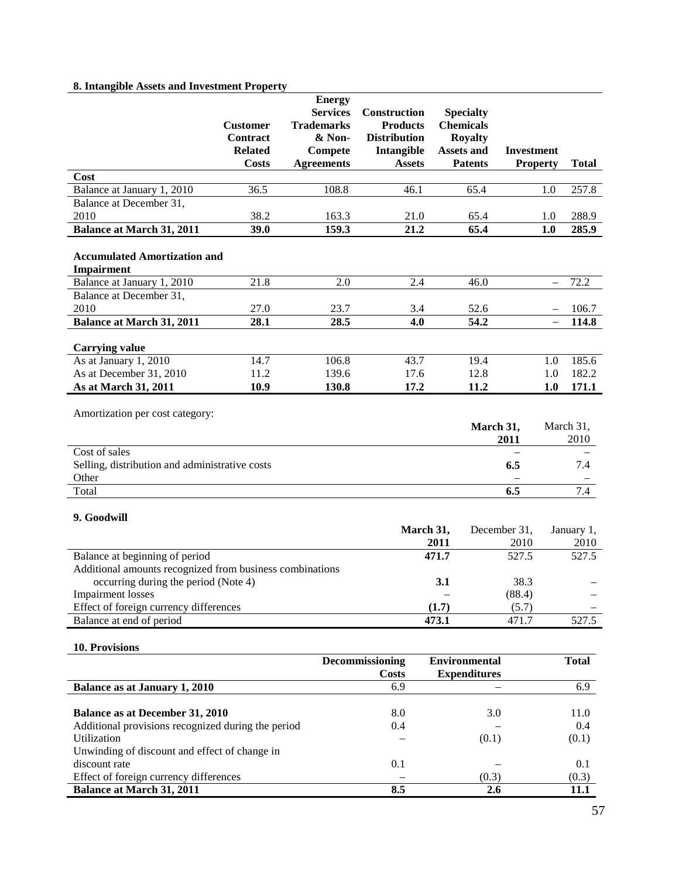### 8. Intangible Assets and Investment Property

| | Customer Contract Related Costs | Energy Services Trademarks & Non-Compete Agreements | Construction Products Distribution Intangible Assets | Specialty Chemicals Royalty Assets and Patents | Investment Property | Total |
|---|---|---|---|---|---|---|
| **Cost** | | | | | | |
| Balance at January 1, 2010 | 36.5 | 108.8 | 46.1 | 65.4 | 1.0 | 257.8 |
| Balance at December 31, 2010 | 38.2 | 163.3 | 21.0 | 65.4 | 1.0 | 288.9 |
| **Balance at March 31, 2011** | **39.0** | **159.3** | **21.2** | **65.4** | **1.0** | **285.9** |
| **Accumulated Amortization and Impairment** | | | | | | |
| Balance at January 1, 2010 | 21.8 | 2.0 | 2.4 | 46.0 | – | 72.2 |
| Balance at December 31, 2010 | 27.0 | 23.7 | 3.4 | 52.6 | – | 106.7 |
| **Balance at March 31, 2011** | **28.1** | **28.5** | **4.0** | **54.2** | **–** | **114.8** |
| **Carrying value** | | | | | | |
| As at January 1, 2010 | 14.7 | 106.8 | 43.7 | 19.4 | 1.0 | 185.6 |
| As at December 31, 2010 | 11.2 | 139.6 | 17.6 | 12.8 | 1.0 | 182.2 |
| **As at March 31, 2011** | **10.9** | **130.8** | **17.2** | **11.2** | **1.0** | **171.1** |

Amortization per cost category:

| | March 31, 2011 | March 31, 2010 |
|---|---|---|
| Cost of sales | – | – |
| Selling, distribution and administrative costs | **6.5** | 7.4 |
| Other | – | – |
| Total | **6.5** | 7.4 |

### 9. Goodwill

| | March 31, 2011 | December 31, 2010 | January 1, 2010 |
|---|---|---|---|
| Balance at beginning of period | **471.7** | 527.5 | 527.5 |
| Additional amounts recognized from business combinations occurring during the period (Note 4) | **3.1** | 38.3 | – |
| Impairment losses | – | (88.4) | – |
| Effect of foreign currency differences | **(1.7)** | (5.7) | – |
| Balance at end of period | **473.1** | 471.7 | 527.5 |

### 10. Provisions

| | Decommissioning Costs | Environmental Expenditures | Total |
|---|---|---|---|
| **Balance as at January 1, 2010** | 6.9 | – | 6.9 |
| **Balance as at December 31, 2010** | 8.0 | 3.0 | 11.0 |
| Additional provisions recognized during the period | 0.4 | – | 0.4 |
| Utilization | – | (0.1) | (0.1) |
| Unwinding of discount and effect of change in discount rate | 0.1 | – | 0.1 |
| Effect of foreign currency differences | – | (0.3) | (0.3) |
| **Balance at March 31, 2011** | **8.5** | **2.6** | **11.1** |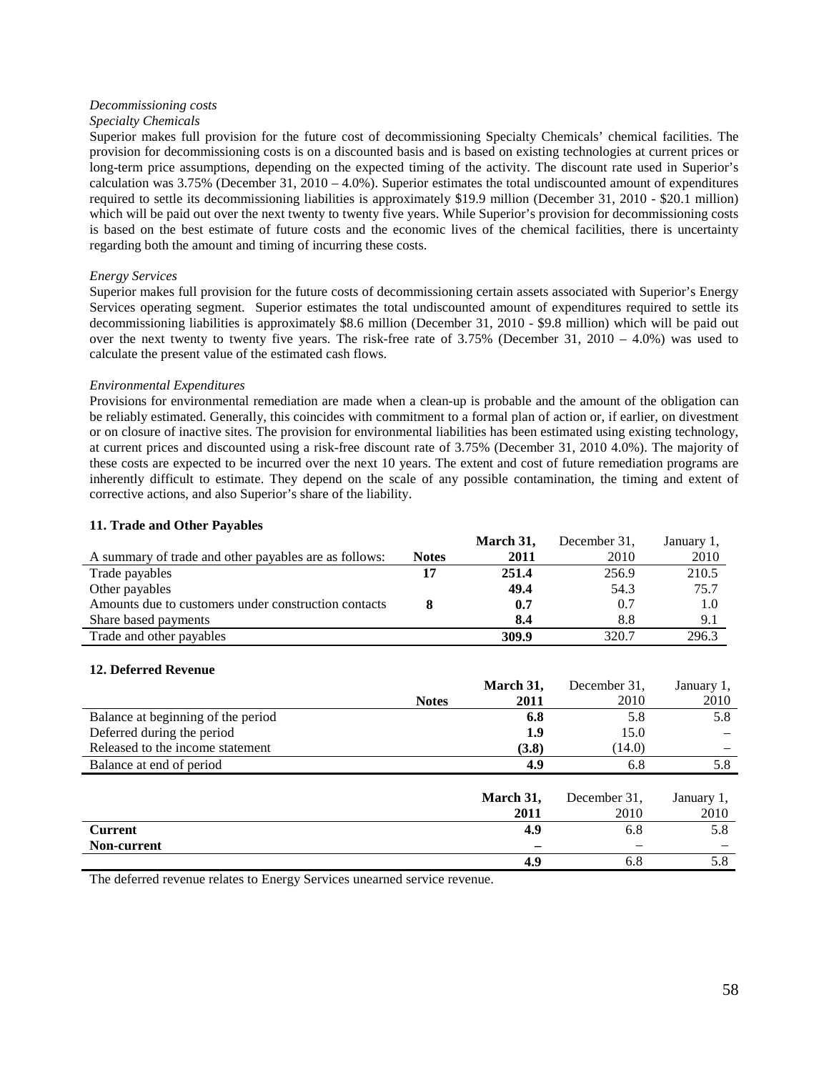*Decommissioning costs*

*Specialty Chemicals*

Superior makes full provision for the future cost of decommissioning Specialty Chemicals' chemical facilities. The provision for decommissioning costs is on a discounted basis and is based on existing technologies at current prices or long-term price assumptions, depending on the expected timing of the activity. The discount rate used in Superior's calculation was 3.75% (December 31, 2010 – 4.0%). Superior estimates the total undiscounted amount of expenditures required to settle its decommissioning liabilities is approximately $19.9 million (December 31, 2010 - $20.1 million) which will be paid out over the next twenty to twenty five years. While Superior's provision for decommissioning costs is based on the best estimate of future costs and the economic lives of the chemical facilities, there is uncertainty regarding both the amount and timing of incurring these costs.

*Energy Services*

Superior makes full provision for the future costs of decommissioning certain assets associated with Superior's Energy Services operating segment. Superior estimates the total undiscounted amount of expenditures required to settle its decommissioning liabilities is approximately $8.6 million (December 31, 2010 - $9.8 million) which will be paid out over the next twenty to twenty five years. The risk-free rate of 3.75% (December 31, 2010 – 4.0%) was used to calculate the present value of the estimated cash flows.

*Environmental Expenditures*

Provisions for environmental remediation are made when a clean-up is probable and the amount of the obligation can be reliably estimated. Generally, this coincides with commitment to a formal plan of action or, if earlier, on divestment or on closure of inactive sites. The provision for environmental liabilities has been estimated using existing technology, at current prices and discounted using a risk-free discount rate of 3.75% (December 31, 2010 4.0%). The majority of these costs are expected to be incurred over the next 10 years. The extent and cost of future remediation programs are inherently difficult to estimate. They depend on the scale of any possible contamination, the timing and extent of corrective actions, and also Superior's share of the liability.

**11. Trade and Other Payables**

| A summary of trade and other payables are as follows: | Notes | March 31, 2011 | December 31, 2010 | January 1, 2010 |
|---|---|---|---|---|
| Trade payables | 17 | **251.4** | 256.9 | 210.5 |
| Other payables | | **49.4** | 54.3 | 75.7 |
| Amounts due to customers under construction contacts | 8 | **0.7** | 0.7 | 1.0 |
| Share based payments | | **8.4** | 8.8 | 9.1 |
| Trade and other payables | | **309.9** | 320.7 | 296.3 |

**12. Deferred Revenue**

| | Notes | March 31, 2011 | December 31, 2010 | January 1, 2010 |
|---|---|---|---|---|
| Balance at beginning of the period | | **6.8** | 5.8 | 5.8 |
| Deferred during the period | | **1.9** | 15.0 | – |
| Released to the income statement | | **(3.8)** | (14.0) | – |
| Balance at end of period | | **4.9** | 6.8 | 5.8 |

| | March 31, 2011 | December 31, 2010 | January 1, 2010 |
|---|---|---|---|
| **Current** | **4.9** | 6.8 | 5.8 |
| **Non-current** | **–** | – | – |
| | **4.9** | 6.8 | 5.8 |

The deferred revenue relates to Energy Services unearned service revenue.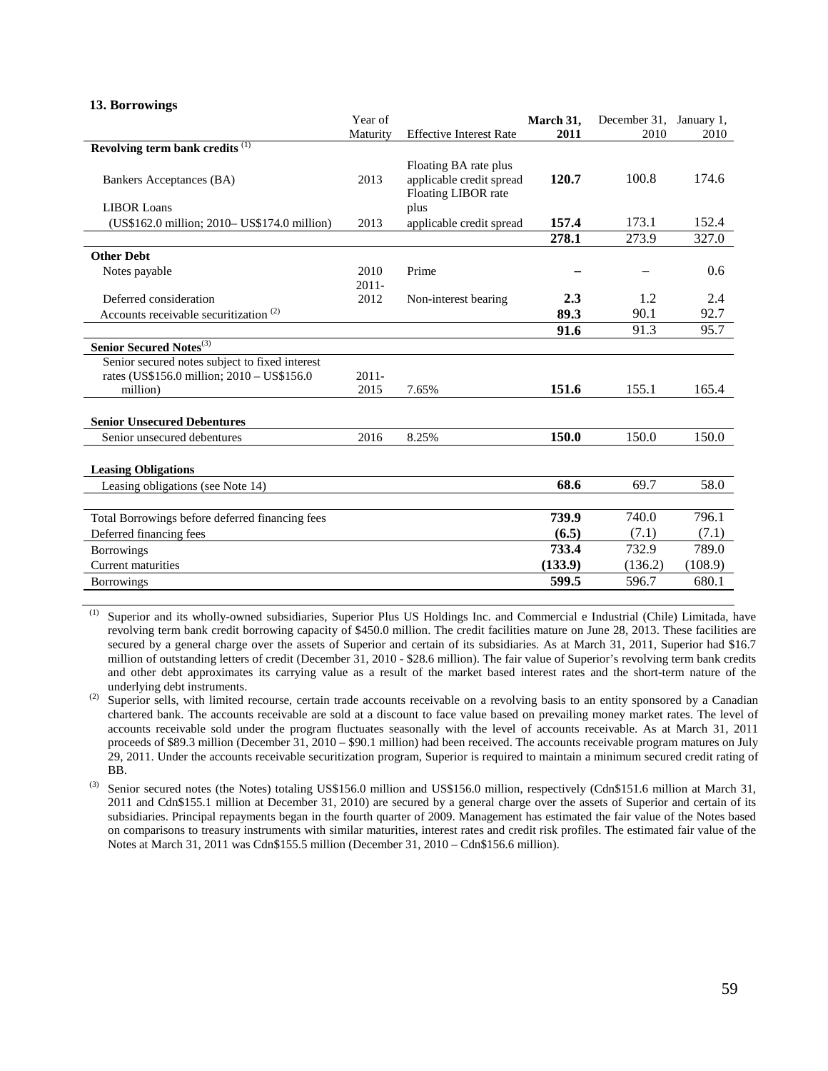### 13. Borrowings

| | Year of Maturity | Effective Interest Rate | **March 31, 2011** | December 31, 2010 | January 1, 2010 |
|---|---|---|---|---|---|
| **Revolving term bank credits** [(1)] | | | | | |
| Bankers Acceptances (BA) | 2013 | Floating BA rate plus applicable credit spread | **120.7** | 100.8 | 174.6 |
| LIBOR Loans (US$162.0 million; 2010– US$174.0 million) | 2013 | Floating LIBOR rate plus applicable credit spread | **157.4** | 173.1 | 152.4 |
| | | | **278.1** | 273.9 | 327.0 |
| **Other Debt** | | | | | |
| Notes payable | 2010 | Prime | **–** | – | 0.6 |
| Deferred consideration | 2011-2012 | Non-interest bearing | **2.3** | 1.2 | 2.4 |
| Accounts receivable securitization [(2)] | | | **89.3** | 90.1 | 92.7 |
| | | | **91.6** | 91.3 | 95.7 |
| **Senior Secured Notes**[(3)] | | | | | |
| Senior secured notes subject to fixed interest rates (US$156.0 million; 2010 – US$156.0 million) | 2011-2015 | 7.65% | **151.6** | 155.1 | 165.4 |
| **Senior Unsecured Debentures** | | | | | |
| Senior unsecured debentures | 2016 | 8.25% | **150.0** | 150.0 | 150.0 |
| **Leasing Obligations** | | | | | |
| Leasing obligations (see Note 14) | | | **68.6** | 69.7 | 58.0 |
| Total Borrowings before deferred financing fees | | | **739.9** | 740.0 | 796.1 |
| Deferred financing fees | | | **(6.5)** | (7.1) | (7.1) |
| Borrowings | | | **733.4** | 732.9 | 789.0 |
| Current maturities | | | **(133.9)** | (136.2) | (108.9) |
| Borrowings | | | **599.5** | 596.7 | 680.1 |

(1) Superior and its wholly-owned subsidiaries, Superior Plus US Holdings Inc. and Commercial e Industrial (Chile) Limitada, have revolving term bank credit borrowing capacity of $450.0 million. The credit facilities mature on June 28, 2013. These facilities are secured by a general charge over the assets of Superior and certain of its subsidiaries. As at March 31, 2011, Superior had $16.7 million of outstanding letters of credit (December 31, 2010 - $28.6 million). The fair value of Superior's revolving term bank credits and other debt approximates its carrying value as a result of the market based interest rates and the short-term nature of the underlying debt instruments.

(2) Superior sells, with limited recourse, certain trade accounts receivable on a revolving basis to an entity sponsored by a Canadian chartered bank. The accounts receivable are sold at a discount to face value based on prevailing money market rates. The level of accounts receivable sold under the program fluctuates seasonally with the level of accounts receivable. As at March 31, 2011 proceeds of $89.3 million (December 31, 2010 – $90.1 million) had been received. The accounts receivable program matures on July 29, 2011. Under the accounts receivable securitization program, Superior is required to maintain a minimum secured credit rating of BB.

(3) Senior secured notes (the Notes) totaling US$156.0 million and US$156.0 million, respectively (Cdn$151.6 million at March 31, 2011 and Cdn$155.1 million at December 31, 2010) are secured by a general charge over the assets of Superior and certain of its subsidiaries. Principal repayments began in the fourth quarter of 2009. Management has estimated the fair value of the Notes based on comparisons to treasury instruments with similar maturities, interest rates and credit risk profiles. The estimated fair value of the Notes at March 31, 2011 was Cdn$155.5 million (December 31, 2010 – Cdn$156.6 million).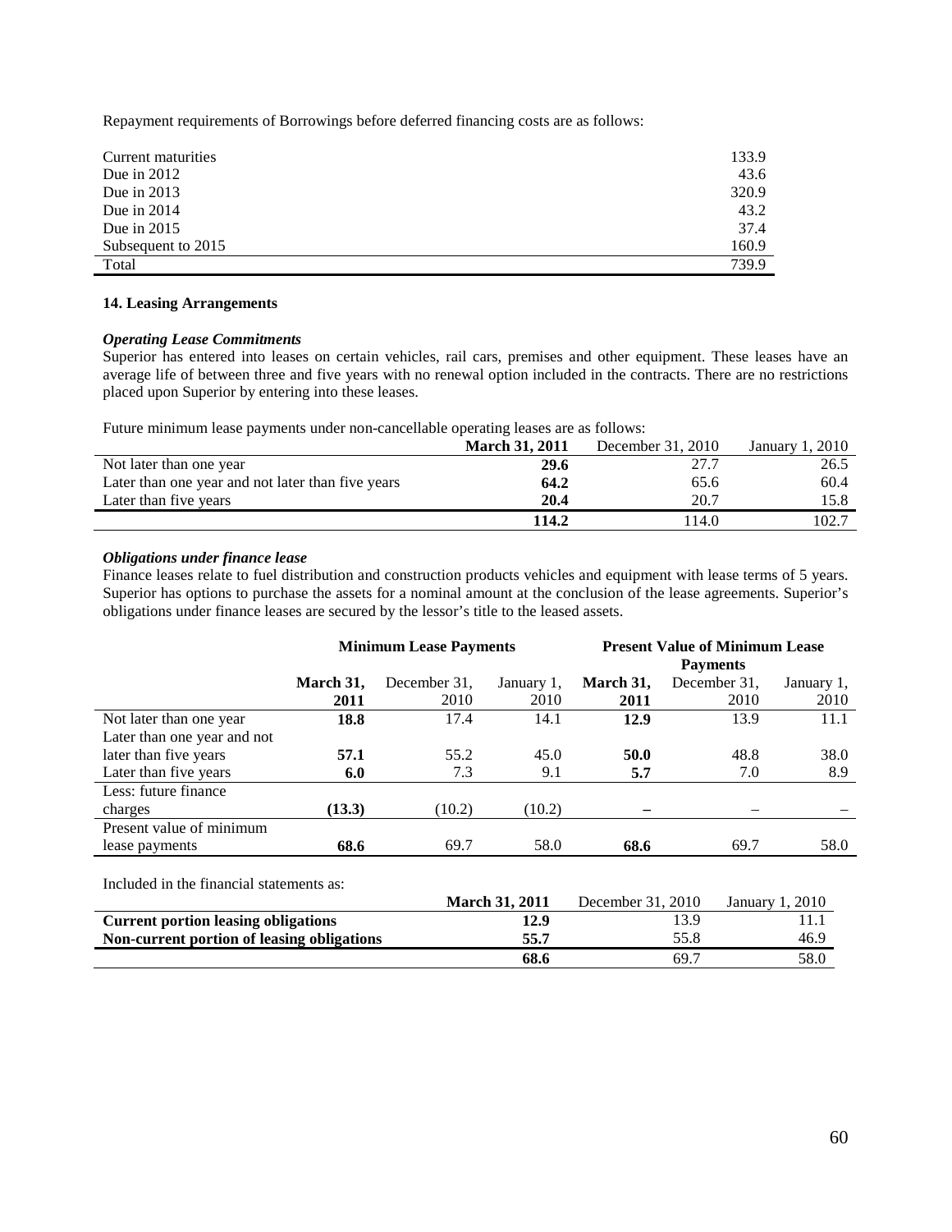Repayment requirements of Borrowings before deferred financing costs are as follows:

| | |
|---|---|
| Current maturities | 133.9 |
| Due in 2012 | 43.6 |
| Due in 2013 | 320.9 |
| Due in 2014 | 43.2 |
| Due in 2015 | 37.4 |
| Subsequent to 2015 | 160.9 |
| Total | 739.9 |

**14. Leasing Arrangements**

***Operating Lease Commitments***

Superior has entered into leases on certain vehicles, rail cars, premises and other equipment. These leases have an average life of between three and five years with no renewal option included in the contracts. There are no restrictions placed upon Superior by entering into these leases.

Future minimum lease payments under non-cancellable operating leases are as follows:

| | **March 31, 2011** | December 31, 2010 | January 1, 2010 |
|---|---|---|---|
| Not later than one year | **29.6** | 27.7 | 26.5 |
| Later than one year and not later than five years | **64.2** | 65.6 | 60.4 |
| Later than five years | **20.4** | 20.7 | 15.8 |
| | **114.2** | 114.0 | 102.7 |

***Obligations under finance lease***

Finance leases relate to fuel distribution and construction products vehicles and equipment with lease terms of 5 years. Superior has options to purchase the assets for a nominal amount at the conclusion of the lease agreements. Superior's obligations under finance leases are secured by the lessor's title to the leased assets.

| | **Minimum Lease Payments** | | | **Present Value of Minimum Lease Payments** | | |
|---|---|---|---|---|---|---|
| | **March 31, 2011** | December 31, 2010 | January 1, 2010 | **March 31, 2011** | December 31, 2010 | January 1, 2010 |
| Not later than one year | **18.8** | 17.4 | 14.1 | **12.9** | 13.9 | 11.1 |
| Later than one year and not later than five years | **57.1** | 55.2 | 45.0 | **50.0** | 48.8 | 38.0 |
| Later than five years | **6.0** | 7.3 | 9.1 | **5.7** | 7.0 | 8.9 |
| Less: future finance charges | **(13.3)** | (10.2) | (10.2) | **–** | – | – |
| Present value of minimum lease payments | **68.6** | 69.7 | 58.0 | **68.6** | 69.7 | 58.0 |

Included in the financial statements as:

| | **March 31, 2011** | December 31, 2010 | January 1, 2010 |
|---|---|---|---|
| **Current portion leasing obligations** | **12.9** | 13.9 | 11.1 |
| **Non-current portion of leasing obligations** | **55.7** | 55.8 | 46.9 |
| | **68.6** | 69.7 | 58.0 |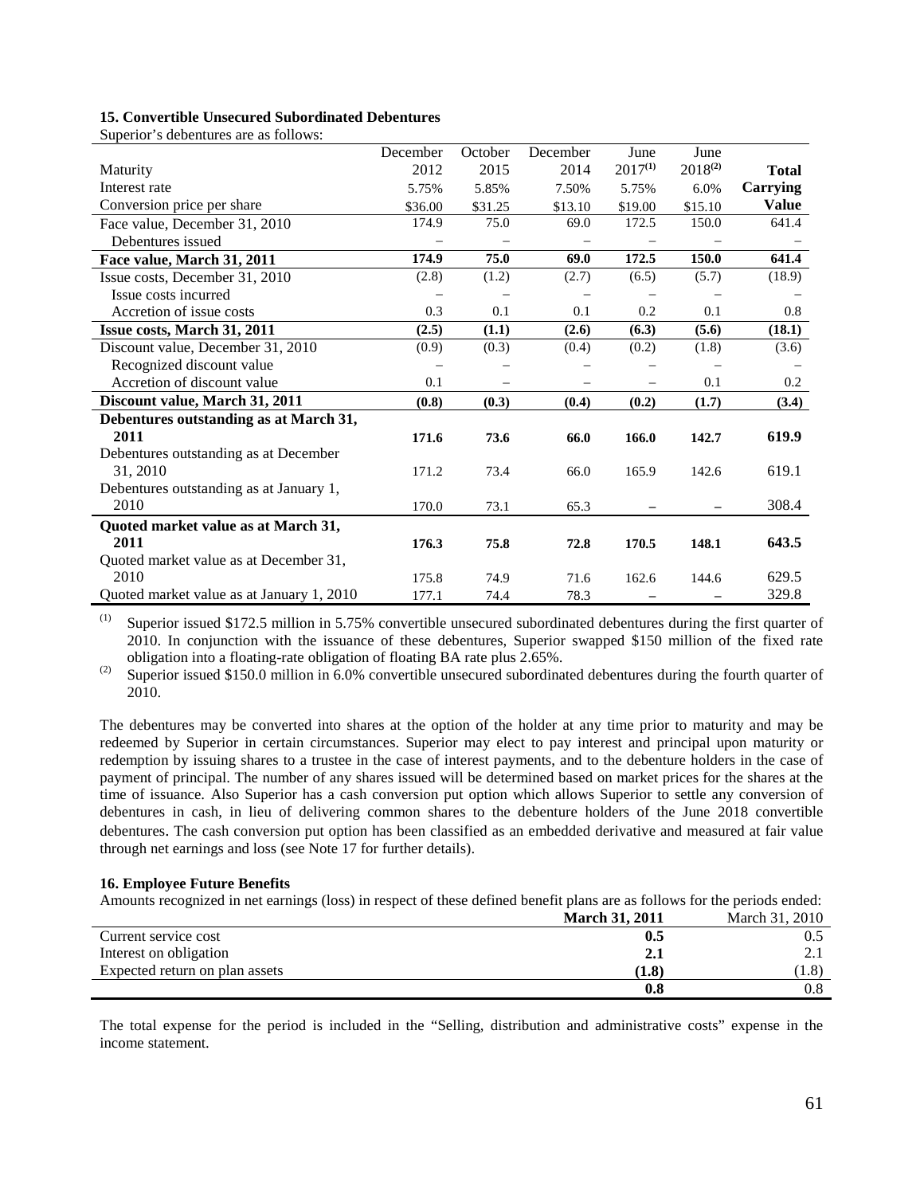### 15. Convertible Unsecured Subordinated Debentures

Superior's debentures are as follows:

| Maturity | December 2012 | October 2015 | December 2014 | June 2017[(1)] | June 2018[(2)] | Total |
|---|---|---|---|---|---|---|
| Interest rate | 5.75% | 5.85% | 7.50% | 5.75% | 6.0% | Carrying |
| Conversion price per share | $36.00 | $31.25 | $13.10 | $19.00 | $15.10 | Value |
| Face value, December 31, 2010 | 174.9 | 75.0 | 69.0 | 172.5 | 150.0 | 641.4 |
| Debentures issued | – | – | – | – | – | – |
| **Face value, March 31, 2011** | **174.9** | **75.0** | **69.0** | **172.5** | **150.0** | **641.4** |
| Issue costs, December 31, 2010 | (2.8) | (1.2) | (2.7) | (6.5) | (5.7) | (18.9) |
| Issue costs incurred | – | – | – | – | – | – |
| Accretion of issue costs | 0.3 | 0.1 | 0.1 | 0.2 | 0.1 | 0.8 |
| **Issue costs, March 31, 2011** | **(2.5)** | **(1.1)** | **(2.6)** | **(6.3)** | **(5.6)** | **(18.1)** |
| Discount value, December 31, 2010 | (0.9) | (0.3) | (0.4) | (0.2) | (1.8) | (3.6) |
| Recognized discount value | – | – | – | – | – | – |
| Accretion of discount value | 0.1 | – | – | – | 0.1 | 0.2 |
| **Discount value, March 31, 2011** | **(0.8)** | **(0.3)** | **(0.4)** | **(0.2)** | **(1.7)** | **(3.4)** |
| **Debentures outstanding as at March 31, 2011** | **171.6** | **73.6** | **66.0** | **166.0** | **142.7** | **619.9** |
| Debentures outstanding as at December 31, 2010 | 171.2 | 73.4 | 66.0 | 165.9 | 142.6 | 619.1 |
| Debentures outstanding as at January 1, 2010 | 170.0 | 73.1 | 65.3 | – | – | 308.4 |
| **Quoted market value as at March 31, 2011** | **176.3** | **75.8** | **72.8** | **170.5** | **148.1** | **643.5** |
| Quoted market value as at December 31, 2010 | 175.8 | 74.9 | 71.6 | 162.6 | 144.6 | 629.5 |
| Quoted market value as at January 1, 2010 | 177.1 | 74.4 | 78.3 | – | – | 329.8 |

(1) Superior issued $172.5 million in 5.75% convertible unsecured subordinated debentures during the first quarter of 2010. In conjunction with the issuance of these debentures, Superior swapped $150 million of the fixed rate obligation into a floating-rate obligation of floating BA rate plus 2.65%.

(2) Superior issued $150.0 million in 6.0% convertible unsecured subordinated debentures during the fourth quarter of 2010.

The debentures may be converted into shares at the option of the holder at any time prior to maturity and may be redeemed by Superior in certain circumstances. Superior may elect to pay interest and principal upon maturity or redemption by issuing shares to a trustee in the case of interest payments, and to the debenture holders in the case of payment of principal. The number of any shares issued will be determined based on market prices for the shares at the time of issuance. Also Superior has a cash conversion put option which allows Superior to settle any conversion of debentures in cash, in lieu of delivering common shares to the debenture holders of the June 2018 convertible debentures. The cash conversion put option has been classified as an embedded derivative and measured at fair value through net earnings and loss (see Note 17 for further details).

### 16. Employee Future Benefits

Amounts recognized in net earnings (loss) in respect of these defined benefit plans are as follows for the periods ended:

| | **March 31, 2011** | March 31, 2010 |
|---|---|---|
| Current service cost | **0.5** | 0.5 |
| Interest on obligation | **2.1** | 2.1 |
| Expected return on plan assets | **(1.8)** | (1.8) |
| | **0.8** | 0.8 |

The total expense for the period is included in the "Selling, distribution and administrative costs" expense in the income statement.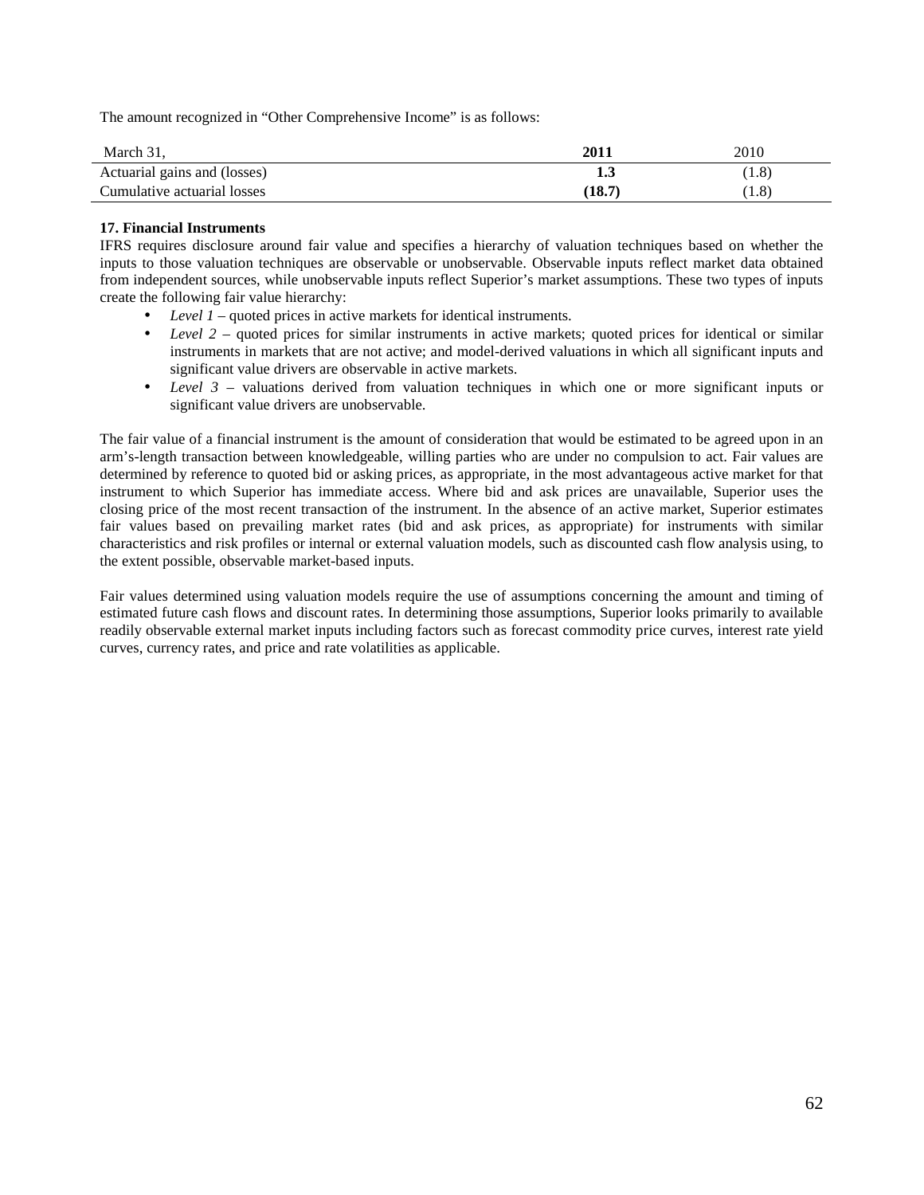The amount recognized in "Other Comprehensive Income" is as follows:

| March 31, | **2011** | 2010 |
|---|---|---|
| Actuarial gains and (losses) | **1.3** | (1.8) |
| Cumulative actuarial losses | **(18.7)** | (1.8) |

**17. Financial Instruments**

IFRS requires disclosure around fair value and specifies a hierarchy of valuation techniques based on whether the inputs to those valuation techniques are observable or unobservable. Observable inputs reflect market data obtained from independent sources, while unobservable inputs reflect Superior's market assumptions. These two types of inputs create the following fair value hierarchy:

- *Level 1* – quoted prices in active markets for identical instruments.
- *Level 2* – quoted prices for similar instruments in active markets; quoted prices for identical or similar instruments in markets that are not active; and model-derived valuations in which all significant inputs and significant value drivers are observable in active markets.
- *Level 3* – valuations derived from valuation techniques in which one or more significant inputs or significant value drivers are unobservable.

The fair value of a financial instrument is the amount of consideration that would be estimated to be agreed upon in an arm's-length transaction between knowledgeable, willing parties who are under no compulsion to act. Fair values are determined by reference to quoted bid or asking prices, as appropriate, in the most advantageous active market for that instrument to which Superior has immediate access. Where bid and ask prices are unavailable, Superior uses the closing price of the most recent transaction of the instrument. In the absence of an active market, Superior estimates fair values based on prevailing market rates (bid and ask prices, as appropriate) for instruments with similar characteristics and risk profiles or internal or external valuation models, such as discounted cash flow analysis using, to the extent possible, observable market-based inputs.

Fair values determined using valuation models require the use of assumptions concerning the amount and timing of estimated future cash flows and discount rates. In determining those assumptions, Superior looks primarily to available readily observable external market inputs including factors such as forecast commodity price curves, interest rate yield curves, currency rates, and price and rate volatilities as applicable.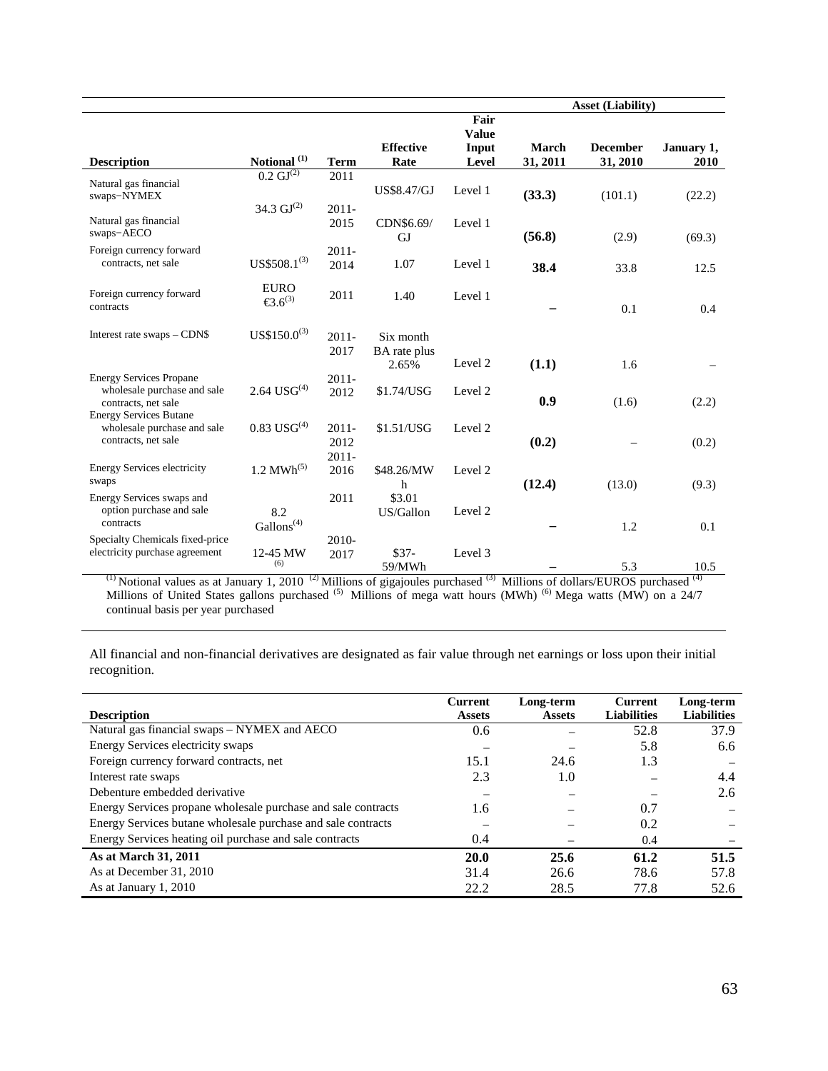| Description | Notional [(1)] | Term | Effective Rate | Fair Value Input Level | Asset (Liability) | | |
|---|---|---|---|---|---|---|---|
| | | | | | March 31, 2011 | December 31, 2010 | January 1, 2010 |
| Natural gas financial swaps−NYMEX | 0.2 GJ[(2)] | 2011 | US$8.47/GJ | Level 1 | **(33.3)** | (101.1) | (22.2) |
| Natural gas financial swaps−AECO | 34.3 GJ[(2)] | 2011-2015 | CDN$6.69/GJ | Level 1 | **(56.8)** | (2.9) | (69.3) |
| Foreign currency forward contracts, net sale | US$508.1[(3)] | 2011-2014 | 1.07 | Level 1 | **38.4** | 33.8 | 12.5 |
| Foreign currency forward contracts | EURO €3.6[(3)] | 2011 | 1.40 | Level 1 | **–** | 0.1 | 0.4 |
| Interest rate swaps – CDN$ | US$150.0[(3)] | 2011-2017 | Six month BA rate plus 2.65% | Level 2 | **(1.1)** | 1.6 | – |
| Energy Services Propane wholesale purchase and sale contracts, net sale | 2.64 USG[(4)] | 2011-2012 | $1.74/USG | Level 2 | **0.9** | (1.6) | (2.2) |
| Energy Services Butane wholesale purchase and sale contracts, net sale | 0.83 USG[(4)] | 2011-2012 | $1.51/USG | Level 2 | **(0.2)** | – | (0.2) |
| Energy Services electricity swaps | 1.2 MWh[(5)] | 2011-2016 | $48.26/MWh | Level 2 | **(12.4)** | (13.0) | (9.3) |
| Energy Services swaps and option purchase and sale contracts | 8.2 Gallons[(4)] | 2011 | $3.01 US/Gallon | Level 2 | **–** | 1.2 | 0.1 |
| Specialty Chemicals fixed-price electricity purchase agreement | 12-45 MW [(6)] | 2010-2017 | $37-59/MWh | Level 3 | **–** | 5.3 | 10.5 |

[(1)] Notional values as at January 1, 2010 [(2)] Millions of gigajoules purchased [(3)] Millions of dollars/EUROS purchased [(4)] Millions of United States gallons purchased [(5)] Millions of mega watt hours (MWh) [(6)] Mega watts (MW) on a 24/7 continual basis per year purchased

All financial and non-financial derivatives are designated as fair value through net earnings or loss upon their initial recognition.

| Description | Current Assets | Long-term Assets | Current Liabilities | Long-term Liabilities |
|---|---|---|---|---|
| Natural gas financial swaps – NYMEX and AECO | 0.6 | – | 52.8 | 37.9 |
| Energy Services electricity swaps | – | – | 5.8 | 6.6 |
| Foreign currency forward contracts, net | 15.1 | 24.6 | 1.3 | – |
| Interest rate swaps | 2.3 | 1.0 | – | 4.4 |
| Debenture embedded derivative | – | – | – | 2.6 |
| Energy Services propane wholesale purchase and sale contracts | 1.6 | – | 0.7 | – |
| Energy Services butane wholesale purchase and sale contracts | – | – | 0.2 | – |
| Energy Services heating oil purchase and sale contracts | 0.4 | – | 0.4 | – |
| **As at March 31, 2011** | **20.0** | **25.6** | **61.2** | **51.5** |
| As at December 31, 2010 | 31.4 | 26.6 | 78.6 | 57.8 |
| As at January 1, 2010 | 22.2 | 28.5 | 77.8 | 52.6 |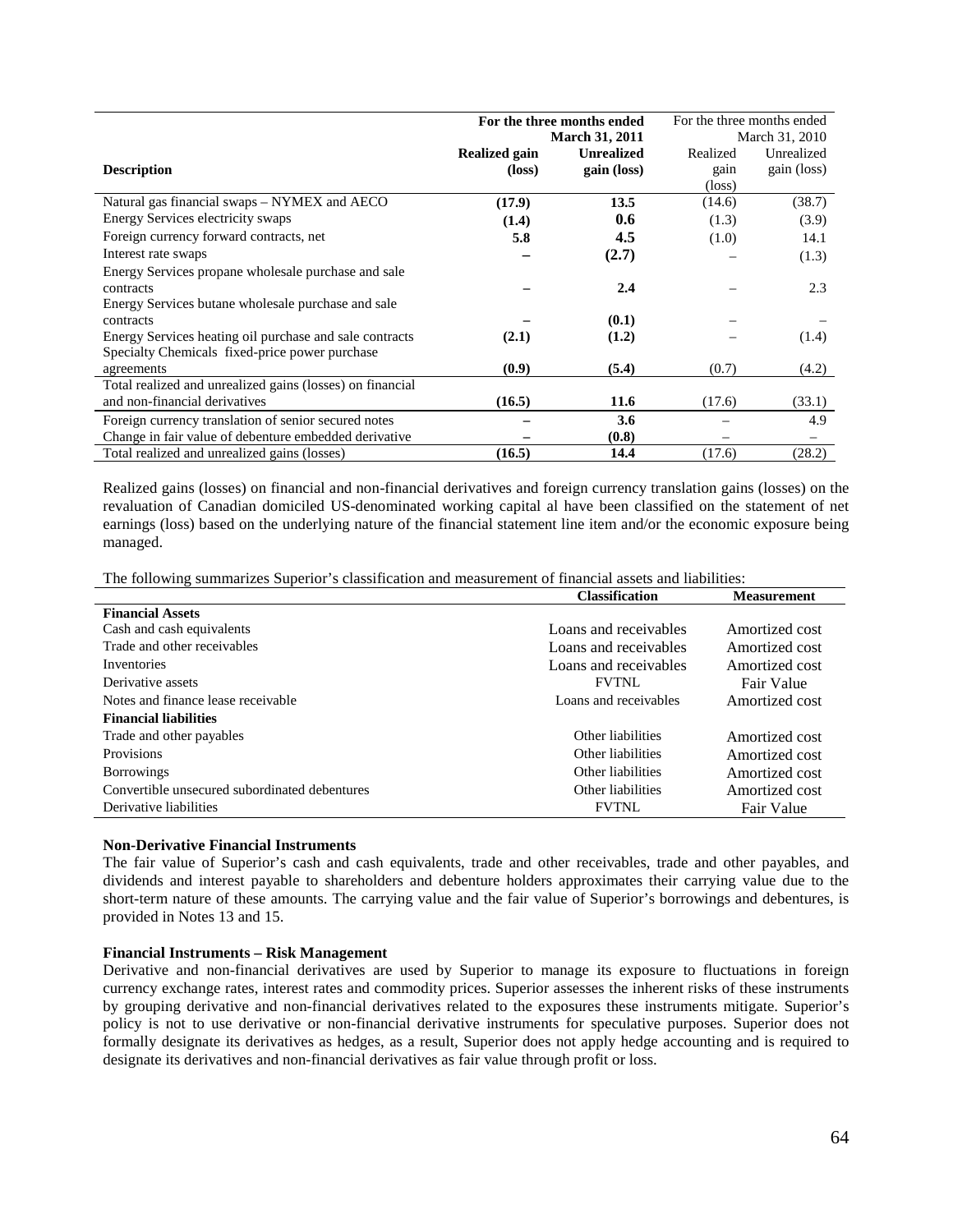| Description | For the three months ended March 31, 2011 Realized gain (loss) | Unrealized gain (loss) | For the three months ended March 31, 2010 Realized gain (loss) | Unrealized gain (loss) |
|---|---|---|---|---|
| Natural gas financial swaps – NYMEX and AECO | **(17.9)** | **13.5** | (14.6) | (38.7) |
| Energy Services electricity swaps | **(1.4)** | **0.6** | (1.3) | (3.9) |
| Foreign currency forward contracts, net | **5.8** | **4.5** | (1.0) | 14.1 |
| Interest rate swaps | **–** | **(2.7)** | – | (1.3) |
| Energy Services propane wholesale purchase and sale contracts | **–** | **2.4** | – | 2.3 |
| Energy Services butane wholesale purchase and sale contracts | **–** | **(0.1)** | – | – |
| Energy Services heating oil purchase and sale contracts | **(2.1)** | **(1.2)** | – | (1.4) |
| Specialty Chemicals fixed-price power purchase agreements | **(0.9)** | **(5.4)** | (0.7) | (4.2) |
| Total realized and unrealized gains (losses) on financial and non-financial derivatives | **(16.5)** | **11.6** | (17.6) | (33.1) |
| Foreign currency translation of senior secured notes | **–** | **3.6** | – | 4.9 |
| Change in fair value of debenture embedded derivative | **–** | **(0.8)** | – | – |
| Total realized and unrealized gains (losses) | **(16.5)** | **14.4** | (17.6) | (28.2) |

Realized gains (losses) on financial and non-financial derivatives and foreign currency translation gains (losses) on the revaluation of Canadian domiciled US-denominated working capital al have been classified on the statement of net earnings (loss) based on the underlying nature of the financial statement line item and/or the economic exposure being managed.

The following summarizes Superior's classification and measurement of financial assets and liabilities:

| | Classification | Measurement |
|---|---|---|
| **Financial Assets** | | |
| Cash and cash equivalents | Loans and receivables | Amortized cost |
| Trade and other receivables | Loans and receivables | Amortized cost |
| Inventories | Loans and receivables | Amortized cost |
| Derivative assets | FVTNL | Fair Value |
| Notes and finance lease receivable | Loans and receivables | Amortized cost |
| **Financial liabilities** | | |
| Trade and other payables | Other liabilities | Amortized cost |
| Provisions | Other liabilities | Amortized cost |
| Borrowings | Other liabilities | Amortized cost |
| Convertible unsecured subordinated debentures | Other liabilities | Amortized cost |
| Derivative liabilities | FVTNL | Fair Value |

**Non-Derivative Financial Instruments**

The fair value of Superior's cash and cash equivalents, trade and other receivables, trade and other payables, and dividends and interest payable to shareholders and debenture holders approximates their carrying value due to the short-term nature of these amounts. The carrying value and the fair value of Superior's borrowings and debentures, is provided in Notes 13 and 15.

**Financial Instruments – Risk Management**

Derivative and non-financial derivatives are used by Superior to manage its exposure to fluctuations in foreign currency exchange rates, interest rates and commodity prices. Superior assesses the inherent risks of these instruments by grouping derivative and non-financial derivatives related to the exposures these instruments mitigate. Superior's policy is not to use derivative or non-financial derivative instruments for speculative purposes. Superior does not formally designate its derivatives as hedges, as a result, Superior does not apply hedge accounting and is required to designate its derivatives and non-financial derivatives as fair value through profit or loss.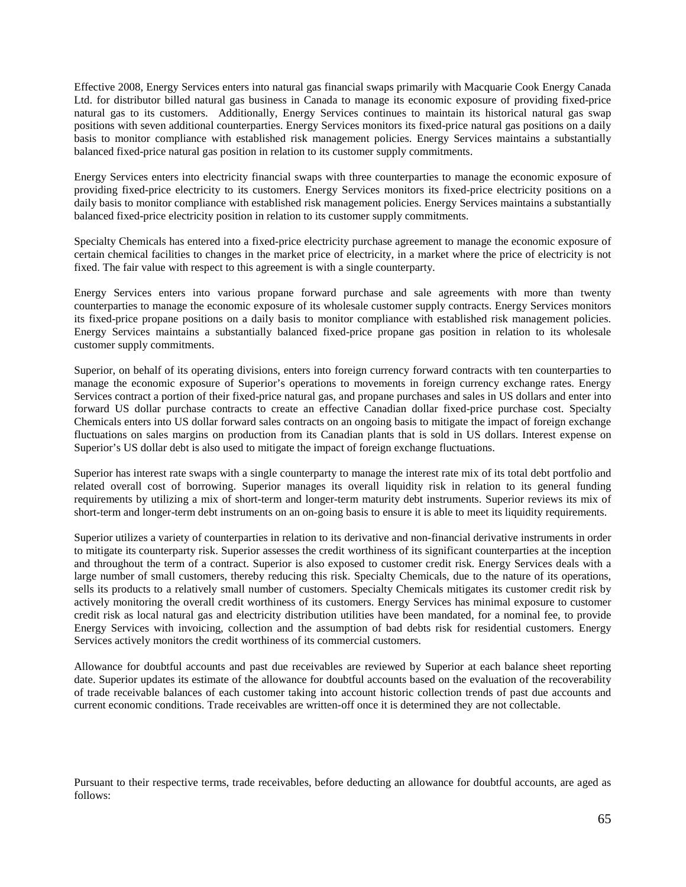Effective 2008, Energy Services enters into natural gas financial swaps primarily with Macquarie Cook Energy Canada Ltd. for distributor billed natural gas business in Canada to manage its economic exposure of providing fixed-price natural gas to its customers. Additionally, Energy Services continues to maintain its historical natural gas swap positions with seven additional counterparties. Energy Services monitors its fixed-price natural gas positions on a daily basis to monitor compliance with established risk management policies. Energy Services maintains a substantially balanced fixed-price natural gas position in relation to its customer supply commitments.

Energy Services enters into electricity financial swaps with three counterparties to manage the economic exposure of providing fixed-price electricity to its customers. Energy Services monitors its fixed-price electricity positions on a daily basis to monitor compliance with established risk management policies. Energy Services maintains a substantially balanced fixed-price electricity position in relation to its customer supply commitments.

Specialty Chemicals has entered into a fixed-price electricity purchase agreement to manage the economic exposure of certain chemical facilities to changes in the market price of electricity, in a market where the price of electricity is not fixed. The fair value with respect to this agreement is with a single counterparty.

Energy Services enters into various propane forward purchase and sale agreements with more than twenty counterparties to manage the economic exposure of its wholesale customer supply contracts. Energy Services monitors its fixed-price propane positions on a daily basis to monitor compliance with established risk management policies. Energy Services maintains a substantially balanced fixed-price propane gas position in relation to its wholesale customer supply commitments.

Superior, on behalf of its operating divisions, enters into foreign currency forward contracts with ten counterparties to manage the economic exposure of Superior's operations to movements in foreign currency exchange rates. Energy Services contract a portion of their fixed-price natural gas, and propane purchases and sales in US dollars and enter into forward US dollar purchase contracts to create an effective Canadian dollar fixed-price purchase cost. Specialty Chemicals enters into US dollar forward sales contracts on an ongoing basis to mitigate the impact of foreign exchange fluctuations on sales margins on production from its Canadian plants that is sold in US dollars. Interest expense on Superior's US dollar debt is also used to mitigate the impact of foreign exchange fluctuations.

Superior has interest rate swaps with a single counterparty to manage the interest rate mix of its total debt portfolio and related overall cost of borrowing. Superior manages its overall liquidity risk in relation to its general funding requirements by utilizing a mix of short-term and longer-term maturity debt instruments. Superior reviews its mix of short-term and longer-term debt instruments on an on-going basis to ensure it is able to meet its liquidity requirements.

Superior utilizes a variety of counterparties in relation to its derivative and non-financial derivative instruments in order to mitigate its counterparty risk. Superior assesses the credit worthiness of its significant counterparties at the inception and throughout the term of a contract. Superior is also exposed to customer credit risk. Energy Services deals with a large number of small customers, thereby reducing this risk. Specialty Chemicals, due to the nature of its operations, sells its products to a relatively small number of customers. Specialty Chemicals mitigates its customer credit risk by actively monitoring the overall credit worthiness of its customers. Energy Services has minimal exposure to customer credit risk as local natural gas and electricity distribution utilities have been mandated, for a nominal fee, to provide Energy Services with invoicing, collection and the assumption of bad debts risk for residential customers. Energy Services actively monitors the credit worthiness of its commercial customers.

Allowance for doubtful accounts and past due receivables are reviewed by Superior at each balance sheet reporting date. Superior updates its estimate of the allowance for doubtful accounts based on the evaluation of the recoverability of trade receivable balances of each customer taking into account historic collection trends of past due accounts and current economic conditions. Trade receivables are written-off once it is determined they are not collectable.

Pursuant to their respective terms, trade receivables, before deducting an allowance for doubtful accounts, are aged as follows: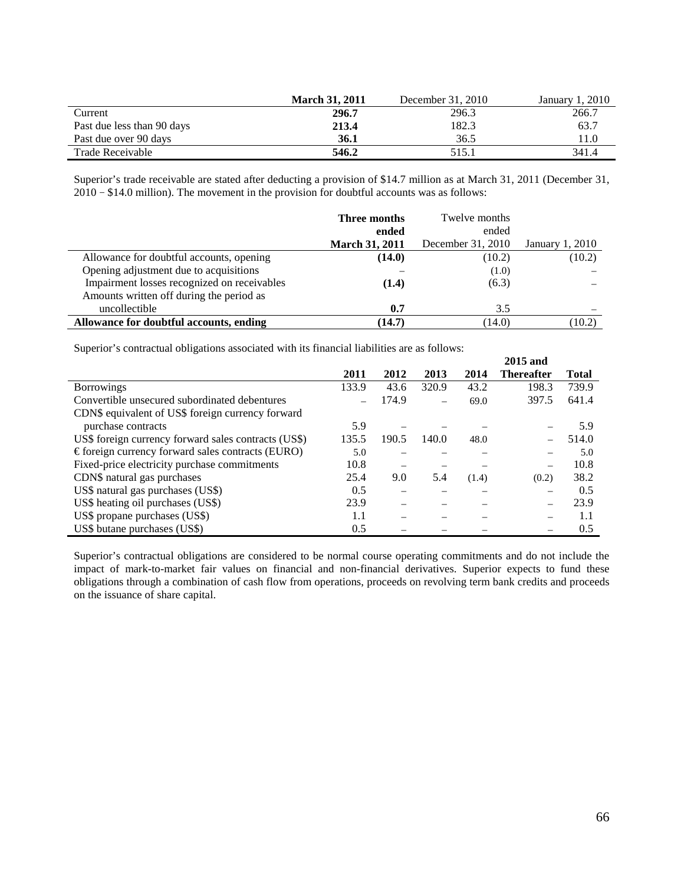| | **March 31, 2011** | December 31, 2010 | January 1, 2010 |
|---|---|---|---|
| Current | **296.7** | 296.3 | 266.7 |
| Past due less than 90 days | **213.4** | 182.3 | 63.7 |
| Past due over 90 days | **36.1** | 36.5 | 11.0 |
| Trade Receivable | **546.2** | 515.1 | 341.4 |

Superior's trade receivable are stated after deducting a provision of $14.7 million as at March 31, 2011 (December 31, 2010 – $14.0 million). The movement in the provision for doubtful accounts was as follows:

| | **Three months ended March 31, 2011** | Twelve months ended December 31, 2010 | January 1, 2010 |
|---|---|---|---|
| Allowance for doubtful accounts, opening | **(14.0)** | (10.2) | (10.2) |
| Opening adjustment due to acquisitions | – | (1.0) | – |
| Impairment losses recognized on receivables | **(1.4)** | (6.3) | – |
| Amounts written off during the period as uncollectible | **0.7** | 3.5 | – |
| **Allowance for doubtful accounts, ending** | **(14.7)** | (14.0) | (10.2) |

Superior's contractual obligations associated with its financial liabilities are as follows:

| | **2011** | **2012** | **2013** | **2014** | **2015 and Thereafter** | **Total** |
|---|---|---|---|---|---|---|
| Borrowings | 133.9 | 43.6 | 320.9 | 43.2 | 198.3 | 739.9 |
| Convertible unsecured subordinated debentures | – | 174.9 | – | 69.0 | 397.5 | 641.4 |
| CDN$ equivalent of US$ foreign currency forward purchase contracts | 5.9 | – | – | – | – | 5.9 |
| US$ foreign currency forward sales contracts (US$) | 135.5 | 190.5 | 140.0 | 48.0 | – | 514.0 |
| € foreign currency forward sales contracts (EURO) | 5.0 | – | – | – | – | 5.0 |
| Fixed-price electricity purchase commitments | 10.8 | – | – | – | – | 10.8 |
| CDN$ natural gas purchases | 25.4 | 9.0 | 5.4 | (1.4) | (0.2) | 38.2 |
| US$ natural gas purchases (US$) | 0.5 | – | – | – | – | 0.5 |
| US$ heating oil purchases (US$) | 23.9 | – | – | – | – | 23.9 |
| US$ propane purchases (US$) | 1.1 | – | – | – | – | 1.1 |
| US$ butane purchases (US$) | 0.5 | – | – | – | – | 0.5 |

Superior's contractual obligations are considered to be normal course operating commitments and do not include the impact of mark-to-market fair values on financial and non-financial derivatives. Superior expects to fund these obligations through a combination of cash flow from operations, proceeds on revolving term bank credits and proceeds on the issuance of share capital.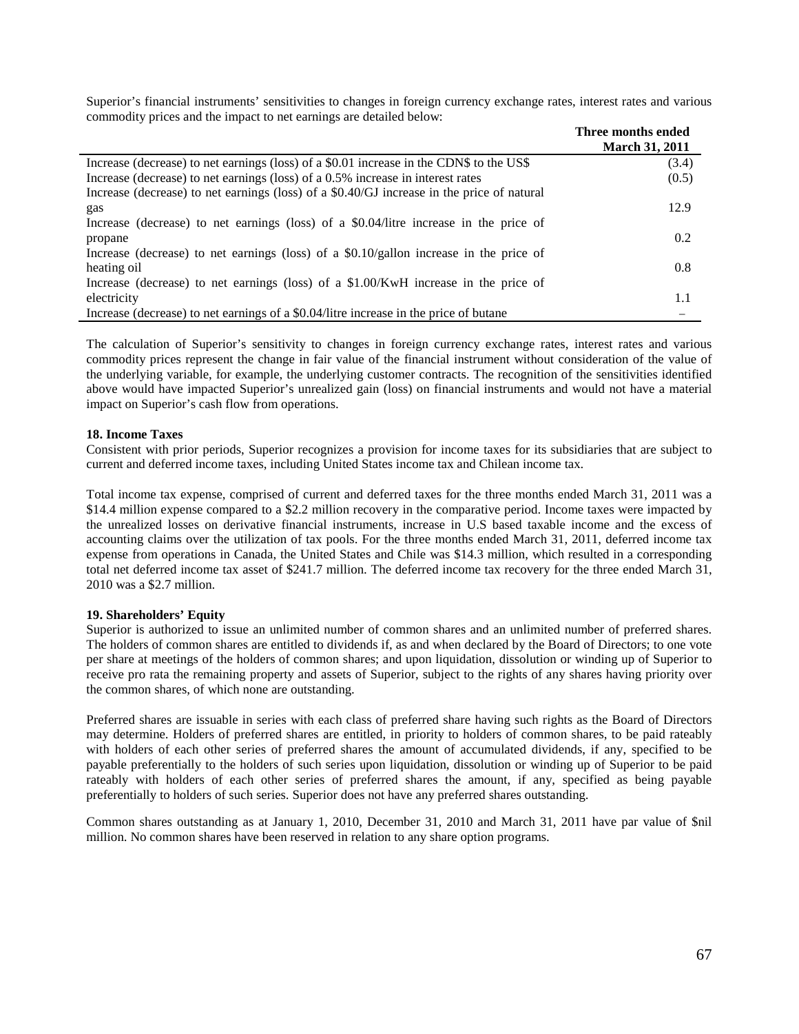Superior's financial instruments' sensitivities to changes in foreign currency exchange rates, interest rates and various commodity prices and the impact to net earnings are detailed below:

| | Three months ended March 31, 2011 |
|---|---|
| Increase (decrease) to net earnings (loss) of a $0.01 increase in the CDN$ to the US$ | (3.4) |
| Increase (decrease) to net earnings (loss) of a 0.5% increase in interest rates | (0.5) |
| Increase (decrease) to net earnings (loss) of a $0.40/GJ increase in the price of natural gas | 12.9 |
| Increase (decrease) to net earnings (loss) of a $0.04/litre increase in the price of propane | 0.2 |
| Increase (decrease) to net earnings (loss) of a $0.10/gallon increase in the price of heating oil | 0.8 |
| Increase (decrease) to net earnings (loss) of a $1.00/KwH increase in the price of electricity | 1.1 |
| Increase (decrease) to net earnings of a $0.04/litre increase in the price of butane | – |

The calculation of Superior's sensitivity to changes in foreign currency exchange rates, interest rates and various commodity prices represent the change in fair value of the financial instrument without consideration of the value of the underlying variable, for example, the underlying customer contracts. The recognition of the sensitivities identified above would have impacted Superior's unrealized gain (loss) on financial instruments and would not have a material impact on Superior's cash flow from operations.

### 18. Income Taxes

Consistent with prior periods, Superior recognizes a provision for income taxes for its subsidiaries that are subject to current and deferred income taxes, including United States income tax and Chilean income tax.

Total income tax expense, comprised of current and deferred taxes for the three months ended March 31, 2011 was a $14.4 million expense compared to a $2.2 million recovery in the comparative period. Income taxes were impacted by the unrealized losses on derivative financial instruments, increase in U.S based taxable income and the excess of accounting claims over the utilization of tax pools. For the three months ended March 31, 2011, deferred income tax expense from operations in Canada, the United States and Chile was $14.3 million, which resulted in a corresponding total net deferred income tax asset of $241.7 million. The deferred income tax recovery for the three ended March 31, 2010 was a $2.7 million.

### 19. Shareholders' Equity

Superior is authorized to issue an unlimited number of common shares and an unlimited number of preferred shares. The holders of common shares are entitled to dividends if, as and when declared by the Board of Directors; to one vote per share at meetings of the holders of common shares; and upon liquidation, dissolution or winding up of Superior to receive pro rata the remaining property and assets of Superior, subject to the rights of any shares having priority over the common shares, of which none are outstanding.

Preferred shares are issuable in series with each class of preferred share having such rights as the Board of Directors may determine. Holders of preferred shares are entitled, in priority to holders of common shares, to be paid rateably with holders of each other series of preferred shares the amount of accumulated dividends, if any, specified to be payable preferentially to the holders of such series upon liquidation, dissolution or winding up of Superior to be paid rateably with holders of each other series of preferred shares the amount, if any, specified as being payable preferentially to holders of such series. Superior does not have any preferred shares outstanding.

Common shares outstanding as at January 1, 2010, December 31, 2010 and March 31, 2011 have par value of $nil million. No common shares have been reserved in relation to any share option programs.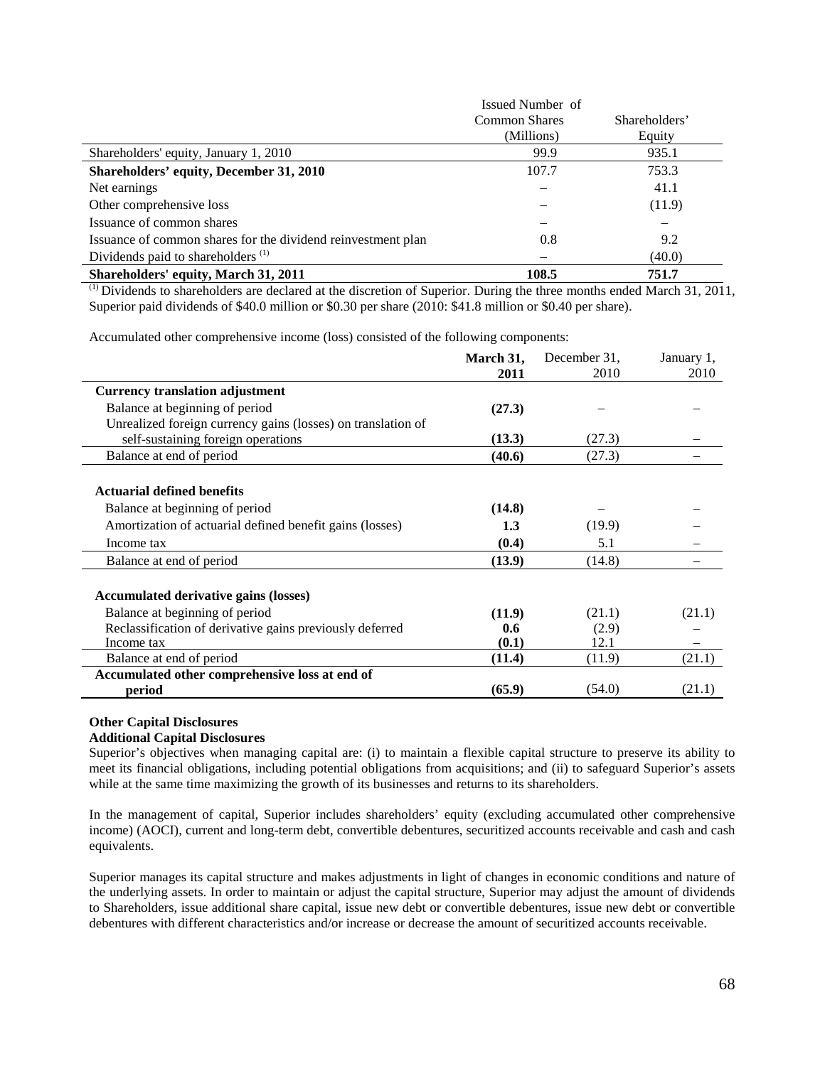| | Issued Number of Common Shares (Millions) | Shareholders' Equity |
|---|---|---|
| Shareholders' equity, January 1, 2010 | 99.9 | 935.1 |
| **Shareholders' equity, December 31, 2010** | 107.7 | 753.3 |
| Net earnings | – | 41.1 |
| Other comprehensive loss | – | (11.9) |
| Issuance of common shares | – | – |
| Issuance of common shares for the dividend reinvestment plan | 0.8 | 9.2 |
| Dividends paid to shareholders [(1)] | – | (40.0) |
| **Shareholders' equity, March 31, 2011** | **108.5** | **751.7** |

[(1)] Dividends to shareholders are declared at the discretion of Superior. During the three months ended March 31, 2011, Superior paid dividends of $40.0 million or $0.30 per share (2010: $41.8 million or $0.40 per share).

Accumulated other comprehensive income (loss) consisted of the following components:

| | **March 31, 2011** | December 31, 2010 | January 1, 2010 |
|---|---|---|---|
| **Currency translation adjustment** | | | |
| Balance at beginning of period | **(27.3)** | – | – |
| Unrealized foreign currency gains (losses) on translation of self-sustaining foreign operations | **(13.3)** | (27.3) | – |
| Balance at end of period | **(40.6)** | (27.3) | – |
| | | | |
| **Actuarial defined benefits** | | | |
| Balance at beginning of period | **(14.8)** | – | – |
| Amortization of actuarial defined benefit gains (losses) | **1.3** | (19.9) | – |
| Income tax | **(0.4)** | 5.1 | – |
| Balance at end of period | **(13.9)** | (14.8) | – |
| | | | |
| **Accumulated derivative gains (losses)** | | | |
| Balance at beginning of period | **(11.9)** | (21.1) | (21.1) |
| Reclassification of derivative gains previously deferred | **0.6** | (2.9) | – |
| Income tax | **(0.1)** | 12.1 | – |
| Balance at end of period | **(11.4)** | (11.9) | (21.1) |
| **Accumulated other comprehensive loss at end of period** | **(65.9)** | (54.0) | (21.1) |

**Other Capital Disclosures**

**Additional Capital Disclosures**

Superior's objectives when managing capital are: (i) to maintain a flexible capital structure to preserve its ability to meet its financial obligations, including potential obligations from acquisitions; and (ii) to safeguard Superior's assets while at the same time maximizing the growth of its businesses and returns to its shareholders.

In the management of capital, Superior includes shareholders' equity (excluding accumulated other comprehensive income) (AOCI), current and long-term debt, convertible debentures, securitized accounts receivable and cash and cash equivalents.

Superior manages its capital structure and makes adjustments in light of changes in economic conditions and nature of the underlying assets. In order to maintain or adjust the capital structure, Superior may adjust the amount of dividends to Shareholders, issue additional share capital, issue new debt or convertible debentures, issue new debt or convertible debentures with different characteristics and/or increase or decrease the amount of securitized accounts receivable.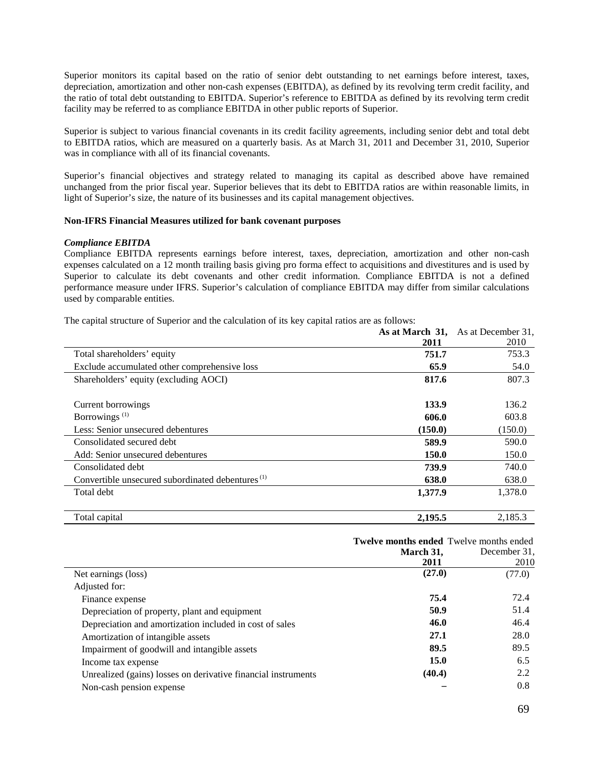Superior monitors its capital based on the ratio of senior debt outstanding to net earnings before interest, taxes, depreciation, amortization and other non-cash expenses (EBITDA), as defined by its revolving term credit facility, and the ratio of total debt outstanding to EBITDA. Superior's reference to EBITDA as defined by its revolving term credit facility may be referred to as compliance EBITDA in other public reports of Superior.

Superior is subject to various financial covenants in its credit facility agreements, including senior debt and total debt to EBITDA ratios, which are measured on a quarterly basis. As at March 31, 2011 and December 31, 2010, Superior was in compliance with all of its financial covenants.

Superior's financial objectives and strategy related to managing its capital as described above have remained unchanged from the prior fiscal year. Superior believes that its debt to EBITDA ratios are within reasonable limits, in light of Superior's size, the nature of its businesses and its capital management objectives.

**Non-IFRS Financial Measures utilized for bank covenant purposes**

***Compliance EBITDA***

Compliance EBITDA represents earnings before interest, taxes, depreciation, amortization and other non-cash expenses calculated on a 12 month trailing basis giving pro forma effect to acquisitions and divestitures and is used by Superior to calculate its debt covenants and other credit information. Compliance EBITDA is not a defined performance measure under IFRS. Superior's calculation of compliance EBITDA may differ from similar calculations used by comparable entities.

The capital structure of Superior and the calculation of its key capital ratios are as follows:

| | **As at March 31, 2011** | As at December 31, 2010 |
|---|---|---|
| Total shareholders' equity | **751.7** | 753.3 |
| Exclude accumulated other comprehensive loss | **65.9** | 54.0 |
| Shareholders' equity (excluding AOCI) | **817.6** | 807.3 |
| | | |
| Current borrowings | **133.9** | 136.2 |
| Borrowings [(1)] | **606.0** | 603.8 |
| Less: Senior unsecured debentures | **(150.0)** | (150.0) |
| Consolidated secured debt | **589.9** | 590.0 |
| Add: Senior unsecured debentures | **150.0** | 150.0 |
| Consolidated debt | **739.9** | 740.0 |
| Convertible unsecured subordinated debentures [(1)] | **638.0** | 638.0 |
| Total debt | **1,377.9** | 1,378.0 |
| | | |
| Total capital | **2,195.5** | 2,185.3 |

| | **Twelve months ended March 31, 2011** | Twelve months ended December 31, 2010 |
|---|---|---|
| Net earnings (loss) | **(27.0)** | (77.0) |
| Adjusted for: | | |
| Finance expense | **75.4** | 72.4 |
| Depreciation of property, plant and equipment | **50.9** | 51.4 |
| Depreciation and amortization included in cost of sales | **46.0** | 46.4 |
| Amortization of intangible assets | **27.1** | 28.0 |
| Impairment of goodwill and intangible assets | **89.5** | 89.5 |
| Income tax expense | **15.0** | 6.5 |
| Unrealized (gains) losses on derivative financial instruments | **(40.4)** | 2.2 |
| Non-cash pension expense | **–** | 0.8 |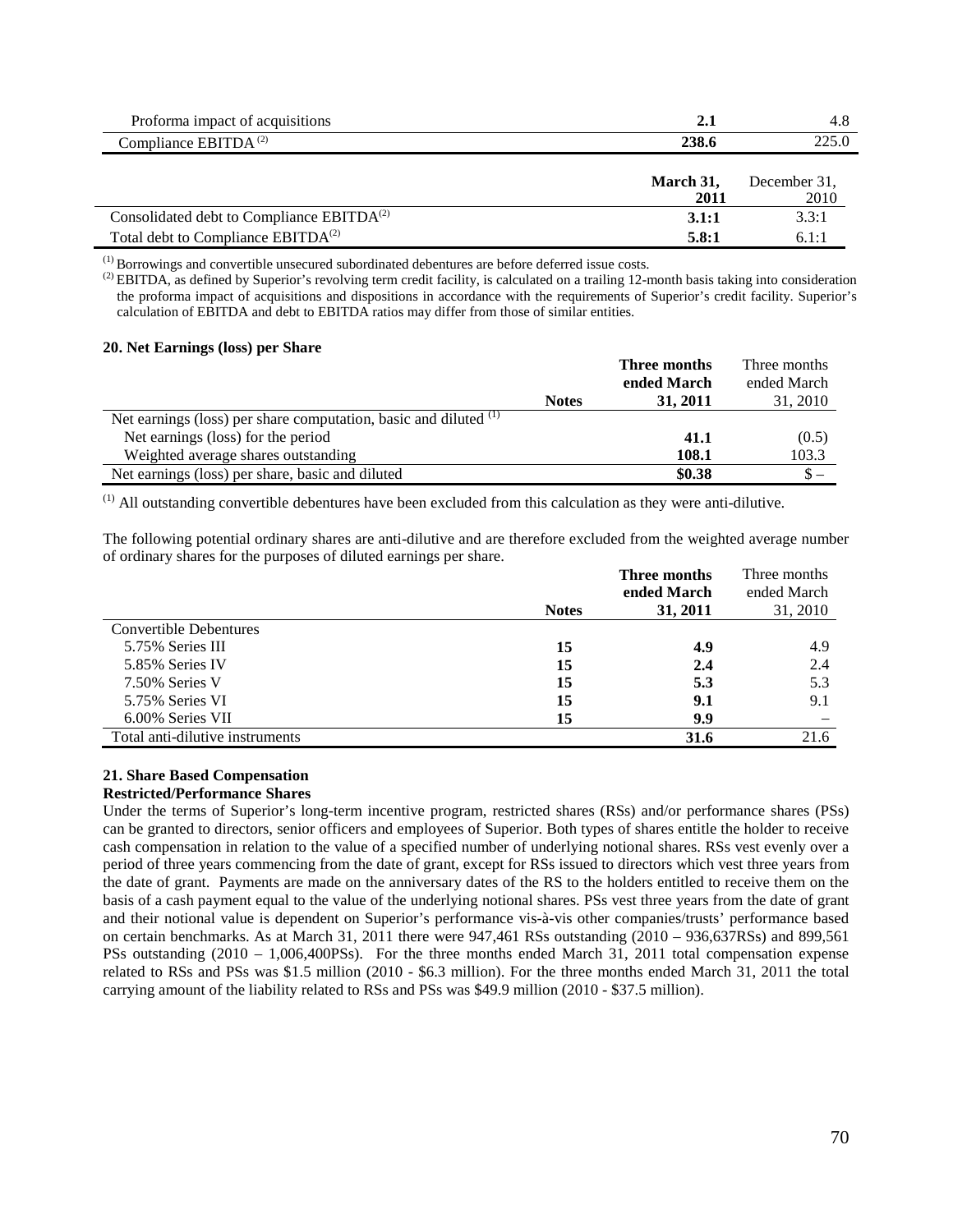| | | |
|---|---|---|
| Proforma impact of acquisitions | **2.1** | 4.8 |
| Compliance EBITDA [(2)] | **238.6** | 225.0 |

| | March 31, 2011 | December 31, 2010 |
|---|---|---|
| Consolidated debt to Compliance EBITDA[(2)] | **3.1:1** | 3.3:1 |
| Total debt to Compliance EBITDA[(2)] | **5.8:1** | 6.1:1 |

(1) Borrowings and convertible unsecured subordinated debentures are before deferred issue costs.
(2) EBITDA, as defined by Superior's revolving term credit facility, is calculated on a trailing 12-month basis taking into consideration the proforma impact of acquisitions and dispositions in accordance with the requirements of Superior's credit facility. Superior's calculation of EBITDA and debt to EBITDA ratios may differ from those of similar entities.

**20. Net Earnings (loss) per Share**

| | Notes | Three months ended March 31, 2011 | Three months ended March 31, 2010 |
|---|---|---|---|
| Net earnings (loss) per share computation, basic and diluted [(1)] | | | |
| Net earnings (loss) for the period | | **41.1** | (0.5) |
| Weighted average shares outstanding | | **108.1** | 103.3 |
| Net earnings (loss) per share, basic and diluted | | **$0.38** | $ – |

(1) All outstanding convertible debentures have been excluded from this calculation as they were anti-dilutive.

The following potential ordinary shares are anti-dilutive and are therefore excluded from the weighted average number of ordinary shares for the purposes of diluted earnings per share.

| | Notes | Three months ended March 31, 2011 | Three months ended March 31, 2010 |
|---|---|---|---|
| Convertible Debentures | | | |
| 5.75% Series III | **15** | **4.9** | 4.9 |
| 5.85% Series IV | **15** | **2.4** | 2.4 |
| 7.50% Series V | **15** | **5.3** | 5.3 |
| 5.75% Series VI | **15** | **9.1** | 9.1 |
| 6.00% Series VII | **15** | **9.9** | – |
| Total anti-dilutive instruments | | **31.6** | 21.6 |

**21. Share Based Compensation**

**Restricted/Performance Shares**

Under the terms of Superior's long-term incentive program, restricted shares (RSs) and/or performance shares (PSs) can be granted to directors, senior officers and employees of Superior. Both types of shares entitle the holder to receive cash compensation in relation to the value of a specified number of underlying notional shares. RSs vest evenly over a period of three years commencing from the date of grant, except for RSs issued to directors which vest three years from the date of grant. Payments are made on the anniversary dates of the RS to the holders entitled to receive them on the basis of a cash payment equal to the value of the underlying notional shares. PSs vest three years from the date of grant and their notional value is dependent on Superior's performance vis-à-vis other companies/trusts' performance based on certain benchmarks. As at March 31, 2011 there were 947,461 RSs outstanding (2010 – 936,637RSs) and 899,561 PSs outstanding (2010 – 1,006,400PSs). For the three months ended March 31, 2011 total compensation expense related to RSs and PSs was $1.5 million (2010 - $6.3 million). For the three months ended March 31, 2011 the total carrying amount of the liability related to RSs and PSs was $49.9 million (2010 - $37.5 million).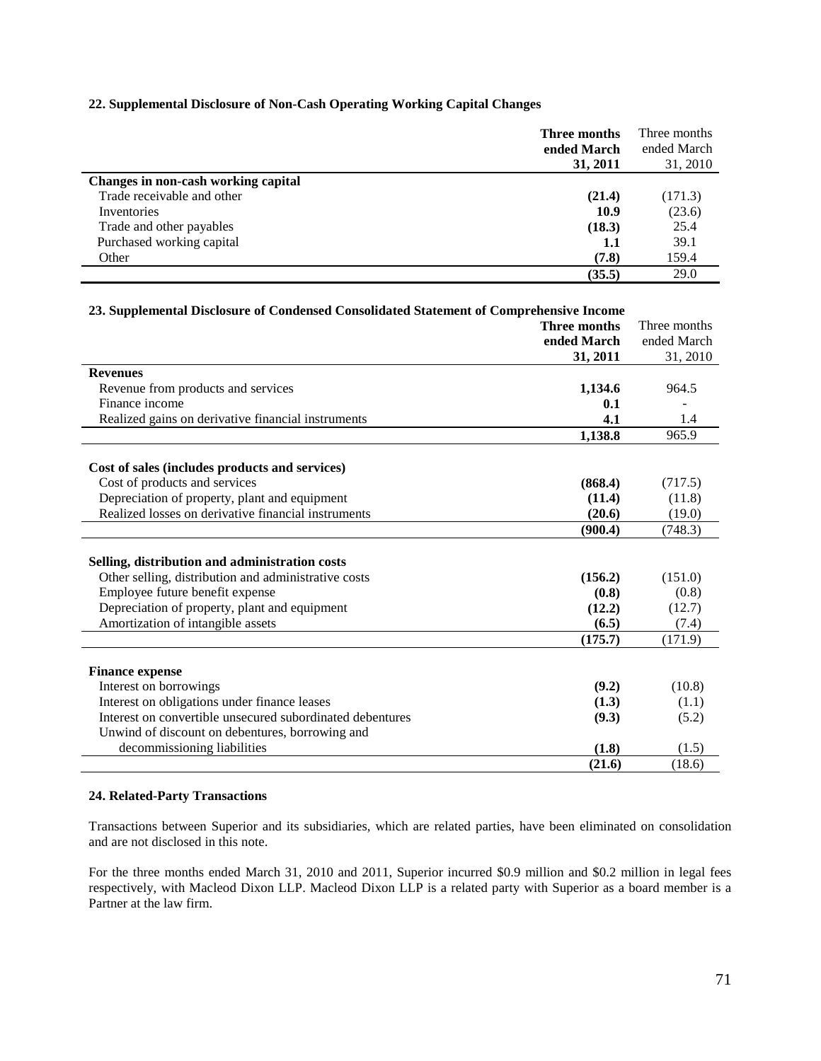## 22. Supplemental Disclosure of Non-Cash Operating Working Capital Changes

| | **Three months ended March 31, 2011** | Three months ended March 31, 2010 |
|---|---|---|
| **Changes in non-cash working capital** | | |
| Trade receivable and other | **(21.4)** | (171.3) |
| Inventories | **10.9** | (23.6) |
| Trade and other payables | **(18.3)** | 25.4 |
| Purchased working capital | **1.1** | 39.1 |
| Other | **(7.8)** | 159.4 |
| | **(35.5)** | 29.0 |

## 23. Supplemental Disclosure of Condensed Consolidated Statement of Comprehensive Income

| | **Three months ended March 31, 2011** | Three months ended March 31, 2010 |
|---|---|---|
| **Revenues** | | |
| Revenue from products and services | **1,134.6** | 964.5 |
| Finance income | **0.1** | - |
| Realized gains on derivative financial instruments | **4.1** | 1.4 |
| | **1,138.8** | 965.9 |
| **Cost of sales (includes products and services)** | | |
| Cost of products and services | **(868.4)** | (717.5) |
| Depreciation of property, plant and equipment | **(11.4)** | (11.8) |
| Realized losses on derivative financial instruments | **(20.6)** | (19.0) |
| | **(900.4)** | (748.3) |
| **Selling, distribution and administration costs** | | |
| Other selling, distribution and administrative costs | **(156.2)** | (151.0) |
| Employee future benefit expense | **(0.8)** | (0.8) |
| Depreciation of property, plant and equipment | **(12.2)** | (12.7) |
| Amortization of intangible assets | **(6.5)** | (7.4) |
| | **(175.7)** | (171.9) |
| **Finance expense** | | |
| Interest on borrowings | **(9.2)** | (10.8) |
| Interest on obligations under finance leases | **(1.3)** | (1.1) |
| Interest on convertible unsecured subordinated debentures | **(9.3)** | (5.2) |
| Unwind of discount on debentures, borrowing and decommissioning liabilities | **(1.8)** | (1.5) |
| | **(21.6)** | (18.6) |

## 24. Related-Party Transactions

Transactions between Superior and its subsidiaries, which are related parties, have been eliminated on consolidation and are not disclosed in this note.

For the three months ended March 31, 2010 and 2011, Superior incurred $0.9 million and $0.2 million in legal fees respectively, with Macleod Dixon LLP. Macleod Dixon LLP is a related party with Superior as a board member is a Partner at the law firm.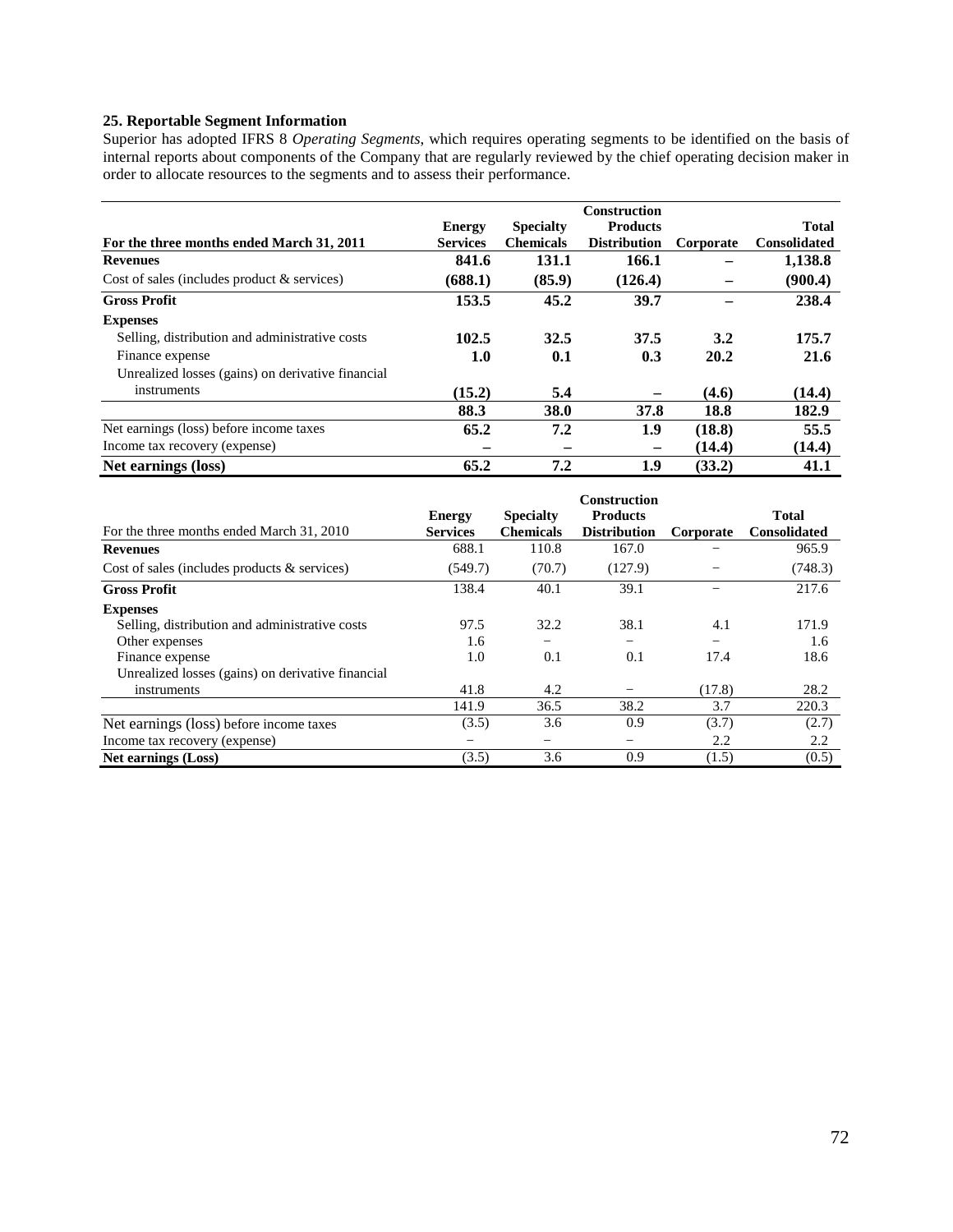### 25. Reportable Segment Information

Superior has adopted IFRS 8 *Operating Segments*, which requires operating segments to be identified on the basis of internal reports about components of the Company that are regularly reviewed by the chief operating decision maker in order to allocate resources to the segments and to assess their performance.

| For the three months ended March 31, 2011 | Energy Services | Specialty Chemicals | Construction Products Distribution | Corporate | Total Consolidated |
|---|---|---|---|---|---|
| **Revenues** | **841.6** | **131.1** | **166.1** | **–** | **1,138.8** |
| Cost of sales (includes product & services) | **(688.1)** | **(85.9)** | **(126.4)** | **–** | **(900.4)** |
| **Gross Profit** | **153.5** | **45.2** | **39.7** | **–** | **238.4** |
| **Expenses** | | | | | |
| Selling, distribution and administrative costs | **102.5** | **32.5** | **37.5** | **3.2** | **175.7** |
| Finance expense | **1.0** | **0.1** | **0.3** | **20.2** | **21.6** |
| Unrealized losses (gains) on derivative financial instruments | **(15.2)** | **5.4** | **–** | **(4.6)** | **(14.4)** |
| | **88.3** | **38.0** | **37.8** | **18.8** | **182.9** |
| Net earnings (loss) before income taxes | **65.2** | **7.2** | **1.9** | **(18.8)** | **55.5** |
| Income tax recovery (expense) | **–** | **–** | **–** | **(14.4)** | **(14.4)** |
| **Net earnings (loss)** | **65.2** | **7.2** | **1.9** | **(33.2)** | **41.1** |

| For the three months ended March 31, 2010 | Energy Services | Specialty Chemicals | Construction Products Distribution | Corporate | Total Consolidated |
|---|---|---|---|---|---|
| **Revenues** | 688.1 | 110.8 | 167.0 | – | 965.9 |
| Cost of sales (includes products & services) | (549.7) | (70.7) | (127.9) | – | (748.3) |
| **Gross Profit** | 138.4 | 40.1 | 39.1 | – | 217.6 |
| **Expenses** | | | | | |
| Selling, distribution and administrative costs | 97.5 | 32.2 | 38.1 | 4.1 | 171.9 |
| Other expenses | 1.6 | – | – | – | 1.6 |
| Finance expense | 1.0 | 0.1 | 0.1 | 17.4 | 18.6 |
| Unrealized losses (gains) on derivative financial instruments | 41.8 | 4.2 | – | (17.8) | 28.2 |
| | 141.9 | 36.5 | 38.2 | 3.7 | 220.3 |
| Net earnings (loss) before income taxes | (3.5) | 3.6 | 0.9 | (3.7) | (2.7) |
| Income tax recovery (expense) | – | – | – | 2.2 | 2.2 |
| **Net earnings (Loss)** | (3.5) | 3.6 | 0.9 | (1.5) | (0.5) |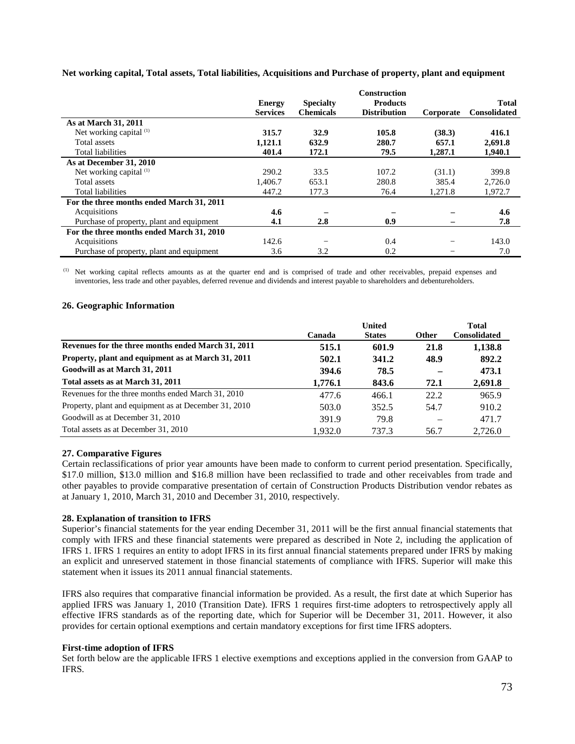**Net working capital, Total assets, Total liabilities, Acquisitions and Purchase of property, plant and equipment**

| | Energy Services | Specialty Chemicals | Construction Products Distribution | Corporate | Total Consolidated |
|---|---|---|---|---|---|
| **As at March 31, 2011** | | | | | |
| Net working capital [(1)] | **315.7** | **32.9** | **105.8** | **(38.3)** | **416.1** |
| Total assets | **1,121.1** | **632.9** | **280.7** | **657.1** | **2,691.8** |
| Total liabilities | **401.4** | **172.1** | **79.5** | **1,287.1** | **1,940.1** |
| **As at December 31, 2010** | | | | | |
| Net working capital [(1)] | 290.2 | 33.5 | 107.2 | (31.1) | 399.8 |
| Total assets | 1,406.7 | 653.1 | 280.8 | 385.4 | 2,726.0 |
| Total liabilities | 447.2 | 177.3 | 76.4 | 1,271.8 | 1,972.7 |
| **For the three months ended March 31, 2011** | | | | | |
| Acquisitions | **4.6** | **–** | **–** | **–** | **4.6** |
| Purchase of property, plant and equipment | **4.1** | **2.8** | **0.9** | **–** | **7.8** |
| **For the three months ended March 31, 2010** | | | | | |
| Acquisitions | 142.6 | – | 0.4 | – | 143.0 |
| Purchase of property, plant and equipment | 3.6 | 3.2 | 0.2 | – | 7.0 |

(1) Net working capital reflects amounts as at the quarter end and is comprised of trade and other receivables, prepaid expenses and inventories, less trade and other payables, deferred revenue and dividends and interest payable to shareholders and debentureholders.

**26. Geographic Information**

| | Canada | United States | Other | Total Consolidated |
|---|---|---|---|---|
| **Revenues for the three months ended March 31, 2011** | **515.1** | **601.9** | **21.8** | **1,138.8** |
| **Property, plant and equipment as at March 31, 2011** | **502.1** | **341.2** | **48.9** | **892.2** |
| **Goodwill as at March 31, 2011** | **394.6** | **78.5** | **–** | **473.1** |
| **Total assets as at March 31, 2011** | **1,776.1** | **843.6** | **72.1** | **2,691.8** |
| Revenues for the three months ended March 31, 2010 | 477.6 | 466.1 | 22.2 | 965.9 |
| Property, plant and equipment as at December 31, 2010 | 503.0 | 352.5 | 54.7 | 910.2 |
| Goodwill as at December 31, 2010 | 391.9 | 79.8 | – | 471.7 |
| Total assets as at December 31, 2010 | 1,932.0 | 737.3 | 56.7 | 2,726.0 |

**27. Comparative Figures**

Certain reclassifications of prior year amounts have been made to conform to current period presentation. Specifically, $17.0 million, $13.0 million and $16.8 million have been reclassified to trade and other receivables from trade and other payables to provide comparative presentation of certain of Construction Products Distribution vendor rebates as at January 1, 2010, March 31, 2010 and December 31, 2010, respectively.

**28. Explanation of transition to IFRS**

Superior's financial statements for the year ending December 31, 2011 will be the first annual financial statements that comply with IFRS and these financial statements were prepared as described in Note 2, including the application of IFRS 1. IFRS 1 requires an entity to adopt IFRS in its first annual financial statements prepared under IFRS by making an explicit and unreserved statement in those financial statements of compliance with IFRS. Superior will make this statement when it issues its 2011 annual financial statements.

IFRS also requires that comparative financial information be provided. As a result, the first date at which Superior has applied IFRS was January 1, 2010 (Transition Date). IFRS 1 requires first-time adopters to retrospectively apply all effective IFRS standards as of the reporting date, which for Superior will be December 31, 2011. However, it also provides for certain optional exemptions and certain mandatory exceptions for first time IFRS adopters.

**First-time adoption of IFRS**

Set forth below are the applicable IFRS 1 elective exemptions and exceptions applied in the conversion from GAAP to IFRS.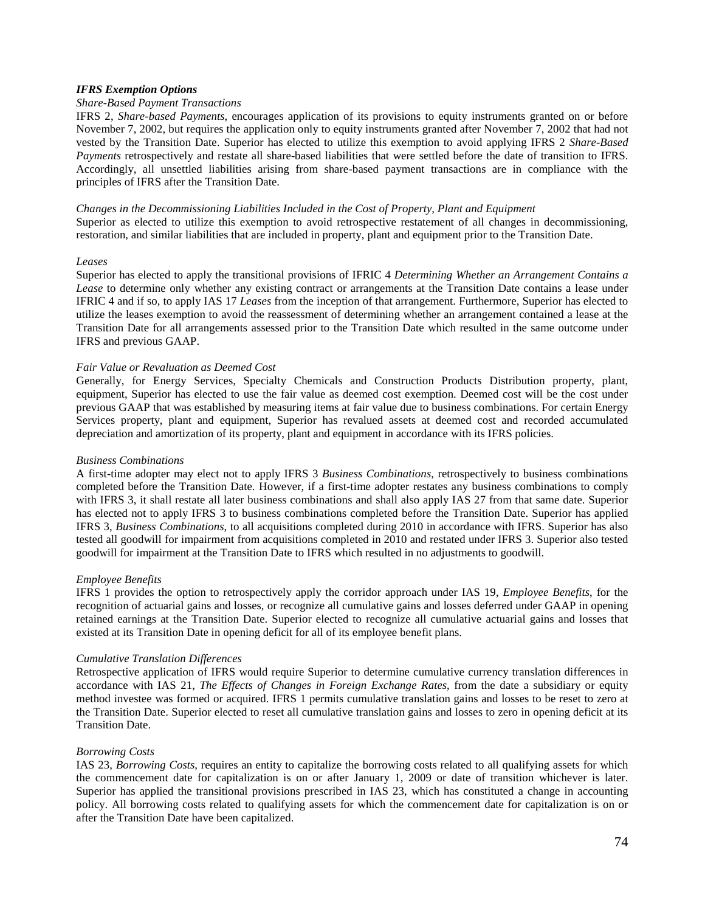***IFRS Exemption Options***

*Share-Based Payment Transactions*

IFRS 2, *Share-based Payments*, encourages application of its provisions to equity instruments granted on or before November 7, 2002, but requires the application only to equity instruments granted after November 7, 2002 that had not vested by the Transition Date. Superior has elected to utilize this exemption to avoid applying IFRS 2 *Share-Based Payments* retrospectively and restate all share-based liabilities that were settled before the date of transition to IFRS. Accordingly, all unsettled liabilities arising from share-based payment transactions are in compliance with the principles of IFRS after the Transition Date.

*Changes in the Decommissioning Liabilities Included in the Cost of Property, Plant and Equipment*

Superior as elected to utilize this exemption to avoid retrospective restatement of all changes in decommissioning, restoration, and similar liabilities that are included in property, plant and equipment prior to the Transition Date.

*Leases*

Superior has elected to apply the transitional provisions of IFRIC 4 *Determining Whether an Arrangement Contains a Lease* to determine only whether any existing contract or arrangements at the Transition Date contains a lease under IFRIC 4 and if so, to apply IAS 17 *Leases* from the inception of that arrangement. Furthermore, Superior has elected to utilize the leases exemption to avoid the reassessment of determining whether an arrangement contained a lease at the Transition Date for all arrangements assessed prior to the Transition Date which resulted in the same outcome under IFRS and previous GAAP.

*Fair Value or Revaluation as Deemed Cost*

Generally, for Energy Services, Specialty Chemicals and Construction Products Distribution property, plant, equipment, Superior has elected to use the fair value as deemed cost exemption. Deemed cost will be the cost under previous GAAP that was established by measuring items at fair value due to business combinations. For certain Energy Services property, plant and equipment, Superior has revalued assets at deemed cost and recorded accumulated depreciation and amortization of its property, plant and equipment in accordance with its IFRS policies.

*Business Combinations*

A first-time adopter may elect not to apply IFRS 3 *Business Combinations*, retrospectively to business combinations completed before the Transition Date. However, if a first-time adopter restates any business combinations to comply with IFRS 3, it shall restate all later business combinations and shall also apply IAS 27 from that same date. Superior has elected not to apply IFRS 3 to business combinations completed before the Transition Date. Superior has applied IFRS 3, *Business Combinations*, to all acquisitions completed during 2010 in accordance with IFRS. Superior has also tested all goodwill for impairment from acquisitions completed in 2010 and restated under IFRS 3. Superior also tested goodwill for impairment at the Transition Date to IFRS which resulted in no adjustments to goodwill.

*Employee Benefits*

IFRS 1 provides the option to retrospectively apply the corridor approach under IAS 19, *Employee Benefits*, for the recognition of actuarial gains and losses, or recognize all cumulative gains and losses deferred under GAAP in opening retained earnings at the Transition Date. Superior elected to recognize all cumulative actuarial gains and losses that existed at its Transition Date in opening deficit for all of its employee benefit plans.

*Cumulative Translation Differences*

Retrospective application of IFRS would require Superior to determine cumulative currency translation differences in accordance with IAS 21, *The Effects of Changes in Foreign Exchange Rates*, from the date a subsidiary or equity method investee was formed or acquired. IFRS 1 permits cumulative translation gains and losses to be reset to zero at the Transition Date. Superior elected to reset all cumulative translation gains and losses to zero in opening deficit at its Transition Date.

*Borrowing Costs*

IAS 23, *Borrowing Costs*, requires an entity to capitalize the borrowing costs related to all qualifying assets for which the commencement date for capitalization is on or after January 1, 2009 or date of transition whichever is later. Superior has applied the transitional provisions prescribed in IAS 23, which has constituted a change in accounting policy. All borrowing costs related to qualifying assets for which the commencement date for capitalization is on or after the Transition Date have been capitalized.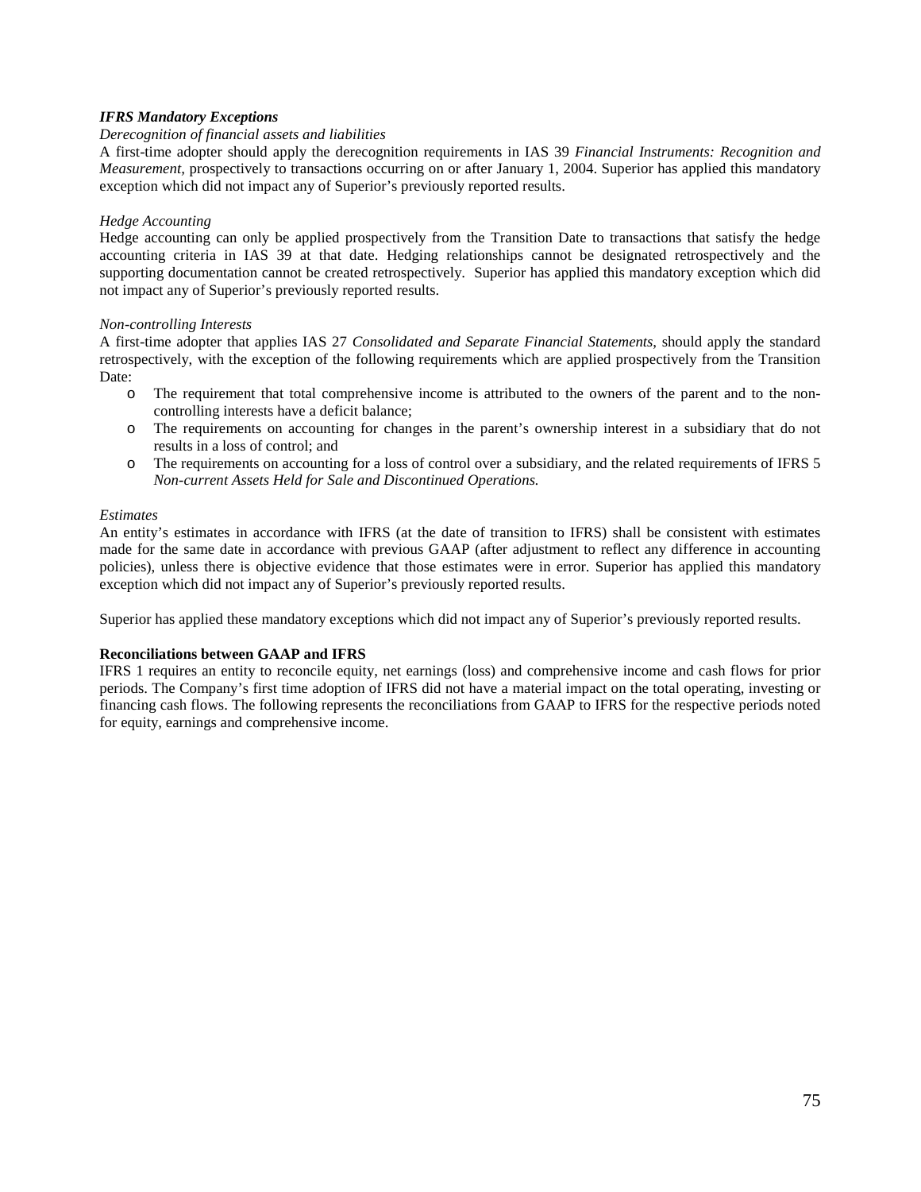***IFRS Mandatory Exceptions***

*Derecognition of financial assets and liabilities*

A first-time adopter should apply the derecognition requirements in IAS 39 *Financial Instruments: Recognition and Measurement,* prospectively to transactions occurring on or after January 1, 2004. Superior has applied this mandatory exception which did not impact any of Superior's previously reported results.

*Hedge Accounting*

Hedge accounting can only be applied prospectively from the Transition Date to transactions that satisfy the hedge accounting criteria in IAS 39 at that date. Hedging relationships cannot be designated retrospectively and the supporting documentation cannot be created retrospectively. Superior has applied this mandatory exception which did not impact any of Superior's previously reported results.

*Non-controlling Interests*

A first-time adopter that applies IAS 27 *Consolidated and Separate Financial Statements*, should apply the standard retrospectively, with the exception of the following requirements which are applied prospectively from the Transition Date:

- The requirement that total comprehensive income is attributed to the owners of the parent and to the non-controlling interests have a deficit balance;
- The requirements on accounting for changes in the parent's ownership interest in a subsidiary that do not results in a loss of control; and
- The requirements on accounting for a loss of control over a subsidiary, and the related requirements of IFRS 5 *Non-current Assets Held for Sale and Discontinued Operations.*

*Estimates*

An entity's estimates in accordance with IFRS (at the date of transition to IFRS) shall be consistent with estimates made for the same date in accordance with previous GAAP (after adjustment to reflect any difference in accounting policies), unless there is objective evidence that those estimates were in error. Superior has applied this mandatory exception which did not impact any of Superior's previously reported results.

Superior has applied these mandatory exceptions which did not impact any of Superior's previously reported results.

**Reconciliations between GAAP and IFRS**

IFRS 1 requires an entity to reconcile equity, net earnings (loss) and comprehensive income and cash flows for prior periods. The Company's first time adoption of IFRS did not have a material impact on the total operating, investing or financing cash flows. The following represents the reconciliations from GAAP to IFRS for the respective periods noted for equity, earnings and comprehensive income.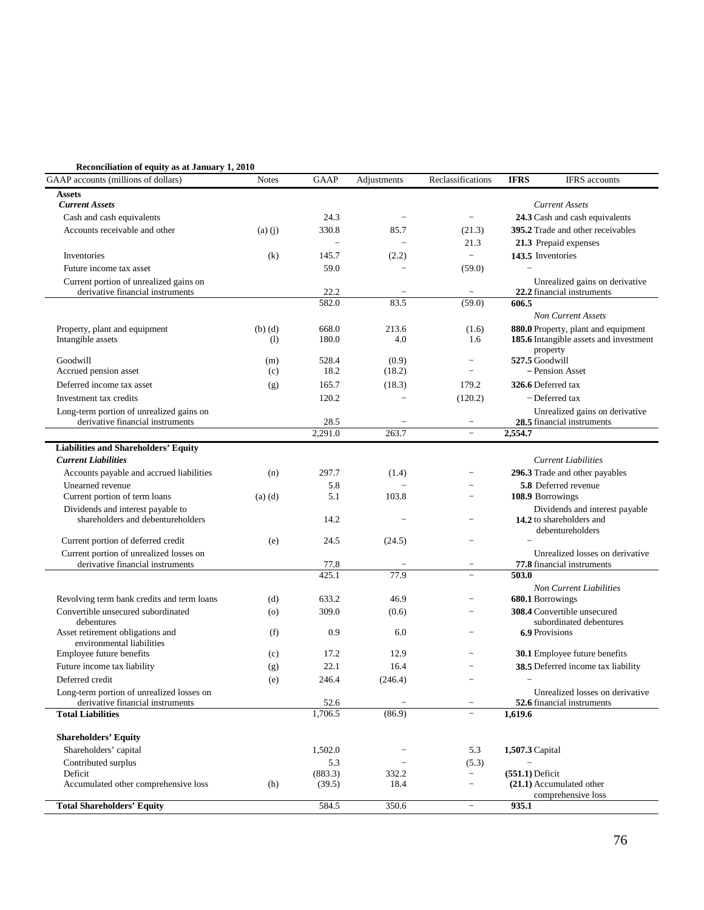**Reconciliation of equity as at January 1, 2010**

| GAAP accounts (millions of dollars) | Notes | GAAP | Adjustments | Reclassifications | IFRS | IFRS accounts |
|---|---|---|---|---|---|---|
| **Assets** | | | | | | |
| ***Current Assets*** | | | | | | *Current Assets* |
| Cash and cash equivalents | | 24.3 | − | − | **24.3** | Cash and cash equivalents |
| Accounts receivable and other | (a) (j) | 330.8 | 85.7 | (21.3) | **395.2** | Trade and other receivables |
| | | − | − | 21.3 | **21.3** | Prepaid expenses |
| Inventories | (k) | 145.7 | (2.2) | − | **143.5** | Inventories |
| Future income tax asset | | 59.0 | − | (59.0) | − | |
| Current portion of unrealized gains on derivative financial instruments | | 22.2 | − | − | **22.2** | Unrealized gains on derivative financial instruments |
| | | 582.0 | 83.5 | (59.0) | **606.5** | |
| | | | | | | *Non Current Assets* |
| Property, plant and equipment | (b) (d) | 668.0 | 213.6 | (1.6) | **880.0** | Property, plant and equipment |
| Intangible assets | (l) | 180.0 | 4.0 | 1.6 | **185.6** | Intangible assets and investment property |
| Goodwill | (m) | 528.4 | (0.9) | − | **527.5** | Goodwill |
| Accrued pension asset | (c) | 18.2 | (18.2) | − | **−** | Pension Asset |
| Deferred income tax asset | (g) | 165.7 | (18.3) | 179.2 | **326.6** | Deferred tax |
| Investment tax credits | | 120.2 | − | (120.2) | − | Deferred tax |
| Long-term portion of unrealized gains on derivative financial instruments | | 28.5 | − | − | **28.5** | Unrealized gains on derivative financial instruments |
| | | 2,291.0 | 263.7 | − | **2,554.7** | |
| **Liabilities and Shareholders' Equity** | | | | | | |
| ***Current Liabilities*** | | | | | | *Current Liabilities* |
| Accounts payable and accrued liabilities | (n) | 297.7 | (1.4) | − | **296.3** | Trade and other payables |
| Unearned revenue | | 5.8 | − | − | **5.8** | Deferred revenue |
| Current portion of term loans | (a) (d) | 5.1 | 103.8 | − | **108.9** | Borrowings |
| Dividends and interest payable to shareholders and debentureholders | | 14.2 | − | − | **14.2** | Dividends and interest payable to shareholders and debentureholders |
| Current portion of deferred credit | (e) | 24.5 | (24.5) | − | − | |
| Current portion of unrealized losses on derivative financial instruments | | 77.8 | − | − | **77.8** | Unrealized losses on derivative financial instruments |
| | | 425.1 | 77.9 | − | **503.0** | |
| | | | | | | *Non Current Liabilities* |
| Revolving term bank credits and term loans | (d) | 633.2 | 46.9 | − | **680.1** | Borrowings |
| Convertible unsecured subordinated debentures | (o) | 309.0 | (0.6) | − | **308.4** | Convertible unsecured subordinated debentures |
| Asset retirement obligations and environmental liabilities | (f) | 0.9 | 6.0 | − | **6.9** | Provisions |
| Employee future benefits | (c) | 17.2 | 12.9 | − | **30.1** | Employee future benefits |
| Future income tax liability | (g) | 22.1 | 16.4 | − | **38.5** | Deferred income tax liability |
| Deferred credit | (e) | 246.4 | (246.4) | − | − | |
| Long-term portion of unrealized losses on derivative financial instruments | | 52.6 | − | − | **52.6** | Unrealized losses on derivative financial instruments |
| **Total Liabilities** | | 1,706.5 | (86.9) | − | **1,619.6** | |
| **Shareholders' Equity** | | | | | | |
| Shareholders' capital | | 1,502.0 | − | 5.3 | **1,507.3** | Capital |
| Contributed surplus | | 5.3 | − | (5.3) | − | |
| Deficit | | (883.3) | 332.2 | − | **(551.1)** | Deficit |
| Accumulated other comprehensive loss | (h) | (39.5) | 18.4 | − | **(21.1)** | Accumulated other comprehensive loss |
| **Total Shareholders' Equity** | | 584.5 | 350.6 | − | **935.1** | |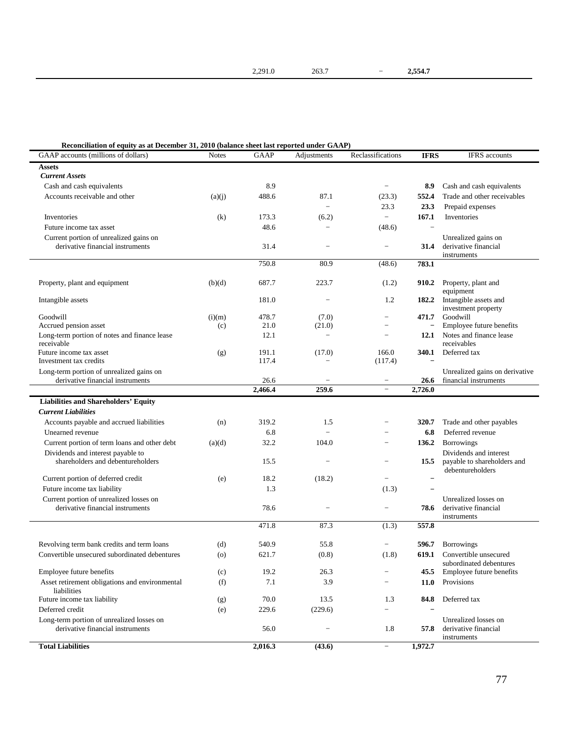| | | 2,291.0 | 263.7 | – | **2,554.7** | |
|---|---|---|---|---|---|---|

**Reconciliation of equity as at December 31, 2010 (balance sheet last reported under GAAP)**

| GAAP accounts (millions of dollars) | Notes | GAAP | Adjustments | Reclassifications | **IFRS** | IFRS accounts |
|---|---|---|---|---|---|---|
| **Assets** | | | | | | |
| ***Current Assets*** | | | | | | |
| Cash and cash equivalents | | 8.9 | | – | **8.9** | Cash and cash equivalents |
| Accounts receivable and other | (a)(j) | 488.6 | 87.1 | (23.3) | **552.4** | Trade and other receivables |
| | | | – | 23.3 | **23.3** | Prepaid expenses |
| Inventories | (k) | 173.3 | (6.2) | – | **167.1** | Inventories |
| Future income tax asset | | 48.6 | – | (48.6) | – | |
| Current portion of unrealized gains on derivative financial instruments | | 31.4 | – | – | **31.4** | Unrealized gains on derivative financial instruments |
| | | 750.8 | 80.9 | (48.6) | **783.1** | |
| Property, plant and equipment | (b)(d) | 687.7 | 223.7 | (1.2) | **910.2** | Property, plant and equipment |
| Intangible assets | | 181.0 | – | 1.2 | **182.2** | Intangible assets and investment property |
| Goodwill | (i)(m) | 478.7 | (7.0) | – | **471.7** | Goodwill |
| Accrued pension asset | (c) | 21.0 | (21.0) | – | – | Employee future benefits |
| Long-term portion of notes and finance lease receivable | | 12.1 | – | – | **12.1** | Notes and finance lease receivables |
| Future income tax asset | (g) | 191.1 | (17.0) | 166.0 | **340.1** | Deferred tax |
| Investment tax credits | | 117.4 | – | (117.4) | – | |
| Long-term portion of unrealized gains on derivative financial instruments | | 26.6 | – | – | **26.6** | Unrealized gains on derivative financial instruments |
| | | **2,466.4** | **259.6** | – | **2,726.0** | |
| **Liabilities and Shareholders' Equity** | | | | | | |
| ***Current Liabilities*** | | | | | | |
| Accounts payable and accrued liabilities | (n) | 319.2 | 1.5 | – | **320.7** | Trade and other payables |
| Unearned revenue | | 6.8 | – | – | **6.8** | Deferred revenue |
| Current portion of term loans and other debt | (a)(d) | 32.2 | 104.0 | – | **136.2** | Borrowings |
| Dividends and interest payable to shareholders and debentureholders | | 15.5 | – | – | **15.5** | Dividends and interest payable to shareholders and debentureholders |
| Current portion of deferred credit | (e) | 18.2 | (18.2) | – | – | |
| Future income tax liability | | 1.3 | | (1.3) | – | |
| Current portion of unrealized losses on derivative financial instruments | | 78.6 | – | – | **78.6** | Unrealized losses on derivative financial instruments |
| | | 471.8 | 87.3 | (1.3) | **557.8** | |
| Revolving term bank credits and term loans | (d) | 540.9 | 55.8 | – | **596.7** | Borrowings |
| Convertible unsecured subordinated debentures | (o) | 621.7 | (0.8) | (1.8) | **619.1** | Convertible unsecured subordinated debentures |
| Employee future benefits | (c) | 19.2 | 26.3 | – | **45.5** | Employee future benefits |
| Asset retirement obligations and environmental liabilities | (f) | 7.1 | 3.9 | – | **11.0** | Provisions |
| Future income tax liability | (g) | 70.0 | 13.5 | 1.3 | **84.8** | Deferred tax |
| Deferred credit | (e) | 229.6 | (229.6) | – | – | |
| Long-term portion of unrealized losses on derivative financial instruments | | 56.0 | – | 1.8 | **57.8** | Unrealized losses on derivative financial instruments |
| **Total Liabilities** | | **2,016.3** | **(43.6)** | – | **1,972.7** | |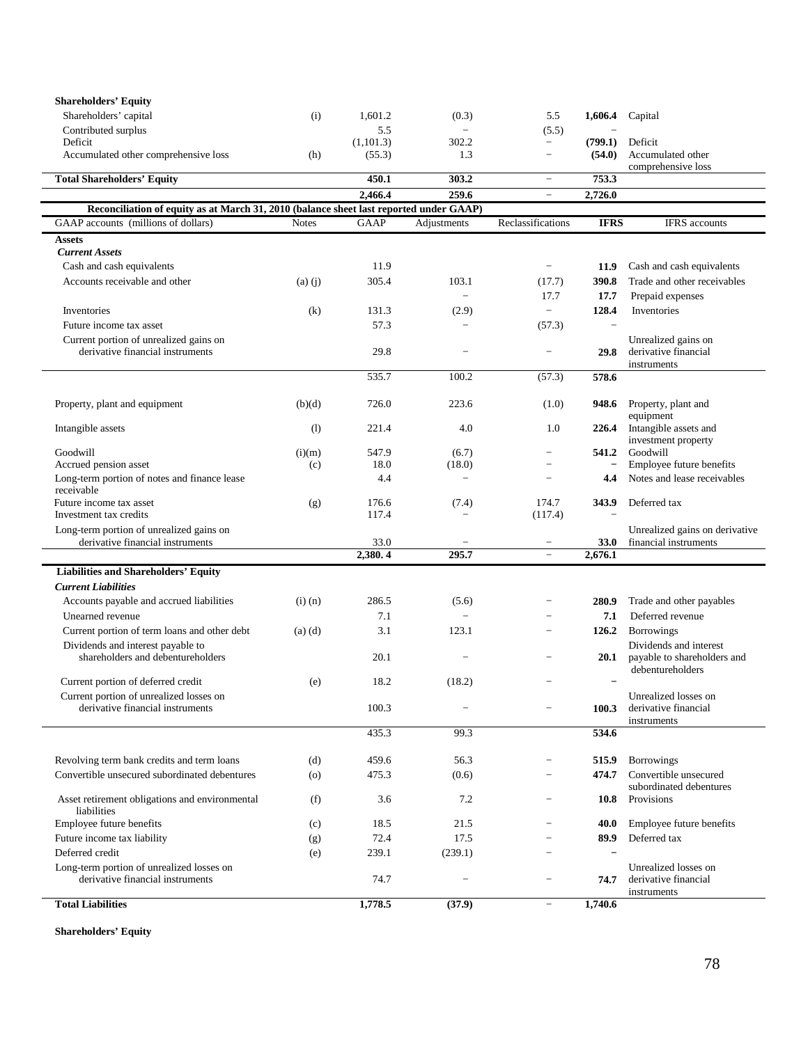| | | | | | | |
|---|---|---|---|---|---|---|
| **Shareholders' Equity** | | | | | | |
| Shareholders' capital | (i) | 1,601.2 | (0.3) | 5.5 | **1,606.4** | Capital |
| Contributed surplus | | 5.5 | − | (5.5) | − | |
| Deficit | | (1,101.3) | 302.2 | − | **(799.1)** | Deficit |
| Accumulated other comprehensive loss | (h) | (55.3) | 1.3 | − | **(54.0)** | Accumulated other comprehensive loss |
| **Total Shareholders' Equity** | | **450.1** | **303.2** | − | **753.3** | |
| | | **2,466.4** | **259.6** | − | **2,726.0** | |

**Reconciliation of equity as at March 31, 2010 (balance sheet last reported under GAAP)**

| GAAP accounts (millions of dollars) | Notes | GAAP | Adjustments | Reclassifications | IFRS | IFRS accounts |
|---|---|---|---|---|---|---|
| **Assets** | | | | | | |
| ***Current Assets*** | | | | | | |
| Cash and cash equivalents | | 11.9 | | − | **11.9** | Cash and cash equivalents |
| Accounts receivable and other | (a) (j) | 305.4 | 103.1 | (17.7) | **390.8** | Trade and other receivables |
| | | | − | 17.7 | **17.7** | Prepaid expenses |
| Inventories | (k) | 131.3 | (2.9) | − | **128.4** | Inventories |
| Future income tax asset | | 57.3 | − | (57.3) | − | |
| Current portion of unrealized gains on derivative financial instruments | | 29.8 | − | − | **29.8** | Unrealized gains on derivative financial instruments |
| | | 535.7 | 100.2 | (57.3) | **578.6** | |
| Property, plant and equipment | (b)(d) | 726.0 | 223.6 | (1.0) | **948.6** | Property, plant and equipment |
| Intangible assets | (l) | 221.4 | 4.0 | 1.0 | **226.4** | Intangible assets and investment property |
| Goodwill | (i)(m) | 547.9 | (6.7) | − | **541.2** | Goodwill |
| Accrued pension asset | (c) | 18.0 | (18.0) | − | **−** | Employee future benefits |
| Long-term portion of notes and finance lease receivable | | 4.4 | − | − | **4.4** | Notes and lease receivables |
| Future income tax asset | (g) | 176.6 | (7.4) | 174.7 | **343.9** | Deferred tax |
| Investment tax credits | | 117.4 | − | (117.4) | − | |
| Long-term portion of unrealized gains on derivative financial instruments | | 33.0 | − | − | **33.0** | Unrealized gains on derivative financial instruments |
| | | **2,380. 4** | **295.7** | − | **2,676.1** | |
| **Liabilities and Shareholders' Equity** | | | | | | |
| ***Current Liabilities*** | | | | | | |
| Accounts payable and accrued liabilities | (i) (n) | 286.5 | (5.6) | − | **280.9** | Trade and other payables |
| Unearned revenue | | 7.1 | − | − | **7.1** | Deferred revenue |
| Current portion of term loans and other debt | (a) (d) | 3.1 | 123.1 | − | **126.2** | Borrowings |
| Dividends and interest payable to shareholders and debentureholders | | 20.1 | − | − | **20.1** | Dividends and interest payable to shareholders and debentureholders |
| Current portion of deferred credit | (e) | 18.2 | (18.2) | − | **−** | |
| Current portion of unrealized losses on derivative financial instruments | | 100.3 | − | − | **100.3** | Unrealized losses on derivative financial instruments |
| | | 435.3 | 99.3 | | **534.6** | |
| Revolving term bank credits and term loans | (d) | 459.6 | 56.3 | − | **515.9** | Borrowings |
| Convertible unsecured subordinated debentures | (o) | 475.3 | (0.6) | − | **474.7** | Convertible unsecured subordinated debentures |
| Asset retirement obligations and environmental liabilities | (f) | 3.6 | 7.2 | − | **10.8** | Provisions |
| Employee future benefits | (c) | 18.5 | 21.5 | − | **40.0** | Employee future benefits |
| Future income tax liability | (g) | 72.4 | 17.5 | − | **89.9** | Deferred tax |
| Deferred credit | (e) | 239.1 | (239.1) | − | **−** | |
| Long-term portion of unrealized losses on derivative financial instruments | | 74.7 | − | − | **74.7** | Unrealized losses on derivative financial instruments |
| **Total Liabilities** | | **1,778.5** | **(37.9)** | − | **1,740.6** | |

**Shareholders' Equity**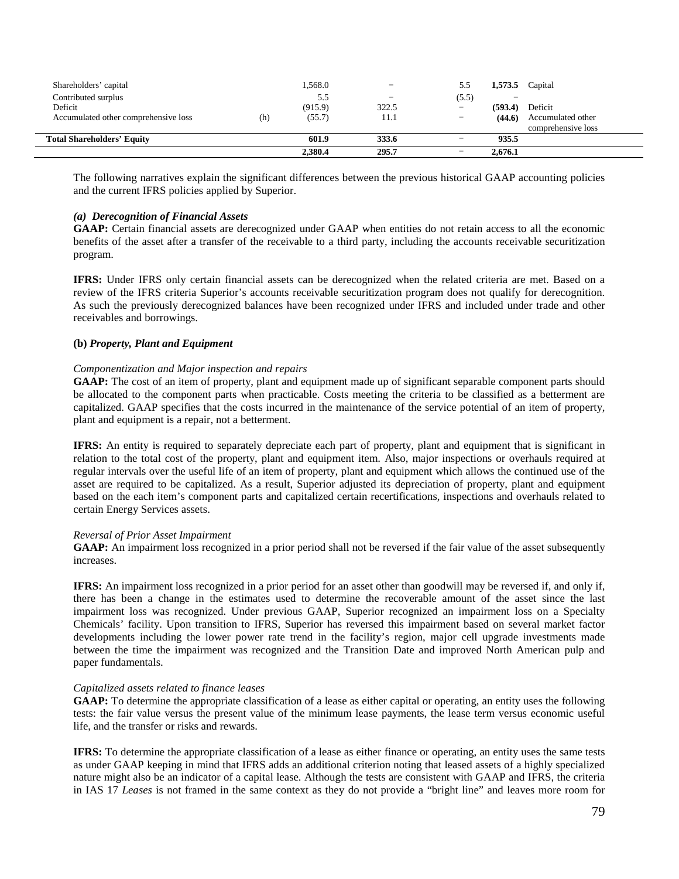| | | | | | | |
|---|---|---|---|---|---|---|
| Shareholders' capital | | 1,568.0 | – | 5.5 | **1,573.5** | Capital |
| Contributed surplus | | 5.5 | – | (5.5) | – | |
| Deficit | | (915.9) | 322.5 | – | **(593.4)** | Deficit |
| Accumulated other comprehensive loss | (h) | (55.7) | 11.1 | – | **(44.6)** | Accumulated other comprehensive loss |
| **Total Shareholders' Equity** | | **601.9** | **333.6** | – | **935.5** | |
| | | **2,380.4** | **295.7** | – | **2,676.1** | |

The following narratives explain the significant differences between the previous historical GAAP accounting policies and the current IFRS policies applied by Superior.

***(a) Derecognition of Financial Assets***

**GAAP:** Certain financial assets are derecognized under GAAP when entities do not retain access to all the economic benefits of the asset after a transfer of the receivable to a third party, including the accounts receivable securitization program.

**IFRS:** Under IFRS only certain financial assets can be derecognized when the related criteria are met. Based on a review of the IFRS criteria Superior's accounts receivable securitization program does not qualify for derecognition. As such the previously derecognized balances have been recognized under IFRS and included under trade and other receivables and borrowings.

**(b) *Property, Plant and Equipment***

*Componentization and Major inspection and repairs*

**GAAP:** The cost of an item of property, plant and equipment made up of significant separable component parts should be allocated to the component parts when practicable. Costs meeting the criteria to be classified as a betterment are capitalized. GAAP specifies that the costs incurred in the maintenance of the service potential of an item of property, plant and equipment is a repair, not a betterment.

**IFRS:** An entity is required to separately depreciate each part of property, plant and equipment that is significant in relation to the total cost of the property, plant and equipment item. Also, major inspections or overhauls required at regular intervals over the useful life of an item of property, plant and equipment which allows the continued use of the asset are required to be capitalized. As a result, Superior adjusted its depreciation of property, plant and equipment based on the each item's component parts and capitalized certain recertifications, inspections and overhauls related to certain Energy Services assets.

*Reversal of Prior Asset Impairment*

**GAAP:** An impairment loss recognized in a prior period shall not be reversed if the fair value of the asset subsequently increases.

**IFRS:** An impairment loss recognized in a prior period for an asset other than goodwill may be reversed if, and only if, there has been a change in the estimates used to determine the recoverable amount of the asset since the last impairment loss was recognized. Under previous GAAP, Superior recognized an impairment loss on a Specialty Chemicals' facility. Upon transition to IFRS, Superior has reversed this impairment based on several market factor developments including the lower power rate trend in the facility's region, major cell upgrade investments made between the time the impairment was recognized and the Transition Date and improved North American pulp and paper fundamentals.

*Capitalized assets related to finance leases*

**GAAP:** To determine the appropriate classification of a lease as either capital or operating, an entity uses the following tests: the fair value versus the present value of the minimum lease payments, the lease term versus economic useful life, and the transfer or risks and rewards.

**IFRS:** To determine the appropriate classification of a lease as either finance or operating, an entity uses the same tests as under GAAP keeping in mind that IFRS adds an additional criterion noting that leased assets of a highly specialized nature might also be an indicator of a capital lease. Although the tests are consistent with GAAP and IFRS, the criteria in IAS 17 *Leases* is not framed in the same context as they do not provide a "bright line" and leaves more room for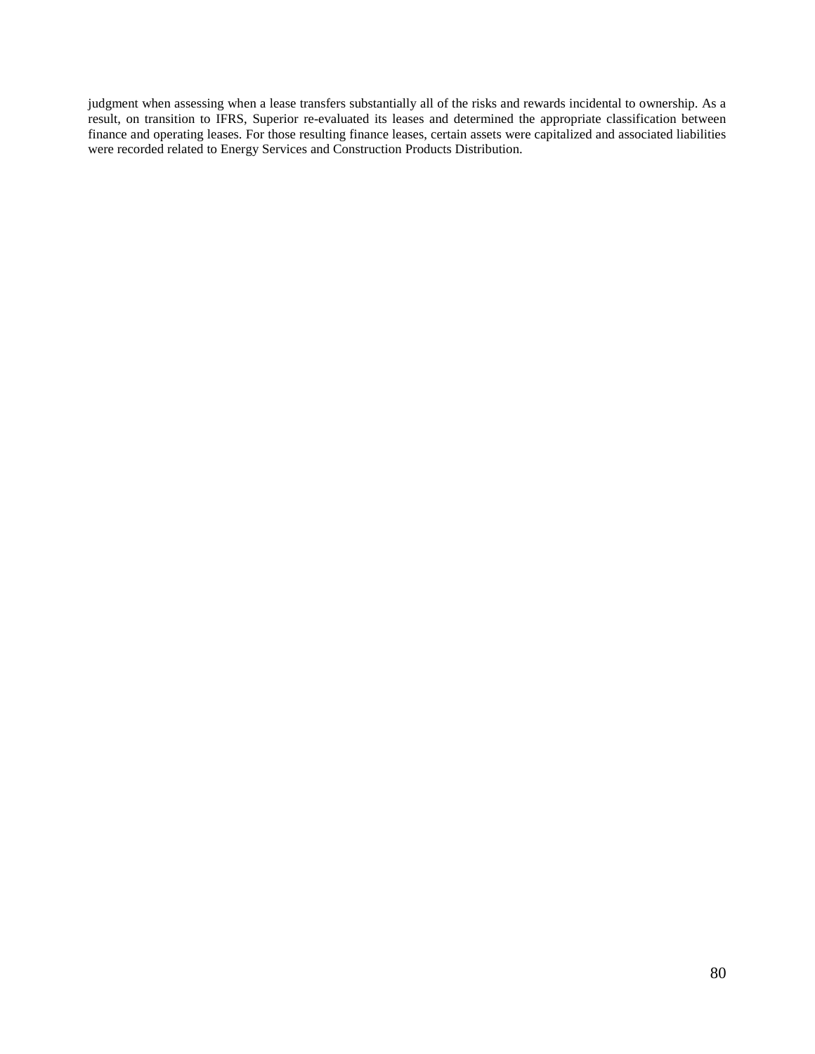judgment when assessing when a lease transfers substantially all of the risks and rewards incidental to ownership. As a result, on transition to IFRS, Superior re-evaluated its leases and determined the appropriate classification between finance and operating leases. For those resulting finance leases, certain assets were capitalized and associated liabilities were recorded related to Energy Services and Construction Products Distribution.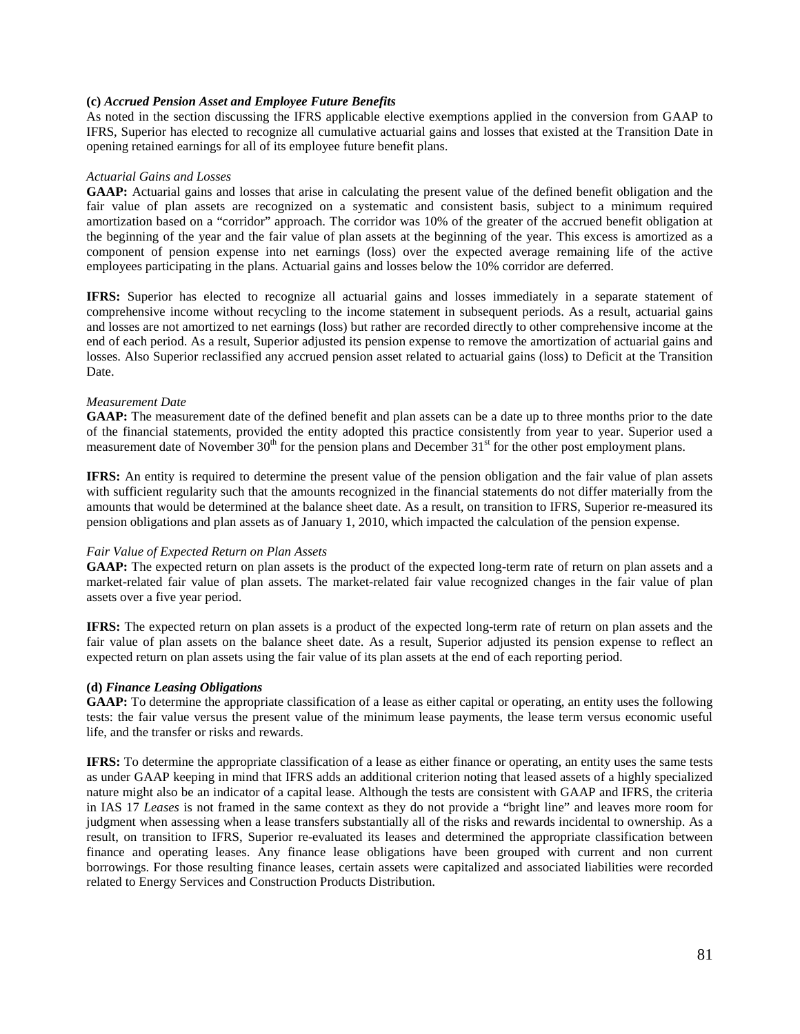**(c) *Accrued Pension Asset and Employee Future Benefits***

As noted in the section discussing the IFRS applicable elective exemptions applied in the conversion from GAAP to IFRS, Superior has elected to recognize all cumulative actuarial gains and losses that existed at the Transition Date in opening retained earnings for all of its employee future benefit plans.

*Actuarial Gains and Losses*

**GAAP:** Actuarial gains and losses that arise in calculating the present value of the defined benefit obligation and the fair value of plan assets are recognized on a systematic and consistent basis, subject to a minimum required amortization based on a "corridor" approach. The corridor was 10% of the greater of the accrued benefit obligation at the beginning of the year and the fair value of plan assets at the beginning of the year. This excess is amortized as a component of pension expense into net earnings (loss) over the expected average remaining life of the active employees participating in the plans. Actuarial gains and losses below the 10% corridor are deferred.

**IFRS:** Superior has elected to recognize all actuarial gains and losses immediately in a separate statement of comprehensive income without recycling to the income statement in subsequent periods. As a result, actuarial gains and losses are not amortized to net earnings (loss) but rather are recorded directly to other comprehensive income at the end of each period. As a result, Superior adjusted its pension expense to remove the amortization of actuarial gains and losses. Also Superior reclassified any accrued pension asset related to actuarial gains (loss) to Deficit at the Transition Date.

*Measurement Date*

**GAAP:** The measurement date of the defined benefit and plan assets can be a date up to three months prior to the date of the financial statements, provided the entity adopted this practice consistently from year to year. Superior used a measurement date of November 30th for the pension plans and December 31st for the other post employment plans.

**IFRS:** An entity is required to determine the present value of the pension obligation and the fair value of plan assets with sufficient regularity such that the amounts recognized in the financial statements do not differ materially from the amounts that would be determined at the balance sheet date. As a result, on transition to IFRS, Superior re-measured its pension obligations and plan assets as of January 1, 2010, which impacted the calculation of the pension expense.

*Fair Value of Expected Return on Plan Assets*

**GAAP:** The expected return on plan assets is the product of the expected long-term rate of return on plan assets and a market-related fair value of plan assets. The market-related fair value recognized changes in the fair value of plan assets over a five year period.

**IFRS:** The expected return on plan assets is a product of the expected long-term rate of return on plan assets and the fair value of plan assets on the balance sheet date. As a result, Superior adjusted its pension expense to reflect an expected return on plan assets using the fair value of its plan assets at the end of each reporting period.

**(d) *Finance Leasing Obligations***

**GAAP:** To determine the appropriate classification of a lease as either capital or operating, an entity uses the following tests: the fair value versus the present value of the minimum lease payments, the lease term versus economic useful life, and the transfer or risks and rewards.

**IFRS:** To determine the appropriate classification of a lease as either finance or operating, an entity uses the same tests as under GAAP keeping in mind that IFRS adds an additional criterion noting that leased assets of a highly specialized nature might also be an indicator of a capital lease. Although the tests are consistent with GAAP and IFRS, the criteria in IAS 17 *Leases* is not framed in the same context as they do not provide a "bright line" and leaves more room for judgment when assessing when a lease transfers substantially all of the risks and rewards incidental to ownership. As a result, on transition to IFRS, Superior re-evaluated its leases and determined the appropriate classification between finance and operating leases. Any finance lease obligations have been grouped with current and non current borrowings. For those resulting finance leases, certain assets were capitalized and associated liabilities were recorded related to Energy Services and Construction Products Distribution.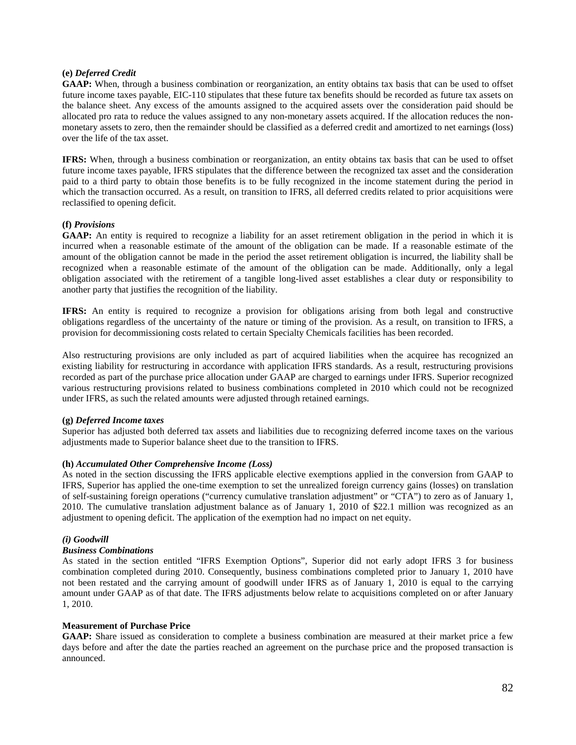**(e)** ***Deferred Credit***

**GAAP:** When, through a business combination or reorganization, an entity obtains tax basis that can be used to offset future income taxes payable, EIC-110 stipulates that these future tax benefits should be recorded as future tax assets on the balance sheet. Any excess of the amounts assigned to the acquired assets over the consideration paid should be allocated pro rata to reduce the values assigned to any non-monetary assets acquired. If the allocation reduces the non-monetary assets to zero, then the remainder should be classified as a deferred credit and amortized to net earnings (loss) over the life of the tax asset.

**IFRS:** When, through a business combination or reorganization, an entity obtains tax basis that can be used to offset future income taxes payable, IFRS stipulates that the difference between the recognized tax asset and the consideration paid to a third party to obtain those benefits is to be fully recognized in the income statement during the period in which the transaction occurred. As a result, on transition to IFRS, all deferred credits related to prior acquisitions were reclassified to opening deficit.

**(f)** ***Provisions***

**GAAP:** An entity is required to recognize a liability for an asset retirement obligation in the period in which it is incurred when a reasonable estimate of the amount of the obligation can be made. If a reasonable estimate of the amount of the obligation cannot be made in the period the asset retirement obligation is incurred, the liability shall be recognized when a reasonable estimate of the amount of the obligation can be made. Additionally, only a legal obligation associated with the retirement of a tangible long-lived asset establishes a clear duty or responsibility to another party that justifies the recognition of the liability.

**IFRS:** An entity is required to recognize a provision for obligations arising from both legal and constructive obligations regardless of the uncertainty of the nature or timing of the provision. As a result, on transition to IFRS, a provision for decommissioning costs related to certain Specialty Chemicals facilities has been recorded.

Also restructuring provisions are only included as part of acquired liabilities when the acquiree has recognized an existing liability for restructuring in accordance with application IFRS standards. As a result, restructuring provisions recorded as part of the purchase price allocation under GAAP are charged to earnings under IFRS. Superior recognized various restructuring provisions related to business combinations completed in 2010 which could not be recognized under IFRS, as such the related amounts were adjusted through retained earnings.

**(g)** ***Deferred Income taxes***

Superior has adjusted both deferred tax assets and liabilities due to recognizing deferred income taxes on the various adjustments made to Superior balance sheet due to the transition to IFRS.

**(h)** ***Accumulated Other Comprehensive Income (Loss)***

As noted in the section discussing the IFRS applicable elective exemptions applied in the conversion from GAAP to IFRS, Superior has applied the one-time exemption to set the unrealized foreign currency gains (losses) on translation of self-sustaining foreign operations ("currency cumulative translation adjustment" or "CTA") to zero as of January 1, 2010. The cumulative translation adjustment balance as of January 1, 2010 of $22.1 million was recognized as an adjustment to opening deficit. The application of the exemption had no impact on net equity.

***(i) Goodwill***

***Business Combinations***

As stated in the section entitled "IFRS Exemption Options", Superior did not early adopt IFRS 3 for business combination completed during 2010. Consequently, business combinations completed prior to January 1, 2010 have not been restated and the carrying amount of goodwill under IFRS as of January 1, 2010 is equal to the carrying amount under GAAP as of that date. The IFRS adjustments below relate to acquisitions completed on or after January 1, 2010.

**Measurement of Purchase Price**

**GAAP:** Share issued as consideration to complete a business combination are measured at their market price a few days before and after the date the parties reached an agreement on the purchase price and the proposed transaction is announced.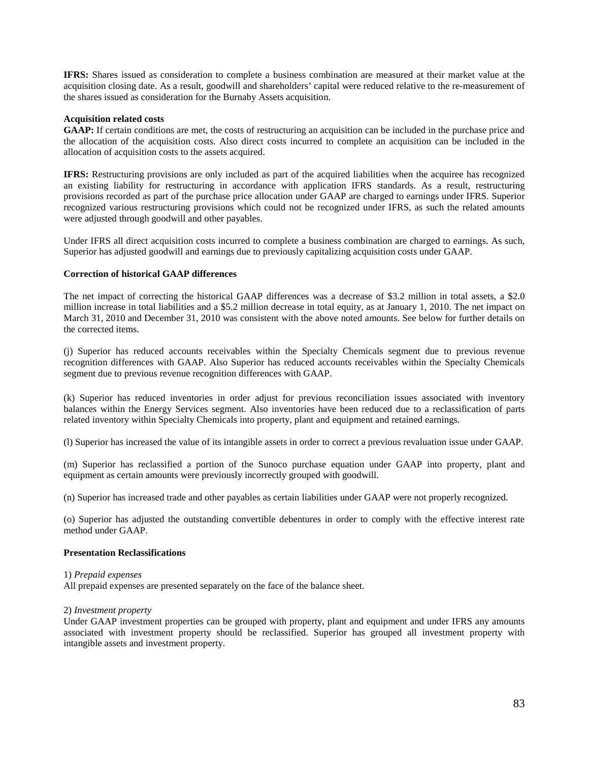**IFRS:** Shares issued as consideration to complete a business combination are measured at their market value at the acquisition closing date. As a result, goodwill and shareholders' capital were reduced relative to the re-measurement of the shares issued as consideration for the Burnaby Assets acquisition.

**Acquisition related costs**

**GAAP:** If certain conditions are met, the costs of restructuring an acquisition can be included in the purchase price and the allocation of the acquisition costs. Also direct costs incurred to complete an acquisition can be included in the allocation of acquisition costs to the assets acquired.

**IFRS:** Restructuring provisions are only included as part of the acquired liabilities when the acquiree has recognized an existing liability for restructuring in accordance with application IFRS standards. As a result, restructuring provisions recorded as part of the purchase price allocation under GAAP are charged to earnings under IFRS. Superior recognized various restructuring provisions which could not be recognized under IFRS, as such the related amounts were adjusted through goodwill and other payables.

Under IFRS all direct acquisition costs incurred to complete a business combination are charged to earnings. As such, Superior has adjusted goodwill and earnings due to previously capitalizing acquisition costs under GAAP.

**Correction of historical GAAP differences**

The net impact of correcting the historical GAAP differences was a decrease of $3.2 million in total assets, a $2.0 million increase in total liabilities and a $5.2 million decrease in total equity, as at January 1, 2010. The net impact on March 31, 2010 and December 31, 2010 was consistent with the above noted amounts. See below for further details on the corrected items.

(j) Superior has reduced accounts receivables within the Specialty Chemicals segment due to previous revenue recognition differences with GAAP. Also Superior has reduced accounts receivables within the Specialty Chemicals segment due to previous revenue recognition differences with GAAP.

(k) Superior has reduced inventories in order adjust for previous reconciliation issues associated with inventory balances within the Energy Services segment. Also inventories have been reduced due to a reclassification of parts related inventory within Specialty Chemicals into property, plant and equipment and retained earnings.

(l) Superior has increased the value of its intangible assets in order to correct a previous revaluation issue under GAAP.

(m) Superior has reclassified a portion of the Sunoco purchase equation under GAAP into property, plant and equipment as certain amounts were previously incorrectly grouped with goodwill.

(n) Superior has increased trade and other payables as certain liabilities under GAAP were not properly recognized.

(o) Superior has adjusted the outstanding convertible debentures in order to comply with the effective interest rate method under GAAP.

**Presentation Reclassifications**

1) *Prepaid expenses*

All prepaid expenses are presented separately on the face of the balance sheet.

2) *Investment property*

Under GAAP investment properties can be grouped with property, plant and equipment and under IFRS any amounts associated with investment property should be reclassified. Superior has grouped all investment property with intangible assets and investment property.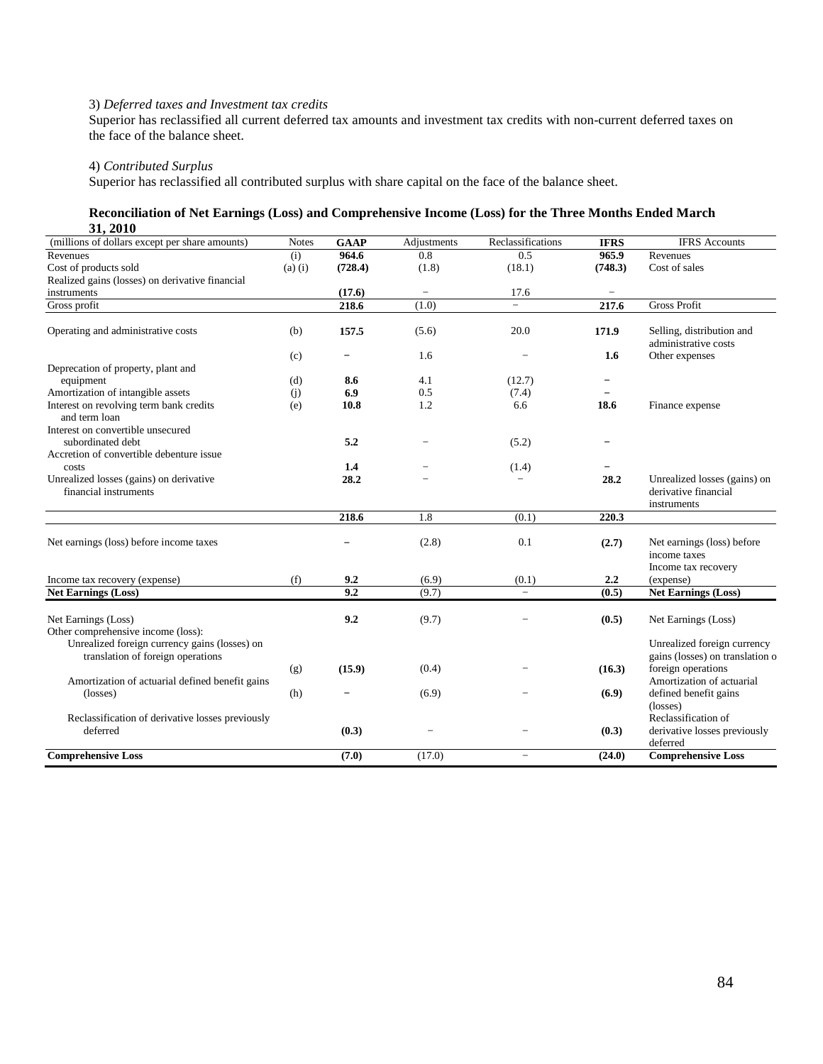3) *Deferred taxes and Investment tax credits*
Superior has reclassified all current deferred tax amounts and investment tax credits with non-current deferred taxes on the face of the balance sheet.

4) *Contributed Surplus*
Superior has reclassified all contributed surplus with share capital on the face of the balance sheet.

**Reconciliation of Net Earnings (Loss) and Comprehensive Income (Loss) for the Three Months Ended March 31, 2010**

| (millions of dollars except per share amounts) | Notes | GAAP | Adjustments | Reclassifications | IFRS | IFRS Accounts |
|---|---|---|---|---|---|---|
| Revenues | (i) | **964.6** | 0.8 | 0.5 | **965.9** | Revenues |
| Cost of products sold | (a) (i) | **(728.4)** | (1.8) | (18.1) | **(748.3)** | Cost of sales |
| Realized gains (losses) on derivative financial instruments | | **(17.6)** | – | 17.6 | – | |
| Gross profit | | **218.6** | (1.0) | – | **217.6** | Gross Profit |
| Operating and administrative costs | (b) | **157.5** | (5.6) | 20.0 | **171.9** | Selling, distribution and administrative costs |
| | (c) | – | 1.6 | – | **1.6** | Other expenses |
| Deprecation of property, plant and equipment | (d) | **8.6** | 4.1 | (12.7) | – | |
| Amortization of intangible assets | (j) | **6.9** | 0.5 | (7.4) | – | |
| Interest on revolving term bank credits and term loan | (e) | **10.8** | 1.2 | 6.6 | **18.6** | Finance expense |
| Interest on convertible unsecured subordinated debt | | **5.2** | – | (5.2) | – | |
| Accretion of convertible debenture issue costs | | **1.4** | – | (1.4) | – | |
| Unrealized losses (gains) on derivative financial instruments | | **28.2** | – | – | **28.2** | Unrealized losses (gains) on derivative financial instruments |
| | | **218.6** | 1.8 | (0.1) | **220.3** | |
| Net earnings (loss) before income taxes | | – | (2.8) | 0.1 | **(2.7)** | Net earnings (loss) before income taxes |
| Income tax recovery (expense) | (f) | **9.2** | (6.9) | (0.1) | **2.2** | Income tax recovery (expense) |
| **Net Earnings (Loss)** | | **9.2** | (9.7) | – | **(0.5)** | **Net Earnings (Loss)** |
| Net Earnings (Loss) | | **9.2** | (9.7) | – | **(0.5)** | Net Earnings (Loss) |
| Other comprehensive income (loss): | | | | | | |
| Unrealized foreign currency gains (losses) on translation of foreign operations | (g) | **(15.9)** | (0.4) | – | **(16.3)** | Unrealized foreign currency gains (losses) on translation o foreign operations |
| Amortization of actuarial defined benefit gains (losses) | (h) | – | (6.9) | – | **(6.9)** | Amortization of actuarial defined benefit gains (losses) |
| Reclassification of derivative losses previously deferred | | **(0.3)** | – | – | **(0.3)** | Reclassification of derivative losses previously deferred |
| **Comprehensive Loss** | | **(7.0)** | (17.0) | – | **(24.0)** | **Comprehensive Loss** |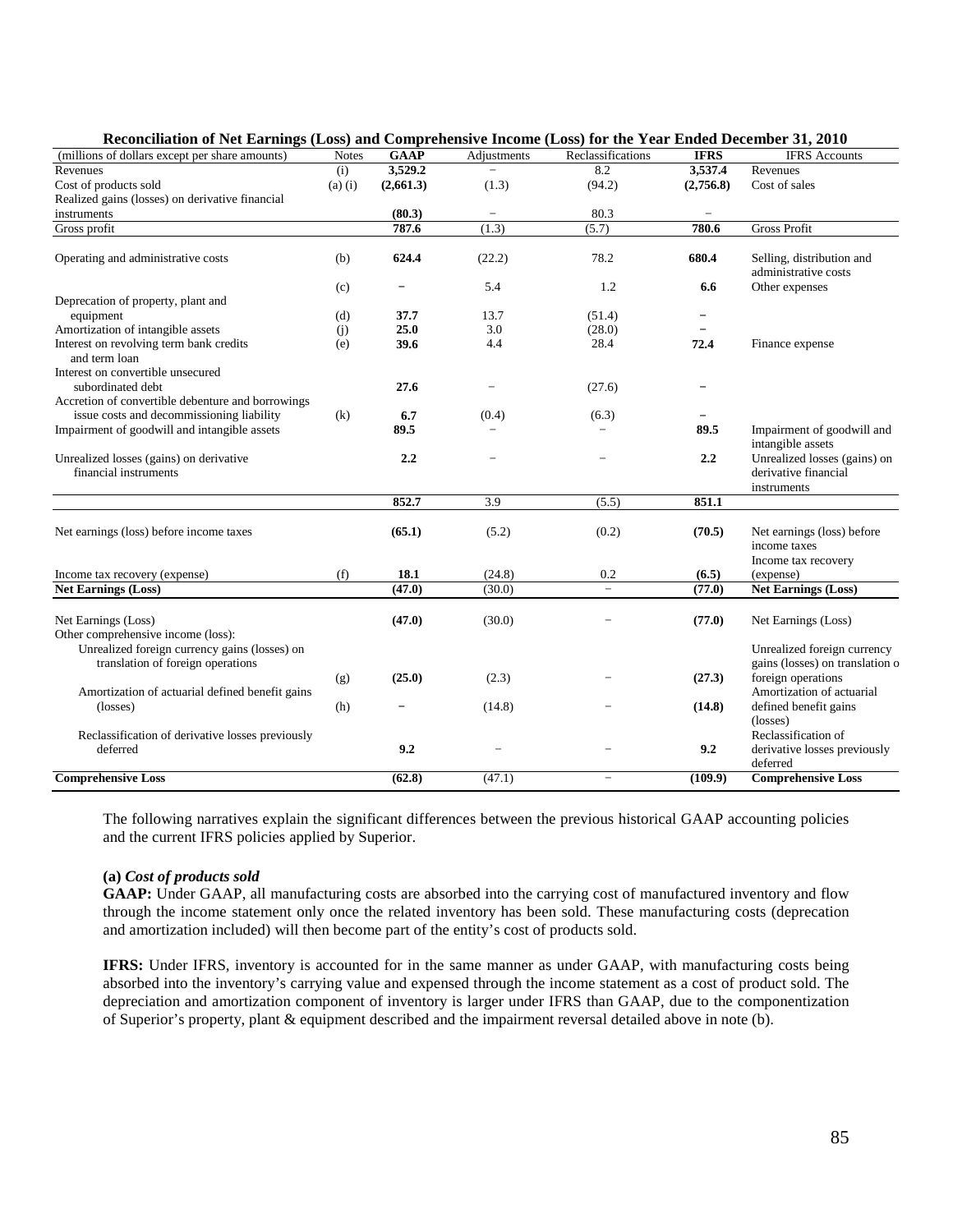**Reconciliation of Net Earnings (Loss) and Comprehensive Income (Loss) for the Year Ended December 31, 2010**

| (millions of dollars except per share amounts) | Notes | GAAP | Adjustments | Reclassifications | IFRS | IFRS Accounts |
|---|---|---|---|---|---|---|
| Revenues | (i) | **3,529.2** | – | 8.2 | **3,537.4** | Revenues |
| Cost of products sold | (a) (i) | **(2,661.3)** | (1.3) | (94.2) | **(2,756.8)** | Cost of sales |
| Realized gains (losses) on derivative financial instruments | | **(80.3)** | – | 80.3 | – | |
| Gross profit | | **787.6** | (1.3) | (5.7) | **780.6** | Gross Profit |
| Operating and administrative costs | (b) | **624.4** | (22.2) | 78.2 | **680.4** | Selling, distribution and administrative costs |
| | (c) | **–** | 5.4 | 1.2 | **6.6** | Other expenses |
| Deprecation of property, plant and equipment | (d) | **37.7** | 13.7 | (51.4) | **–** | |
| Amortization of intangible assets | (j) | **25.0** | 3.0 | (28.0) | **–** | |
| Interest on revolving term bank credits and term loan | (e) | **39.6** | 4.4 | 28.4 | **72.4** | Finance expense |
| Interest on convertible unsecured subordinated debt | | **27.6** | – | (27.6) | **–** | |
| Accretion of convertible debenture and borrowings issue costs and decommissioning liability | (k) | **6.7** | (0.4) | (6.3) | **–** | |
| Impairment of goodwill and intangible assets | | **89.5** | – | – | **89.5** | Impairment of goodwill and intangible assets |
| Unrealized losses (gains) on derivative financial instruments | | **2.2** | – | – | **2.2** | Unrealized losses (gains) on derivative financial instruments |
| | | **852.7** | 3.9 | (5.5) | **851.1** | |
| Net earnings (loss) before income taxes | | **(65.1)** | (5.2) | (0.2) | **(70.5)** | Net earnings (loss) before income taxes |
| Income tax recovery (expense) | (f) | **18.1** | (24.8) | 0.2 | **(6.5)** | Income tax recovery (expense) |
| **Net Earnings (Loss)** | | **(47.0)** | (30.0) | – | **(77.0)** | **Net Earnings (Loss)** |
| Net Earnings (Loss) | | **(47.0)** | (30.0) | – | **(77.0)** | Net Earnings (Loss) |
| Other comprehensive income (loss): | | | | | | |
| Unrealized foreign currency gains (losses) on translation of foreign operations | (g) | **(25.0)** | (2.3) | – | **(27.3)** | Unrealized foreign currency gains (losses) on translation o foreign operations |
| Amortization of actuarial defined benefit gains (losses) | (h) | **–** | (14.8) | – | **(14.8)** | Amortization of actuarial defined benefit gains (losses) |
| Reclassification of derivative losses previously deferred | | **9.2** | – | – | **9.2** | Reclassification of derivative losses previously deferred |
| **Comprehensive Loss** | | **(62.8)** | (47.1) | – | **(109.9)** | **Comprehensive Loss** |

The following narratives explain the significant differences between the previous historical GAAP accounting policies and the current IFRS policies applied by Superior.

**(a)** ***Cost of products sold***
**GAAP:** Under GAAP, all manufacturing costs are absorbed into the carrying cost of manufactured inventory and flow through the income statement only once the related inventory has been sold. These manufacturing costs (deprecation and amortization included) will then become part of the entity's cost of products sold.

**IFRS:** Under IFRS, inventory is accounted for in the same manner as under GAAP, with manufacturing costs being absorbed into the inventory's carrying value and expensed through the income statement as a cost of product sold. The depreciation and amortization component of inventory is larger under IFRS than GAAP, due to the componentization of Superior's property, plant & equipment described and the impairment reversal detailed above in note (b).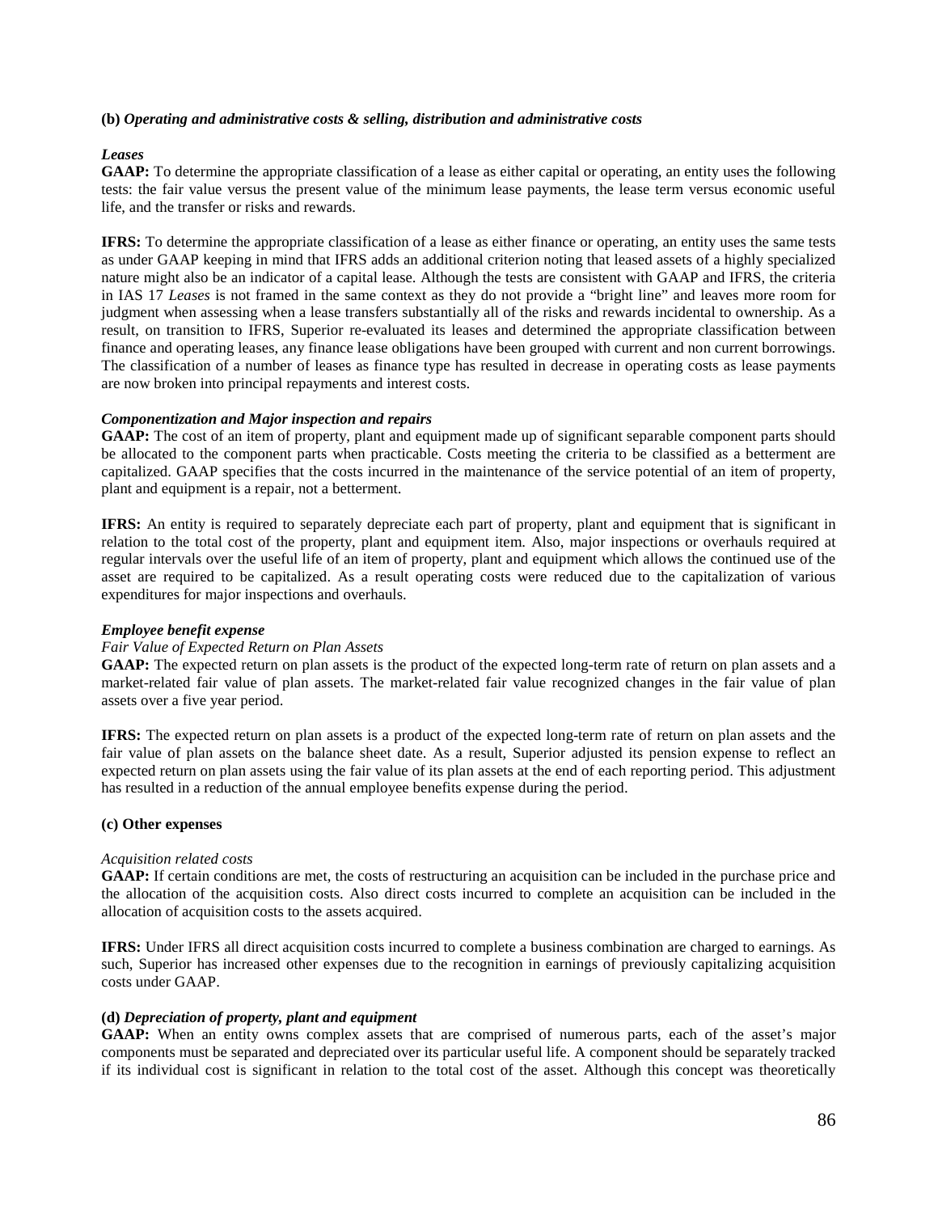**(b)** ***Operating and administrative costs & selling, distribution and administrative costs***

***Leases***

**GAAP:** To determine the appropriate classification of a lease as either capital or operating, an entity uses the following tests: the fair value versus the present value of the minimum lease payments, the lease term versus economic useful life, and the transfer or risks and rewards.

**IFRS:** To determine the appropriate classification of a lease as either finance or operating, an entity uses the same tests as under GAAP keeping in mind that IFRS adds an additional criterion noting that leased assets of a highly specialized nature might also be an indicator of a capital lease. Although the tests are consistent with GAAP and IFRS, the criteria in IAS 17 *Leases* is not framed in the same context as they do not provide a "bright line" and leaves more room for judgment when assessing when a lease transfers substantially all of the risks and rewards incidental to ownership. As a result, on transition to IFRS, Superior re-evaluated its leases and determined the appropriate classification between finance and operating leases, any finance lease obligations have been grouped with current and non current borrowings. The classification of a number of leases as finance type has resulted in decrease in operating costs as lease payments are now broken into principal repayments and interest costs.

***Componentization and Major inspection and repairs***

**GAAP:** The cost of an item of property, plant and equipment made up of significant separable component parts should be allocated to the component parts when practicable. Costs meeting the criteria to be classified as a betterment are capitalized. GAAP specifies that the costs incurred in the maintenance of the service potential of an item of property, plant and equipment is a repair, not a betterment.

**IFRS:** An entity is required to separately depreciate each part of property, plant and equipment that is significant in relation to the total cost of the property, plant and equipment item. Also, major inspections or overhauls required at regular intervals over the useful life of an item of property, plant and equipment which allows the continued use of the asset are required to be capitalized. As a result operating costs were reduced due to the capitalization of various expenditures for major inspections and overhauls.

***Employee benefit expense***

*Fair Value of Expected Return on Plan Assets*

**GAAP:** The expected return on plan assets is the product of the expected long-term rate of return on plan assets and a market-related fair value of plan assets. The market-related fair value recognized changes in the fair value of plan assets over a five year period.

**IFRS:** The expected return on plan assets is a product of the expected long-term rate of return on plan assets and the fair value of plan assets on the balance sheet date. As a result, Superior adjusted its pension expense to reflect an expected return on plan assets using the fair value of its plan assets at the end of each reporting period. This adjustment has resulted in a reduction of the annual employee benefits expense during the period.

**(c) Other expenses**

*Acquisition related costs*

**GAAP:** If certain conditions are met, the costs of restructuring an acquisition can be included in the purchase price and the allocation of the acquisition costs. Also direct costs incurred to complete an acquisition can be included in the allocation of acquisition costs to the assets acquired.

**IFRS:** Under IFRS all direct acquisition costs incurred to complete a business combination are charged to earnings. As such, Superior has increased other expenses due to the recognition in earnings of previously capitalizing acquisition costs under GAAP.

**(d)** ***Depreciation of property, plant and equipment***

**GAAP:** When an entity owns complex assets that are comprised of numerous parts, each of the asset's major components must be separated and depreciated over its particular useful life. A component should be separately tracked if its individual cost is significant in relation to the total cost of the asset. Although this concept was theoretically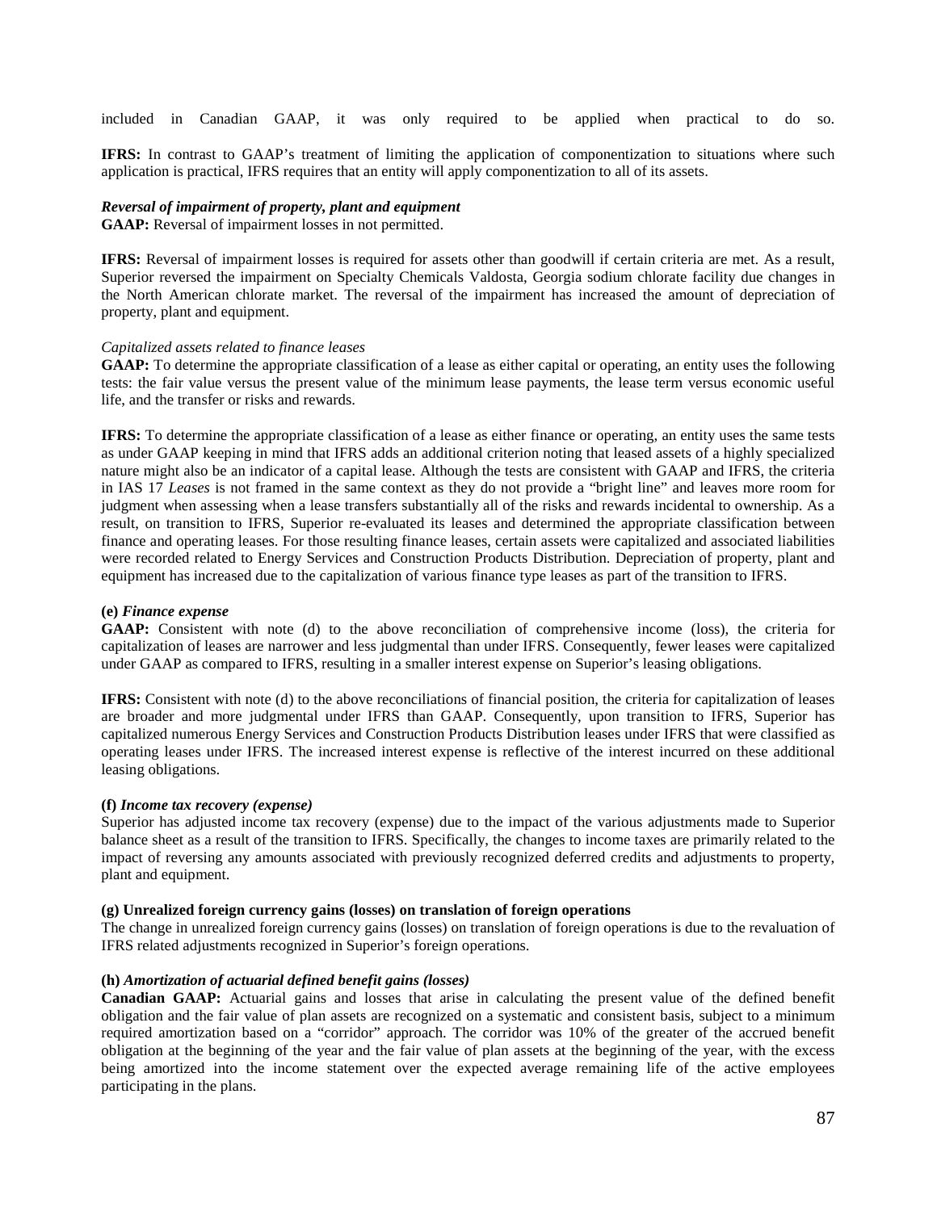included in Canadian GAAP, it was only required to be applied when practical to do so.

**IFRS:** In contrast to GAAP's treatment of limiting the application of componentization to situations where such application is practical, IFRS requires that an entity will apply componentization to all of its assets.

***Reversal of impairment of property, plant and equipment***
**GAAP:** Reversal of impairment losses in not permitted.

**IFRS:** Reversal of impairment losses is required for assets other than goodwill if certain criteria are met. As a result, Superior reversed the impairment on Specialty Chemicals Valdosta, Georgia sodium chlorate facility due changes in the North American chlorate market. The reversal of the impairment has increased the amount of depreciation of property, plant and equipment.

*Capitalized assets related to finance leases*
**GAAP:** To determine the appropriate classification of a lease as either capital or operating, an entity uses the following tests: the fair value versus the present value of the minimum lease payments, the lease term versus economic useful life, and the transfer or risks and rewards.

**IFRS:** To determine the appropriate classification of a lease as either finance or operating, an entity uses the same tests as under GAAP keeping in mind that IFRS adds an additional criterion noting that leased assets of a highly specialized nature might also be an indicator of a capital lease. Although the tests are consistent with GAAP and IFRS, the criteria in IAS 17 *Leases* is not framed in the same context as they do not provide a "bright line" and leaves more room for judgment when assessing when a lease transfers substantially all of the risks and rewards incidental to ownership. As a result, on transition to IFRS, Superior re-evaluated its leases and determined the appropriate classification between finance and operating leases. For those resulting finance leases, certain assets were capitalized and associated liabilities were recorded related to Energy Services and Construction Products Distribution. Depreciation of property, plant and equipment has increased due to the capitalization of various finance type leases as part of the transition to IFRS.

**(e)** ***Finance expense***
**GAAP:** Consistent with note (d) to the above reconciliation of comprehensive income (loss), the criteria for capitalization of leases are narrower and less judgmental than under IFRS. Consequently, fewer leases were capitalized under GAAP as compared to IFRS, resulting in a smaller interest expense on Superior's leasing obligations.

**IFRS:** Consistent with note (d) to the above reconciliations of financial position, the criteria for capitalization of leases are broader and more judgmental under IFRS than GAAP. Consequently, upon transition to IFRS, Superior has capitalized numerous Energy Services and Construction Products Distribution leases under IFRS that were classified as operating leases under IFRS. The increased interest expense is reflective of the interest incurred on these additional leasing obligations.

**(f)** ***Income tax recovery (expense)***
Superior has adjusted income tax recovery (expense) due to the impact of the various adjustments made to Superior balance sheet as a result of the transition to IFRS. Specifically, the changes to income taxes are primarily related to the impact of reversing any amounts associated with previously recognized deferred credits and adjustments to property, plant and equipment.

**(g) Unrealized foreign currency gains (losses) on translation of foreign operations**
The change in unrealized foreign currency gains (losses) on translation of foreign operations is due to the revaluation of IFRS related adjustments recognized in Superior's foreign operations.

**(h)** ***Amortization of actuarial defined benefit gains (losses)***
**Canadian GAAP:** Actuarial gains and losses that arise in calculating the present value of the defined benefit obligation and the fair value of plan assets are recognized on a systematic and consistent basis, subject to a minimum required amortization based on a "corridor" approach. The corridor was 10% of the greater of the accrued benefit obligation at the beginning of the year and the fair value of plan assets at the beginning of the year, with the excess being amortized into the income statement over the expected average remaining life of the active employees participating in the plans.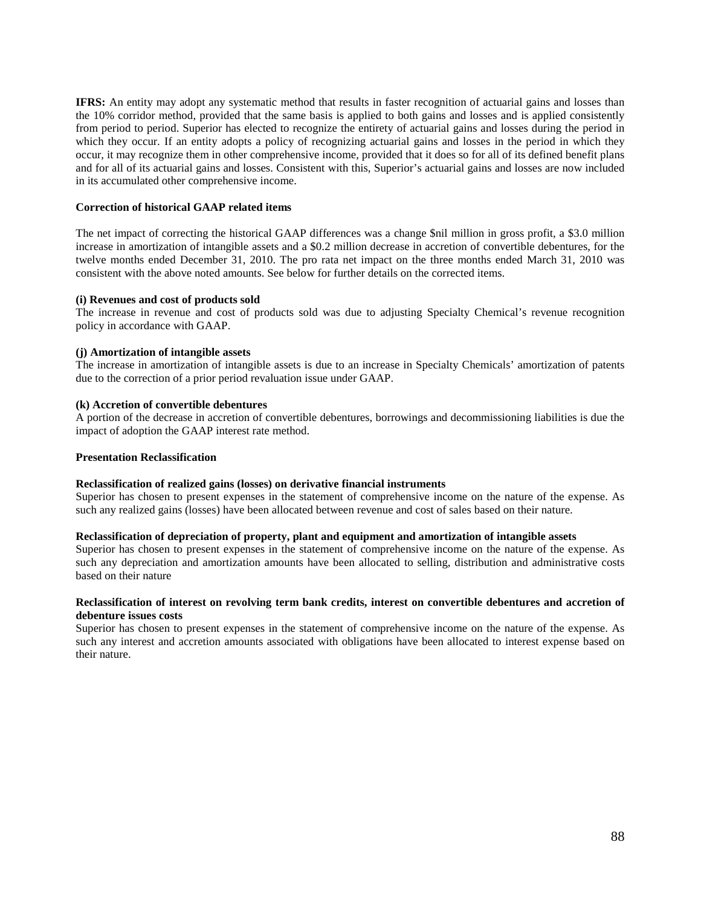**IFRS:** An entity may adopt any systematic method that results in faster recognition of actuarial gains and losses than the 10% corridor method, provided that the same basis is applied to both gains and losses and is applied consistently from period to period. Superior has elected to recognize the entirety of actuarial gains and losses during the period in which they occur. If an entity adopts a policy of recognizing actuarial gains and losses in the period in which they occur, it may recognize them in other comprehensive income, provided that it does so for all of its defined benefit plans and for all of its actuarial gains and losses. Consistent with this, Superior's actuarial gains and losses are now included in its accumulated other comprehensive income.

**Correction of historical GAAP related items**

The net impact of correcting the historical GAAP differences was a change $nil million in gross profit, a $3.0 million increase in amortization of intangible assets and a $0.2 million decrease in accretion of convertible debentures, for the twelve months ended December 31, 2010. The pro rata net impact on the three months ended March 31, 2010 was consistent with the above noted amounts. See below for further details on the corrected items.

**(i) Revenues and cost of products sold**

The increase in revenue and cost of products sold was due to adjusting Specialty Chemical's revenue recognition policy in accordance with GAAP.

**(j) Amortization of intangible assets**

The increase in amortization of intangible assets is due to an increase in Specialty Chemicals' amortization of patents due to the correction of a prior period revaluation issue under GAAP.

**(k) Accretion of convertible debentures**

A portion of the decrease in accretion of convertible debentures, borrowings and decommissioning liabilities is due the impact of adoption the GAAP interest rate method.

**Presentation Reclassification**

**Reclassification of realized gains (losses) on derivative financial instruments**

Superior has chosen to present expenses in the statement of comprehensive income on the nature of the expense. As such any realized gains (losses) have been allocated between revenue and cost of sales based on their nature.

**Reclassification of depreciation of property, plant and equipment and amortization of intangible assets**

Superior has chosen to present expenses in the statement of comprehensive income on the nature of the expense. As such any depreciation and amortization amounts have been allocated to selling, distribution and administrative costs based on their nature

**Reclassification of interest on revolving term bank credits, interest on convertible debentures and accretion of debenture issues costs**

Superior has chosen to present expenses in the statement of comprehensive income on the nature of the expense. As such any interest and accretion amounts associated with obligations have been allocated to interest expense based on their nature.